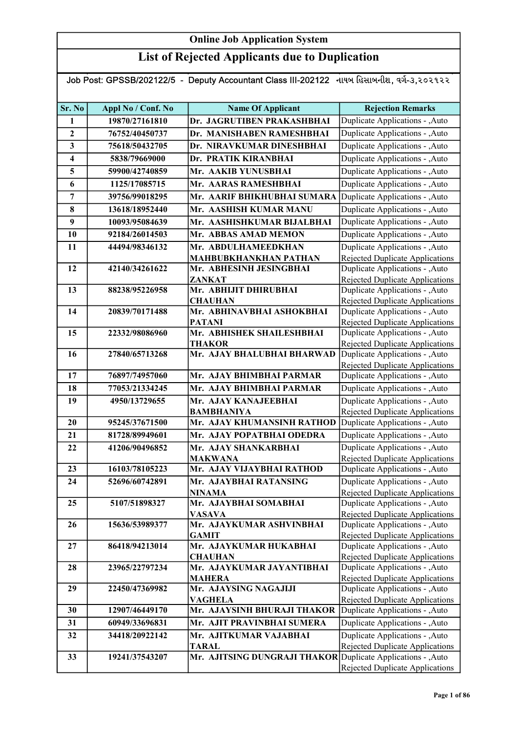# Online Job Application System

## List of Rejected Applicants due to Duplication

Job Post: GPSSB/202122/5 - Deputy Accountant Class III-202122 નાયબ હિસાબનીશ, વર્ગ-૩,૨૦૨૧૨૨

| Sr. No | Appl No / Conf. No | Name Of Applicant | Rejection Remarks |
|---|---|---|---|
| 1 | 19870/27161810 | Dr. JAGRUTIBEN PRAKASHBHAI | Duplicate Applications - ,Auto |
| 2 | 76752/40450737 | Dr. MANISHABEN RAMESHBHAI | Duplicate Applications - ,Auto |
| 3 | 75618/50432705 | Dr. NIRAVKUMAR DINESHBHAI | Duplicate Applications - ,Auto |
| 4 | 5838/79669000 | Dr. PRATIK KIRANBHAI | Duplicate Applications - ,Auto |
| 5 | 59900/42740859 | Mr. AAKIB YUNUSBHAI | Duplicate Applications - ,Auto |
| 6 | 1125/17085715 | Mr. AARAS RAMESHBHAI | Duplicate Applications - ,Auto |
| 7 | 39756/99018295 | Mr. AARIF BHIKHUBHAI SUMARA | Duplicate Applications - ,Auto |
| 8 | 13618/18952440 | Mr. AASHISH KUMAR MANU | Duplicate Applications - ,Auto |
| 9 | 10093/95084639 | Mr. AASHISHKUMAR BIJALBHAI | Duplicate Applications - ,Auto |
| 10 | 92184/26014503 | Mr. ABBAS AMAD MEMON | Duplicate Applications - ,Auto |
| 11 | 44494/98346132 | Mr. ABDULHAMEEDKHAN MAHBUBKHANKHAN PATHAN | Duplicate Applications - ,Auto Rejected Duplicate Applications |
| 12 | 42140/34261622 | Mr. ABHESINH JESINGBHAI ZANKAT | Duplicate Applications - ,Auto Rejected Duplicate Applications |
| 13 | 88238/95226958 | Mr. ABHIJIT DHIRUBHAI CHAUHAN | Duplicate Applications - ,Auto Rejected Duplicate Applications |
| 14 | 20839/70171488 | Mr. ABHINAVBHAI ASHOKBHAI PATANI | Duplicate Applications - ,Auto Rejected Duplicate Applications |
| 15 | 22332/98086960 | Mr. ABHISHEK SHAILESHBHAI THAKOR | Duplicate Applications - ,Auto Rejected Duplicate Applications |
| 16 | 27840/65713268 | Mr. AJAY BHALUBHAI BHARWAD | Duplicate Applications - ,Auto Rejected Duplicate Applications |
| 17 | 76897/74957060 | Mr. AJAY BHIMBHAI PARMAR | Duplicate Applications - ,Auto |
| 18 | 77053/21334245 | Mr. AJAY BHIMBHAI PARMAR | Duplicate Applications - ,Auto |
| 19 | 4950/13729655 | Mr. AJAY KANAJEEBHAI BAMBHANIYA | Duplicate Applications - ,Auto Rejected Duplicate Applications |
| 20 | 95245/37671500 | Mr. AJAY KHUMANSINH RATHOD | Duplicate Applications - ,Auto |
| 21 | 81728/89949601 | Mr. AJAY POPATBHAI ODEDRA | Duplicate Applications - ,Auto |
| 22 | 41206/90496852 | Mr. AJAY SHANKARBHAI MAKWANA | Duplicate Applications - ,Auto Rejected Duplicate Applications |
| 23 | 16103/78105223 | Mr. AJAY VIJAYBHAI RATHOD | Duplicate Applications - ,Auto |
| 24 | 52696/60742891 | Mr. AJAYBHAI RATANSING NINAMA | Duplicate Applications - ,Auto Rejected Duplicate Applications |
| 25 | 5107/51898327 | Mr. AJAYBHAI SOMABHAI VASAVA | Duplicate Applications - ,Auto Rejected Duplicate Applications |
| 26 | 15636/53989377 | Mr. AJAYKUMAR ASHVINBHAI GAMIT | Duplicate Applications - ,Auto Rejected Duplicate Applications |
| 27 | 86418/94213014 | Mr. AJAYKUMAR HUKABHAI CHAUHAN | Duplicate Applications - ,Auto Rejected Duplicate Applications |
| 28 | 23965/22797234 | Mr. AJAYKUMAR JAYANTIBHAI MAHERA | Duplicate Applications - ,Auto Rejected Duplicate Applications |
| 29 | 22450/47369982 | Mr. AJAYSING NAGAJIJI VAGHELA | Duplicate Applications - ,Auto Rejected Duplicate Applications |
| 30 | 12907/46449170 | Mr. AJAYSINH BHURAJI THAKOR | Duplicate Applications - ,Auto |
| 31 | 60949/33696831 | Mr. AJIT PRAVINBHAI SUMERA | Duplicate Applications - ,Auto |
| 32 | 34418/20922142 | Mr. AJITKUMAR VAJABHAI TARAL | Duplicate Applications - ,Auto Rejected Duplicate Applications |
| 33 | 19241/37543207 | Mr. AJITSING DUNGRAJI THAKOR | Duplicate Applications - ,Auto Rejected Duplicate Applications |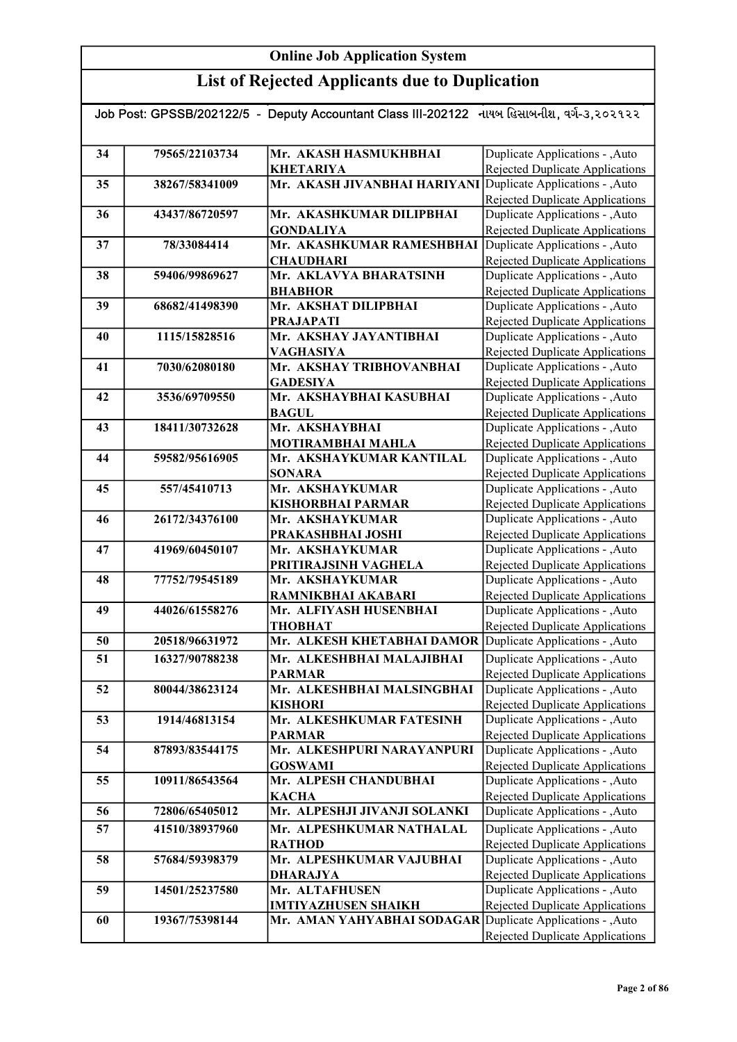# Online Job Application System

## List of Rejected Applicants due to Duplication

Job Post: GPSSB/202122/5 - Deputy Accountant Class III-202122 નાયબ હિસાબનીશ, વર્ગ-૩,૨૦૨૧૨૨

| | | | |
|---|---|---|---|
| 34 | 79565/22103734 | Mr. AKASH HASMUKHBHAI KHETARIYA | Duplicate Applications - ,Auto Rejected Duplicate Applications |
| 35 | 38267/58341009 | Mr. AKASH JIVANBHAI HARIYANI | Duplicate Applications - ,Auto Rejected Duplicate Applications |
| 36 | 43437/86720597 | Mr. AKASHKUMAR DILIPBHAI GONDALIYA | Duplicate Applications - ,Auto Rejected Duplicate Applications |
| 37 | 78/33084414 | Mr. AKASHKUMAR RAMESHBHAI CHAUDHARI | Duplicate Applications - ,Auto Rejected Duplicate Applications |
| 38 | 59406/99869627 | Mr. AKLAVYA BHARATSINH BHABHOR | Duplicate Applications - ,Auto Rejected Duplicate Applications |
| 39 | 68682/41498390 | Mr. AKSHAT DILIPBHAI PRAJAPATI | Duplicate Applications - ,Auto Rejected Duplicate Applications |
| 40 | 1115/15828516 | Mr. AKSHAY JAYANTIBHAI VAGHASIYA | Duplicate Applications - ,Auto Rejected Duplicate Applications |
| 41 | 7030/62080180 | Mr. AKSHAY TRIBHOVANBHAI GADESIYA | Duplicate Applications - ,Auto Rejected Duplicate Applications |
| 42 | 3536/69709550 | Mr. AKSHAYBHAI KASUBHAI BAGUL | Duplicate Applications - ,Auto Rejected Duplicate Applications |
| 43 | 18411/30732628 | Mr. AKSHAYBHAI MOTIRAMBHAI MAHLA | Duplicate Applications - ,Auto Rejected Duplicate Applications |
| 44 | 59582/95616905 | Mr. AKSHAYKUMAR KANTILAL SONARA | Duplicate Applications - ,Auto Rejected Duplicate Applications |
| 45 | 557/45410713 | Mr. AKSHAYKUMAR KISHORBHAI PARMAR | Duplicate Applications - ,Auto Rejected Duplicate Applications |
| 46 | 26172/34376100 | Mr. AKSHAYKUMAR PRAKASHBHAI JOSHI | Duplicate Applications - ,Auto Rejected Duplicate Applications |
| 47 | 41969/60450107 | Mr. AKSHAYKUMAR PRITIRAJSINH VAGHELA | Duplicate Applications - ,Auto Rejected Duplicate Applications |
| 48 | 77752/79545189 | Mr. AKSHAYKUMAR RAMNIKBHAI AKABARI | Duplicate Applications - ,Auto Rejected Duplicate Applications |
| 49 | 44026/61558276 | Mr. ALFIYASH HUSENBHAI THOBHAT | Duplicate Applications - ,Auto Rejected Duplicate Applications |
| 50 | 20518/96631972 | Mr. ALKESH KHETABHAI DAMOR | Duplicate Applications - ,Auto |
| 51 | 16327/90788238 | Mr. ALKESHBHAI MALAJIBHAI PARMAR | Duplicate Applications - ,Auto Rejected Duplicate Applications |
| 52 | 80044/38623124 | Mr. ALKESHBHAI MALSINGBHAI KISHORI | Duplicate Applications - ,Auto Rejected Duplicate Applications |
| 53 | 1914/46813154 | Mr. ALKESHKUMAR FATESINH PARMAR | Duplicate Applications - ,Auto Rejected Duplicate Applications |
| 54 | 87893/83544175 | Mr. ALKESHPURI NARAYANPURI GOSWAMI | Duplicate Applications - ,Auto Rejected Duplicate Applications |
| 55 | 10911/86543564 | Mr. ALPESH CHANDUBHAI KACHA | Duplicate Applications - ,Auto Rejected Duplicate Applications |
| 56 | 72806/65405012 | Mr. ALPESHJI JIVANJI SOLANKI | Duplicate Applications - ,Auto |
| 57 | 41510/38937960 | Mr. ALPESHKUMAR NATHALAL RATHOD | Duplicate Applications - ,Auto Rejected Duplicate Applications |
| 58 | 57684/59398379 | Mr. ALPESHKUMAR VAJUBHAI DHARAJYA | Duplicate Applications - ,Auto Rejected Duplicate Applications |
| 59 | 14501/25237580 | Mr. ALTAFHUSEN IMTIYAZHUSEN SHAIKH | Duplicate Applications - ,Auto Rejected Duplicate Applications |
| 60 | 19367/75398144 | Mr. AMAN YAHYABHAI SODAGAR | Duplicate Applications - ,Auto Rejected Duplicate Applications |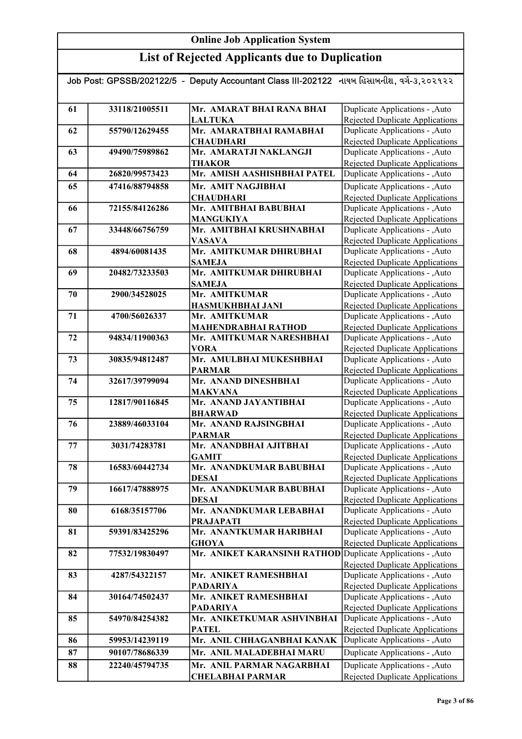# Online Job Application System

## List of Rejected Applicants due to Duplication

Job Post: GPSSB/202122/5 - Deputy Accountant Class III-202122 નાયબ હિસાબનીશ, વર્ગ-૩,૨૦૨૧૨૨

| 61 | 33118/21005511 | Mr. AMARAT BHAI RANA BHAI LALTUKA | Duplicate Applications - ,Auto Rejected Duplicate Applications |
|---|---|---|---|
| 62 | 55790/12629455 | Mr. AMARATBHAI RAMABHAI CHAUDHARI | Duplicate Applications - ,Auto Rejected Duplicate Applications |
| 63 | 49490/75989862 | Mr. AMARATJI NAKLANGJI THAKOR | Duplicate Applications - ,Auto Rejected Duplicate Applications |
| 64 | 26820/99573423 | Mr. AMISH AASHISHBHAI PATEL | Duplicate Applications - ,Auto |
| 65 | 47416/88794858 | Mr. AMIT NAGJIBHAI CHAUDHARI | Duplicate Applications - ,Auto Rejected Duplicate Applications |
| 66 | 72155/84126286 | Mr. AMITBHAI BABUBHAI MANGUKIYA | Duplicate Applications - ,Auto Rejected Duplicate Applications |
| 67 | 33448/66756759 | Mr. AMITBHAI KRUSHNABHAI VASAVA | Duplicate Applications - ,Auto Rejected Duplicate Applications |
| 68 | 4894/60081435 | Mr. AMITKUMAR DHIRUBHAI SAMEJA | Duplicate Applications - ,Auto Rejected Duplicate Applications |
| 69 | 20482/73233503 | Mr. AMITKUMAR DHIRUBHAI SAMEJA | Duplicate Applications - ,Auto Rejected Duplicate Applications |
| 70 | 2900/34528025 | Mr. AMITKUMAR HASMUKHBHAI JANI | Duplicate Applications - ,Auto Rejected Duplicate Applications |
| 71 | 4700/56026337 | Mr. AMITKUMAR MAHENDRABHAI RATHOD | Duplicate Applications - ,Auto Rejected Duplicate Applications |
| 72 | 94834/11900363 | Mr. AMITKUMAR NARESHBHAI VORA | Duplicate Applications - ,Auto Rejected Duplicate Applications |
| 73 | 30835/94812487 | Mr. AMULBHAI MUKESHBHAI PARMAR | Duplicate Applications - ,Auto Rejected Duplicate Applications |
| 74 | 32617/39799094 | Mr. ANAND DINESHBHAI MAKVANA | Duplicate Applications - ,Auto Rejected Duplicate Applications |
| 75 | 12817/90116845 | Mr. ANAND JAYANTIBHAI BHARWAD | Duplicate Applications - ,Auto Rejected Duplicate Applications |
| 76 | 23889/46033104 | Mr. ANAND RAJSINGBHAI PARMAR | Duplicate Applications - ,Auto Rejected Duplicate Applications |
| 77 | 3031/74283781 | Mr. ANANDBHAI AJITBHAI GAMIT | Duplicate Applications - ,Auto Rejected Duplicate Applications |
| 78 | 16583/60442734 | Mr. ANANDKUMAR BABUBHAI DESAI | Duplicate Applications - ,Auto Rejected Duplicate Applications |
| 79 | 16617/47888975 | Mr. ANANDKUMAR BABUBHAI DESAI | Duplicate Applications - ,Auto Rejected Duplicate Applications |
| 80 | 6168/35157706 | Mr. ANANDKUMAR LEBABHAI PRAJAPATI | Duplicate Applications - ,Auto Rejected Duplicate Applications |
| 81 | 59391/83425296 | Mr. ANANTKUMAR HARIBHAI GHOYA | Duplicate Applications - ,Auto Rejected Duplicate Applications |
| 82 | 77532/19830497 | Mr. ANIKET KARANSINH RATHOD | Duplicate Applications - ,Auto Rejected Duplicate Applications |
| 83 | 4287/54322157 | Mr. ANIKET RAMESHBHAI PADARIYA | Duplicate Applications - ,Auto Rejected Duplicate Applications |
| 84 | 30164/74502437 | Mr. ANIKET RAMESHBHAI PADARIYA | Duplicate Applications - ,Auto Rejected Duplicate Applications |
| 85 | 54970/84254382 | Mr. ANIKETKUMAR ASHVINBHAI PATEL | Duplicate Applications - ,Auto Rejected Duplicate Applications |
| 86 | 59953/14239119 | Mr. ANIL CHHAGANBHAI KANAK | Duplicate Applications - ,Auto |
| 87 | 90107/78686339 | Mr. ANIL MALADEBHAI MARU | Duplicate Applications - ,Auto |
| 88 | 22240/45794735 | Mr. ANIL PARMAR NAGARBHAI CHELABHAI PARMAR | Duplicate Applications - ,Auto Rejected Duplicate Applications |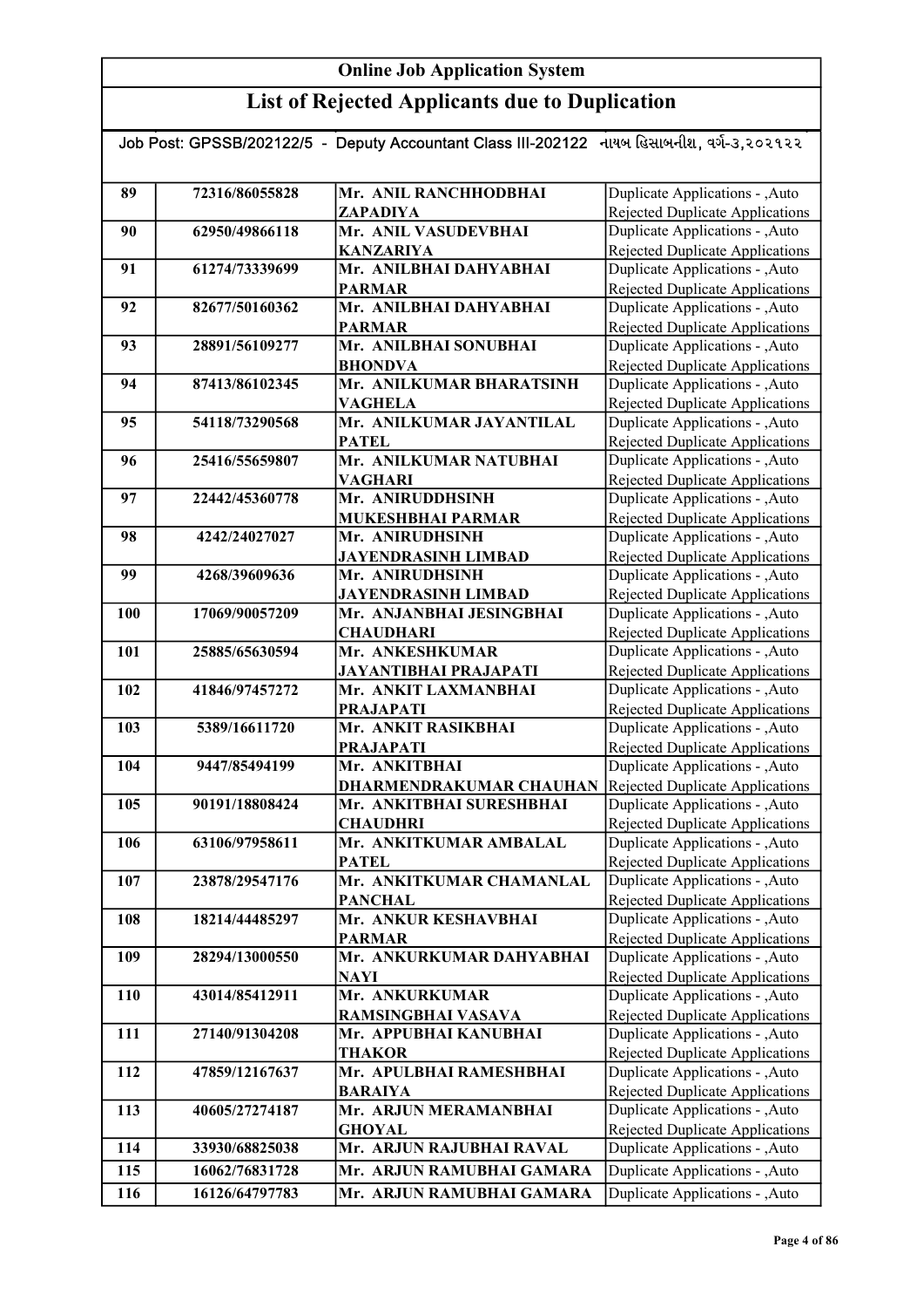# Online Job Application System

## List of Rejected Applicants due to Duplication

Job Post: GPSSB/202122/5 - Deputy Accountant Class III-202122 નાયબ હિસાબનીશ, વર્ગ-૩,૨૦૨૧૨૨

| | | | |
|---|---|---|---|
| 89 | 72316/86055828 | Mr. ANIL RANCHHODBHAI ZAPADIYA | Duplicate Applications - ,Auto Rejected Duplicate Applications |
| 90 | 62950/49866118 | Mr. ANIL VASUDEVBHAI KANZARIYA | Duplicate Applications - ,Auto Rejected Duplicate Applications |
| 91 | 61274/73339699 | Mr. ANILBHAI DAHYABHAI PARMAR | Duplicate Applications - ,Auto Rejected Duplicate Applications |
| 92 | 82677/50160362 | Mr. ANILBHAI DAHYABHAI PARMAR | Duplicate Applications - ,Auto Rejected Duplicate Applications |
| 93 | 28891/56109277 | Mr. ANILBHAI SONUBHAI BHONDVA | Duplicate Applications - ,Auto Rejected Duplicate Applications |
| 94 | 87413/86102345 | Mr. ANILKUMAR BHARATSINH VAGHELA | Duplicate Applications - ,Auto Rejected Duplicate Applications |
| 95 | 54118/73290568 | Mr. ANILKUMAR JAYANTILAL PATEL | Duplicate Applications - ,Auto Rejected Duplicate Applications |
| 96 | 25416/55659807 | Mr. ANILKUMAR NATUBHAI VAGHARI | Duplicate Applications - ,Auto Rejected Duplicate Applications |
| 97 | 22442/45360778 | Mr. ANIRUDDHSINH MUKESHBHAI PARMAR | Duplicate Applications - ,Auto Rejected Duplicate Applications |
| 98 | 4242/24027027 | Mr. ANIRUDHSINH JAYENDRASINH LIMBAD | Duplicate Applications - ,Auto Rejected Duplicate Applications |
| 99 | 4268/39609636 | Mr. ANIRUDHSINH JAYENDRASINH LIMBAD | Duplicate Applications - ,Auto Rejected Duplicate Applications |
| 100 | 17069/90057209 | Mr. ANJANBHAI JESINGBHAI CHAUDHARI | Duplicate Applications - ,Auto Rejected Duplicate Applications |
| 101 | 25885/65630594 | Mr. ANKESHKUMAR JAYANTIBHAI PRAJAPATI | Duplicate Applications - ,Auto Rejected Duplicate Applications |
| 102 | 41846/97457272 | Mr. ANKIT LAXMANBHAI PRAJAPATI | Duplicate Applications - ,Auto Rejected Duplicate Applications |
| 103 | 5389/16611720 | Mr. ANKIT RASIKBHAI PRAJAPATI | Duplicate Applications - ,Auto Rejected Duplicate Applications |
| 104 | 9447/85494199 | Mr. ANKITBHAI DHARMENDRAKUMAR CHAUHAN | Duplicate Applications - ,Auto Rejected Duplicate Applications |
| 105 | 90191/18808424 | Mr. ANKITBHAI SURESHBHAI CHAUDHRI | Duplicate Applications - ,Auto Rejected Duplicate Applications |
| 106 | 63106/97958611 | Mr. ANKITKUMAR AMBALAL PATEL | Duplicate Applications - ,Auto Rejected Duplicate Applications |
| 107 | 23878/29547176 | Mr. ANKITKUMAR CHAMANLAL PANCHAL | Duplicate Applications - ,Auto Rejected Duplicate Applications |
| 108 | 18214/44485297 | Mr. ANKUR KESHAVBHAI PARMAR | Duplicate Applications - ,Auto Rejected Duplicate Applications |
| 109 | 28294/13000550 | Mr. ANKURKUMAR DAHYABHAI NAYI | Duplicate Applications - ,Auto Rejected Duplicate Applications |
| 110 | 43014/85412911 | Mr. ANKURKUMAR RAMSINGBHAI VASAVA | Duplicate Applications - ,Auto Rejected Duplicate Applications |
| 111 | 27140/91304208 | Mr. APPUBHAI KANUBHAI THAKOR | Duplicate Applications - ,Auto Rejected Duplicate Applications |
| 112 | 47859/12167637 | Mr. APULBHAI RAMESHBHAI BARAIYA | Duplicate Applications - ,Auto Rejected Duplicate Applications |
| 113 | 40605/27274187 | Mr. ARJUN MERAMANBHAI GHOYAL | Duplicate Applications - ,Auto Rejected Duplicate Applications |
| 114 | 33930/68825038 | Mr. ARJUN RAJUBHAI RAVAL | Duplicate Applications - ,Auto |
| 115 | 16062/76831728 | Mr. ARJUN RAMUBHAI GAMARA | Duplicate Applications - ,Auto |
| 116 | 16126/64797783 | Mr. ARJUN RAMUBHAI GAMARA | Duplicate Applications - ,Auto |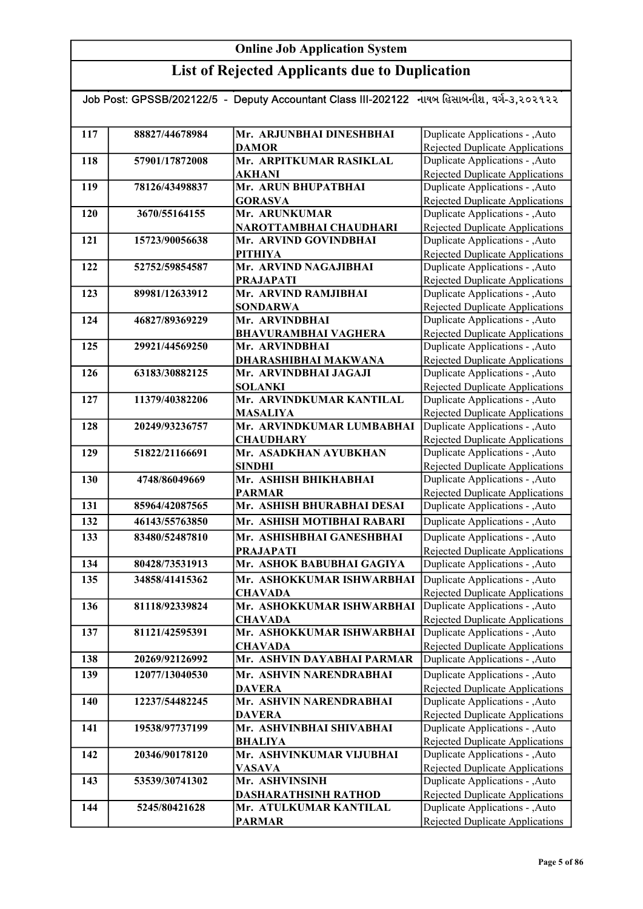# Online Job Application System

## List of Rejected Applicants due to Duplication

Job Post: GPSSB/202122/5 - Deputy Accountant Class III-202122 નાયબ હિસાબનીશ, વર્ગ-૩,૨૦૨૧૨૨

| | | | |
|---|---|---|---|
| 117 | 88827/44678984 | Mr. ARJUNBHAI DINESHBHAI DAMOR | Duplicate Applications - ,Auto Rejected Duplicate Applications |
| 118 | 57901/17872008 | Mr. ARPITKUMAR RASIKLAL AKHANI | Duplicate Applications - ,Auto Rejected Duplicate Applications |
| 119 | 78126/43498837 | Mr. ARUN BHUPATBHAI GORASVA | Duplicate Applications - ,Auto Rejected Duplicate Applications |
| 120 | 3670/55164155 | Mr. ARUNKUMAR NAROTTAMBHAI CHAUDHARI | Duplicate Applications - ,Auto Rejected Duplicate Applications |
| 121 | 15723/90056638 | Mr. ARVIND GOVINDBHAI PITHIYA | Duplicate Applications - ,Auto Rejected Duplicate Applications |
| 122 | 52752/59854587 | Mr. ARVIND NAGAJIBHAI PRAJAPATI | Duplicate Applications - ,Auto Rejected Duplicate Applications |
| 123 | 89981/12633912 | Mr. ARVIND RAMJIBHAI SONDARWA | Duplicate Applications - ,Auto Rejected Duplicate Applications |
| 124 | 46827/89369229 | Mr. ARVINDBHAI BHAVURAMBHAI VAGHERA | Duplicate Applications - ,Auto Rejected Duplicate Applications |
| 125 | 29921/44569250 | Mr. ARVINDBHAI DHARASHIBHAI MAKWANA | Duplicate Applications - ,Auto Rejected Duplicate Applications |
| 126 | 63183/30882125 | Mr. ARVINDBHAI JAGAJI SOLANKI | Duplicate Applications - ,Auto Rejected Duplicate Applications |
| 127 | 11379/40382206 | Mr. ARVINDKUMAR KANTILAL MASALIYA | Duplicate Applications - ,Auto Rejected Duplicate Applications |
| 128 | 20249/93236757 | Mr. ARVINDKUMAR LUMBABHAI CHAUDHARY | Duplicate Applications - ,Auto Rejected Duplicate Applications |
| 129 | 51822/21166691 | Mr. ASADKHAN AYUBKHAN SINDHI | Duplicate Applications - ,Auto Rejected Duplicate Applications |
| 130 | 4748/86049669 | Mr. ASHISH BHIKHABHAI PARMAR | Duplicate Applications - ,Auto Rejected Duplicate Applications |
| 131 | 85964/42087565 | Mr. ASHISH BHURABHAI DESAI | Duplicate Applications - ,Auto |
| 132 | 46143/55763850 | Mr. ASHISH MOTIBHAI RABARI | Duplicate Applications - ,Auto |
| 133 | 83480/52487810 | Mr. ASHISHBHAI GANESHBHAI PRAJAPATI | Duplicate Applications - ,Auto Rejected Duplicate Applications |
| 134 | 80428/73531913 | Mr. ASHOK BABUBHAI GAGIYA | Duplicate Applications - ,Auto |
| 135 | 34858/41415362 | Mr. ASHOKKUMAR ISHWARBHAI CHAVADA | Duplicate Applications - ,Auto Rejected Duplicate Applications |
| 136 | 81118/92339824 | Mr. ASHOKKUMAR ISHWARBHAI CHAVADA | Duplicate Applications - ,Auto Rejected Duplicate Applications |
| 137 | 81121/42595391 | Mr. ASHOKKUMAR ISHWARBHAI CHAVADA | Duplicate Applications - ,Auto Rejected Duplicate Applications |
| 138 | 20269/92126992 | Mr. ASHVIN DAYABHAI PARMAR | Duplicate Applications - ,Auto |
| 139 | 12077/13040530 | Mr. ASHVIN NARENDRABHAI DAVERA | Duplicate Applications - ,Auto Rejected Duplicate Applications |
| 140 | 12237/54482245 | Mr. ASHVIN NARENDRABHAI DAVERA | Duplicate Applications - ,Auto Rejected Duplicate Applications |
| 141 | 19538/97737199 | Mr. ASHVINBHAI SHIVABHAI BHALIYA | Duplicate Applications - ,Auto Rejected Duplicate Applications |
| 142 | 20346/90178120 | Mr. ASHVINKUMAR VIJUBHAI VASAVA | Duplicate Applications - ,Auto Rejected Duplicate Applications |
| 143 | 53539/30741302 | Mr. ASHVINSINH DASHARATHSINH RATHOD | Duplicate Applications - ,Auto Rejected Duplicate Applications |
| 144 | 5245/80421628 | Mr. ATULKUMAR KANTILAL PARMAR | Duplicate Applications - ,Auto Rejected Duplicate Applications |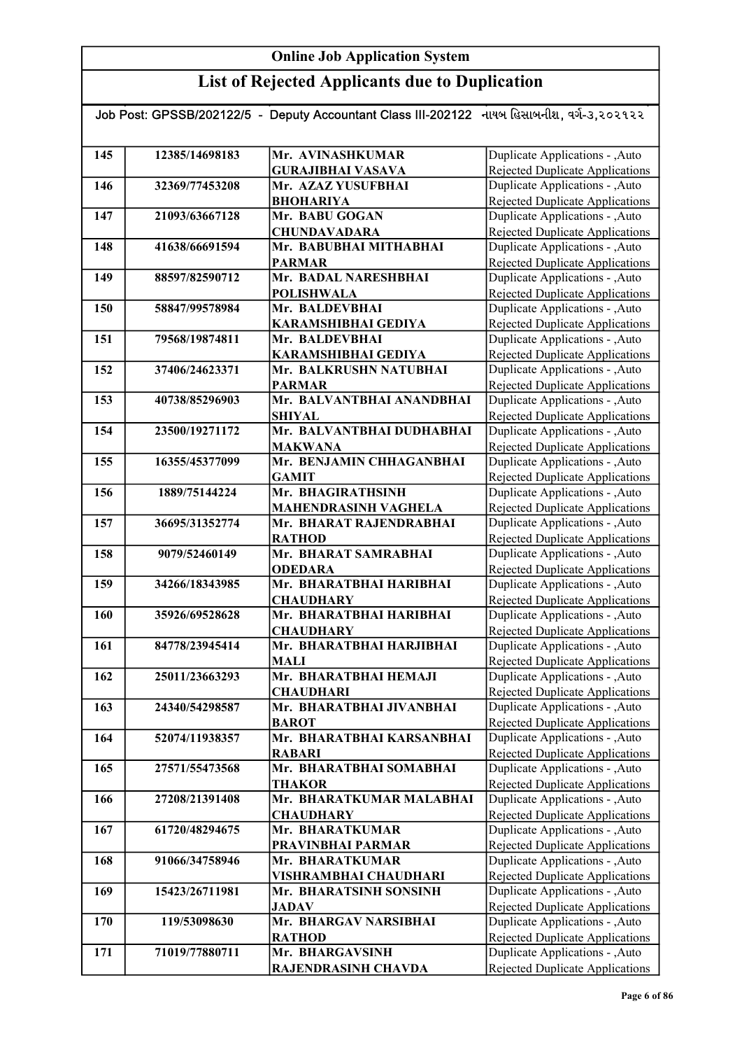## Online Job Application System

## List of Rejected Applicants due to Duplication

Job Post: GPSSB/202122/5 - Deputy Accountant Class III-202122 નાયબ હિસાબનીશ, વર્ગ-૩,૨૦૨૧૨૨

| | | | |
|---|---|---|---|
| 145 | 12385/14698183 | Mr. AVINASHKUMAR GURAJIBHAI VASAVA | Duplicate Applications - ,Auto Rejected Duplicate Applications |
| 146 | 32369/77453208 | Mr. AZAZ YUSUFBHAI BHOHARIYA | Duplicate Applications - ,Auto Rejected Duplicate Applications |
| 147 | 21093/63667128 | Mr. BABU GOGAN CHUNDAVADARA | Duplicate Applications - ,Auto Rejected Duplicate Applications |
| 148 | 41638/66691594 | Mr. BABUBHAI MITHABHAI PARMAR | Duplicate Applications - ,Auto Rejected Duplicate Applications |
| 149 | 88597/82590712 | Mr. BADAL NARESHBHAI POLISHWALA | Duplicate Applications - ,Auto Rejected Duplicate Applications |
| 150 | 58847/99578984 | Mr. BALDEVBHAI KARAMSHIBHAI GEDIYA | Duplicate Applications - ,Auto Rejected Duplicate Applications |
| 151 | 79568/19874811 | Mr. BALDEVBHAI KARAMSHIBHAI GEDIYA | Duplicate Applications - ,Auto Rejected Duplicate Applications |
| 152 | 37406/24623371 | Mr. BALKRUSHN NATUBHAI PARMAR | Duplicate Applications - ,Auto Rejected Duplicate Applications |
| 153 | 40738/85296903 | Mr. BALVANTBHAI ANANDBHAI SHIYAL | Duplicate Applications - ,Auto Rejected Duplicate Applications |
| 154 | 23500/19271172 | Mr. BALVANTBHAI DUDHABHAI MAKWANA | Duplicate Applications - ,Auto Rejected Duplicate Applications |
| 155 | 16355/45377099 | Mr. BENJAMIN CHHAGANBHAI GAMIT | Duplicate Applications - ,Auto Rejected Duplicate Applications |
| 156 | 1889/75144224 | Mr. BHAGIRATHSINH MAHENDRASINH VAGHELA | Duplicate Applications - ,Auto Rejected Duplicate Applications |
| 157 | 36695/31352774 | Mr. BHARAT RAJENDRABHAI RATHOD | Duplicate Applications - ,Auto Rejected Duplicate Applications |
| 158 | 9079/52460149 | Mr. BHARAT SAMRABHAI ODEDARA | Duplicate Applications - ,Auto Rejected Duplicate Applications |
| 159 | 34266/18343985 | Mr. BHARATBHAI HARIBHAI CHAUDHARY | Duplicate Applications - ,Auto Rejected Duplicate Applications |
| 160 | 35926/69528628 | Mr. BHARATBHAI HARIBHAI CHAUDHARY | Duplicate Applications - ,Auto Rejected Duplicate Applications |
| 161 | 84778/23945414 | Mr. BHARATBHAI HARJIBHAI MALI | Duplicate Applications - ,Auto Rejected Duplicate Applications |
| 162 | 25011/23663293 | Mr. BHARATBHAI HEMAJI CHAUDHARI | Duplicate Applications - ,Auto Rejected Duplicate Applications |
| 163 | 24340/54298587 | Mr. BHARATBHAI JIVANBHAI BAROT | Duplicate Applications - ,Auto Rejected Duplicate Applications |
| 164 | 52074/11938357 | Mr. BHARATBHAI KARSANBHAI RABARI | Duplicate Applications - ,Auto Rejected Duplicate Applications |
| 165 | 27571/55473568 | Mr. BHARATBHAI SOMABHAI THAKOR | Duplicate Applications - ,Auto Rejected Duplicate Applications |
| 166 | 27208/21391408 | Mr. BHARATKUMAR MALABHAI CHAUDHARY | Duplicate Applications - ,Auto Rejected Duplicate Applications |
| 167 | 61720/48294675 | Mr. BHARATKUMAR PRAVINBHAI PARMAR | Duplicate Applications - ,Auto Rejected Duplicate Applications |
| 168 | 91066/34758946 | Mr. BHARATKUMAR VISHRAMBHAI CHAUDHARI | Duplicate Applications - ,Auto Rejected Duplicate Applications |
| 169 | 15423/26711981 | Mr. BHARATSINH SONSINH JADAV | Duplicate Applications - ,Auto Rejected Duplicate Applications |
| 170 | 119/53098630 | Mr. BHARGAV NARSIBHAI RATHOD | Duplicate Applications - ,Auto Rejected Duplicate Applications |
| 171 | 71019/77880711 | Mr. BHARGAVSINH RAJENDRASINH CHAVDA | Duplicate Applications - ,Auto Rejected Duplicate Applications |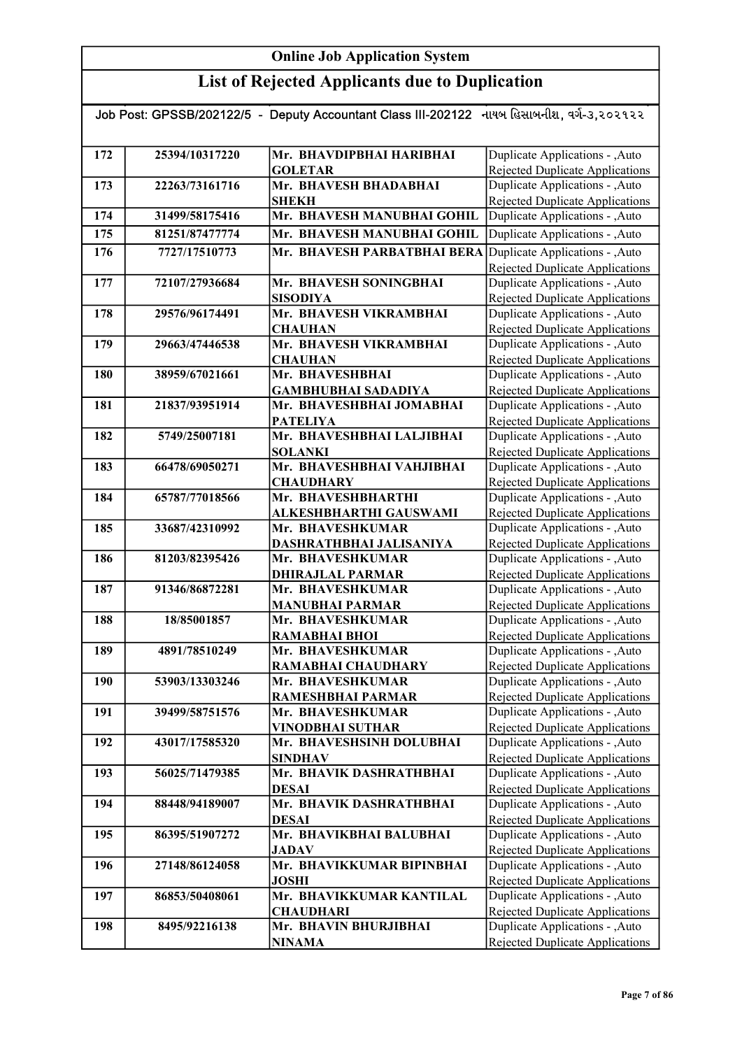# Online Job Application System

## List of Rejected Applicants due to Duplication

Job Post: GPSSB/202122/5 - Deputy Accountant Class III-202122 નાયબ હિસાબનીશ, વર્ગ-૩,૨૦૨૧૨૨

| | | | |
|---|---|---|---|
| 172 | 25394/10317220 | Mr. BHAVDIPBHAI HARIBHAI GOLETAR | Duplicate Applications - ,Auto Rejected Duplicate Applications |
| 173 | 22263/73161716 | Mr. BHAVESH BHADABHAI SHEKH | Duplicate Applications - ,Auto Rejected Duplicate Applications |
| 174 | 31499/58175416 | Mr. BHAVESH MANUBHAI GOHIL | Duplicate Applications - ,Auto |
| 175 | 81251/87477774 | Mr. BHAVESH MANUBHAI GOHIL | Duplicate Applications - ,Auto |
| 176 | 7727/17510773 | Mr. BHAVESH PARBATBHAI BERA | Duplicate Applications - ,Auto Rejected Duplicate Applications |
| 177 | 72107/27936684 | Mr. BHAVESH SONINGBHAI SISODIYA | Duplicate Applications - ,Auto Rejected Duplicate Applications |
| 178 | 29576/96174491 | Mr. BHAVESH VIKRAMBHAI CHAUHAN | Duplicate Applications - ,Auto Rejected Duplicate Applications |
| 179 | 29663/47446538 | Mr. BHAVESH VIKRAMBHAI CHAUHAN | Duplicate Applications - ,Auto Rejected Duplicate Applications |
| 180 | 38959/67021661 | Mr. BHAVESHBHAI GAMBHUBHAI SADADIYA | Duplicate Applications - ,Auto Rejected Duplicate Applications |
| 181 | 21837/93951914 | Mr. BHAVESHBHAI JOMABHAI PATELIYA | Duplicate Applications - ,Auto Rejected Duplicate Applications |
| 182 | 5749/25007181 | Mr. BHAVESHBHAI LALJIBHAI SOLANKI | Duplicate Applications - ,Auto Rejected Duplicate Applications |
| 183 | 66478/69050271 | Mr. BHAVESHBHAI VAHJIBHAI CHAUDHARY | Duplicate Applications - ,Auto Rejected Duplicate Applications |
| 184 | 65787/77018566 | Mr. BHAVESHBHARTHI ALKESHBHARTHI GAUSWAMI | Duplicate Applications - ,Auto Rejected Duplicate Applications |
| 185 | 33687/42310992 | Mr. BHAVESHKUMAR DASHRATHBHAI JALISANIYA | Duplicate Applications - ,Auto Rejected Duplicate Applications |
| 186 | 81203/82395426 | Mr. BHAVESHKUMAR DHIRAJLAL PARMAR | Duplicate Applications - ,Auto Rejected Duplicate Applications |
| 187 | 91346/86872281 | Mr. BHAVESHKUMAR MANUBHAI PARMAR | Duplicate Applications - ,Auto Rejected Duplicate Applications |
| 188 | 18/85001857 | Mr. BHAVESHKUMAR RAMABHAI BHOI | Duplicate Applications - ,Auto Rejected Duplicate Applications |
| 189 | 4891/78510249 | Mr. BHAVESHKUMAR RAMABHAI CHAUDHARY | Duplicate Applications - ,Auto Rejected Duplicate Applications |
| 190 | 53903/13303246 | Mr. BHAVESHKUMAR RAMESHBHAI PARMAR | Duplicate Applications - ,Auto Rejected Duplicate Applications |
| 191 | 39499/58751576 | Mr. BHAVESHKUMAR VINODBHAI SUTHAR | Duplicate Applications - ,Auto Rejected Duplicate Applications |
| 192 | 43017/17585320 | Mr. BHAVESHSINH DOLUBHAI SINDHAV | Duplicate Applications - ,Auto Rejected Duplicate Applications |
| 193 | 56025/71479385 | Mr. BHAVIK DASHRATHBHAI DESAI | Duplicate Applications - ,Auto Rejected Duplicate Applications |
| 194 | 88448/94189007 | Mr. BHAVIK DASHRATHBHAI DESAI | Duplicate Applications - ,Auto Rejected Duplicate Applications |
| 195 | 86395/51907272 | Mr. BHAVIKBHAI BALUBHAI JADAV | Duplicate Applications - ,Auto Rejected Duplicate Applications |
| 196 | 27148/86124058 | Mr. BHAVIKKUMAR BIPINBHAI JOSHI | Duplicate Applications - ,Auto Rejected Duplicate Applications |
| 197 | 86853/50408061 | Mr. BHAVIKKUMAR KANTILAL CHAUDHARI | Duplicate Applications - ,Auto Rejected Duplicate Applications |
| 198 | 8495/92216138 | Mr. BHAVIN BHURJIBHAI NINAMA | Duplicate Applications - ,Auto Rejected Duplicate Applications |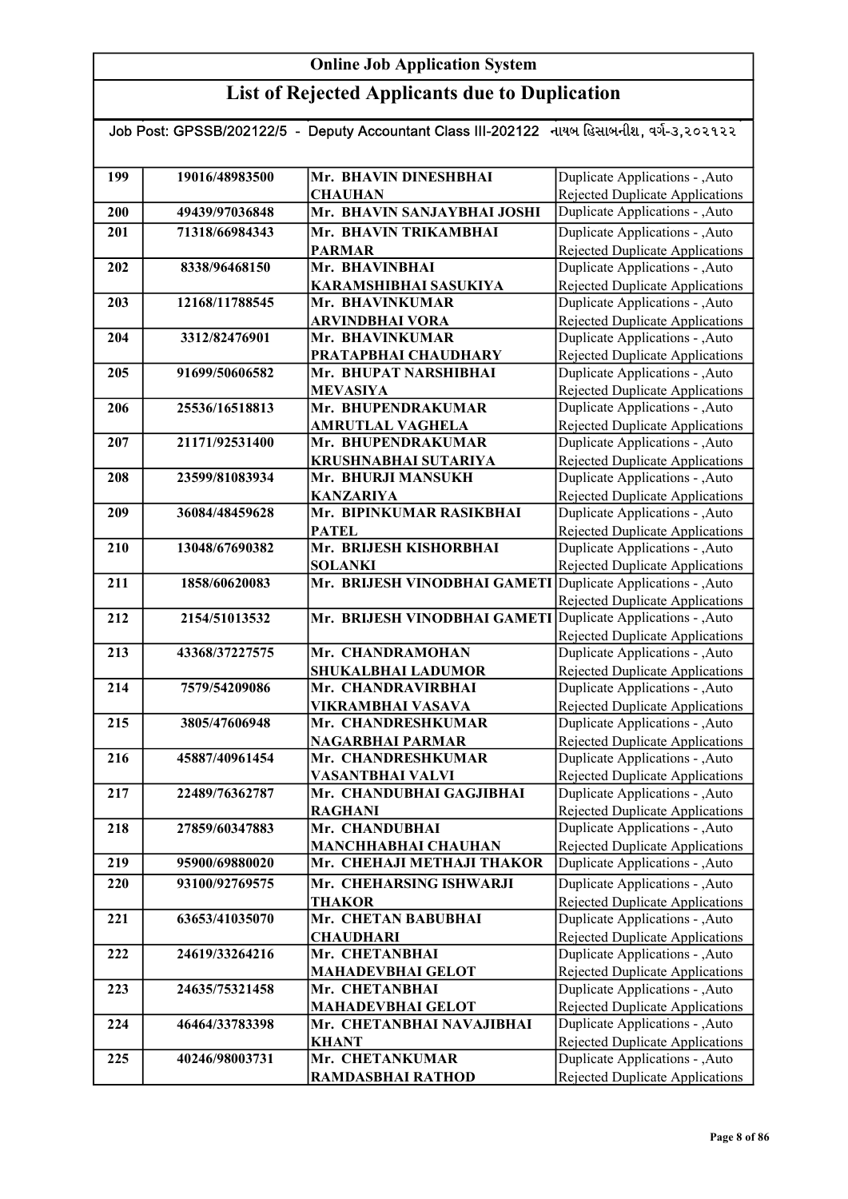# Online Job Application System

## List of Rejected Applicants due to Duplication

Job Post: GPSSB/202122/5 - Deputy Accountant Class III-202122 નાયબ હિસાબનીશ, વર્ગ-૩,૨૦૨૧૨૨

| | | | |
|---|---|---|---|
| 199 | 19016/48983500 | Mr. BHAVIN DINESHBHAI CHAUHAN | Duplicate Applications - ,Auto Rejected Duplicate Applications |
| 200 | 49439/97036848 | Mr. BHAVIN SANJAYBHAI JOSHI | Duplicate Applications - ,Auto |
| 201 | 71318/66984343 | Mr. BHAVIN TRIKAMBHAI PARMAR | Duplicate Applications - ,Auto Rejected Duplicate Applications |
| 202 | 8338/96468150 | Mr. BHAVINBHAI KARAMSHIBHAI SASUKIYA | Duplicate Applications - ,Auto Rejected Duplicate Applications |
| 203 | 12168/11788545 | Mr. BHAVINKUMAR ARVINDBHAI VORA | Duplicate Applications - ,Auto Rejected Duplicate Applications |
| 204 | 3312/82476901 | Mr. BHAVINKUMAR PRATAPBHAI CHAUDHARY | Duplicate Applications - ,Auto Rejected Duplicate Applications |
| 205 | 91699/50606582 | Mr. BHUPAT NARSHIBHAI MEVASIYA | Duplicate Applications - ,Auto Rejected Duplicate Applications |
| 206 | 25536/16518813 | Mr. BHUPENDRAKUMAR AMRUTLAL VAGHELA | Duplicate Applications - ,Auto Rejected Duplicate Applications |
| 207 | 21171/92531400 | Mr. BHUPENDRAKUMAR KRUSHNABHAI SUTARIYA | Duplicate Applications - ,Auto Rejected Duplicate Applications |
| 208 | 23599/81083934 | Mr. BHURJI MANSUKH KANZARIYA | Duplicate Applications - ,Auto Rejected Duplicate Applications |
| 209 | 36084/48459628 | Mr. BIPINKUMAR RASIKBHAI PATEL | Duplicate Applications - ,Auto Rejected Duplicate Applications |
| 210 | 13048/67690382 | Mr. BRIJESH KISHORBHAI SOLANKI | Duplicate Applications - ,Auto Rejected Duplicate Applications |
| 211 | 1858/60620083 | Mr. BRIJESH VINODBHAI GAMETI | Duplicate Applications - ,Auto Rejected Duplicate Applications |
| 212 | 2154/51013532 | Mr. BRIJESH VINODBHAI GAMETI | Duplicate Applications - ,Auto Rejected Duplicate Applications |
| 213 | 43368/37227575 | Mr. CHANDRAMOHAN SHUKALBHAI LADUMOR | Duplicate Applications - ,Auto Rejected Duplicate Applications |
| 214 | 7579/54209086 | Mr. CHANDRAVIRBHAI VIKRAMBHAI VASAVA | Duplicate Applications - ,Auto Rejected Duplicate Applications |
| 215 | 3805/47606948 | Mr. CHANDRESHKUMAR NAGARBHAI PARMAR | Duplicate Applications - ,Auto Rejected Duplicate Applications |
| 216 | 45887/40961454 | Mr. CHANDRESHKUMAR VASANTBHAI VALVI | Duplicate Applications - ,Auto Rejected Duplicate Applications |
| 217 | 22489/76362787 | Mr. CHANDUBHAI GAGJIBHAI RAGHANI | Duplicate Applications - ,Auto Rejected Duplicate Applications |
| 218 | 27859/60347883 | Mr. CHANDUBHAI MANCHHABHAI CHAUHAN | Duplicate Applications - ,Auto Rejected Duplicate Applications |
| 219 | 95900/69880020 | Mr. CHEHAJI METHAJI THAKOR | Duplicate Applications - ,Auto |
| 220 | 93100/92769575 | Mr. CHEHARSING ISHWARJI THAKOR | Duplicate Applications - ,Auto Rejected Duplicate Applications |
| 221 | 63653/41035070 | Mr. CHETAN BABUBHAI CHAUDHARI | Duplicate Applications - ,Auto Rejected Duplicate Applications |
| 222 | 24619/33264216 | Mr. CHETANBHAI MAHADEVBHAI GELOT | Duplicate Applications - ,Auto Rejected Duplicate Applications |
| 223 | 24635/75321458 | Mr. CHETANBHAI MAHADEVBHAI GELOT | Duplicate Applications - ,Auto Rejected Duplicate Applications |
| 224 | 46464/33783398 | Mr. CHETANBHAI NAVAJIBHAI KHANT | Duplicate Applications - ,Auto Rejected Duplicate Applications |
| 225 | 40246/98003731 | Mr. CHETANKUMAR RAMDASBHAI RATHOD | Duplicate Applications - ,Auto Rejected Duplicate Applications |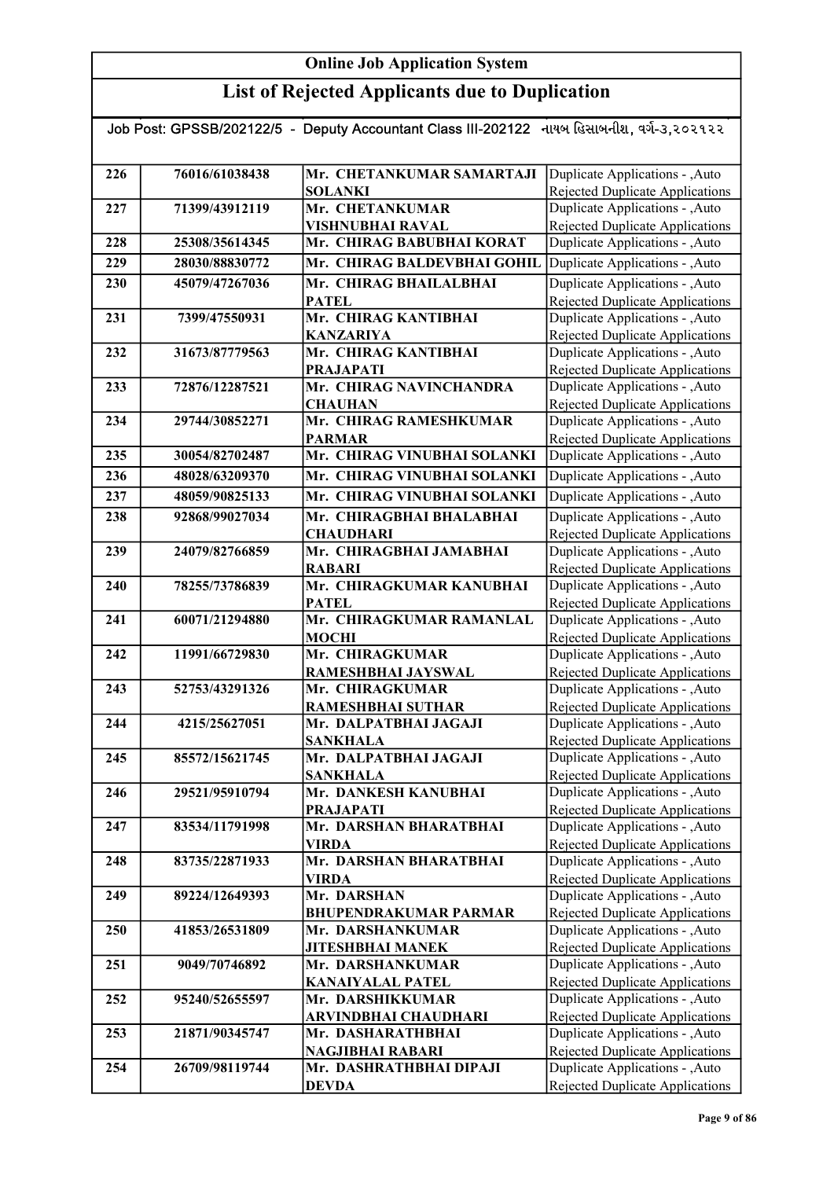# Online Job Application System

## List of Rejected Applicants due to Duplication

Job Post: GPSSB/202122/5 - Deputy Accountant Class III-202122 નાયબ હિસાબનીશ, વર્ગ-૩,૨૦૨૧૨૨

| | | | |
|---|---|---|---|
| 226 | 76016/61038438 | Mr. CHETANKUMAR SAMARTAJI SOLANKI | Duplicate Applications - ,Auto Rejected Duplicate Applications |
| 227 | 71399/43912119 | Mr. CHETANKUMAR VISHNUBHAI RAVAL | Duplicate Applications - ,Auto Rejected Duplicate Applications |
| 228 | 25308/35614345 | Mr. CHIRAG BABUBHAI KORAT | Duplicate Applications - ,Auto |
| 229 | 28030/88830772 | Mr. CHIRAG BALDEVBHAI GOHIL | Duplicate Applications - ,Auto |
| 230 | 45079/47267036 | Mr. CHIRAG BHAILALBHAI PATEL | Duplicate Applications - ,Auto Rejected Duplicate Applications |
| 231 | 7399/47550931 | Mr. CHIRAG KANTIBHAI KANZARIYA | Duplicate Applications - ,Auto Rejected Duplicate Applications |
| 232 | 31673/87779563 | Mr. CHIRAG KANTIBHAI PRAJAPATI | Duplicate Applications - ,Auto Rejected Duplicate Applications |
| 233 | 72876/12287521 | Mr. CHIRAG NAVINCHANDRA CHAUHAN | Duplicate Applications - ,Auto Rejected Duplicate Applications |
| 234 | 29744/30852271 | Mr. CHIRAG RAMESHKUMAR PARMAR | Duplicate Applications - ,Auto Rejected Duplicate Applications |
| 235 | 30054/82702487 | Mr. CHIRAG VINUBHAI SOLANKI | Duplicate Applications - ,Auto |
| 236 | 48028/63209370 | Mr. CHIRAG VINUBHAI SOLANKI | Duplicate Applications - ,Auto |
| 237 | 48059/90825133 | Mr. CHIRAG VINUBHAI SOLANKI | Duplicate Applications - ,Auto |
| 238 | 92868/99027034 | Mr. CHIRAGBHAI BHALABHAI CHAUDHARI | Duplicate Applications - ,Auto Rejected Duplicate Applications |
| 239 | 24079/82766859 | Mr. CHIRAGBHAI JAMABHAI RABARI | Duplicate Applications - ,Auto Rejected Duplicate Applications |
| 240 | 78255/73786839 | Mr. CHIRAGKUMAR KANUBHAI PATEL | Duplicate Applications - ,Auto Rejected Duplicate Applications |
| 241 | 60071/21294880 | Mr. CHIRAGKUMAR RAMANLAL MOCHI | Duplicate Applications - ,Auto Rejected Duplicate Applications |
| 242 | 11991/66729830 | Mr. CHIRAGKUMAR RAMESHBHAI JAYSWAL | Duplicate Applications - ,Auto Rejected Duplicate Applications |
| 243 | 52753/43291326 | Mr. CHIRAGKUMAR RAMESHBHAI SUTHAR | Duplicate Applications - ,Auto Rejected Duplicate Applications |
| 244 | 4215/25627051 | Mr. DALPATBHAI JAGAJI SANKHALA | Duplicate Applications - ,Auto Rejected Duplicate Applications |
| 245 | 85572/15621745 | Mr. DALPATBHAI JAGAJI SANKHALA | Duplicate Applications - ,Auto Rejected Duplicate Applications |
| 246 | 29521/95910794 | Mr. DANKESH KANUBHAI PRAJAPATI | Duplicate Applications - ,Auto Rejected Duplicate Applications |
| 247 | 83534/11791998 | Mr. DARSHAN BHARATBHAI VIRDA | Duplicate Applications - ,Auto Rejected Duplicate Applications |
| 248 | 83735/22871933 | Mr. DARSHAN BHARATBHAI VIRDA | Duplicate Applications - ,Auto Rejected Duplicate Applications |
| 249 | 89224/12649393 | Mr. DARSHAN BHUPENDRAKUMAR PARMAR | Duplicate Applications - ,Auto Rejected Duplicate Applications |
| 250 | 41853/26531809 | Mr. DARSHANKUMAR JITESHBHAI MANEK | Duplicate Applications - ,Auto Rejected Duplicate Applications |
| 251 | 9049/70746892 | Mr. DARSHANKUMAR KANAIYALAL PATEL | Duplicate Applications - ,Auto Rejected Duplicate Applications |
| 252 | 95240/52655597 | Mr. DARSHIKKUMAR ARVINDBHAI CHAUDHARI | Duplicate Applications - ,Auto Rejected Duplicate Applications |
| 253 | 21871/90345747 | Mr. DASHARATHBHAI NAGJIBHAI RABARI | Duplicate Applications - ,Auto Rejected Duplicate Applications |
| 254 | 26709/98119744 | Mr. DASHRATHBHAI DIPAJI DEVDA | Duplicate Applications - ,Auto Rejected Duplicate Applications |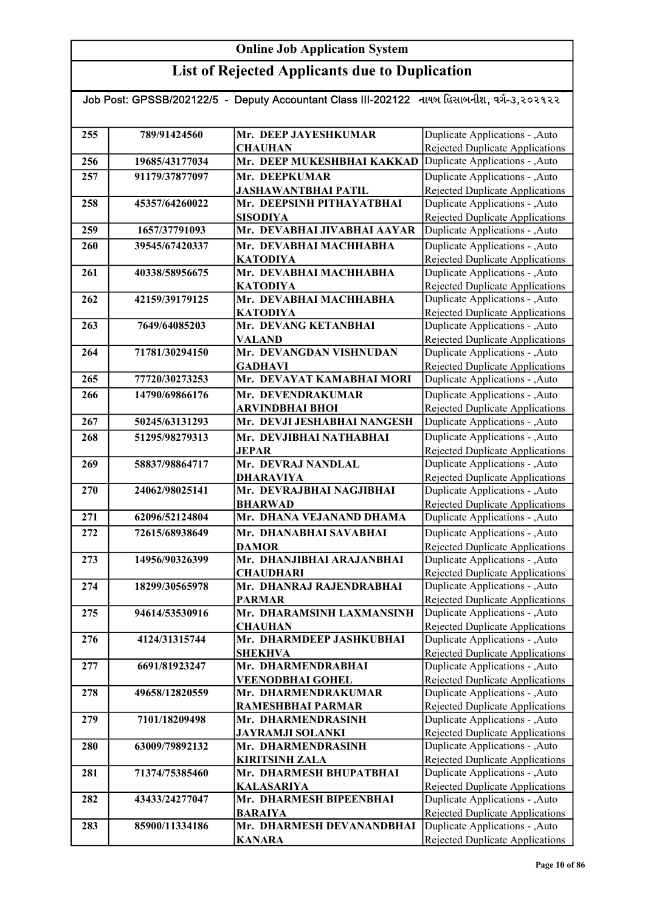# Online Job Application System

## List of Rejected Applicants due to Duplication

Job Post: GPSSB/202122/5 - Deputy Accountant Class III-202122 નાયબ હિસાબનીશ, વર્ગ-૩,૨૦૨૧૨૨

| | | | |
|---|---|---|---|
| 255 | 789/91424560 | Mr. DEEP JAYESHKUMAR CHAUHAN | Duplicate Applications - ,Auto Rejected Duplicate Applications |
| 256 | 19685/43177034 | Mr. DEEP MUKESHBHAI KAKKAD | Duplicate Applications - ,Auto |
| 257 | 91179/37877097 | Mr. DEEPKUMAR JASHAWANTBHAI PATIL | Duplicate Applications - ,Auto Rejected Duplicate Applications |
| 258 | 45357/64260022 | Mr. DEEPSINH PITHAYATBHAI SISODIYA | Duplicate Applications - ,Auto Rejected Duplicate Applications |
| 259 | 1657/37791093 | Mr. DEVABHAI JIVABHAI AAYAR | Duplicate Applications - ,Auto |
| 260 | 39545/67420337 | Mr. DEVABHAI MACHHABHA KATODIYA | Duplicate Applications - ,Auto Rejected Duplicate Applications |
| 261 | 40338/58956675 | Mr. DEVABHAI MACHHABHA KATODIYA | Duplicate Applications - ,Auto Rejected Duplicate Applications |
| 262 | 42159/39179125 | Mr. DEVABHAI MACHHABHA KATODIYA | Duplicate Applications - ,Auto Rejected Duplicate Applications |
| 263 | 7649/64085203 | Mr. DEVANG KETANBHAI VALAND | Duplicate Applications - ,Auto Rejected Duplicate Applications |
| 264 | 71781/30294150 | Mr. DEVANGDAN VISHNUDAN GADHAVI | Duplicate Applications - ,Auto Rejected Duplicate Applications |
| 265 | 77720/30273253 | Mr. DEVAYAT KAMABHAI MORI | Duplicate Applications - ,Auto |
| 266 | 14790/69866176 | Mr. DEVENDRAKUMAR ARVINDBHAI BHOI | Duplicate Applications - ,Auto Rejected Duplicate Applications |
| 267 | 50245/63131293 | Mr. DEVJI JESHABHAI NANGESH | Duplicate Applications - ,Auto |
| 268 | 51295/98279313 | Mr. DEVJIBHAI NATHABHAI JEPAR | Duplicate Applications - ,Auto Rejected Duplicate Applications |
| 269 | 58837/98864717 | Mr. DEVRAJ NANDLAL DHARAVIYA | Duplicate Applications - ,Auto Rejected Duplicate Applications |
| 270 | 24062/98025141 | Mr. DEVRAJBHAI NAGJIBHAI BHARWAD | Duplicate Applications - ,Auto Rejected Duplicate Applications |
| 271 | 62096/52124804 | Mr. DHANA VEJANAND DHAMA | Duplicate Applications - ,Auto |
| 272 | 72615/68938649 | Mr. DHANABHAI SAVABHAI DAMOR | Duplicate Applications - ,Auto Rejected Duplicate Applications |
| 273 | 14956/90326399 | Mr. DHANJIBHAI ARAJANBHAI CHAUDHARI | Duplicate Applications - ,Auto Rejected Duplicate Applications |
| 274 | 18299/30565978 | Mr. DHANRAJ RAJENDRABHAI PARMAR | Duplicate Applications - ,Auto Rejected Duplicate Applications |
| 275 | 94614/53530916 | Mr. DHARAMSINH LAXMANSINH CHAUHAN | Duplicate Applications - ,Auto Rejected Duplicate Applications |
| 276 | 4124/31315744 | Mr. DHARMDEEP JASHKUBHAI SHEKHVA | Duplicate Applications - ,Auto Rejected Duplicate Applications |
| 277 | 6691/81923247 | Mr. DHARMENDRABHAI VEENODBHAI GOHEL | Duplicate Applications - ,Auto Rejected Duplicate Applications |
| 278 | 49658/12820559 | Mr. DHARMENDRAKUMAR RAMESHBHAI PARMAR | Duplicate Applications - ,Auto Rejected Duplicate Applications |
| 279 | 7101/18209498 | Mr. DHARMENDRASINH JAYRAMJI SOLANKI | Duplicate Applications - ,Auto Rejected Duplicate Applications |
| 280 | 63009/79892132 | Mr. DHARMENDRASINH KIRITSINH ZALA | Duplicate Applications - ,Auto Rejected Duplicate Applications |
| 281 | 71374/75385460 | Mr. DHARMESH BHUPATBHAI KALASARIYA | Duplicate Applications - ,Auto Rejected Duplicate Applications |
| 282 | 43433/24277047 | Mr. DHARMESH BIPEENBHAI BARAIYA | Duplicate Applications - ,Auto Rejected Duplicate Applications |
| 283 | 85900/11334186 | Mr. DHARMESH DEVANANDBHAI KANARA | Duplicate Applications - ,Auto Rejected Duplicate Applications |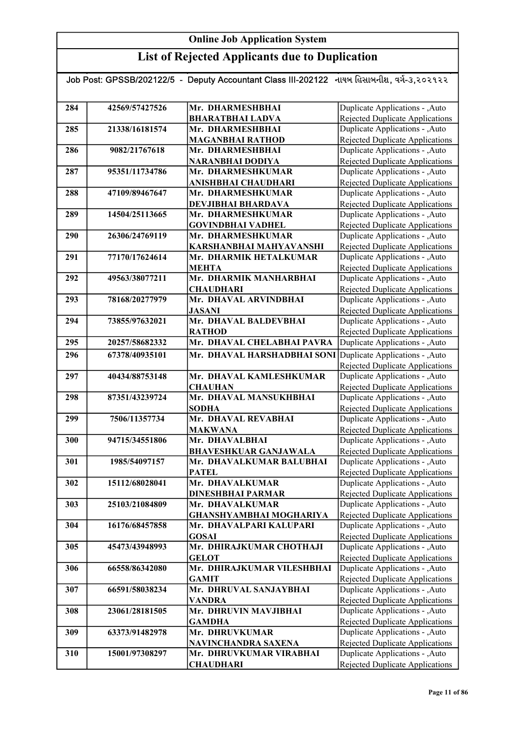## Online Job Application System

## List of Rejected Applicants due to Duplication

Job Post: GPSSB/202122/5 - Deputy Accountant Class III-202122 નાયબ હિસાબનીશ, વર્ગ-૩,૨૦૨૧૨૨

| | | | |
|---|---|---|---|
| 284 | 42569/57427526 | Mr. DHARMESHBHAI BHARATBHAI LADVA | Duplicate Applications - ,Auto Rejected Duplicate Applications |
| 285 | 21338/16181574 | Mr. DHARMESHBHAI MAGANBHAI RATHOD | Duplicate Applications - ,Auto Rejected Duplicate Applications |
| 286 | 9082/21767618 | Mr. DHARMESHBHAI NARANBHAI DODIYA | Duplicate Applications - ,Auto Rejected Duplicate Applications |
| 287 | 95351/11734786 | Mr. DHARMESHKUMAR ANISHBHAI CHAUDHARI | Duplicate Applications - ,Auto Rejected Duplicate Applications |
| 288 | 47109/89467647 | Mr. DHARMESHKUMAR DEVJIBHAI BHARDAVA | Duplicate Applications - ,Auto Rejected Duplicate Applications |
| 289 | 14504/25113665 | Mr. DHARMESHKUMAR GOVINDBHAI VADHEL | Duplicate Applications - ,Auto Rejected Duplicate Applications |
| 290 | 26306/24769119 | Mr. DHARMESHKUMAR KARSHANBHAI MAHYAVANSHI | Duplicate Applications - ,Auto Rejected Duplicate Applications |
| 291 | 77170/17624614 | Mr. DHARMIK HETALKUMAR MEHTA | Duplicate Applications - ,Auto Rejected Duplicate Applications |
| 292 | 49563/38077211 | Mr. DHARMIK MANHARBHAI CHAUDHARI | Duplicate Applications - ,Auto Rejected Duplicate Applications |
| 293 | 78168/20277979 | Mr. DHAVAL ARVINDBHAI JASANI | Duplicate Applications - ,Auto Rejected Duplicate Applications |
| 294 | 73855/97632021 | Mr. DHAVAL BALDEVBHAI RATHOD | Duplicate Applications - ,Auto Rejected Duplicate Applications |
| 295 | 20257/58682332 | Mr. DHAVAL CHELABHAI PAVRA | Duplicate Applications - ,Auto |
| 296 | 67378/40935101 | Mr. DHAVAL HARSHADBHAI SONI | Duplicate Applications - ,Auto Rejected Duplicate Applications |
| 297 | 40434/88753148 | Mr. DHAVAL KAMLESHKUMAR CHAUHAN | Duplicate Applications - ,Auto Rejected Duplicate Applications |
| 298 | 87351/43239724 | Mr. DHAVAL MANSUKHBHAI SODHA | Duplicate Applications - ,Auto Rejected Duplicate Applications |
| 299 | 7506/11357734 | Mr. DHAVAL REVABHAI MAKWANA | Duplicate Applications - ,Auto Rejected Duplicate Applications |
| 300 | 94715/34551806 | Mr. DHAVALBHAI BHAVESHKUAR GANJAWALA | Duplicate Applications - ,Auto Rejected Duplicate Applications |
| 301 | 1985/54097157 | Mr. DHAVALKUMAR BALUBHAI PATEL | Duplicate Applications - ,Auto Rejected Duplicate Applications |
| 302 | 15112/68028041 | Mr. DHAVALKUMAR DINESHBHAI PARMAR | Duplicate Applications - ,Auto Rejected Duplicate Applications |
| 303 | 25103/21084809 | Mr. DHAVALKUMAR GHANSHYAMBHAI MOGHARIYA | Duplicate Applications - ,Auto Rejected Duplicate Applications |
| 304 | 16176/68457858 | Mr. DHAVALPARI KALUPARI GOSAI | Duplicate Applications - ,Auto Rejected Duplicate Applications |
| 305 | 45473/43948993 | Mr. DHIRAJKUMAR CHOTHAJI GELOT | Duplicate Applications - ,Auto Rejected Duplicate Applications |
| 306 | 66558/86342080 | Mr. DHIRAJKUMAR VILESHBHAI GAMIT | Duplicate Applications - ,Auto Rejected Duplicate Applications |
| 307 | 66591/58038234 | Mr. DHRUVAL SANJAYBHAI VANDRA | Duplicate Applications - ,Auto Rejected Duplicate Applications |
| 308 | 23061/28181505 | Mr. DHRUVIN MAVJIBHAI GAMDHA | Duplicate Applications - ,Auto Rejected Duplicate Applications |
| 309 | 63373/91482978 | Mr. DHRUVKUMAR NAVINCHANDRA SAXENA | Duplicate Applications - ,Auto Rejected Duplicate Applications |
| 310 | 15001/97308297 | Mr. DHRUVKUMAR VIRABHAI CHAUDHARI | Duplicate Applications - ,Auto Rejected Duplicate Applications |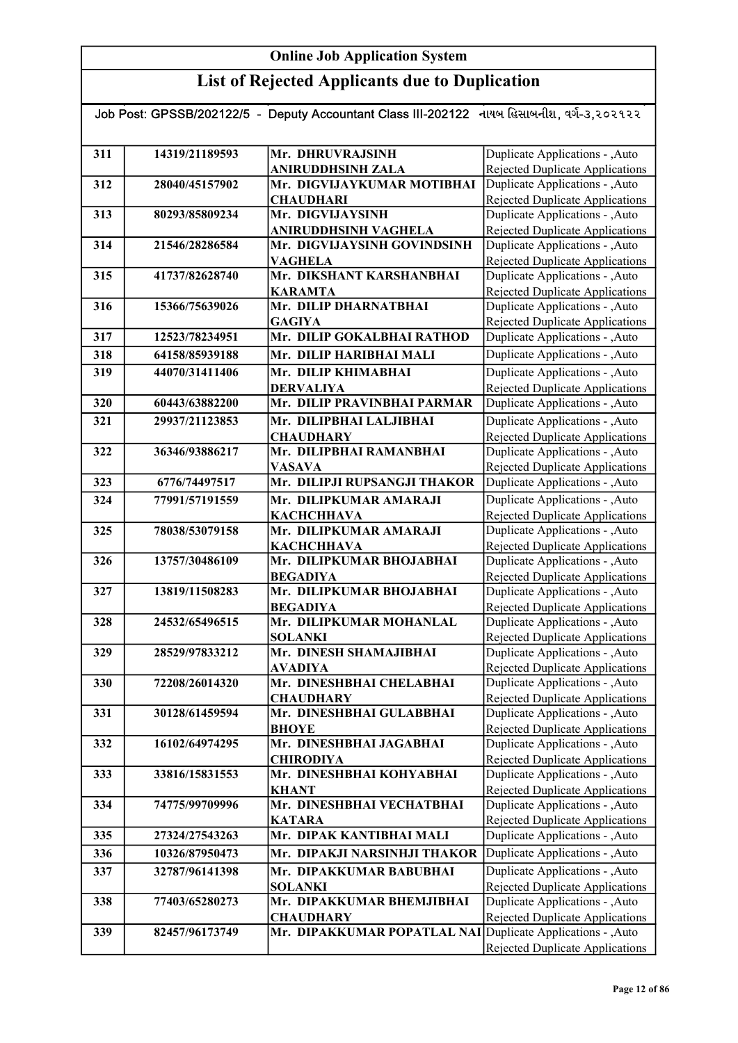# Online Job Application System

## List of Rejected Applicants due to Duplication

Job Post: GPSSB/202122/5 - Deputy Accountant Class III-202122 નાયબ હિસાબનીશ, વર્ગ-૩,૨૦૨૧૨૨

| | | | |
|---|---|---|---|
| 311 | 14319/21189593 | Mr. DHRUVRAJSINH ANIRUDDHSINH ZALA | Duplicate Applications - ,Auto Rejected Duplicate Applications |
| 312 | 28040/45157902 | Mr. DIGVIJAYKUMAR MOTIBHAI CHAUDHARI | Duplicate Applications - ,Auto Rejected Duplicate Applications |
| 313 | 80293/85809234 | Mr. DIGVIJAYSINH ANIRUDDHSINH VAGHELA | Duplicate Applications - ,Auto Rejected Duplicate Applications |
| 314 | 21546/28286584 | Mr. DIGVIJAYSINH GOVINDSINH VAGHELA | Duplicate Applications - ,Auto Rejected Duplicate Applications |
| 315 | 41737/82628740 | Mr. DIKSHANT KARSHANBHAI KARAMTA | Duplicate Applications - ,Auto Rejected Duplicate Applications |
| 316 | 15366/75639026 | Mr. DILIP DHARNATBHAI GAGIYA | Duplicate Applications - ,Auto Rejected Duplicate Applications |
| 317 | 12523/78234951 | Mr. DILIP GOKALBHAI RATHOD | Duplicate Applications - ,Auto |
| 318 | 64158/85939188 | Mr. DILIP HARIBHAI MALI | Duplicate Applications - ,Auto |
| 319 | 44070/31411406 | Mr. DILIP KHIMABHAI DERVALIYA | Duplicate Applications - ,Auto Rejected Duplicate Applications |
| 320 | 60443/63882200 | Mr. DILIP PRAVINBHAI PARMAR | Duplicate Applications - ,Auto |
| 321 | 29937/21123853 | Mr. DILIPBHAI LALJIBHAI CHAUDHARY | Duplicate Applications - ,Auto Rejected Duplicate Applications |
| 322 | 36346/93886217 | Mr. DILIPBHAI RAMANBHAI VASAVA | Duplicate Applications - ,Auto Rejected Duplicate Applications |
| 323 | 6776/74497517 | Mr. DILIPJI RUPSANGJI THAKOR | Duplicate Applications - ,Auto |
| 324 | 77991/57191559 | Mr. DILIPKUMAR AMARAJI KACHCHHAVA | Duplicate Applications - ,Auto Rejected Duplicate Applications |
| 325 | 78038/53079158 | Mr. DILIPKUMAR AMARAJI KACHCHHAVA | Duplicate Applications - ,Auto Rejected Duplicate Applications |
| 326 | 13757/30486109 | Mr. DILIPKUMAR BHOJABHAI BEGADIYA | Duplicate Applications - ,Auto Rejected Duplicate Applications |
| 327 | 13819/11508283 | Mr. DILIPKUMAR BHOJABHAI BEGADIYA | Duplicate Applications - ,Auto Rejected Duplicate Applications |
| 328 | 24532/65496515 | Mr. DILIPKUMAR MOHANLAL SOLANKI | Duplicate Applications - ,Auto Rejected Duplicate Applications |
| 329 | 28529/97833212 | Mr. DINESH SHAMAJIBHAI AVADIYA | Duplicate Applications - ,Auto Rejected Duplicate Applications |
| 330 | 72208/26014320 | Mr. DINESHBHAI CHELABHAI CHAUDHARY | Duplicate Applications - ,Auto Rejected Duplicate Applications |
| 331 | 30128/61459594 | Mr. DINESHBHAI GULABBHAI BHOYE | Duplicate Applications - ,Auto Rejected Duplicate Applications |
| 332 | 16102/64974295 | Mr. DINESHBHAI JAGABHAI CHIRODIYA | Duplicate Applications - ,Auto Rejected Duplicate Applications |
| 333 | 33816/15831553 | Mr. DINESHBHAI KOHYABHAI KHANT | Duplicate Applications - ,Auto Rejected Duplicate Applications |
| 334 | 74775/99709996 | Mr. DINESHBHAI VECHATBHAI KATARA | Duplicate Applications - ,Auto Rejected Duplicate Applications |
| 335 | 27324/27543263 | Mr. DIPAK KANTIBHAI MALI | Duplicate Applications - ,Auto |
| 336 | 10326/87950473 | Mr. DIPAKJI NARSINHJI THAKOR | Duplicate Applications - ,Auto |
| 337 | 32787/96141398 | Mr. DIPAKKUMAR BABUBHAI SOLANKI | Duplicate Applications - ,Auto Rejected Duplicate Applications |
| 338 | 77403/65280273 | Mr. DIPAKKUMAR BHEMJIBHAI CHAUDHARY | Duplicate Applications - ,Auto Rejected Duplicate Applications |
| 339 | 82457/96173749 | Mr. DIPAKKUMAR POPATLAL NAI | Duplicate Applications - ,Auto Rejected Duplicate Applications |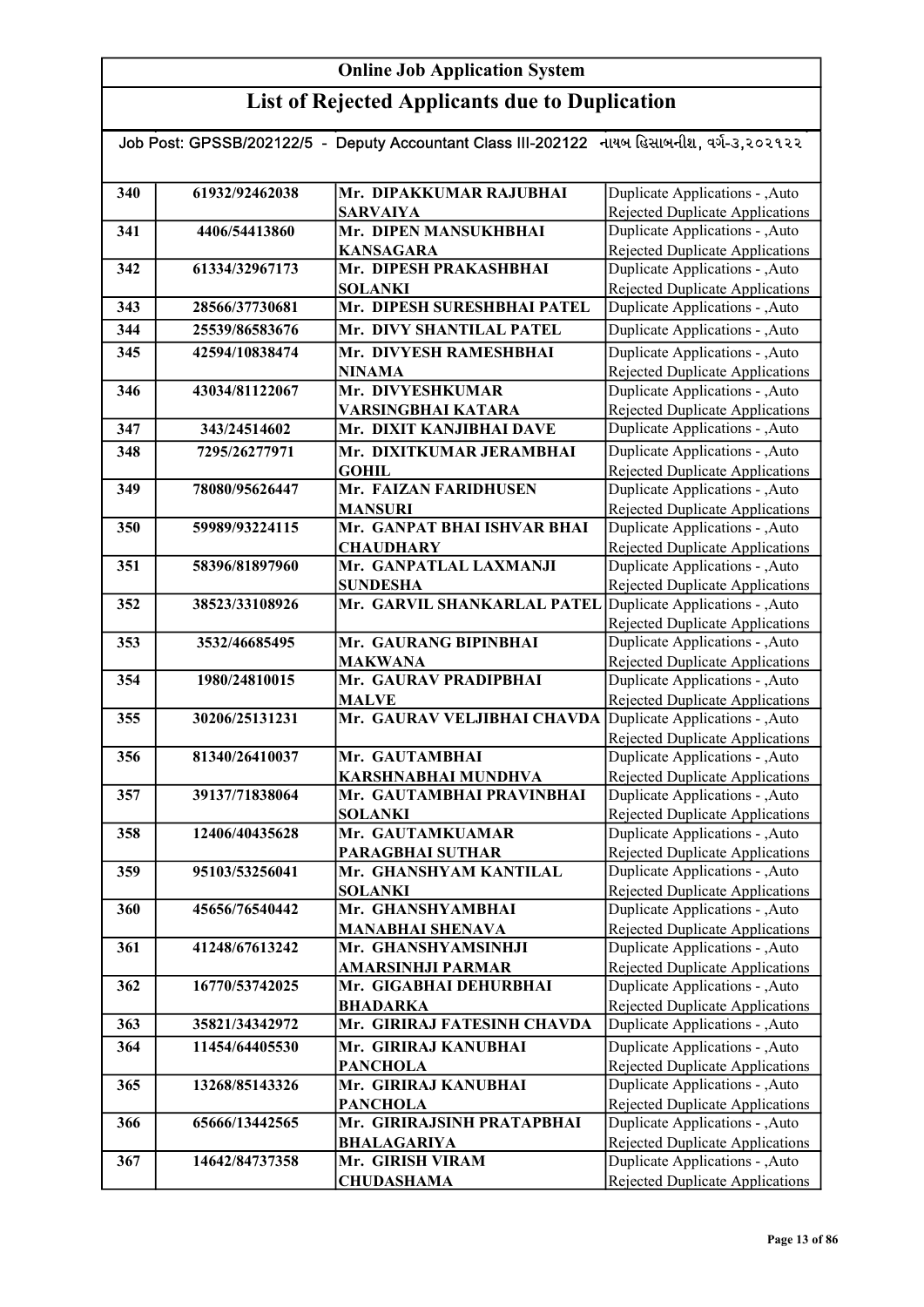# Online Job Application System

## List of Rejected Applicants due to Duplication

Job Post: GPSSB/202122/5 - Deputy Accountant Class III-202122 નાયબ હિસાબનીશ, વર્ગ-૩,૨૦૨૧૨૨

| | | | |
|---|---|---|---|
| 340 | 61932/92462038 | Mr. DIPAKKUMAR RAJUBHAI SARVAIYA | Duplicate Applications - ,Auto Rejected Duplicate Applications |
| 341 | 4406/54413860 | Mr. DIPEN MANSUKHBHAI KANSAGARA | Duplicate Applications - ,Auto Rejected Duplicate Applications |
| 342 | 61334/32967173 | Mr. DIPESH PRAKASHBHAI SOLANKI | Duplicate Applications - ,Auto Rejected Duplicate Applications |
| 343 | 28566/37730681 | Mr. DIPESH SURESHBHAI PATEL | Duplicate Applications - ,Auto |
| 344 | 25539/86583676 | Mr. DIVY SHANTILAL PATEL | Duplicate Applications - ,Auto |
| 345 | 42594/10838474 | Mr. DIVYESH RAMESHBHAI NINAMA | Duplicate Applications - ,Auto Rejected Duplicate Applications |
| 346 | 43034/81122067 | Mr. DIVYESHKUMAR VARSINGBHAI KATARA | Duplicate Applications - ,Auto Rejected Duplicate Applications |
| 347 | 343/24514602 | Mr. DIXIT KANJIBHAI DAVE | Duplicate Applications - ,Auto |
| 348 | 7295/26277971 | Mr. DIXITKUMAR JERAMBHAI GOHIL | Duplicate Applications - ,Auto Rejected Duplicate Applications |
| 349 | 78080/95626447 | Mr. FAIZAN FARIDHUSEN MANSURI | Duplicate Applications - ,Auto Rejected Duplicate Applications |
| 350 | 59989/93224115 | Mr. GANPAT BHAI ISHVAR BHAI CHAUDHARY | Duplicate Applications - ,Auto Rejected Duplicate Applications |
| 351 | 58396/81897960 | Mr. GANPATLAL LAXMANJI SUNDESHA | Duplicate Applications - ,Auto Rejected Duplicate Applications |
| 352 | 38523/33108926 | Mr. GARVIL SHANKARLAL PATEL | Duplicate Applications - ,Auto Rejected Duplicate Applications |
| 353 | 3532/46685495 | Mr. GAURANG BIPINBHAI MAKWANA | Duplicate Applications - ,Auto Rejected Duplicate Applications |
| 354 | 1980/24810015 | Mr. GAURAV PRADIPBHAI MALVE | Duplicate Applications - ,Auto Rejected Duplicate Applications |
| 355 | 30206/25131231 | Mr. GAURAV VELJIBHAI CHAVDA | Duplicate Applications - ,Auto Rejected Duplicate Applications |
| 356 | 81340/26410037 | Mr. GAUTAMBHAI KARSHNABHAI MUNDHVA | Duplicate Applications - ,Auto Rejected Duplicate Applications |
| 357 | 39137/71838064 | Mr. GAUTAMBHAI PRAVINBHAI SOLANKI | Duplicate Applications - ,Auto Rejected Duplicate Applications |
| 358 | 12406/40435628 | Mr. GAUTAMKUAMAR PARAGBHAI SUTHAR | Duplicate Applications - ,Auto Rejected Duplicate Applications |
| 359 | 95103/53256041 | Mr. GHANSHYAM KANTILAL SOLANKI | Duplicate Applications - ,Auto Rejected Duplicate Applications |
| 360 | 45656/76540442 | Mr. GHANSHYAMBHAI MANABHAI SHENAVA | Duplicate Applications - ,Auto Rejected Duplicate Applications |
| 361 | 41248/67613242 | Mr. GHANSHYAMSINHJI AMARSINHJI PARMAR | Duplicate Applications - ,Auto Rejected Duplicate Applications |
| 362 | 16770/53742025 | Mr. GIGABHAI DEHURBHAI BHADARKA | Duplicate Applications - ,Auto Rejected Duplicate Applications |
| 363 | 35821/34342972 | Mr. GIRIRAJ FATESINH CHAVDA | Duplicate Applications - ,Auto |
| 364 | 11454/64405530 | Mr. GIRIRAJ KANUBHAI PANCHOLA | Duplicate Applications - ,Auto Rejected Duplicate Applications |
| 365 | 13268/85143326 | Mr. GIRIRAJ KANUBHAI PANCHOLA | Duplicate Applications - ,Auto Rejected Duplicate Applications |
| 366 | 65666/13442565 | Mr. GIRIRAJSINH PRATAPBHAI BHALAGARIYA | Duplicate Applications - ,Auto Rejected Duplicate Applications |
| 367 | 14642/84737358 | Mr. GIRISH VIRAM CHUDASHAMA | Duplicate Applications - ,Auto Rejected Duplicate Applications |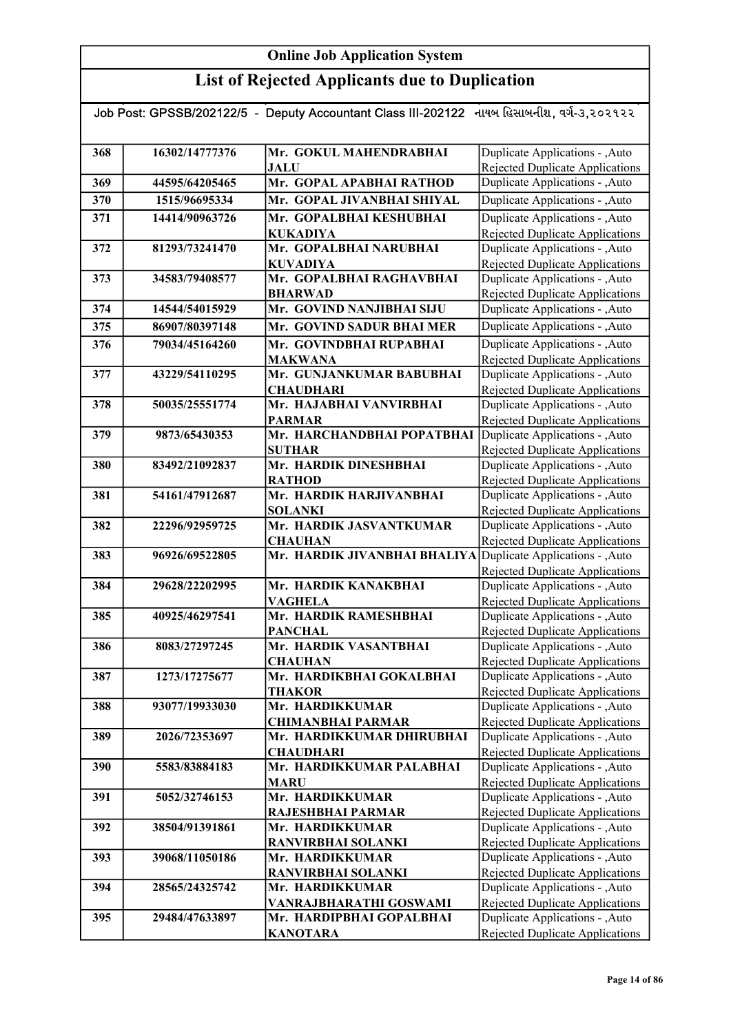# Online Job Application System

## List of Rejected Applicants due to Duplication

Job Post: GPSSB/202122/5 - Deputy Accountant Class III-202122 નાયબ હિસાબનીશ, વર્ગ-૩,૨૦૨૧૨૨

| | | | |
|---|---|---|---|
| 368 | 16302/14777376 | Mr. GOKUL MAHENDRABHAI JALU | Duplicate Applications - ,Auto Rejected Duplicate Applications |
| 369 | 44595/64205465 | Mr. GOPAL APABHAI RATHOD | Duplicate Applications - ,Auto |
| 370 | 1515/96695334 | Mr. GOPAL JIVANBHAI SHIYAL | Duplicate Applications - ,Auto |
| 371 | 14414/90963726 | Mr. GOPALBHAI KESHUBHAI KUKADIYA | Duplicate Applications - ,Auto Rejected Duplicate Applications |
| 372 | 81293/73241470 | Mr. GOPALBHAI NARUBHAI KUVADIYA | Duplicate Applications - ,Auto Rejected Duplicate Applications |
| 373 | 34583/79408577 | Mr. GOPALBHAI RAGHAVBHAI BHARWAD | Duplicate Applications - ,Auto Rejected Duplicate Applications |
| 374 | 14544/54015929 | Mr. GOVIND NANJIBHAI SIJU | Duplicate Applications - ,Auto |
| 375 | 86907/80397148 | Mr. GOVIND SADUR BHAI MER | Duplicate Applications - ,Auto |
| 376 | 79034/45164260 | Mr. GOVINDBHAI RUPABHAI MAKWANA | Duplicate Applications - ,Auto Rejected Duplicate Applications |
| 377 | 43229/54110295 | Mr. GUNJANKUMAR BABUBHAI CHAUDHARI | Duplicate Applications - ,Auto Rejected Duplicate Applications |
| 378 | 50035/25551774 | Mr. HAJABHAI VANVIRBHAI PARMAR | Duplicate Applications - ,Auto Rejected Duplicate Applications |
| 379 | 9873/65430353 | Mr. HARCHANDBHAI POPATBHAI SUTHAR | Duplicate Applications - ,Auto Rejected Duplicate Applications |
| 380 | 83492/21092837 | Mr. HARDIK DINESHBHAI RATHOD | Duplicate Applications - ,Auto Rejected Duplicate Applications |
| 381 | 54161/47912687 | Mr. HARDIK HARJIVANBHAI SOLANKI | Duplicate Applications - ,Auto Rejected Duplicate Applications |
| 382 | 22296/92959725 | Mr. HARDIK JASVANTKUMAR CHAUHAN | Duplicate Applications - ,Auto Rejected Duplicate Applications |
| 383 | 96926/69522805 | Mr. HARDIK JIVANBHAI BHALIYA | Duplicate Applications - ,Auto Rejected Duplicate Applications |
| 384 | 29628/22202995 | Mr. HARDIK KANAKBHAI VAGHELA | Duplicate Applications - ,Auto Rejected Duplicate Applications |
| 385 | 40925/46297541 | Mr. HARDIK RAMESHBHAI PANCHAL | Duplicate Applications - ,Auto Rejected Duplicate Applications |
| 386 | 8083/27297245 | Mr. HARDIK VASANTBHAI CHAUHAN | Duplicate Applications - ,Auto Rejected Duplicate Applications |
| 387 | 1273/17275677 | Mr. HARDIKBHAI GOKALBHAI THAKOR | Duplicate Applications - ,Auto Rejected Duplicate Applications |
| 388 | 93077/19933030 | Mr. HARDIKKUMAR CHIMANBHAI PARMAR | Duplicate Applications - ,Auto Rejected Duplicate Applications |
| 389 | 2026/72353697 | Mr. HARDIKKUMAR DHIRUBHAI CHAUDHARI | Duplicate Applications - ,Auto Rejected Duplicate Applications |
| 390 | 5583/83884183 | Mr. HARDIKKUMAR PALABHAI MARU | Duplicate Applications - ,Auto Rejected Duplicate Applications |
| 391 | 5052/32746153 | Mr. HARDIKKUMAR RAJESHBHAI PARMAR | Duplicate Applications - ,Auto Rejected Duplicate Applications |
| 392 | 38504/91391861 | Mr. HARDIKKUMAR RANVIRBHAI SOLANKI | Duplicate Applications - ,Auto Rejected Duplicate Applications |
| 393 | 39068/11050186 | Mr. HARDIKKUMAR RANVIRBHAI SOLANKI | Duplicate Applications - ,Auto Rejected Duplicate Applications |
| 394 | 28565/24325742 | Mr. HARDIKKUMAR VANRAJBHARATHI GOSWAMI | Duplicate Applications - ,Auto Rejected Duplicate Applications |
| 395 | 29484/47633897 | Mr. HARDIPBHAI GOPALBHAI KANOTARA | Duplicate Applications - ,Auto Rejected Duplicate Applications |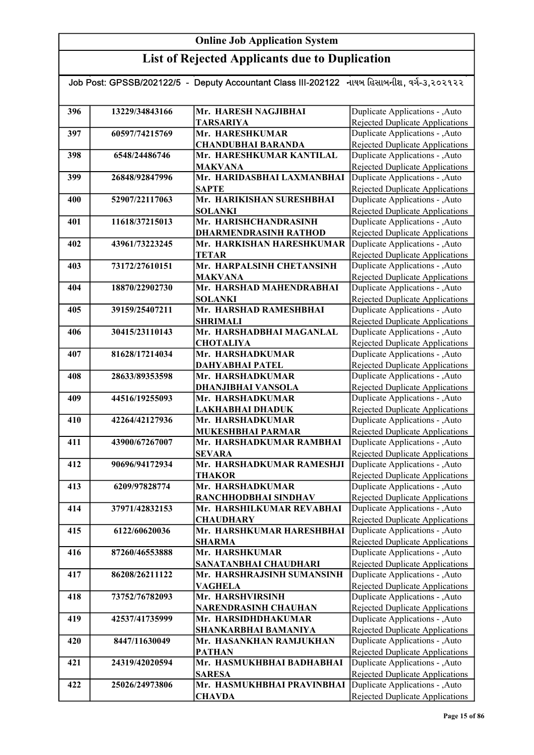# Online Job Application System

## List of Rejected Applicants due to Duplication

Job Post: GPSSB/202122/5 - Deputy Accountant Class III-202122 નાયબ હિસાબનીશ, વર્ગ-૩,૨૦૨૧૨૨

| | | | |
|---|---|---|---|
| 396 | 13229/34843166 | Mr. HARESH NAGJIBHAI TARSARIYA | Duplicate Applications - ,Auto Rejected Duplicate Applications |
| 397 | 60597/74215769 | Mr. HARESHKUMAR CHANDUBHAI BARANDA | Duplicate Applications - ,Auto Rejected Duplicate Applications |
| 398 | 6548/24486746 | Mr. HARESHKUMAR KANTILAL MAKVANA | Duplicate Applications - ,Auto Rejected Duplicate Applications |
| 399 | 26848/92847996 | Mr. HARIDASBHAI LAXMANBHAI SAPTE | Duplicate Applications - ,Auto Rejected Duplicate Applications |
| 400 | 52907/22117063 | Mr. HARIKISHAN SURESHBHAI SOLANKI | Duplicate Applications - ,Auto Rejected Duplicate Applications |
| 401 | 11618/37215013 | Mr. HARISHCHANDRASINH DHARMENDRASINH RATHOD | Duplicate Applications - ,Auto Rejected Duplicate Applications |
| 402 | 43961/73223245 | Mr. HARKISHAN HARESHKUMAR TETAR | Duplicate Applications - ,Auto Rejected Duplicate Applications |
| 403 | 73172/27610151 | Mr. HARPALSINH CHETANSINH MAKVANA | Duplicate Applications - ,Auto Rejected Duplicate Applications |
| 404 | 18870/22902730 | Mr. HARSHAD MAHENDRABHAI SOLANKI | Duplicate Applications - ,Auto Rejected Duplicate Applications |
| 405 | 39159/25407211 | Mr. HARSHAD RAMESHBHAI SHRIMALI | Duplicate Applications - ,Auto Rejected Duplicate Applications |
| 406 | 30415/23110143 | Mr. HARSHADBHAI MAGANLAL CHOTALIYA | Duplicate Applications - ,Auto Rejected Duplicate Applications |
| 407 | 81628/17214034 | Mr. HARSHADKUMAR DAHYABHAI PATEL | Duplicate Applications - ,Auto Rejected Duplicate Applications |
| 408 | 28633/89353598 | Mr. HARSHADKUMAR DHANJIBHAI VANSOLA | Duplicate Applications - ,Auto Rejected Duplicate Applications |
| 409 | 44516/19255093 | Mr. HARSHADKUMAR LAKHABHAI DHADUK | Duplicate Applications - ,Auto Rejected Duplicate Applications |
| 410 | 42264/42127936 | Mr. HARSHADKUMAR MUKESHBHAI PARMAR | Duplicate Applications - ,Auto Rejected Duplicate Applications |
| 411 | 43900/67267007 | Mr. HARSHADKUMAR RAMBHAI SEVARA | Duplicate Applications - ,Auto Rejected Duplicate Applications |
| 412 | 90696/94172934 | Mr. HARSHADKUMAR RAMESHJI THAKOR | Duplicate Applications - ,Auto Rejected Duplicate Applications |
| 413 | 6209/97828774 | Mr. HARSHADKUMAR RANCHHODBHAI SINDHAV | Duplicate Applications - ,Auto Rejected Duplicate Applications |
| 414 | 37971/42832153 | Mr. HARSHILKUMAR REVABHAI CHAUDHARY | Duplicate Applications - ,Auto Rejected Duplicate Applications |
| 415 | 6122/60620036 | Mr. HARSHKUMAR HARESHBHAI SHARMA | Duplicate Applications - ,Auto Rejected Duplicate Applications |
| 416 | 87260/46553888 | Mr. HARSHKUMAR SANATANBHAI CHAUDHARI | Duplicate Applications - ,Auto Rejected Duplicate Applications |
| 417 | 86208/26211122 | Mr. HARSHRAJSINH SUMANSINH VAGHELA | Duplicate Applications - ,Auto Rejected Duplicate Applications |
| 418 | 73752/76782093 | Mr. HARSHVIRSINH NARENDRASINH CHAUHAN | Duplicate Applications - ,Auto Rejected Duplicate Applications |
| 419 | 42537/41735999 | Mr. HARSIDHDHAKUMAR SHANKARBHAI BAMANIYA | Duplicate Applications - ,Auto Rejected Duplicate Applications |
| 420 | 8447/11630049 | Mr. HASANKHAN RAMJUKHAN PATHAN | Duplicate Applications - ,Auto Rejected Duplicate Applications |
| 421 | 24319/42020594 | Mr. HASMUKHBHAI BADHABHAI SARESA | Duplicate Applications - ,Auto Rejected Duplicate Applications |
| 422 | 25026/24973806 | Mr. HASMUKHBHAI PRAVINBHAI CHAVDA | Duplicate Applications - ,Auto Rejected Duplicate Applications |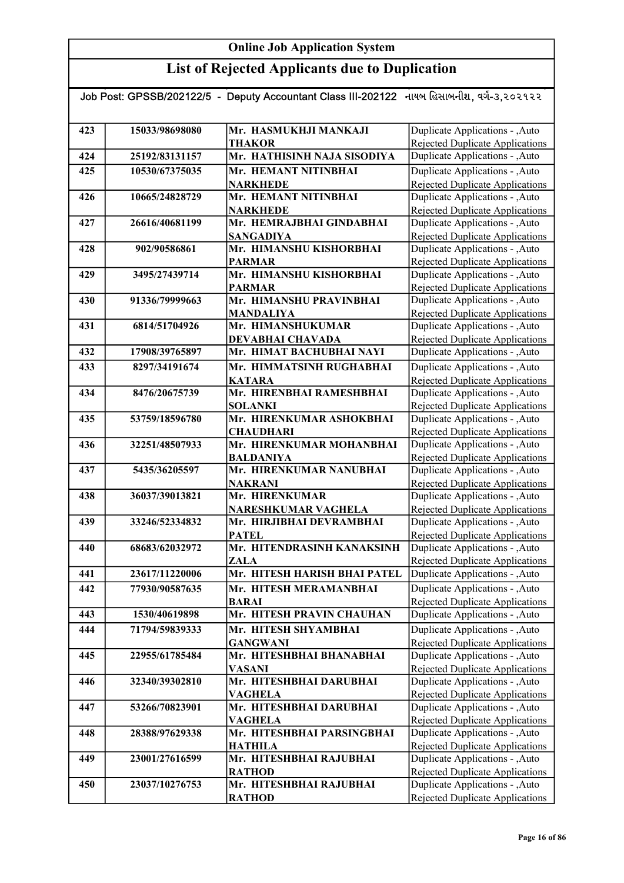# Online Job Application System

## List of Rejected Applicants due to Duplication

Job Post: GPSSB/202122/5 - Deputy Accountant Class III-202122 નાયબ હિસાબનીશ, વર્ગ-૩,૨૦૨૧૨૨

| | | | |
|---|---|---|---|
| 423 | 15033/98698080 | Mr. HASMUKHJI MANKAJI THAKOR | Duplicate Applications - ,Auto Rejected Duplicate Applications |
| 424 | 25192/83131157 | Mr. HATHISINH NAJA SISODIYA | Duplicate Applications - ,Auto |
| 425 | 10530/67375035 | Mr. HEMANT NITINBHAI NARKHEDE | Duplicate Applications - ,Auto Rejected Duplicate Applications |
| 426 | 10665/24828729 | Mr. HEMANT NITINBHAI NARKHEDE | Duplicate Applications - ,Auto Rejected Duplicate Applications |
| 427 | 26616/40681199 | Mr. HEMRAJBHAI GINDABHAI SANGADIYA | Duplicate Applications - ,Auto Rejected Duplicate Applications |
| 428 | 902/90586861 | Mr. HIMANSHU KISHORBHAI PARMAR | Duplicate Applications - ,Auto Rejected Duplicate Applications |
| 429 | 3495/27439714 | Mr. HIMANSHU KISHORBHAI PARMAR | Duplicate Applications - ,Auto Rejected Duplicate Applications |
| 430 | 91336/79999663 | Mr. HIMANSHU PRAVINBHAI MANDALIYA | Duplicate Applications - ,Auto Rejected Duplicate Applications |
| 431 | 6814/51704926 | Mr. HIMANSHUKUMAR DEVABHAI CHAVADA | Duplicate Applications - ,Auto Rejected Duplicate Applications |
| 432 | 17908/39765897 | Mr. HIMAT BACHUBHAI NAYI | Duplicate Applications - ,Auto |
| 433 | 8297/34191674 | Mr. HIMMATSINH RUGHABHAI KATARA | Duplicate Applications - ,Auto Rejected Duplicate Applications |
| 434 | 8476/20675739 | Mr. HIRENBHAI RAMESHBHAI SOLANKI | Duplicate Applications - ,Auto Rejected Duplicate Applications |
| 435 | 53759/18596780 | Mr. HIRENKUMAR ASHOKBHAI CHAUDHARI | Duplicate Applications - ,Auto Rejected Duplicate Applications |
| 436 | 32251/48507933 | Mr. HIRENKUMAR MOHANBHAI BALDANIYA | Duplicate Applications - ,Auto Rejected Duplicate Applications |
| 437 | 5435/36205597 | Mr. HIRENKUMAR NANUBHAI NAKRANI | Duplicate Applications - ,Auto Rejected Duplicate Applications |
| 438 | 36037/39013821 | Mr. HIRENKUMAR NARESHKUMAR VAGHELA | Duplicate Applications - ,Auto Rejected Duplicate Applications |
| 439 | 33246/52334832 | Mr. HIRJIBHAI DEVRAMBHAI PATEL | Duplicate Applications - ,Auto Rejected Duplicate Applications |
| 440 | 68683/62032972 | Mr. HITENDRASINH KANAKSINH ZALA | Duplicate Applications - ,Auto Rejected Duplicate Applications |
| 441 | 23617/11220006 | Mr. HITESH HARISH BHAI PATEL | Duplicate Applications - ,Auto |
| 442 | 77930/90587635 | Mr. HITESH MERAMANBHAI BARAI | Duplicate Applications - ,Auto Rejected Duplicate Applications |
| 443 | 1530/40619898 | Mr. HITESH PRAVIN CHAUHAN | Duplicate Applications - ,Auto |
| 444 | 71794/59839333 | Mr. HITESH SHYAMBHAI GANGWANI | Duplicate Applications - ,Auto Rejected Duplicate Applications |
| 445 | 22955/61785484 | Mr. HITESHBHAI BHANABHAI VASANI | Duplicate Applications - ,Auto Rejected Duplicate Applications |
| 446 | 32340/39302810 | Mr. HITESHBHAI DARUBHAI VAGHELA | Duplicate Applications - ,Auto Rejected Duplicate Applications |
| 447 | 53266/70823901 | Mr. HITESHBHAI DARUBHAI VAGHELA | Duplicate Applications - ,Auto Rejected Duplicate Applications |
| 448 | 28388/97629338 | Mr. HITESHBHAI PARSINGBHAI HATHILA | Duplicate Applications - ,Auto Rejected Duplicate Applications |
| 449 | 23001/27616599 | Mr. HITESHBHAI RAJUBHAI RATHOD | Duplicate Applications - ,Auto Rejected Duplicate Applications |
| 450 | 23037/10276753 | Mr. HITESHBHAI RAJUBHAI RATHOD | Duplicate Applications - ,Auto Rejected Duplicate Applications |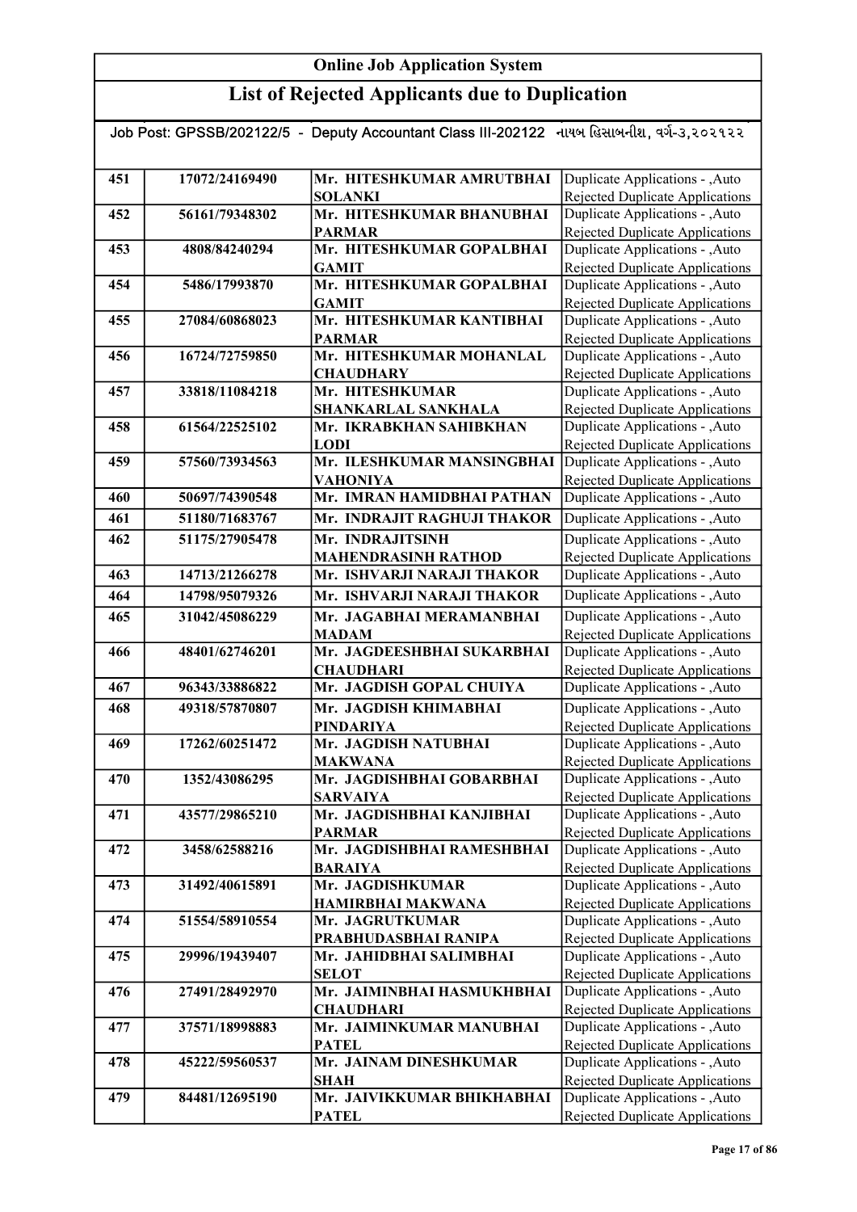# Online Job Application System

## List of Rejected Applicants due to Duplication

Job Post: GPSSB/202122/5 - Deputy Accountant Class III-202122 નાયબ હિસાબનીશ, વર્ગ-૩,૨૦૨૧૨૨

| | | | |
|---|---|---|---|
| 451 | 17072/24169490 | Mr. HITESHKUMAR AMRUTBHAI SOLANKI | Duplicate Applications - ,Auto Rejected Duplicate Applications |
| 452 | 56161/79348302 | Mr. HITESHKUMAR BHANUBHAI PARMAR | Duplicate Applications - ,Auto Rejected Duplicate Applications |
| 453 | 4808/84240294 | Mr. HITESHKUMAR GOPALBHAI GAMIT | Duplicate Applications - ,Auto Rejected Duplicate Applications |
| 454 | 5486/17993870 | Mr. HITESHKUMAR GOPALBHAI GAMIT | Duplicate Applications - ,Auto Rejected Duplicate Applications |
| 455 | 27084/60868023 | Mr. HITESHKUMAR KANTIBHAI PARMAR | Duplicate Applications - ,Auto Rejected Duplicate Applications |
| 456 | 16724/72759850 | Mr. HITESHKUMAR MOHANLAL CHAUDHARY | Duplicate Applications - ,Auto Rejected Duplicate Applications |
| 457 | 33818/11084218 | Mr. HITESHKUMAR SHANKARLAL SANKHALA | Duplicate Applications - ,Auto Rejected Duplicate Applications |
| 458 | 61564/22525102 | Mr. IKRABKHAN SAHIBKHAN LODI | Duplicate Applications - ,Auto Rejected Duplicate Applications |
| 459 | 57560/73934563 | Mr. ILESHKUMAR MANSINGBHAI VAHONIYA | Duplicate Applications - ,Auto Rejected Duplicate Applications |
| 460 | 50697/74390548 | Mr. IMRAN HAMIDBHAI PATHAN | Duplicate Applications - ,Auto |
| 461 | 51180/71683767 | Mr. INDRAJIT RAGHUJI THAKOR | Duplicate Applications - ,Auto |
| 462 | 51175/27905478 | Mr. INDRAJITSINH MAHENDRASINH RATHOD | Duplicate Applications - ,Auto Rejected Duplicate Applications |
| 463 | 14713/21266278 | Mr. ISHVARJI NARAJI THAKOR | Duplicate Applications - ,Auto |
| 464 | 14798/95079326 | Mr. ISHVARJI NARAJI THAKOR | Duplicate Applications - ,Auto |
| 465 | 31042/45086229 | Mr. JAGABHAI MERAMANBHAI MADAM | Duplicate Applications - ,Auto Rejected Duplicate Applications |
| 466 | 48401/62746201 | Mr. JAGDEESHBHAI SUKARBHAI CHAUDHARI | Duplicate Applications - ,Auto Rejected Duplicate Applications |
| 467 | 96343/33886822 | Mr. JAGDISH GOPAL CHUIYA | Duplicate Applications - ,Auto |
| 468 | 49318/57870807 | Mr. JAGDISH KHIMABHAI PINDARIYA | Duplicate Applications - ,Auto Rejected Duplicate Applications |
| 469 | 17262/60251472 | Mr. JAGDISH NATUBHAI MAKWANA | Duplicate Applications - ,Auto Rejected Duplicate Applications |
| 470 | 1352/43086295 | Mr. JAGDISHBHAI GOBARBHAI SARVAIYA | Duplicate Applications - ,Auto Rejected Duplicate Applications |
| 471 | 43577/29865210 | Mr. JAGDISHBHAI KANJIBHAI PARMAR | Duplicate Applications - ,Auto Rejected Duplicate Applications |
| 472 | 3458/62588216 | Mr. JAGDISHBHAI RAMESHBHAI BARAIYA | Duplicate Applications - ,Auto Rejected Duplicate Applications |
| 473 | 31492/40615891 | Mr. JAGDISHKUMAR HAMIRBHAI MAKWANA | Duplicate Applications - ,Auto Rejected Duplicate Applications |
| 474 | 51554/58910554 | Mr. JAGRUTKUMAR PRABHUDASBHAI RANIPA | Duplicate Applications - ,Auto Rejected Duplicate Applications |
| 475 | 29996/19439407 | Mr. JAHIDBHAI SALIMBHAI SELOT | Duplicate Applications - ,Auto Rejected Duplicate Applications |
| 476 | 27491/28492970 | Mr. JAIMINBHAI HASMUKHBHAI CHAUDHARI | Duplicate Applications - ,Auto Rejected Duplicate Applications |
| 477 | 37571/18998883 | Mr. JAIMINKUMAR MANUBHAI PATEL | Duplicate Applications - ,Auto Rejected Duplicate Applications |
| 478 | 45222/59560537 | Mr. JAINAM DINESHKUMAR SHAH | Duplicate Applications - ,Auto Rejected Duplicate Applications |
| 479 | 84481/12695190 | Mr. JAIVIKKUMAR BHIKHABHAI PATEL | Duplicate Applications - ,Auto Rejected Duplicate Applications |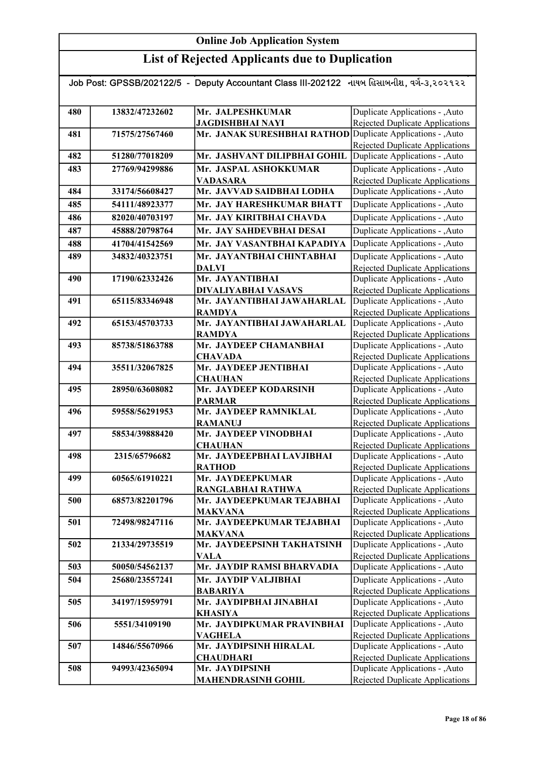# Online Job Application System

## List of Rejected Applicants due to Duplication

Job Post: GPSSB/202122/5 - Deputy Accountant Class III-202122 નાયબ હિસાબનીશ, વર્ગ-૩,૨૦૨૧૨૨

| | | | |
|---|---|---|---|
| 480 | 13832/47232602 | Mr. JALPESHKUMAR JAGDISHBHAI NAYI | Duplicate Applications - ,Auto Rejected Duplicate Applications |
| 481 | 71575/27567460 | Mr. JANAK SURESHBHAI RATHOD | Duplicate Applications - ,Auto Rejected Duplicate Applications |
| 482 | 51280/77018209 | Mr. JASHVANT DILIPBHAI GOHIL | Duplicate Applications - ,Auto |
| 483 | 27769/94299886 | Mr. JASPAL ASHOKKUMAR VADASARA | Duplicate Applications - ,Auto Rejected Duplicate Applications |
| 484 | 33174/56608427 | Mr. JAVVAD SAIDBHAI LODHA | Duplicate Applications - ,Auto |
| 485 | 54111/48923377 | Mr. JAY HARESHKUMAR BHATT | Duplicate Applications - ,Auto |
| 486 | 82020/40703197 | Mr. JAY KIRITBHAI CHAVDA | Duplicate Applications - ,Auto |
| 487 | 45888/20798764 | Mr. JAY SAHDEVBHAI DESAI | Duplicate Applications - ,Auto |
| 488 | 41704/41542569 | Mr. JAY VASANTBHAI KAPADIYA | Duplicate Applications - ,Auto |
| 489 | 34832/40323751 | Mr. JAYANTBHAI CHINTABHAI DALVI | Duplicate Applications - ,Auto Rejected Duplicate Applications |
| 490 | 17190/62332426 | Mr. JAYANTIBHAI DIVALIYABHAI VASAVS | Duplicate Applications - ,Auto Rejected Duplicate Applications |
| 491 | 65115/83346948 | Mr. JAYANTIBHAI JAWAHARLAL RAMDYA | Duplicate Applications - ,Auto Rejected Duplicate Applications |
| 492 | 65153/45703733 | Mr. JAYANTIBHAI JAWAHARLAL RAMDYA | Duplicate Applications - ,Auto Rejected Duplicate Applications |
| 493 | 85738/51863788 | Mr. JAYDEEP CHAMANBHAI CHAVADA | Duplicate Applications - ,Auto Rejected Duplicate Applications |
| 494 | 35511/32067825 | Mr. JAYDEEP JENTIBHAI CHAUHAN | Duplicate Applications - ,Auto Rejected Duplicate Applications |
| 495 | 28950/63608082 | Mr. JAYDEEP KODARSINH PARMAR | Duplicate Applications - ,Auto Rejected Duplicate Applications |
| 496 | 59558/56291953 | Mr. JAYDEEP RAMNIKLAL RAMANUJ | Duplicate Applications - ,Auto Rejected Duplicate Applications |
| 497 | 58534/39888420 | Mr. JAYDEEP VINODBHAI CHAUHAN | Duplicate Applications - ,Auto Rejected Duplicate Applications |
| 498 | 2315/65796682 | Mr. JAYDEEPBHAI LAVJIBHAI RATHOD | Duplicate Applications - ,Auto Rejected Duplicate Applications |
| 499 | 60565/61910221 | Mr. JAYDEEPKUMAR RANGLABHAI RATHWA | Duplicate Applications - ,Auto Rejected Duplicate Applications |
| 500 | 68573/82201796 | Mr. JAYDEEPKUMAR TEJABHAI MAKVANA | Duplicate Applications - ,Auto Rejected Duplicate Applications |
| 501 | 72498/98247116 | Mr. JAYDEEPKUMAR TEJABHAI MAKVANA | Duplicate Applications - ,Auto Rejected Duplicate Applications |
| 502 | 21334/29735519 | Mr. JAYDEEPSINH TAKHATSINH VALA | Duplicate Applications - ,Auto Rejected Duplicate Applications |
| 503 | 50050/54562137 | Mr. JAYDIP RAMSI BHARVADIA | Duplicate Applications - ,Auto |
| 504 | 25680/23557241 | Mr. JAYDIP VALJIBHAI BABARIYA | Duplicate Applications - ,Auto Rejected Duplicate Applications |
| 505 | 34197/15959791 | Mr. JAYDIPBHAI JINABHAI KHASIYA | Duplicate Applications - ,Auto Rejected Duplicate Applications |
| 506 | 5551/34109190 | Mr. JAYDIPKUMAR PRAVINBHAI VAGHELA | Duplicate Applications - ,Auto Rejected Duplicate Applications |
| 507 | 14846/55670966 | Mr. JAYDIPSINH HIRALAL CHAUDHARI | Duplicate Applications - ,Auto Rejected Duplicate Applications |
| 508 | 94993/42365094 | Mr. JAYDIPSINH MAHENDRASINH GOHIL | Duplicate Applications - ,Auto Rejected Duplicate Applications |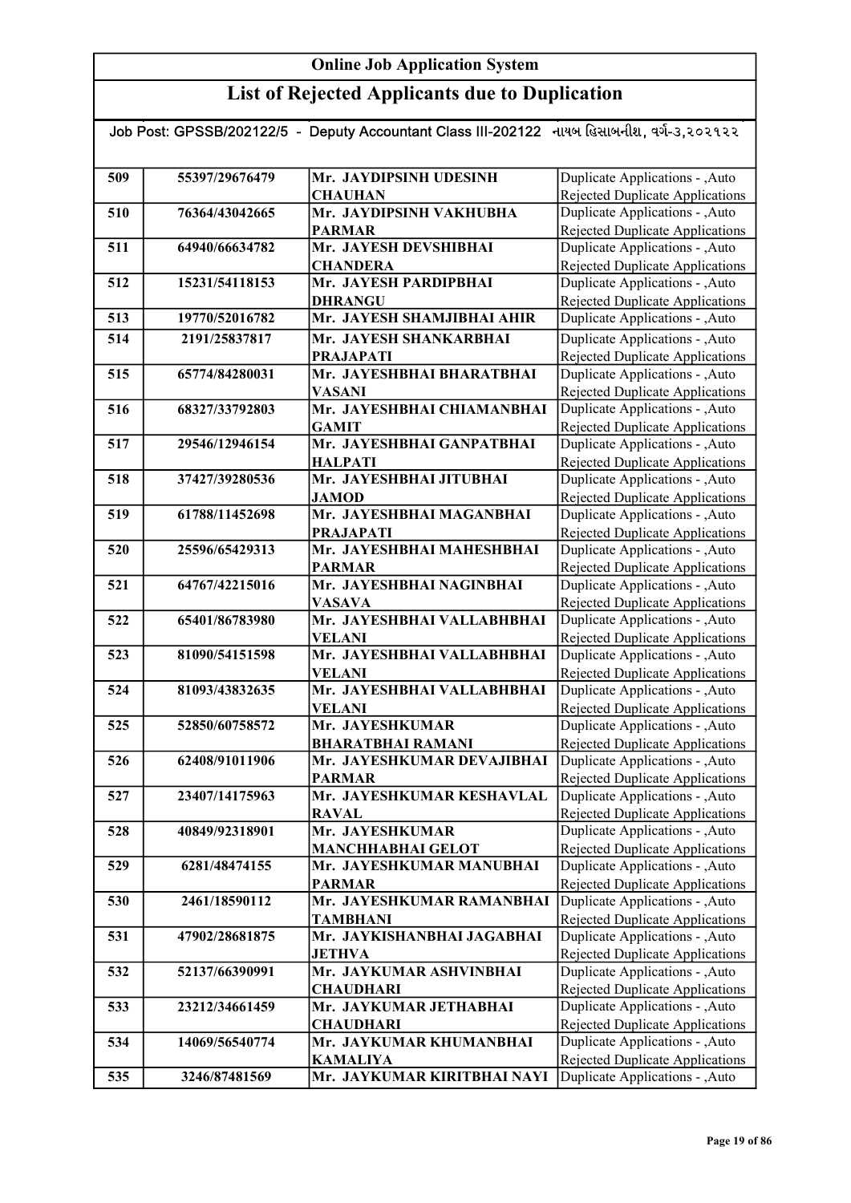# Online Job Application System

## List of Rejected Applicants due to Duplication

Job Post: GPSSB/202122/5 - Deputy Accountant Class III-202122 નાયબ હિસાબનીશ, વર્ગ-૩,૨૦૨૧૨૨

| | | | |
|---|---|---|---|
| 509 | 55397/29676479 | Mr. JAYDIPSINH UDESINH CHAUHAN | Duplicate Applications - ,Auto Rejected Duplicate Applications |
| 510 | 76364/43042665 | Mr. JAYDIPSINH VAKHUBHA PARMAR | Duplicate Applications - ,Auto Rejected Duplicate Applications |
| 511 | 64940/66634782 | Mr. JAYESH DEVSHIBHAI CHANDERA | Duplicate Applications - ,Auto Rejected Duplicate Applications |
| 512 | 15231/54118153 | Mr. JAYESH PARDIPBHAI DHRANGU | Duplicate Applications - ,Auto Rejected Duplicate Applications |
| 513 | 19770/52016782 | Mr. JAYESH SHAMJIBHAI AHIR | Duplicate Applications - ,Auto |
| 514 | 2191/25837817 | Mr. JAYESH SHANKARBHAI PRAJAPATI | Duplicate Applications - ,Auto Rejected Duplicate Applications |
| 515 | 65774/84280031 | Mr. JAYESHBHAI BHARATBHAI VASANI | Duplicate Applications - ,Auto Rejected Duplicate Applications |
| 516 | 68327/33792803 | Mr. JAYESHBHAI CHIAMANBHAI GAMIT | Duplicate Applications - ,Auto Rejected Duplicate Applications |
| 517 | 29546/12946154 | Mr. JAYESHBHAI GANPATBHAI HALPATI | Duplicate Applications - ,Auto Rejected Duplicate Applications |
| 518 | 37427/39280536 | Mr. JAYESHBHAI JITUBHAI JAMOD | Duplicate Applications - ,Auto Rejected Duplicate Applications |
| 519 | 61788/11452698 | Mr. JAYESHBHAI MAGANBHAI PRAJAPATI | Duplicate Applications - ,Auto Rejected Duplicate Applications |
| 520 | 25596/65429313 | Mr. JAYESHBHAI MAHESHBHAI PARMAR | Duplicate Applications - ,Auto Rejected Duplicate Applications |
| 521 | 64767/42215016 | Mr. JAYESHBHAI NAGINBHAI VASAVA | Duplicate Applications - ,Auto Rejected Duplicate Applications |
| 522 | 65401/86783980 | Mr. JAYESHBHAI VALLABHBHAI VELANI | Duplicate Applications - ,Auto Rejected Duplicate Applications |
| 523 | 81090/54151598 | Mr. JAYESHBHAI VALLABHBHAI VELANI | Duplicate Applications - ,Auto Rejected Duplicate Applications |
| 524 | 81093/43832635 | Mr. JAYESHBHAI VALLABHBHAI VELANI | Duplicate Applications - ,Auto Rejected Duplicate Applications |
| 525 | 52850/60758572 | Mr. JAYESHKUMAR BHARATBHAI RAMANI | Duplicate Applications - ,Auto Rejected Duplicate Applications |
| 526 | 62408/91011906 | Mr. JAYESHKUMAR DEVAJIBHAI PARMAR | Duplicate Applications - ,Auto Rejected Duplicate Applications |
| 527 | 23407/14175963 | Mr. JAYESHKUMAR KESHAVLAL RAVAL | Duplicate Applications - ,Auto Rejected Duplicate Applications |
| 528 | 40849/92318901 | Mr. JAYESHKUMAR MANCHHABHAI GELOT | Duplicate Applications - ,Auto Rejected Duplicate Applications |
| 529 | 6281/48474155 | Mr. JAYESHKUMAR MANUBHAI PARMAR | Duplicate Applications - ,Auto Rejected Duplicate Applications |
| 530 | 2461/18590112 | Mr. JAYESHKUMAR RAMANBHAI TAMBHANI | Duplicate Applications - ,Auto Rejected Duplicate Applications |
| 531 | 47902/28681875 | Mr. JAYKISHANBHAI JAGABHAI JETHVA | Duplicate Applications - ,Auto Rejected Duplicate Applications |
| 532 | 52137/66390991 | Mr. JAYKUMAR ASHVINBHAI CHAUDHARI | Duplicate Applications - ,Auto Rejected Duplicate Applications |
| 533 | 23212/34661459 | Mr. JAYKUMAR JETHABHAI CHAUDHARI | Duplicate Applications - ,Auto Rejected Duplicate Applications |
| 534 | 14069/56540774 | Mr. JAYKUMAR KHUMANBHAI KAMALIYA | Duplicate Applications - ,Auto Rejected Duplicate Applications |
| 535 | 3246/87481569 | Mr. JAYKUMAR KIRITBHAI NAYI | Duplicate Applications - ,Auto |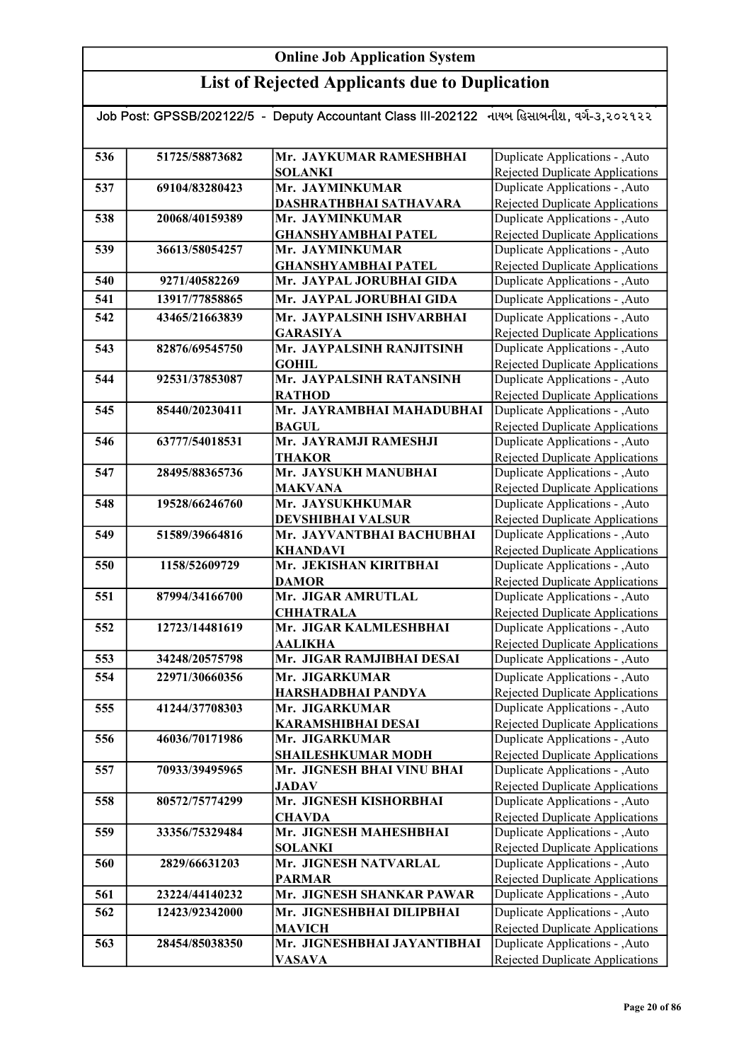# Online Job Application System

## List of Rejected Applicants due to Duplication

Job Post: GPSSB/202122/5 - Deputy Accountant Class III-202122 નાયબ હિસાબનીશ, વર્ગ-૩,૨૦૨૧૨૨

| | | | |
|---|---|---|---|
| 536 | 51725/58873682 | Mr. JAYKUMAR RAMESHBHAI SOLANKI | Duplicate Applications - ,Auto Rejected Duplicate Applications |
| 537 | 69104/83280423 | Mr. JAYMINKUMAR DASHRATHBHAI SATHAVARA | Duplicate Applications - ,Auto Rejected Duplicate Applications |
| 538 | 20068/40159389 | Mr. JAYMINKUMAR GHANSHYAMBHAI PATEL | Duplicate Applications - ,Auto Rejected Duplicate Applications |
| 539 | 36613/58054257 | Mr. JAYMINKUMAR GHANSHYAMBHAI PATEL | Duplicate Applications - ,Auto Rejected Duplicate Applications |
| 540 | 9271/40582269 | Mr. JAYPAL JORUBHAI GIDA | Duplicate Applications - ,Auto |
| 541 | 13917/77858865 | Mr. JAYPAL JORUBHAI GIDA | Duplicate Applications - ,Auto |
| 542 | 43465/21663839 | Mr. JAYPALSINH ISHVARBHAI GARASIYA | Duplicate Applications - ,Auto Rejected Duplicate Applications |
| 543 | 82876/69545750 | Mr. JAYPALSINH RANJITSINH GOHIL | Duplicate Applications - ,Auto Rejected Duplicate Applications |
| 544 | 92531/37853087 | Mr. JAYPALSINH RATANSINH RATHOD | Duplicate Applications - ,Auto Rejected Duplicate Applications |
| 545 | 85440/20230411 | Mr. JAYRAMBHAI MAHADUBHAI BAGUL | Duplicate Applications - ,Auto Rejected Duplicate Applications |
| 546 | 63777/54018531 | Mr. JAYRAMJI RAMESHJI THAKOR | Duplicate Applications - ,Auto Rejected Duplicate Applications |
| 547 | 28495/88365736 | Mr. JAYSUKH MANUBHAI MAKVANA | Duplicate Applications - ,Auto Rejected Duplicate Applications |
| 548 | 19528/66246760 | Mr. JAYSUKHKUMAR DEVSHIBHAI VALSUR | Duplicate Applications - ,Auto Rejected Duplicate Applications |
| 549 | 51589/39664816 | Mr. JAYVANTBHAI BACHUBHAI KHANDAVI | Duplicate Applications - ,Auto Rejected Duplicate Applications |
| 550 | 1158/52609729 | Mr. JEKISHAN KIRITBHAI DAMOR | Duplicate Applications - ,Auto Rejected Duplicate Applications |
| 551 | 87994/34166700 | Mr. JIGAR AMRUTLAL CHHATRALA | Duplicate Applications - ,Auto Rejected Duplicate Applications |
| 552 | 12723/14481619 | Mr. JIGAR KALMLESHBHAI AALIKHA | Duplicate Applications - ,Auto Rejected Duplicate Applications |
| 553 | 34248/20575798 | Mr. JIGAR RAMJIBHAI DESAI | Duplicate Applications - ,Auto |
| 554 | 22971/30660356 | Mr. JIGARKUMAR HARSHADBHAI PANDYA | Duplicate Applications - ,Auto Rejected Duplicate Applications |
| 555 | 41244/37708303 | Mr. JIGARKUMAR KARAMSHIBHAI DESAI | Duplicate Applications - ,Auto Rejected Duplicate Applications |
| 556 | 46036/70171986 | Mr. JIGARKUMAR SHAILESHKUMAR MODH | Duplicate Applications - ,Auto Rejected Duplicate Applications |
| 557 | 70933/39495965 | Mr. JIGNESH BHAI VINU BHAI JADAV | Duplicate Applications - ,Auto Rejected Duplicate Applications |
| 558 | 80572/75774299 | Mr. JIGNESH KISHORBHAI CHAVDA | Duplicate Applications - ,Auto Rejected Duplicate Applications |
| 559 | 33356/75329484 | Mr. JIGNESH MAHESHBHAI SOLANKI | Duplicate Applications - ,Auto Rejected Duplicate Applications |
| 560 | 2829/66631203 | Mr. JIGNESH NATVARLAL PARMAR | Duplicate Applications - ,Auto Rejected Duplicate Applications |
| 561 | 23224/44140232 | Mr. JIGNESH SHANKAR PAWAR | Duplicate Applications - ,Auto |
| 562 | 12423/92342000 | Mr. JIGNESHBHAI DILIPBHAI MAVICH | Duplicate Applications - ,Auto Rejected Duplicate Applications |
| 563 | 28454/85038350 | Mr. JIGNESHBHAI JAYANTIBHAI VASAVA | Duplicate Applications - ,Auto Rejected Duplicate Applications |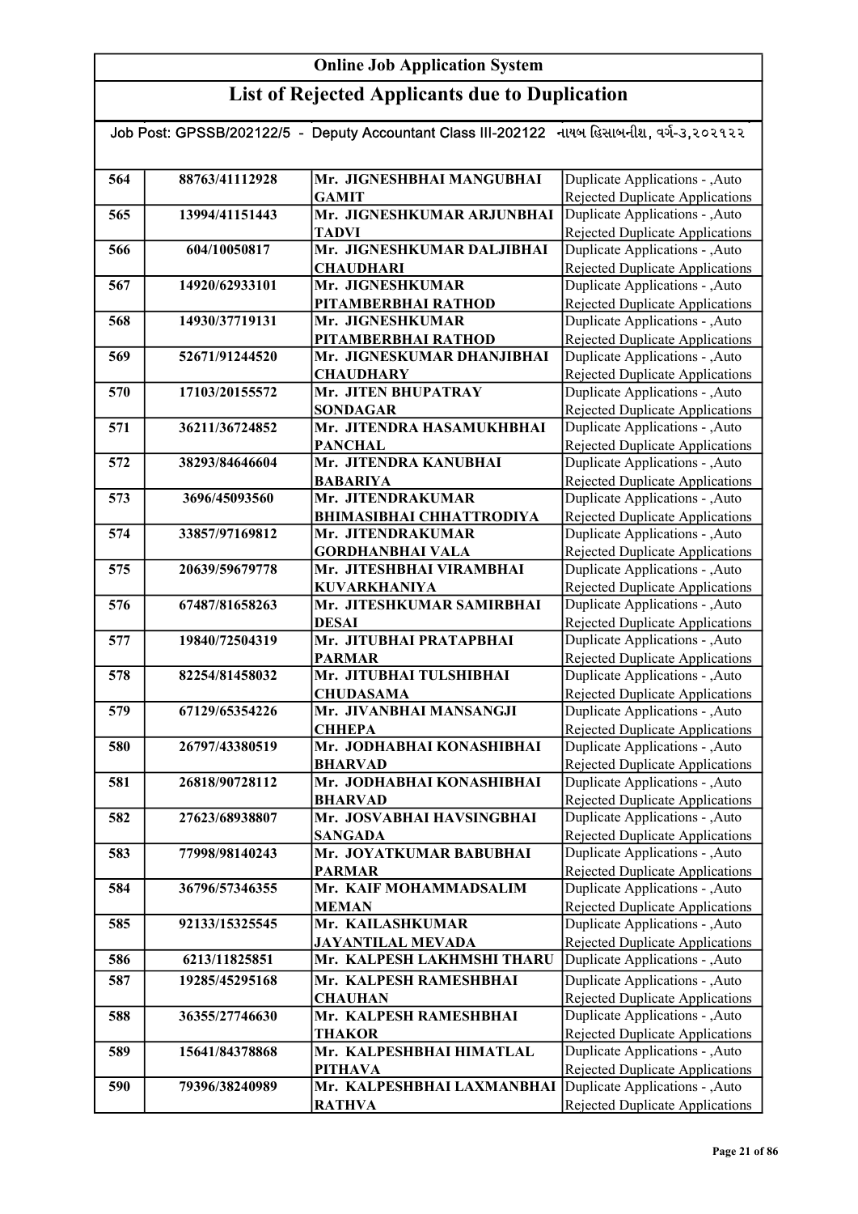# Online Job Application System

## List of Rejected Applicants due to Duplication

Job Post: GPSSB/202122/5 - Deputy Accountant Class III-202122 નાયબ હિસાબનીશ, વર્ગ-૩,૨૦૨૧૨૨

| | | | |
|---|---|---|---|
| 564 | 88763/41112928 | Mr. JIGNESHBHAI MANGUBHAI GAMIT | Duplicate Applications - ,Auto Rejected Duplicate Applications |
| 565 | 13994/41151443 | Mr. JIGNESHKUMAR ARJUNBHAI TADVI | Duplicate Applications - ,Auto Rejected Duplicate Applications |
| 566 | 604/10050817 | Mr. JIGNESHKUMAR DALJIBHAI CHAUDHARI | Duplicate Applications - ,Auto Rejected Duplicate Applications |
| 567 | 14920/62933101 | Mr. JIGNESHKUMAR PITAMBERBHAI RATHOD | Duplicate Applications - ,Auto Rejected Duplicate Applications |
| 568 | 14930/37719131 | Mr. JIGNESHKUMAR PITAMBERBHAI RATHOD | Duplicate Applications - ,Auto Rejected Duplicate Applications |
| 569 | 52671/91244520 | Mr. JIGNESKUMAR DHANJIBHAI CHAUDHARY | Duplicate Applications - ,Auto Rejected Duplicate Applications |
| 570 | 17103/20155572 | Mr. JITEN BHUPATRAY SONDAGAR | Duplicate Applications - ,Auto Rejected Duplicate Applications |
| 571 | 36211/36724852 | Mr. JITENDRA HASAMUKHBHAI PANCHAL | Duplicate Applications - ,Auto Rejected Duplicate Applications |
| 572 | 38293/84646604 | Mr. JITENDRA KANUBHAI BABARIYA | Duplicate Applications - ,Auto Rejected Duplicate Applications |
| 573 | 3696/45093560 | Mr. JITENDRAKUMAR BHIMASIBHAI CHHATTRODIYA | Duplicate Applications - ,Auto Rejected Duplicate Applications |
| 574 | 33857/97169812 | Mr. JITENDRAKUMAR GORDHANBHAI VALA | Duplicate Applications - ,Auto Rejected Duplicate Applications |
| 575 | 20639/59679778 | Mr. JITESHBHAI VIRAMBHAI KUVARKHANIYA | Duplicate Applications - ,Auto Rejected Duplicate Applications |
| 576 | 67487/81658263 | Mr. JITESHKUMAR SAMIRBHAI DESAI | Duplicate Applications - ,Auto Rejected Duplicate Applications |
| 577 | 19840/72504319 | Mr. JITUBHAI PRATAPBHAI PARMAR | Duplicate Applications - ,Auto Rejected Duplicate Applications |
| 578 | 82254/81458032 | Mr. JITUBHAI TULSHIBHAI CHUDASAMA | Duplicate Applications - ,Auto Rejected Duplicate Applications |
| 579 | 67129/65354226 | Mr. JIVANBHAI MANSANGJI CHHEPA | Duplicate Applications - ,Auto Rejected Duplicate Applications |
| 580 | 26797/43380519 | Mr. JODHABHAI KONASHIBHAI BHARVAD | Duplicate Applications - ,Auto Rejected Duplicate Applications |
| 581 | 26818/90728112 | Mr. JODHABHAI KONASHIBHAI BHARVAD | Duplicate Applications - ,Auto Rejected Duplicate Applications |
| 582 | 27623/68938807 | Mr. JOSVABHAI HAVSINGBHAI SANGADA | Duplicate Applications - ,Auto Rejected Duplicate Applications |
| 583 | 77998/98140243 | Mr. JOYATKUMAR BABUBHAI PARMAR | Duplicate Applications - ,Auto Rejected Duplicate Applications |
| 584 | 36796/57346355 | Mr. KAIF MOHAMMADSALIM MEMAN | Duplicate Applications - ,Auto Rejected Duplicate Applications |
| 585 | 92133/15325545 | Mr. KAILASHKUMAR JAYANTILAL MEVADA | Duplicate Applications - ,Auto Rejected Duplicate Applications |
| 586 | 6213/11825851 | Mr. KALPESH LAKHMSHI THARU | Duplicate Applications - ,Auto |
| 587 | 19285/45295168 | Mr. KALPESH RAMESHBHAI CHAUHAN | Duplicate Applications - ,Auto Rejected Duplicate Applications |
| 588 | 36355/27746630 | Mr. KALPESH RAMESHBHAI THAKOR | Duplicate Applications - ,Auto Rejected Duplicate Applications |
| 589 | 15641/84378868 | Mr. KALPESHBHAI HIMATLAL PITHAVA | Duplicate Applications - ,Auto Rejected Duplicate Applications |
| 590 | 79396/38240989 | Mr. KALPESHBHAI LAXMANBHAI RATHVA | Duplicate Applications - ,Auto Rejected Duplicate Applications |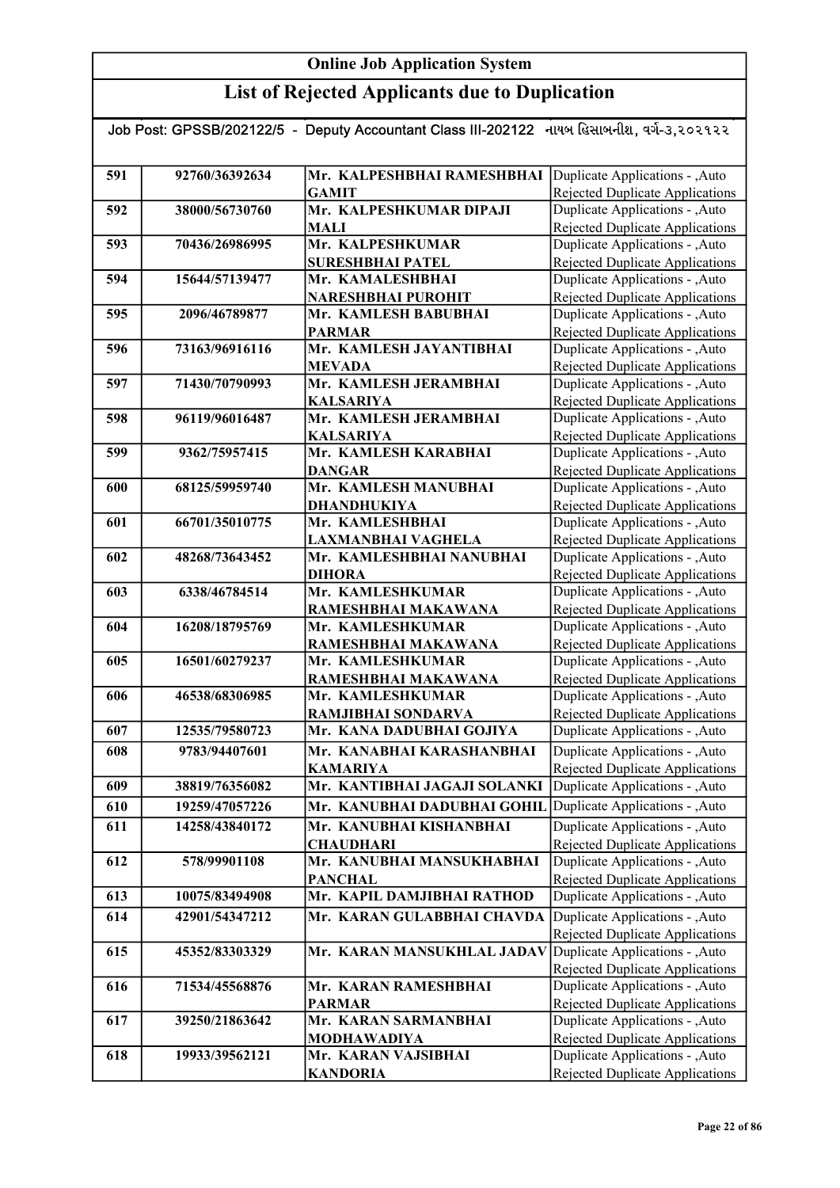## Online Job Application System

## List of Rejected Applicants due to Duplication

Job Post: GPSSB/202122/5 - Deputy Accountant Class III-202122 નાયબ હિસાબનીશ, વર્ગ-૩,૨૦૨૧૨૨

| | | | |
|---|---|---|---|
| 591 | 92760/36392634 | Mr. KALPESHBHAI RAMESHBHAI GAMIT | Duplicate Applications - ,Auto Rejected Duplicate Applications |
| 592 | 38000/56730760 | Mr. KALPESHKUMAR DIPAJI MALI | Duplicate Applications - ,Auto Rejected Duplicate Applications |
| 593 | 70436/26986995 | Mr. KALPESHKUMAR SURESHBHAI PATEL | Duplicate Applications - ,Auto Rejected Duplicate Applications |
| 594 | 15644/57139477 | Mr. KAMALESHBHAI NARESHBHAI PUROHIT | Duplicate Applications - ,Auto Rejected Duplicate Applications |
| 595 | 2096/46789877 | Mr. KAMLESH BABUBHAI PARMAR | Duplicate Applications - ,Auto Rejected Duplicate Applications |
| 596 | 73163/96916116 | Mr. KAMLESH JAYANTIBHAI MEVADA | Duplicate Applications - ,Auto Rejected Duplicate Applications |
| 597 | 71430/70790993 | Mr. KAMLESH JERAMBHAI KALSARIYA | Duplicate Applications - ,Auto Rejected Duplicate Applications |
| 598 | 96119/96016487 | Mr. KAMLESH JERAMBHAI KALSARIYA | Duplicate Applications - ,Auto Rejected Duplicate Applications |
| 599 | 9362/75957415 | Mr. KAMLESH KARABHAI DANGAR | Duplicate Applications - ,Auto Rejected Duplicate Applications |
| 600 | 68125/59959740 | Mr. KAMLESH MANUBHAI DHANDHUKIYA | Duplicate Applications - ,Auto Rejected Duplicate Applications |
| 601 | 66701/35010775 | Mr. KAMLESHBHAI LAXMANBHAI VAGHELA | Duplicate Applications - ,Auto Rejected Duplicate Applications |
| 602 | 48268/73643452 | Mr. KAMLESHBHAI NANUBHAI DIHORA | Duplicate Applications - ,Auto Rejected Duplicate Applications |
| 603 | 6338/46784514 | Mr. KAMLESHKUMAR RAMESHBHAI MAKAWANA | Duplicate Applications - ,Auto Rejected Duplicate Applications |
| 604 | 16208/18795769 | Mr. KAMLESHKUMAR RAMESHBHAI MAKAWANA | Duplicate Applications - ,Auto Rejected Duplicate Applications |
| 605 | 16501/60279237 | Mr. KAMLESHKUMAR RAMESHBHAI MAKAWANA | Duplicate Applications - ,Auto Rejected Duplicate Applications |
| 606 | 46538/68306985 | Mr. KAMLESHKUMAR RAMJIBHAI SONDARVA | Duplicate Applications - ,Auto Rejected Duplicate Applications |
| 607 | 12535/79580723 | Mr. KANA DADUBHAI GOJIYA | Duplicate Applications - ,Auto |
| 608 | 9783/94407601 | Mr. KANABHAI KARASHANBHAI KAMARIYA | Duplicate Applications - ,Auto Rejected Duplicate Applications |
| 609 | 38819/76356082 | Mr. KANTIBHAI JAGAJI SOLANKI | Duplicate Applications - ,Auto |
| 610 | 19259/47057226 | Mr. KANUBHAI DADUBHAI GOHIL | Duplicate Applications - ,Auto |
| 611 | 14258/43840172 | Mr. KANUBHAI KISHANBHAI CHAUDHARI | Duplicate Applications - ,Auto Rejected Duplicate Applications |
| 612 | 578/99901108 | Mr. KANUBHAI MANSUKHABHAI PANCHAL | Duplicate Applications - ,Auto Rejected Duplicate Applications |
| 613 | 10075/83494908 | Mr. KAPIL DAMJIBHAI RATHOD | Duplicate Applications - ,Auto |
| 614 | 42901/54347212 | Mr. KARAN GULABBHAI CHAVDA | Duplicate Applications - ,Auto Rejected Duplicate Applications |
| 615 | 45352/83303329 | Mr. KARAN MANSUKHLAL JADAV | Duplicate Applications - ,Auto Rejected Duplicate Applications |
| 616 | 71534/45568876 | Mr. KARAN RAMESHBHAI PARMAR | Duplicate Applications - ,Auto Rejected Duplicate Applications |
| 617 | 39250/21863642 | Mr. KARAN SARMANBHAI MODHAWADIYA | Duplicate Applications - ,Auto Rejected Duplicate Applications |
| 618 | 19933/39562121 | Mr. KARAN VAJSIBHAI KANDORIA | Duplicate Applications - ,Auto Rejected Duplicate Applications |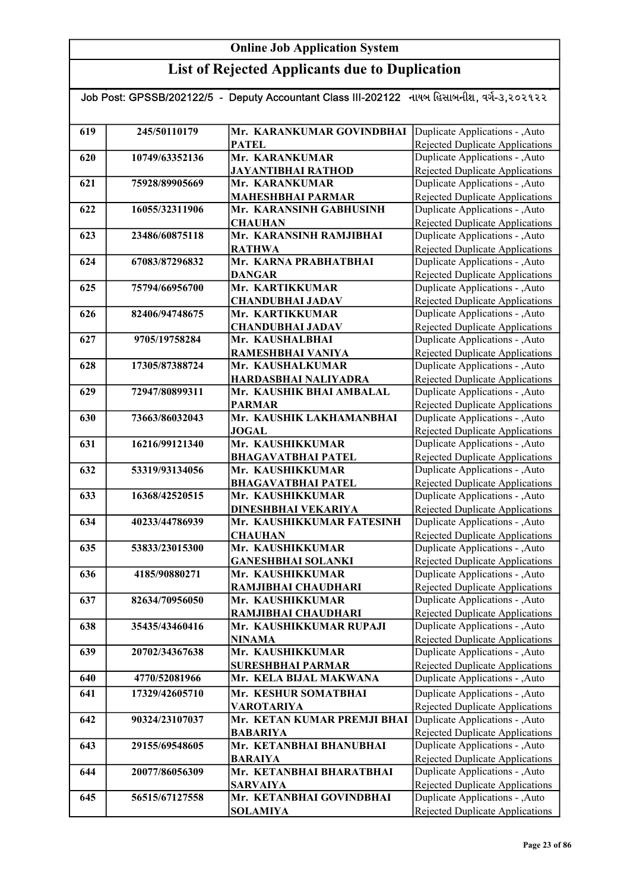# Online Job Application System

## List of Rejected Applicants due to Duplication

Job Post: GPSSB/202122/5 - Deputy Accountant Class III-202122 નાયબ હિસાબનીશ, વર્ગ-૩,૨૦૨૧૨૨

| | | | |
|---|---|---|---|
| 619 | 245/50110179 | Mr. KARANKUMAR GOVINDBHAI PATEL | Duplicate Applications - ,Auto Rejected Duplicate Applications |
| 620 | 10749/63352136 | Mr. KARANKUMAR JAYANTIBHAI RATHOD | Duplicate Applications - ,Auto Rejected Duplicate Applications |
| 621 | 75928/89905669 | Mr. KARANKUMAR MAHESHBHAI PARMAR | Duplicate Applications - ,Auto Rejected Duplicate Applications |
| 622 | 16055/32311906 | Mr. KARANSINH GABHUSINH CHAUHAN | Duplicate Applications - ,Auto Rejected Duplicate Applications |
| 623 | 23486/60875118 | Mr. KARANSINH RAMJIBHAI RATHWA | Duplicate Applications - ,Auto Rejected Duplicate Applications |
| 624 | 67083/87296832 | Mr. KARNA PRABHATBHAI DANGAR | Duplicate Applications - ,Auto Rejected Duplicate Applications |
| 625 | 75794/66956700 | Mr. KARTIKKUMAR CHANDUBHAI JADAV | Duplicate Applications - ,Auto Rejected Duplicate Applications |
| 626 | 82406/94748675 | Mr. KARTIKKUMAR CHANDUBHAI JADAV | Duplicate Applications - ,Auto Rejected Duplicate Applications |
| 627 | 9705/19758284 | Mr. KAUSHALBHAI RAMESHBHAI VANIYA | Duplicate Applications - ,Auto Rejected Duplicate Applications |
| 628 | 17305/87388724 | Mr. KAUSHALKUMAR HARDASBHAI NALIYADRA | Duplicate Applications - ,Auto Rejected Duplicate Applications |
| 629 | 72947/80899311 | Mr. KAUSHIK BHAI AMBALAL PARMAR | Duplicate Applications - ,Auto Rejected Duplicate Applications |
| 630 | 73663/86032043 | Mr. KAUSHIK LAKHAMANBHAI JOGAL | Duplicate Applications - ,Auto Rejected Duplicate Applications |
| 631 | 16216/99121340 | Mr. KAUSHIKKUMAR BHAGAVATBHAI PATEL | Duplicate Applications - ,Auto Rejected Duplicate Applications |
| 632 | 53319/93134056 | Mr. KAUSHIKKUMAR BHAGAVATBHAI PATEL | Duplicate Applications - ,Auto Rejected Duplicate Applications |
| 633 | 16368/42520515 | Mr. KAUSHIKKUMAR DINESHBHAI VEKARIYA | Duplicate Applications - ,Auto Rejected Duplicate Applications |
| 634 | 40233/44786939 | Mr. KAUSHIKKUMAR FATESINH CHAUHAN | Duplicate Applications - ,Auto Rejected Duplicate Applications |
| 635 | 53833/23015300 | Mr. KAUSHIKKUMAR GANESHBHAI SOLANKI | Duplicate Applications - ,Auto Rejected Duplicate Applications |
| 636 | 4185/90880271 | Mr. KAUSHIKKUMAR RAMJIBHAI CHAUDHARI | Duplicate Applications - ,Auto Rejected Duplicate Applications |
| 637 | 82634/70956050 | Mr. KAUSHIKKUMAR RAMJIBHAI CHAUDHARI | Duplicate Applications - ,Auto Rejected Duplicate Applications |
| 638 | 35435/43460416 | Mr. KAUSHIKKUMAR RUPAJI NINAMA | Duplicate Applications - ,Auto Rejected Duplicate Applications |
| 639 | 20702/34367638 | Mr. KAUSHIKKUMAR SURESHBHAI PARMAR | Duplicate Applications - ,Auto Rejected Duplicate Applications |
| 640 | 4770/52081966 | Mr. KELA BIJAL MAKWANA | Duplicate Applications - ,Auto |
| 641 | 17329/42605710 | Mr. KESHUR SOMATBHAI VAROTARIYA | Duplicate Applications - ,Auto Rejected Duplicate Applications |
| 642 | 90324/23107037 | Mr. KETAN KUMAR PREMJI BHAI BABARIYA | Duplicate Applications - ,Auto Rejected Duplicate Applications |
| 643 | 29155/69548605 | Mr. KETANBHAI BHANUBHAI BARAIYA | Duplicate Applications - ,Auto Rejected Duplicate Applications |
| 644 | 20077/86056309 | Mr. KETANBHAI BHARATBHAI SARVAIYA | Duplicate Applications - ,Auto Rejected Duplicate Applications |
| 645 | 56515/67127558 | Mr. KETANBHAI GOVINDBHAI SOLAMIYA | Duplicate Applications - ,Auto Rejected Duplicate Applications |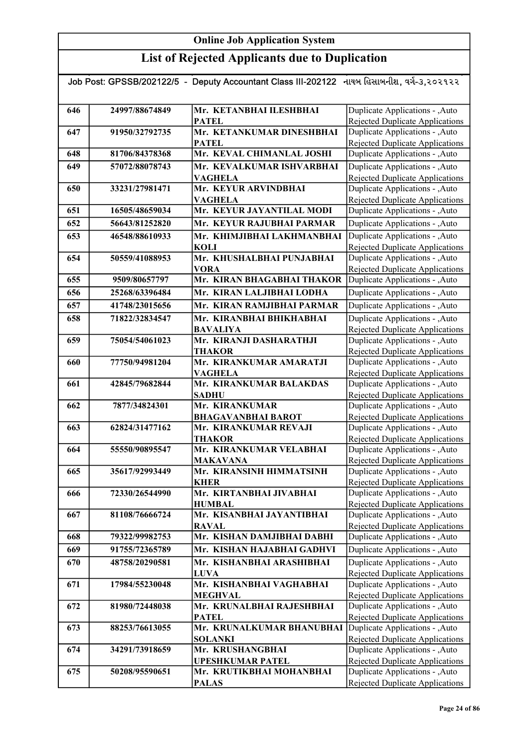# Online Job Application System

## List of Rejected Applicants due to Duplication

Job Post: GPSSB/202122/5 - Deputy Accountant Class III-202122 નાયબ હિસાબનીશ, વર્ગ-૩,૨૦૨૧૨૨

| | | | |
|---|---|---|---|
| 646 | 24997/88674849 | Mr. KETANBHAI ILESHBHAI PATEL | Duplicate Applications - ,Auto Rejected Duplicate Applications |
| 647 | 91950/32792735 | Mr. KETANKUMAR DINESHBHAI PATEL | Duplicate Applications - ,Auto Rejected Duplicate Applications |
| 648 | 81706/84378368 | Mr. KEVAL CHIMANLAL JOSHI | Duplicate Applications - ,Auto |
| 649 | 57072/88078743 | Mr. KEVALKUMAR ISHVARBHAI VAGHELA | Duplicate Applications - ,Auto Rejected Duplicate Applications |
| 650 | 33231/27981471 | Mr. KEYUR ARVINDBHAI VAGHELA | Duplicate Applications - ,Auto Rejected Duplicate Applications |
| 651 | 16505/48659034 | Mr. KEYUR JAYANTILAL MODI | Duplicate Applications - ,Auto |
| 652 | 56643/81252820 | Mr. KEYUR RAJUBHAI PARMAR | Duplicate Applications - ,Auto |
| 653 | 46548/88610933 | Mr. KHIMJIBHAI LAKHMANBHAI KOLI | Duplicate Applications - ,Auto Rejected Duplicate Applications |
| 654 | 50559/41088953 | Mr. KHUSHALBHAI PUNJABHAI VORA | Duplicate Applications - ,Auto Rejected Duplicate Applications |
| 655 | 9509/80657797 | Mr. KIRAN BHAGABHAI THAKOR | Duplicate Applications - ,Auto |
| 656 | 25268/63396484 | Mr. KIRAN LALJIBHAI LODHA | Duplicate Applications - ,Auto |
| 657 | 41748/23015656 | Mr. KIRAN RAMJIBHAI PARMAR | Duplicate Applications - ,Auto |
| 658 | 71822/32834547 | Mr. KIRANBHAI BHIKHABHAI BAVALIYA | Duplicate Applications - ,Auto Rejected Duplicate Applications |
| 659 | 75054/54061023 | Mr. KIRANJI DASHARATHJI THAKOR | Duplicate Applications - ,Auto Rejected Duplicate Applications |
| 660 | 77750/94981204 | Mr. KIRANKUMAR AMARATJI VAGHELA | Duplicate Applications - ,Auto Rejected Duplicate Applications |
| 661 | 42845/79682844 | Mr. KIRANKUMAR BALAKDAS SADHU | Duplicate Applications - ,Auto Rejected Duplicate Applications |
| 662 | 7877/34824301 | Mr. KIRANKUMAR BHAGAVANBHAI BAROT | Duplicate Applications - ,Auto Rejected Duplicate Applications |
| 663 | 62824/31477162 | Mr. KIRANKUMAR REVAJI THAKOR | Duplicate Applications - ,Auto Rejected Duplicate Applications |
| 664 | 55550/90895547 | Mr. KIRANKUMAR VELABHAI MAKAVANA | Duplicate Applications - ,Auto Rejected Duplicate Applications |
| 665 | 35617/92993449 | Mr. KIRANSINH HIMMATSINH KHER | Duplicate Applications - ,Auto Rejected Duplicate Applications |
| 666 | 72330/26544990 | Mr. KIRTANBHAI JIVABHAI HUMBAL | Duplicate Applications - ,Auto Rejected Duplicate Applications |
| 667 | 81108/76666724 | Mr. KISANBHAI JAYANTIBHAI RAVAL | Duplicate Applications - ,Auto Rejected Duplicate Applications |
| 668 | 79322/99982753 | Mr. KISHAN DAMJIBHAI DABHI | Duplicate Applications - ,Auto |
| 669 | 91755/72365789 | Mr. KISHAN HAJABHAI GADHVI | Duplicate Applications - ,Auto |
| 670 | 48758/20290581 | Mr. KISHANBHAI ARASHIBHAI LUVA | Duplicate Applications - ,Auto Rejected Duplicate Applications |
| 671 | 17984/55230048 | Mr. KISHANBHAI VAGHABHAI MEGHVAL | Duplicate Applications - ,Auto Rejected Duplicate Applications |
| 672 | 81980/72448038 | Mr. KRUNALBHAI RAJESHBHAI PATEL | Duplicate Applications - ,Auto Rejected Duplicate Applications |
| 673 | 88253/76613055 | Mr. KRUNALKUMAR BHANUBHAI SOLANKI | Duplicate Applications - ,Auto Rejected Duplicate Applications |
| 674 | 34291/73918659 | Mr. KRUSHANGBHAI UPESHKUMAR PATEL | Duplicate Applications - ,Auto Rejected Duplicate Applications |
| 675 | 50208/95590651 | Mr. KRUTIKBHAI MOHANBHAI PALAS | Duplicate Applications - ,Auto Rejected Duplicate Applications |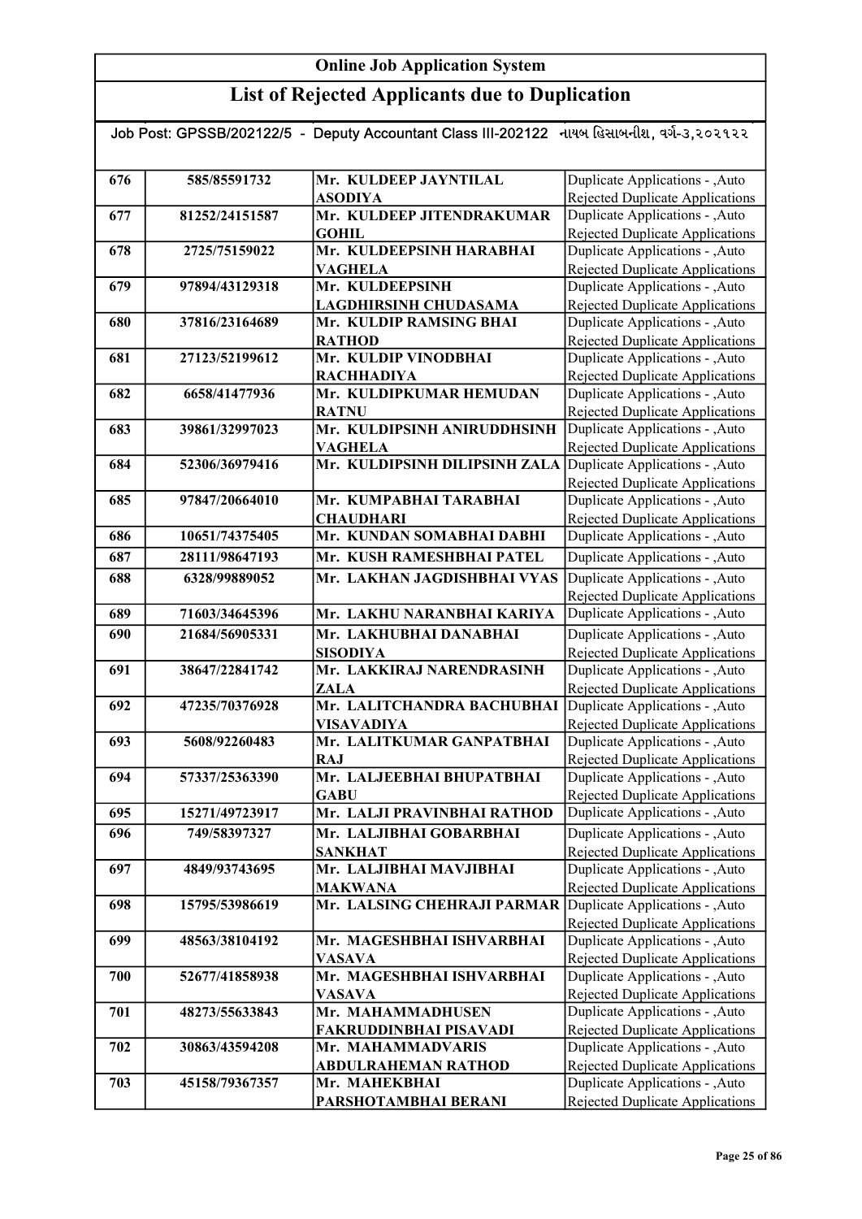# Online Job Application System

## List of Rejected Applicants due to Duplication

Job Post: GPSSB/202122/5 - Deputy Accountant Class III-202122 નાયબ હિસાબનીશ, વર્ગ-૩,૨૦૨૧૨૨

| | | | |
|---|---|---|---|
| 676 | 585/85591732 | Mr. KULDEEP JAYNTILAL ASODIYA | Duplicate Applications - ,Auto Rejected Duplicate Applications |
| 677 | 81252/24151587 | Mr. KULDEEP JITENDRAKUMAR GOHIL | Duplicate Applications - ,Auto Rejected Duplicate Applications |
| 678 | 2725/75159022 | Mr. KULDEEPSINH HARABHAI VAGHELA | Duplicate Applications - ,Auto Rejected Duplicate Applications |
| 679 | 97894/43129318 | Mr. KULDEEPSINH LAGDHIRSINH CHUDASAMA | Duplicate Applications - ,Auto Rejected Duplicate Applications |
| 680 | 37816/23164689 | Mr. KULDIP RAMSING BHAI RATHOD | Duplicate Applications - ,Auto Rejected Duplicate Applications |
| 681 | 27123/52199612 | Mr. KULDIP VINODBHAI RACHHADIYA | Duplicate Applications - ,Auto Rejected Duplicate Applications |
| 682 | 6658/41477936 | Mr. KULDIPKUMAR HEMUDAN RATNU | Duplicate Applications - ,Auto Rejected Duplicate Applications |
| 683 | 39861/32997023 | Mr. KULDIPSINH ANIRUDDHSINH VAGHELA | Duplicate Applications - ,Auto Rejected Duplicate Applications |
| 684 | 52306/36979416 | Mr. KULDIPSINH DILIPSINH ZALA | Duplicate Applications - ,Auto Rejected Duplicate Applications |
| 685 | 97847/20664010 | Mr. KUMPABHAI TARABHAI CHAUDHARI | Duplicate Applications - ,Auto Rejected Duplicate Applications |
| 686 | 10651/74375405 | Mr. KUNDAN SOMABHAI DABHI | Duplicate Applications - ,Auto |
| 687 | 28111/98647193 | Mr. KUSH RAMESHBHAI PATEL | Duplicate Applications - ,Auto |
| 688 | 6328/99889052 | Mr. LAKHAN JAGDISHBHAI VYAS | Duplicate Applications - ,Auto Rejected Duplicate Applications |
| 689 | 71603/34645396 | Mr. LAKHU NARANBHAI KARIYA | Duplicate Applications - ,Auto |
| 690 | 21684/56905331 | Mr. LAKHUBHAI DANABHAI SISODIYA | Duplicate Applications - ,Auto Rejected Duplicate Applications |
| 691 | 38647/22841742 | Mr. LAKKIRAJ NARENDRASINH ZALA | Duplicate Applications - ,Auto Rejected Duplicate Applications |
| 692 | 47235/70376928 | Mr. LALITCHANDRA BACHUBHAI VISAVADIYA | Duplicate Applications - ,Auto Rejected Duplicate Applications |
| 693 | 5608/92260483 | Mr. LALITKUMAR GANPATBHAI RAJ | Duplicate Applications - ,Auto Rejected Duplicate Applications |
| 694 | 57337/25363390 | Mr. LALJEEBHAI BHUPATBHAI GABU | Duplicate Applications - ,Auto Rejected Duplicate Applications |
| 695 | 15271/49723917 | Mr. LALJI PRAVINBHAI RATHOD | Duplicate Applications - ,Auto |
| 696 | 749/58397327 | Mr. LALJIBHAI GOBARBHAI SANKHAT | Duplicate Applications - ,Auto Rejected Duplicate Applications |
| 697 | 4849/93743695 | Mr. LALJIBHAI MAVJIBHAI MAKWANA | Duplicate Applications - ,Auto Rejected Duplicate Applications |
| 698 | 15795/53986619 | Mr. LALSING CHEHRAJI PARMAR | Duplicate Applications - ,Auto Rejected Duplicate Applications |
| 699 | 48563/38104192 | Mr. MAGESHBHAI ISHVARBHAI VASAVA | Duplicate Applications - ,Auto Rejected Duplicate Applications |
| 700 | 52677/41858938 | Mr. MAGESHBHAI ISHVARBHAI VASAVA | Duplicate Applications - ,Auto Rejected Duplicate Applications |
| 701 | 48273/55633843 | Mr. MAHAMMADHUSEN FAKRUDDINBHAI PISAVADI | Duplicate Applications - ,Auto Rejected Duplicate Applications |
| 702 | 30863/43594208 | Mr. MAHAMMADVARIS ABDULRAHEMAN RATHOD | Duplicate Applications - ,Auto Rejected Duplicate Applications |
| 703 | 45158/79367357 | Mr. MAHEKBHAI PARSHOTAMBHAI BERANI | Duplicate Applications - ,Auto Rejected Duplicate Applications |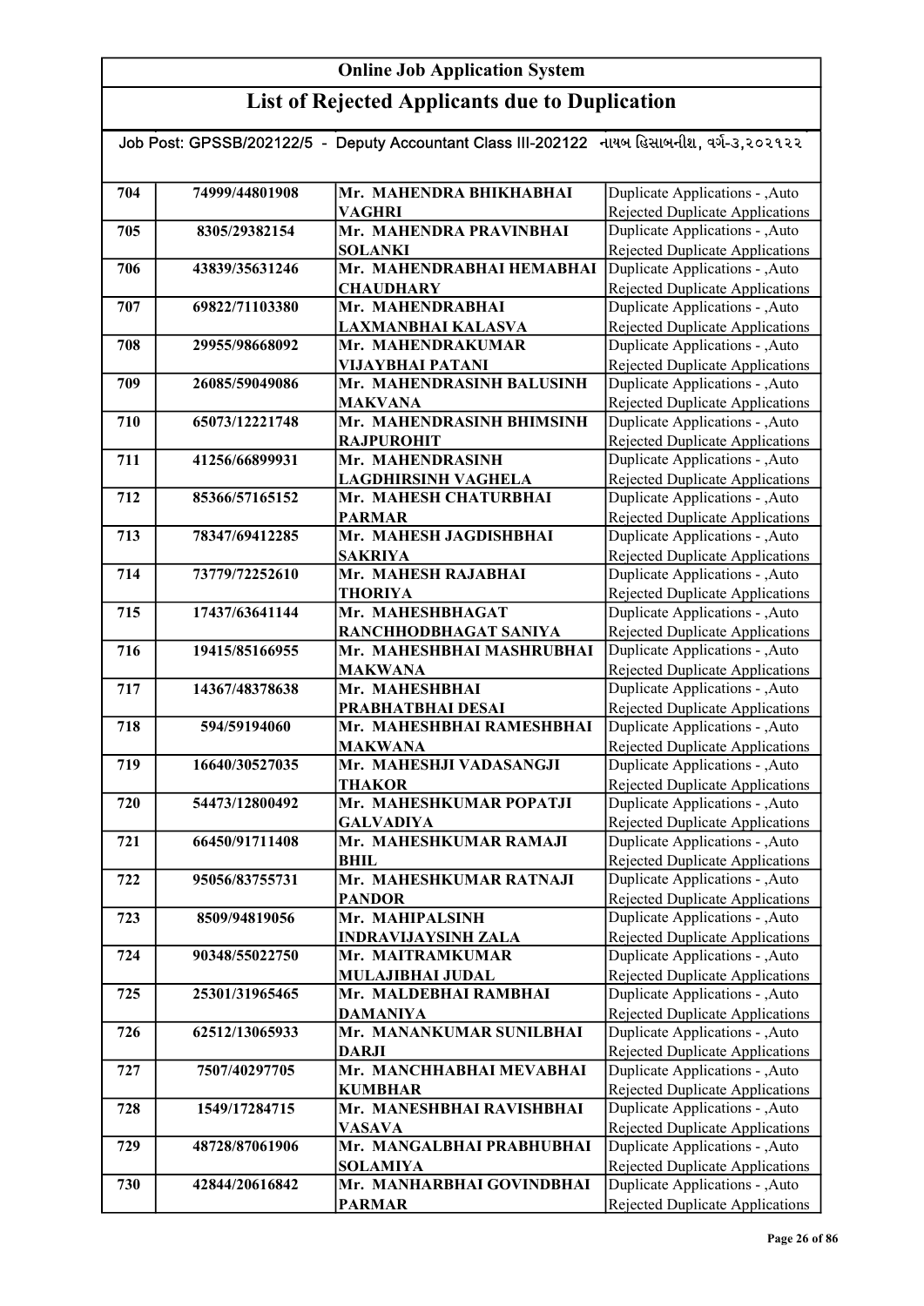# Online Job Application System

## List of Rejected Applicants due to Duplication

Job Post: GPSSB/202122/5 - Deputy Accountant Class III-202122 નાયબ હિસાબનીશ, વર્ગ-૩,૨૦૨૧૨૨

| | | | |
|---|---|---|---|
| 704 | 74999/44801908 | Mr. MAHENDRA BHIKHABHAI VAGHRI | Duplicate Applications - ,Auto Rejected Duplicate Applications |
| 705 | 8305/29382154 | Mr. MAHENDRA PRAVINBHAI SOLANKI | Duplicate Applications - ,Auto Rejected Duplicate Applications |
| 706 | 43839/35631246 | Mr. MAHENDRABHAI HEMABHAI CHAUDHARY | Duplicate Applications - ,Auto Rejected Duplicate Applications |
| 707 | 69822/71103380 | Mr. MAHENDRABHAI LAXMANBHAI KALASVA | Duplicate Applications - ,Auto Rejected Duplicate Applications |
| 708 | 29955/98668092 | Mr. MAHENDRAKUMAR VIJAYBHAI PATANI | Duplicate Applications - ,Auto Rejected Duplicate Applications |
| 709 | 26085/59049086 | Mr. MAHENDRASINH BALUSINH MAKVANA | Duplicate Applications - ,Auto Rejected Duplicate Applications |
| 710 | 65073/12221748 | Mr. MAHENDRASINH BHIMSINH RAJPUROHIT | Duplicate Applications - ,Auto Rejected Duplicate Applications |
| 711 | 41256/66899931 | Mr. MAHENDRASINH LAGDHIRSINH VAGHELA | Duplicate Applications - ,Auto Rejected Duplicate Applications |
| 712 | 85366/57165152 | Mr. MAHESH CHATURBHAI PARMAR | Duplicate Applications - ,Auto Rejected Duplicate Applications |
| 713 | 78347/69412285 | Mr. MAHESH JAGDISHBHAI SAKRIYA | Duplicate Applications - ,Auto Rejected Duplicate Applications |
| 714 | 73779/72252610 | Mr. MAHESH RAJABHAI THORIYA | Duplicate Applications - ,Auto Rejected Duplicate Applications |
| 715 | 17437/63641144 | Mr. MAHESHBHAGAT RANCHHODBHAGAT SANIYA | Duplicate Applications - ,Auto Rejected Duplicate Applications |
| 716 | 19415/85166955 | Mr. MAHESHBHAI MASHRUBHAI MAKWANA | Duplicate Applications - ,Auto Rejected Duplicate Applications |
| 717 | 14367/48378638 | Mr. MAHESHBHAI PRABHATBHAI DESAI | Duplicate Applications - ,Auto Rejected Duplicate Applications |
| 718 | 594/59194060 | Mr. MAHESHBHAI RAMESHBHAI MAKWANA | Duplicate Applications - ,Auto Rejected Duplicate Applications |
| 719 | 16640/30527035 | Mr. MAHESHJI VADASANGJI THAKOR | Duplicate Applications - ,Auto Rejected Duplicate Applications |
| 720 | 54473/12800492 | Mr. MAHESHKUMAR POPATJI GALVADIYA | Duplicate Applications - ,Auto Rejected Duplicate Applications |
| 721 | 66450/91711408 | Mr. MAHESHKUMAR RAMAJI BHIL | Duplicate Applications - ,Auto Rejected Duplicate Applications |
| 722 | 95056/83755731 | Mr. MAHESHKUMAR RATNAJI PANDOR | Duplicate Applications - ,Auto Rejected Duplicate Applications |
| 723 | 8509/94819056 | Mr. MAHIPALSINH INDRAVIJAYSINH ZALA | Duplicate Applications - ,Auto Rejected Duplicate Applications |
| 724 | 90348/55022750 | Mr. MAITRAMKUMAR MULAJIBHAI JUDAL | Duplicate Applications - ,Auto Rejected Duplicate Applications |
| 725 | 25301/31965465 | Mr. MALDEBHAI RAMBHAI DAMANIYA | Duplicate Applications - ,Auto Rejected Duplicate Applications |
| 726 | 62512/13065933 | Mr. MANANKUMAR SUNILBHAI DARJI | Duplicate Applications - ,Auto Rejected Duplicate Applications |
| 727 | 7507/40297705 | Mr. MANCHHABHAI MEVABHAI KUMBHAR | Duplicate Applications - ,Auto Rejected Duplicate Applications |
| 728 | 1549/17284715 | Mr. MANESHBHAI RAVISHBHAI VASAVA | Duplicate Applications - ,Auto Rejected Duplicate Applications |
| 729 | 48728/87061906 | Mr. MANGALBHAI PRABHUBHAI SOLAMIYA | Duplicate Applications - ,Auto Rejected Duplicate Applications |
| 730 | 42844/20616842 | Mr. MANHARBHAI GOVINDBHAI PARMAR | Duplicate Applications - ,Auto Rejected Duplicate Applications |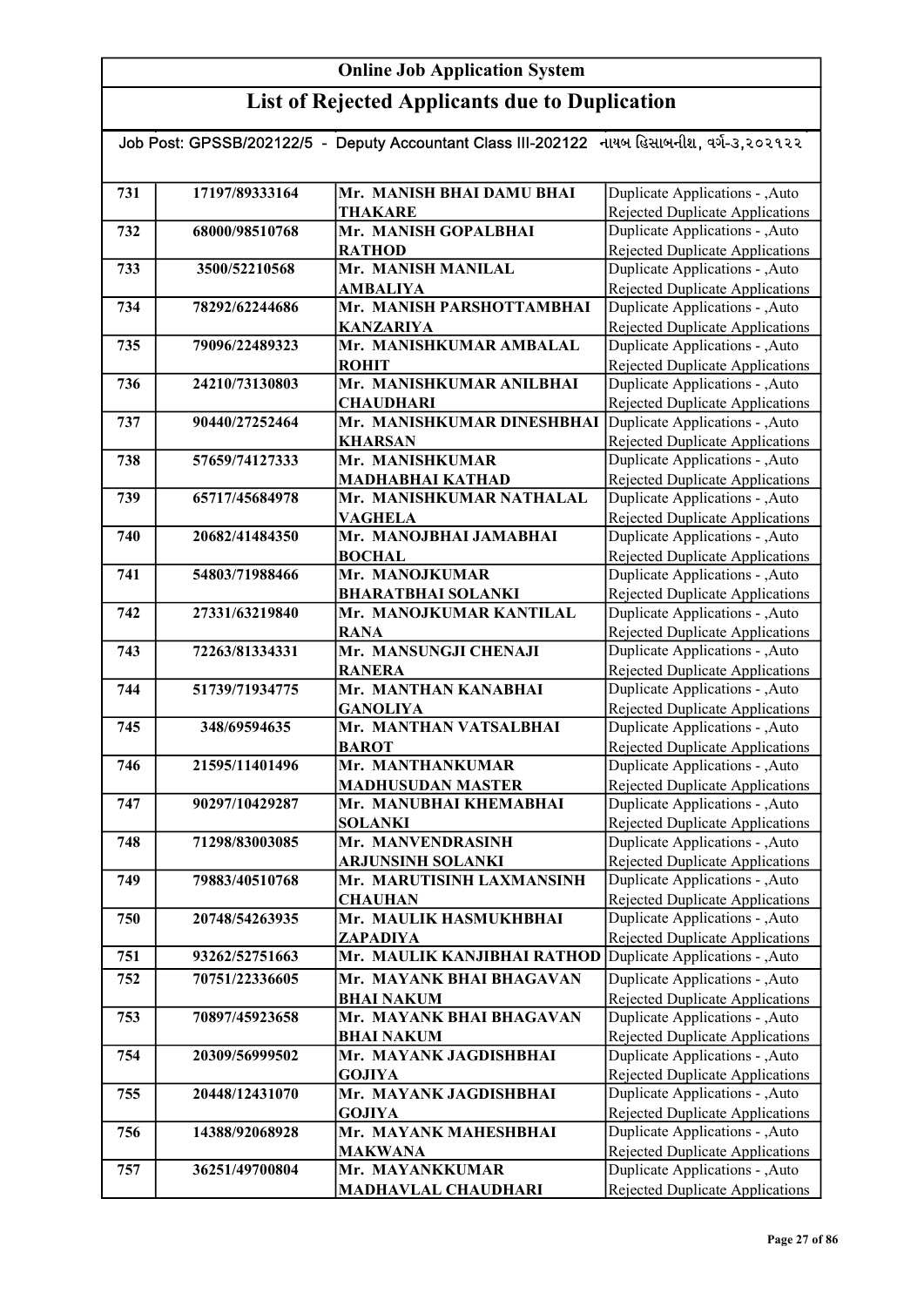## Online Job Application System

## List of Rejected Applicants due to Duplication

Job Post: GPSSB/202122/5 - Deputy Accountant Class III-202122 નાયબ હિસાબનીશ, વર્ગ-૩,૨૦૨૧૨૨

| | | | |
|---|---|---|---|
| 731 | 17197/89333164 | Mr. MANISH BHAI DAMU BHAI THAKARE | Duplicate Applications - ,Auto Rejected Duplicate Applications |
| 732 | 68000/98510768 | Mr. MANISH GOPALBHAI RATHOD | Duplicate Applications - ,Auto Rejected Duplicate Applications |
| 733 | 3500/52210568 | Mr. MANISH MANILAL AMBALIYA | Duplicate Applications - ,Auto Rejected Duplicate Applications |
| 734 | 78292/62244686 | Mr. MANISH PARSHOTTAMBHAI KANZARIYA | Duplicate Applications - ,Auto Rejected Duplicate Applications |
| 735 | 79096/22489323 | Mr. MANISHKUMAR AMBALAL ROHIT | Duplicate Applications - ,Auto Rejected Duplicate Applications |
| 736 | 24210/73130803 | Mr. MANISHKUMAR ANILBHAI CHAUDHARI | Duplicate Applications - ,Auto Rejected Duplicate Applications |
| 737 | 90440/27252464 | Mr. MANISHKUMAR DINESHBHAI KHARSAN | Duplicate Applications - ,Auto Rejected Duplicate Applications |
| 738 | 57659/74127333 | Mr. MANISHKUMAR MADHABHAI KATHAD | Duplicate Applications - ,Auto Rejected Duplicate Applications |
| 739 | 65717/45684978 | Mr. MANISHKUMAR NATHALAL VAGHELA | Duplicate Applications - ,Auto Rejected Duplicate Applications |
| 740 | 20682/41484350 | Mr. MANOJBHAI JAMABHAI BOCHAL | Duplicate Applications - ,Auto Rejected Duplicate Applications |
| 741 | 54803/71988466 | Mr. MANOJKUMAR BHARATBHAI SOLANKI | Duplicate Applications - ,Auto Rejected Duplicate Applications |
| 742 | 27331/63219840 | Mr. MANOJKUMAR KANTILAL RANA | Duplicate Applications - ,Auto Rejected Duplicate Applications |
| 743 | 72263/81334331 | Mr. MANSUNGJI CHENAJI RANERA | Duplicate Applications - ,Auto Rejected Duplicate Applications |
| 744 | 51739/71934775 | Mr. MANTHAN KANABHAI GANOLIYA | Duplicate Applications - ,Auto Rejected Duplicate Applications |
| 745 | 348/69594635 | Mr. MANTHAN VATSALBHAI BAROT | Duplicate Applications - ,Auto Rejected Duplicate Applications |
| 746 | 21595/11401496 | Mr. MANTHANKUMAR MADHUSUDAN MASTER | Duplicate Applications - ,Auto Rejected Duplicate Applications |
| 747 | 90297/10429287 | Mr. MANUBHAI KHEMABHAI SOLANKI | Duplicate Applications - ,Auto Rejected Duplicate Applications |
| 748 | 71298/83003085 | Mr. MANVENDRASINH ARJUNSINH SOLANKI | Duplicate Applications - ,Auto Rejected Duplicate Applications |
| 749 | 79883/40510768 | Mr. MARUTISINH LAXMANSINH CHAUHAN | Duplicate Applications - ,Auto Rejected Duplicate Applications |
| 750 | 20748/54263935 | Mr. MAULIK HASMUKHBHAI ZAPADIYA | Duplicate Applications - ,Auto Rejected Duplicate Applications |
| 751 | 93262/52751663 | Mr. MAULIK KANJIBHAI RATHOD | Duplicate Applications - ,Auto |
| 752 | 70751/22336605 | Mr. MAYANK BHAI BHAGAVAN BHAI NAKUM | Duplicate Applications - ,Auto Rejected Duplicate Applications |
| 753 | 70897/45923658 | Mr. MAYANK BHAI BHAGAVAN BHAI NAKUM | Duplicate Applications - ,Auto Rejected Duplicate Applications |
| 754 | 20309/56999502 | Mr. MAYANK JAGDISHBHAI GOJIYA | Duplicate Applications - ,Auto Rejected Duplicate Applications |
| 755 | 20448/12431070 | Mr. MAYANK JAGDISHBHAI GOJIYA | Duplicate Applications - ,Auto Rejected Duplicate Applications |
| 756 | 14388/92068928 | Mr. MAYANK MAHESHBHAI MAKWANA | Duplicate Applications - ,Auto Rejected Duplicate Applications |
| 757 | 36251/49700804 | Mr. MAYANKKUMAR MADHAVLAL CHAUDHARI | Duplicate Applications - ,Auto Rejected Duplicate Applications |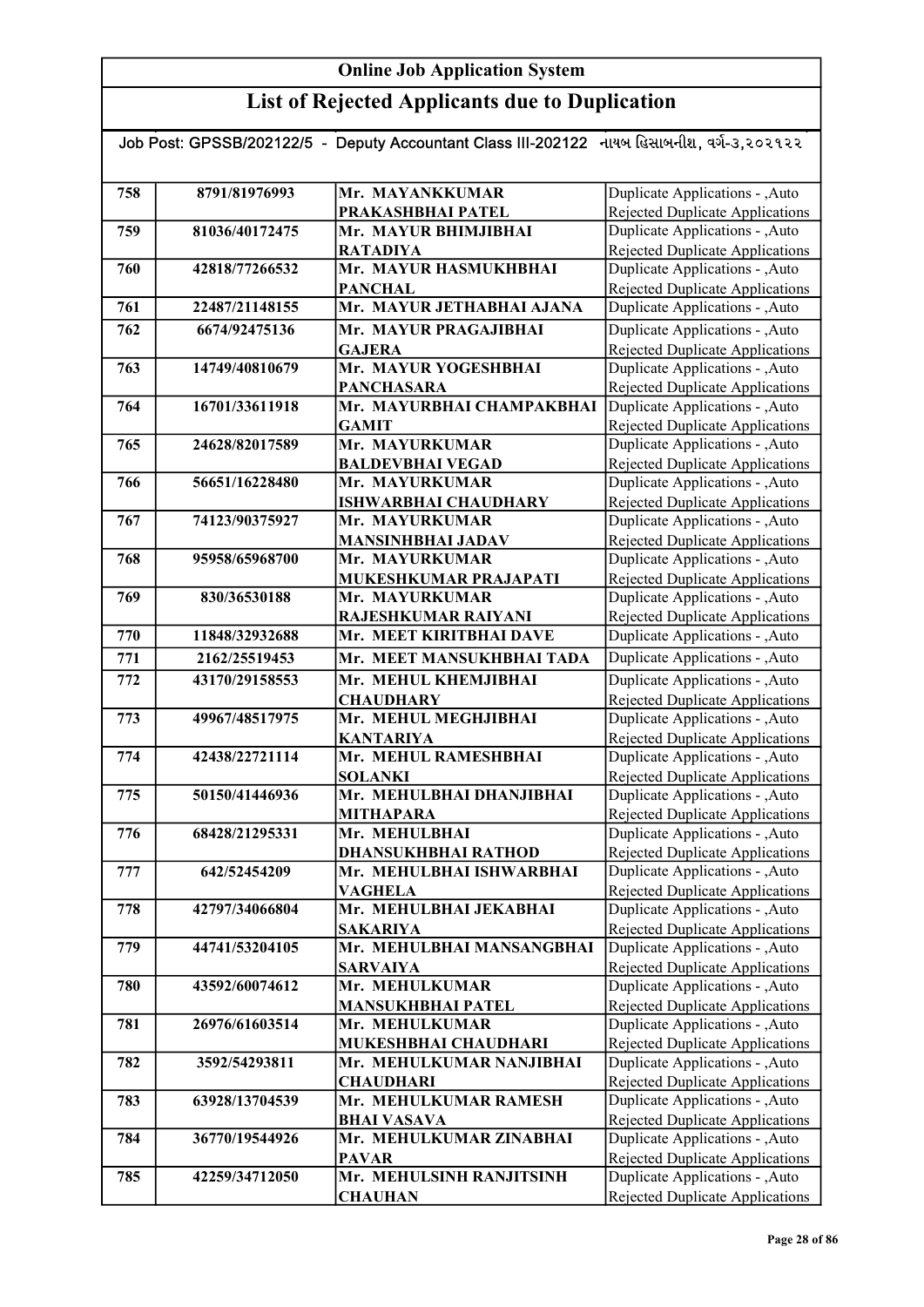# Online Job Application System

## List of Rejected Applicants due to Duplication

Job Post: GPSSB/202122/5 - Deputy Accountant Class III-202122 નાયબ હિસાબનીશ, વર્ગ-૩,૨૦૨૧૨૨

| | | | |
|---|---|---|---|
| 758 | 8791/81976993 | Mr. MAYANKKUMAR PRAKASHBHAI PATEL | Duplicate Applications - ,Auto Rejected Duplicate Applications |
| 759 | 81036/40172475 | Mr. MAYUR BHIMJIBHAI RATADIYA | Duplicate Applications - ,Auto Rejected Duplicate Applications |
| 760 | 42818/77266532 | Mr. MAYUR HASMUKHBHAI PANCHAL | Duplicate Applications - ,Auto Rejected Duplicate Applications |
| 761 | 22487/21148155 | Mr. MAYUR JETHABHAI AJANA | Duplicate Applications - ,Auto |
| 762 | 6674/92475136 | Mr. MAYUR PRAGAJIBHAI GAJERA | Duplicate Applications - ,Auto Rejected Duplicate Applications |
| 763 | 14749/40810679 | Mr. MAYUR YOGESHBHAI PANCHASARA | Duplicate Applications - ,Auto Rejected Duplicate Applications |
| 764 | 16701/33611918 | Mr. MAYURBHAI CHAMPAKBHAI GAMIT | Duplicate Applications - ,Auto Rejected Duplicate Applications |
| 765 | 24628/82017589 | Mr. MAYURKUMAR BALDEVBHAI VEGAD | Duplicate Applications - ,Auto Rejected Duplicate Applications |
| 766 | 56651/16228480 | Mr. MAYURKUMAR ISHWARBHAI CHAUDHARY | Duplicate Applications - ,Auto Rejected Duplicate Applications |
| 767 | 74123/90375927 | Mr. MAYURKUMAR MANSINHBHAI JADAV | Duplicate Applications - ,Auto Rejected Duplicate Applications |
| 768 | 95958/65968700 | Mr. MAYURKUMAR MUKESHKUMAR PRAJAPATI | Duplicate Applications - ,Auto Rejected Duplicate Applications |
| 769 | 830/36530188 | Mr. MAYURKUMAR RAJESHKUMAR RAIYANI | Duplicate Applications - ,Auto Rejected Duplicate Applications |
| 770 | 11848/32932688 | Mr. MEET KIRITBHAI DAVE | Duplicate Applications - ,Auto |
| 771 | 2162/25519453 | Mr. MEET MANSUKHBHAI TADA | Duplicate Applications - ,Auto |
| 772 | 43170/29158553 | Mr. MEHUL KHEMJIBHAI CHAUDHARY | Duplicate Applications - ,Auto Rejected Duplicate Applications |
| 773 | 49967/48517975 | Mr. MEHUL MEGHJIBHAI KANTARIYA | Duplicate Applications - ,Auto Rejected Duplicate Applications |
| 774 | 42438/22721114 | Mr. MEHUL RAMESHBHAI SOLANKI | Duplicate Applications - ,Auto Rejected Duplicate Applications |
| 775 | 50150/41446936 | Mr. MEHULBHAI DHANJIBHAI MITHAPARA | Duplicate Applications - ,Auto Rejected Duplicate Applications |
| 776 | 68428/21295331 | Mr. MEHULBHAI DHANSUKHBHAI RATHOD | Duplicate Applications - ,Auto Rejected Duplicate Applications |
| 777 | 642/52454209 | Mr. MEHULBHAI ISHWARBHAI VAGHELA | Duplicate Applications - ,Auto Rejected Duplicate Applications |
| 778 | 42797/34066804 | Mr. MEHULBHAI JEKABHAI SAKARIYA | Duplicate Applications - ,Auto Rejected Duplicate Applications |
| 779 | 44741/53204105 | Mr. MEHULBHAI MANSANGBHAI SARVAIYA | Duplicate Applications - ,Auto Rejected Duplicate Applications |
| 780 | 43592/60074612 | Mr. MEHULKUMAR MANSUKHBHAI PATEL | Duplicate Applications - ,Auto Rejected Duplicate Applications |
| 781 | 26976/61603514 | Mr. MEHULKUMAR MUKESHBHAI CHAUDHARI | Duplicate Applications - ,Auto Rejected Duplicate Applications |
| 782 | 3592/54293811 | Mr. MEHULKUMAR NANJIBHAI CHAUDHARI | Duplicate Applications - ,Auto Rejected Duplicate Applications |
| 783 | 63928/13704539 | Mr. MEHULKUMAR RAMESH BHAI VASAVA | Duplicate Applications - ,Auto Rejected Duplicate Applications |
| 784 | 36770/19544926 | Mr. MEHULKUMAR ZINABHAI PAVAR | Duplicate Applications - ,Auto Rejected Duplicate Applications |
| 785 | 42259/34712050 | Mr. MEHULSINH RANJITSINH CHAUHAN | Duplicate Applications - ,Auto Rejected Duplicate Applications |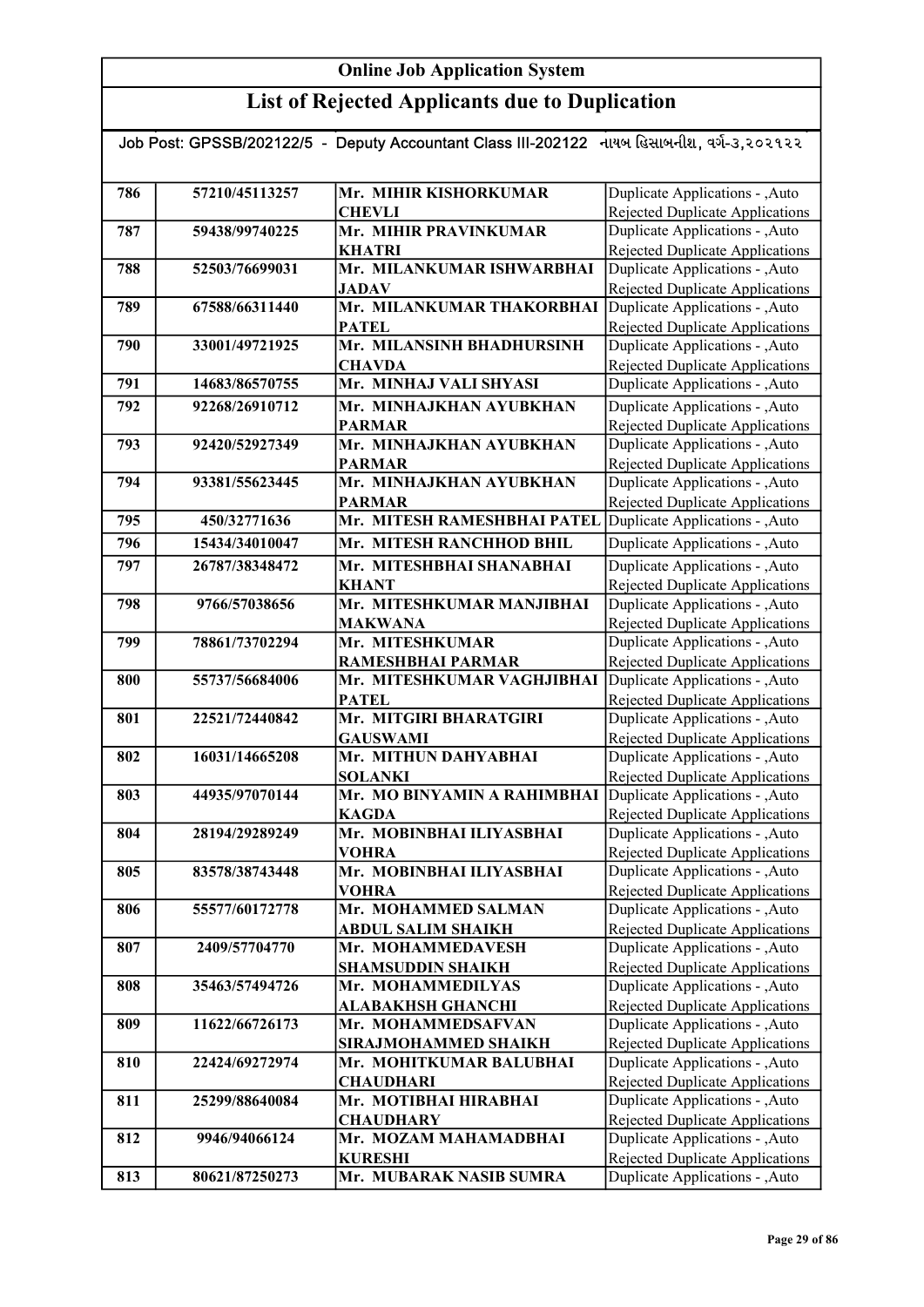# Online Job Application System

## List of Rejected Applicants due to Duplication

Job Post: GPSSB/202122/5 - Deputy Accountant Class III-202122 નાયબ હિસાબનીશ, વર્ગ-૩,૨૦૨૧૨૨

| | | | |
|---|---|---|---|
| 786 | 57210/45113257 | Mr. MIHIR KISHORKUMAR CHEVLI | Duplicate Applications - ,Auto Rejected Duplicate Applications |
| 787 | 59438/99740225 | Mr. MIHIR PRAVINKUMAR KHATRI | Duplicate Applications - ,Auto Rejected Duplicate Applications |
| 788 | 52503/76699031 | Mr. MILANKUMAR ISHWARBHAI JADAV | Duplicate Applications - ,Auto Rejected Duplicate Applications |
| 789 | 67588/66311440 | Mr. MILANKUMAR THAKORBHAI PATEL | Duplicate Applications - ,Auto Rejected Duplicate Applications |
| 790 | 33001/49721925 | Mr. MILANSINH BHADHURSINH CHAVDA | Duplicate Applications - ,Auto Rejected Duplicate Applications |
| 791 | 14683/86570755 | Mr. MINHAJ VALI SHYASI | Duplicate Applications - ,Auto |
| 792 | 92268/26910712 | Mr. MINHAJKHAN AYUBKHAN PARMAR | Duplicate Applications - ,Auto Rejected Duplicate Applications |
| 793 | 92420/52927349 | Mr. MINHAJKHAN AYUBKHAN PARMAR | Duplicate Applications - ,Auto Rejected Duplicate Applications |
| 794 | 93381/55623445 | Mr. MINHAJKHAN AYUBKHAN PARMAR | Duplicate Applications - ,Auto Rejected Duplicate Applications |
| 795 | 450/32771636 | Mr. MITESH RAMESHBHAI PATEL | Duplicate Applications - ,Auto |
| 796 | 15434/34010047 | Mr. MITESH RANCHHOD BHIL | Duplicate Applications - ,Auto |
| 797 | 26787/38348472 | Mr. MITESHBHAI SHANABHAI KHANT | Duplicate Applications - ,Auto Rejected Duplicate Applications |
| 798 | 9766/57038656 | Mr. MITESHKUMAR MANJIBHAI MAKWANA | Duplicate Applications - ,Auto Rejected Duplicate Applications |
| 799 | 78861/73702294 | Mr. MITESHKUMAR RAMESHBHAI PARMAR | Duplicate Applications - ,Auto Rejected Duplicate Applications |
| 800 | 55737/56684006 | Mr. MITESHKUMAR VAGHJIBHAI PATEL | Duplicate Applications - ,Auto Rejected Duplicate Applications |
| 801 | 22521/72440842 | Mr. MITGIRI BHARATGIRI GAUSWAMI | Duplicate Applications - ,Auto Rejected Duplicate Applications |
| 802 | 16031/14665208 | Mr. MITHUN DAHYABHAI SOLANKI | Duplicate Applications - ,Auto Rejected Duplicate Applications |
| 803 | 44935/97070144 | Mr. MO BINYAMIN A RAHIMBHAI KAGDA | Duplicate Applications - ,Auto Rejected Duplicate Applications |
| 804 | 28194/29289249 | Mr. MOBINBHAI ILIYASBHAI VOHRA | Duplicate Applications - ,Auto Rejected Duplicate Applications |
| 805 | 83578/38743448 | Mr. MOBINBHAI ILIYASBHAI VOHRA | Duplicate Applications - ,Auto Rejected Duplicate Applications |
| 806 | 55577/60172778 | Mr. MOHAMMED SALMAN ABDUL SALIM SHAIKH | Duplicate Applications - ,Auto Rejected Duplicate Applications |
| 807 | 2409/57704770 | Mr. MOHAMMEDAVESH SHAMSUDDIN SHAIKH | Duplicate Applications - ,Auto Rejected Duplicate Applications |
| 808 | 35463/57494726 | Mr. MOHAMMEDILYAS ALABAKHSH GHANCHI | Duplicate Applications - ,Auto Rejected Duplicate Applications |
| 809 | 11622/66726173 | Mr. MOHAMMEDSAFVAN SIRAJMOHAMMED SHAIKH | Duplicate Applications - ,Auto Rejected Duplicate Applications |
| 810 | 22424/69272974 | Mr. MOHITKUMAR BALUBHAI CHAUDHARI | Duplicate Applications - ,Auto Rejected Duplicate Applications |
| 811 | 25299/88640084 | Mr. MOTIBHAI HIRABHAI CHAUDHARY | Duplicate Applications - ,Auto Rejected Duplicate Applications |
| 812 | 9946/94066124 | Mr. MOZAM MAHAMADBHAI KURESHI | Duplicate Applications - ,Auto Rejected Duplicate Applications |
| 813 | 80621/87250273 | Mr. MUBARAK NASIB SUMRA | Duplicate Applications - ,Auto |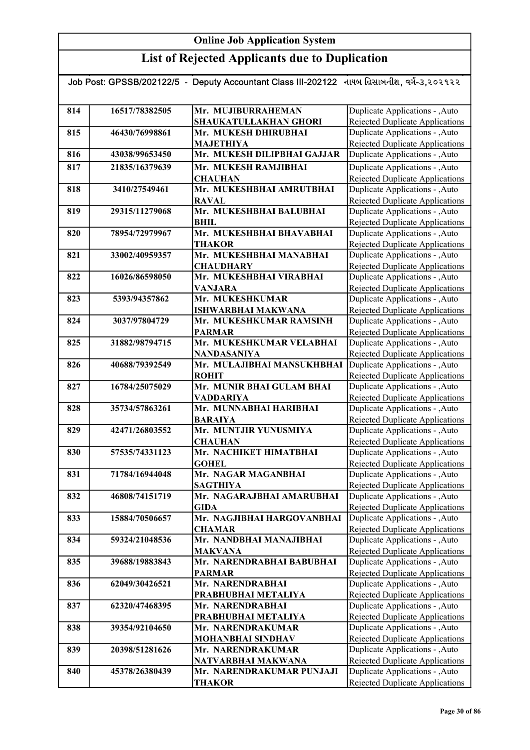# Online Job Application System

## List of Rejected Applicants due to Duplication

Job Post: GPSSB/202122/5 - Deputy Accountant Class III-202122 નાયબ હિસાબનીશ, વર્ગ-૩,૨૦૨૧૨૨

| | | | |
|---|---|---|---|
| 814 | 16517/78382505 | Mr. MUJIBURRAHEMAN SHAUKATULLAKHAN GHORI | Duplicate Applications - ,Auto Rejected Duplicate Applications |
| 815 | 46430/76998861 | Mr. MUKESH DHIRUBHAI MAJETHIYA | Duplicate Applications - ,Auto Rejected Duplicate Applications |
| 816 | 43038/99653450 | Mr. MUKESH DILIPBHAI GAJJAR | Duplicate Applications - ,Auto |
| 817 | 21835/16379639 | Mr. MUKESH RAMJIBHAI CHAUHAN | Duplicate Applications - ,Auto Rejected Duplicate Applications |
| 818 | 3410/27549461 | Mr. MUKESHBHAI AMRUTBHAI RAVAL | Duplicate Applications - ,Auto Rejected Duplicate Applications |
| 819 | 29315/11279068 | Mr. MUKESHBHAI BALUBHAI BHIL | Duplicate Applications - ,Auto Rejected Duplicate Applications |
| 820 | 78954/72979967 | Mr. MUKESHBHAI BHAVABHAI THAKOR | Duplicate Applications - ,Auto Rejected Duplicate Applications |
| 821 | 33002/40959357 | Mr. MUKESHBHAI MANABHAI CHAUDHARY | Duplicate Applications - ,Auto Rejected Duplicate Applications |
| 822 | 16026/86598050 | Mr. MUKESHBHAI VIRABHAI VANJARA | Duplicate Applications - ,Auto Rejected Duplicate Applications |
| 823 | 5393/94357862 | Mr. MUKESHKUMAR ISHWARBHAI MAKWANA | Duplicate Applications - ,Auto Rejected Duplicate Applications |
| 824 | 3037/97804729 | Mr. MUKESHKUMAR RAMSINH PARMAR | Duplicate Applications - ,Auto Rejected Duplicate Applications |
| 825 | 31882/98794715 | Mr. MUKESHKUMAR VELABHAI NANDASANIYA | Duplicate Applications - ,Auto Rejected Duplicate Applications |
| 826 | 40688/79392549 | Mr. MULAJIBHAI MANSUKHBHAI ROHIT | Duplicate Applications - ,Auto Rejected Duplicate Applications |
| 827 | 16784/25075029 | Mr. MUNIR BHAI GULAM BHAI VADDARIYA | Duplicate Applications - ,Auto Rejected Duplicate Applications |
| 828 | 35734/57863261 | Mr. MUNNABHAI HARIBHAI BARAIYA | Duplicate Applications - ,Auto Rejected Duplicate Applications |
| 829 | 42471/26803552 | Mr. MUNTJIR YUNUSMIYA CHAUHAN | Duplicate Applications - ,Auto Rejected Duplicate Applications |
| 830 | 57535/74331123 | Mr. NACHIKET HIMATBHAI GOHEL | Duplicate Applications - ,Auto Rejected Duplicate Applications |
| 831 | 71784/16944048 | Mr. NAGAR MAGANBHAI SAGTHIYA | Duplicate Applications - ,Auto Rejected Duplicate Applications |
| 832 | 46808/74151719 | Mr. NAGARAJBHAI AMARUBHAI GIDA | Duplicate Applications - ,Auto Rejected Duplicate Applications |
| 833 | 15884/70506657 | Mr. NAGJIBHAI HARGOVANBHAI CHAMAR | Duplicate Applications - ,Auto Rejected Duplicate Applications |
| 834 | 59324/21048536 | Mr. NANDBHAI MANAJIBHAI MAKVANA | Duplicate Applications - ,Auto Rejected Duplicate Applications |
| 835 | 39688/19883843 | Mr. NARENDRABHAI BABUBHAI PARMAR | Duplicate Applications - ,Auto Rejected Duplicate Applications |
| 836 | 62049/30426521 | Mr. NARENDRABHAI PRABHUBHAI METALIYA | Duplicate Applications - ,Auto Rejected Duplicate Applications |
| 837 | 62320/47468395 | Mr. NARENDRABHAI PRABHUBHAI METALIYA | Duplicate Applications - ,Auto Rejected Duplicate Applications |
| 838 | 39354/92104650 | Mr. NARENDRAKUMAR MOHANBHAI SINDHAV | Duplicate Applications - ,Auto Rejected Duplicate Applications |
| 839 | 20398/51281626 | Mr. NARENDRAKUMAR NATVARBHAI MAKWANA | Duplicate Applications - ,Auto Rejected Duplicate Applications |
| 840 | 45378/26380439 | Mr. NARENDRAKUMAR PUNJAJI THAKOR | Duplicate Applications - ,Auto Rejected Duplicate Applications |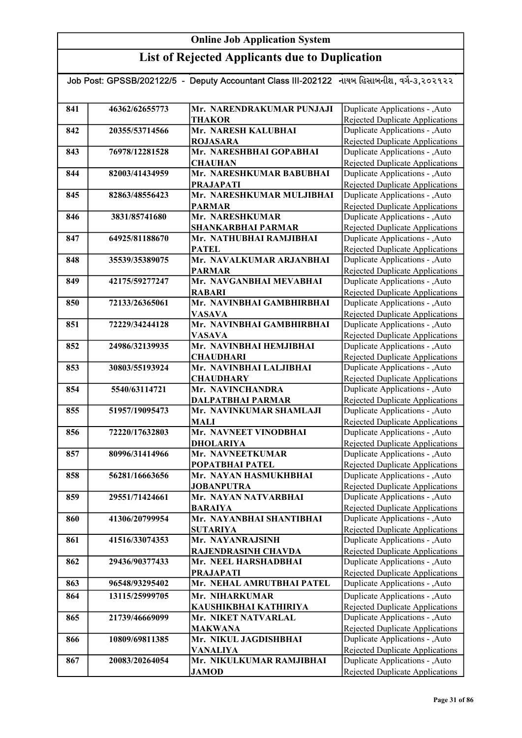# Online Job Application System

## List of Rejected Applicants due to Duplication

Job Post: GPSSB/202122/5 - Deputy Accountant Class III-202122 નાયબ હિસાબનીશ, વર્ગ-૩,૨૦૨૧૨૨

| | | | |
|---|---|---|---|
| 841 | 46362/62655773 | Mr. NARENDRAKUMAR PUNJAJI THAKOR | Duplicate Applications - ,Auto Rejected Duplicate Applications |
| 842 | 20355/53714566 | Mr. NARESH KALUBHAI ROJASARA | Duplicate Applications - ,Auto Rejected Duplicate Applications |
| 843 | 76978/12281528 | Mr. NARESHBHAI GOPABHAI CHAUHAN | Duplicate Applications - ,Auto Rejected Duplicate Applications |
| 844 | 82003/41434959 | Mr. NARESHKUMAR BABUBHAI PRAJAPATI | Duplicate Applications - ,Auto Rejected Duplicate Applications |
| 845 | 82863/48556423 | Mr. NARESHKUMAR MULJIBHAI PARMAR | Duplicate Applications - ,Auto Rejected Duplicate Applications |
| 846 | 3831/85741680 | Mr. NARESHKUMAR SHANKARBHAI PARMAR | Duplicate Applications - ,Auto Rejected Duplicate Applications |
| 847 | 64925/81188670 | Mr. NATHUBHAI RAMJIBHAI PATEL | Duplicate Applications - ,Auto Rejected Duplicate Applications |
| 848 | 35539/35389075 | Mr. NAVALKUMAR ARJANBHAI PARMAR | Duplicate Applications - ,Auto Rejected Duplicate Applications |
| 849 | 42175/59277247 | Mr. NAVGANBHAI MEVABHAI RABARI | Duplicate Applications - ,Auto Rejected Duplicate Applications |
| 850 | 72133/26365061 | Mr. NAVINBHAI GAMBHIRBHAI VASAVA | Duplicate Applications - ,Auto Rejected Duplicate Applications |
| 851 | 72229/34244128 | Mr. NAVINBHAI GAMBHIRBHAI VASAVA | Duplicate Applications - ,Auto Rejected Duplicate Applications |
| 852 | 24986/32139935 | Mr. NAVINBHAI HEMJIBHAI CHAUDHARI | Duplicate Applications - ,Auto Rejected Duplicate Applications |
| 853 | 30803/55193924 | Mr. NAVINBHAI LALJIBHAI CHAUDHARY | Duplicate Applications - ,Auto Rejected Duplicate Applications |
| 854 | 5540/63114721 | Mr. NAVINCHANDRA DALPATBHAI PARMAR | Duplicate Applications - ,Auto Rejected Duplicate Applications |
| 855 | 51957/19095473 | Mr. NAVINKUMAR SHAMLAJI MALI | Duplicate Applications - ,Auto Rejected Duplicate Applications |
| 856 | 72220/17632803 | Mr. NAVNEET VINODBHAI DHOLARIYA | Duplicate Applications - ,Auto Rejected Duplicate Applications |
| 857 | 80996/31414966 | Mr. NAVNEETKUMAR POPATBHAI PATEL | Duplicate Applications - ,Auto Rejected Duplicate Applications |
| 858 | 56281/16663656 | Mr. NAYAN HASMUKHBHAI JOBANPUTRA | Duplicate Applications - ,Auto Rejected Duplicate Applications |
| 859 | 29551/71424661 | Mr. NAYAN NATVARBHAI BARAIYA | Duplicate Applications - ,Auto Rejected Duplicate Applications |
| 860 | 41306/20799954 | Mr. NAYANBHAI SHANTIBHAI SUTARIYA | Duplicate Applications - ,Auto Rejected Duplicate Applications |
| 861 | 41516/33074353 | Mr. NAYANRAJSINH RAJENDRASINH CHAVDA | Duplicate Applications - ,Auto Rejected Duplicate Applications |
| 862 | 29436/90377433 | Mr. NEEL HARSHADBHAI PRAJAPATI | Duplicate Applications - ,Auto Rejected Duplicate Applications |
| 863 | 96548/93295402 | Mr. NEHAL AMRUTBHAI PATEL | Duplicate Applications - ,Auto |
| 864 | 13115/25999705 | Mr. NIHARKUMAR KAUSHIKBHAI KATHIRIYA | Duplicate Applications - ,Auto Rejected Duplicate Applications |
| 865 | 21739/46669099 | Mr. NIKET NATVARLAL MAKWANA | Duplicate Applications - ,Auto Rejected Duplicate Applications |
| 866 | 10809/69811385 | Mr. NIKUL JAGDISHBHAI VANALIYA | Duplicate Applications - ,Auto Rejected Duplicate Applications |
| 867 | 20083/20264054 | Mr. NIKULKUMAR RAMJIBHAI JAMOD | Duplicate Applications - ,Auto Rejected Duplicate Applications |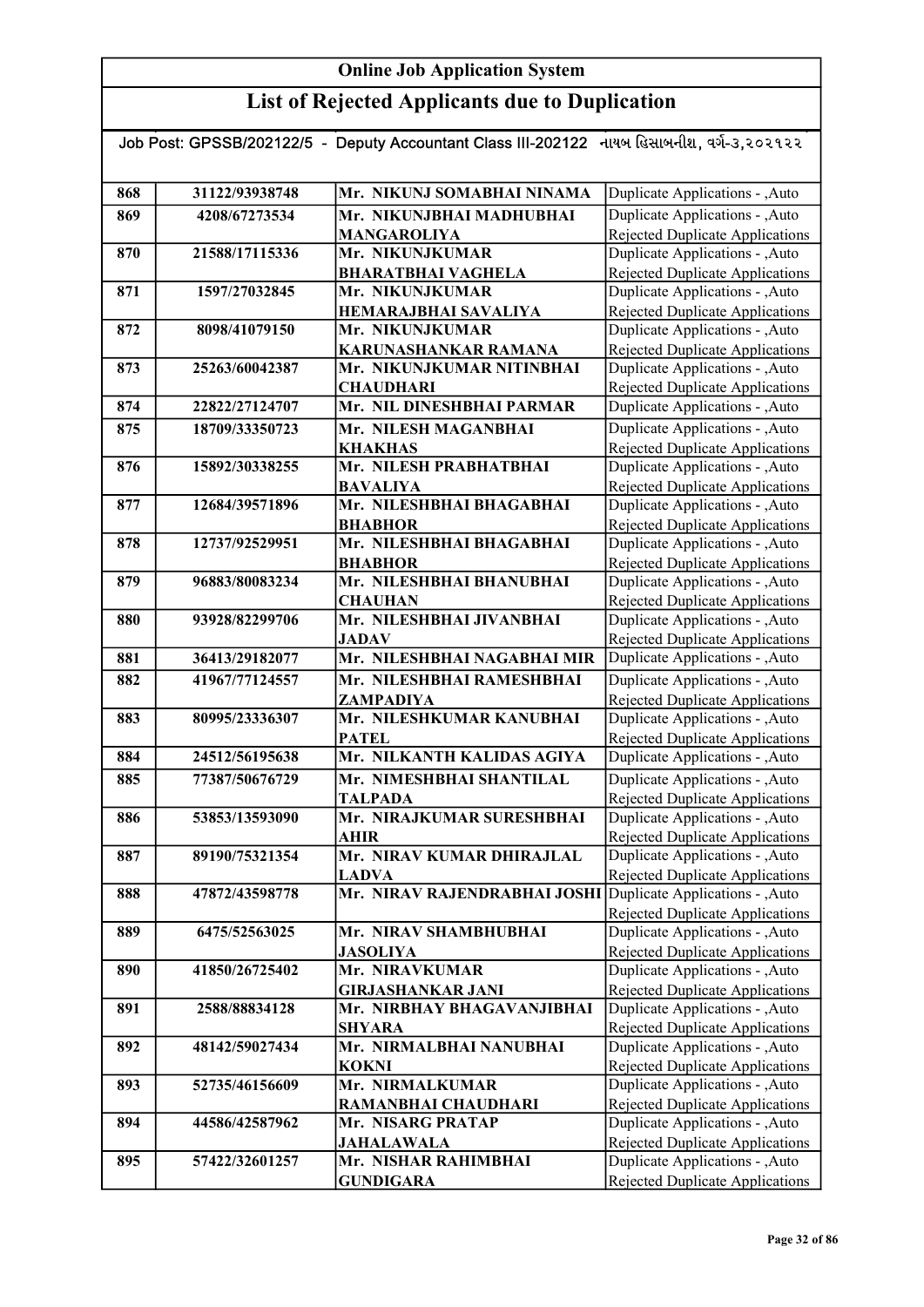# Online Job Application System

## List of Rejected Applicants due to Duplication

Job Post: GPSSB/202122/5 - Deputy Accountant Class III-202122 નાયબ હિસાબનીશ, વર્ગ-૩,૨૦૨૧૨૨

| | | | |
|---|---|---|---|
| 868 | 31122/93938748 | Mr. NIKUNJ SOMABHAI NINAMA | Duplicate Applications - ,Auto |
| 869 | 4208/67273534 | Mr. NIKUNJBHAI MADHUBHAI MANGAROLIYA | Duplicate Applications - ,Auto Rejected Duplicate Applications |
| 870 | 21588/17115336 | Mr. NIKUNJKUMAR BHARATBHAI VAGHELA | Duplicate Applications - ,Auto Rejected Duplicate Applications |
| 871 | 1597/27032845 | Mr. NIKUNJKUMAR HEMARAJBHAI SAVALIYA | Duplicate Applications - ,Auto Rejected Duplicate Applications |
| 872 | 8098/41079150 | Mr. NIKUNJKUMAR KARUNASHANKAR RAMANA | Duplicate Applications - ,Auto Rejected Duplicate Applications |
| 873 | 25263/60042387 | Mr. NIKUNJKUMAR NITINBHAI CHAUDHARI | Duplicate Applications - ,Auto Rejected Duplicate Applications |
| 874 | 22822/27124707 | Mr. NIL DINESHBHAI PARMAR | Duplicate Applications - ,Auto |
| 875 | 18709/33350723 | Mr. NILESH MAGANBHAI KHAKHAS | Duplicate Applications - ,Auto Rejected Duplicate Applications |
| 876 | 15892/30338255 | Mr. NILESH PRABHATBHAI BAVALIYA | Duplicate Applications - ,Auto Rejected Duplicate Applications |
| 877 | 12684/39571896 | Mr. NILESHBHAI BHAGABHAI BHABHOR | Duplicate Applications - ,Auto Rejected Duplicate Applications |
| 878 | 12737/92529951 | Mr. NILESHBHAI BHAGABHAI BHABHOR | Duplicate Applications - ,Auto Rejected Duplicate Applications |
| 879 | 96883/80083234 | Mr. NILESHBHAI BHANUBHAI CHAUHAN | Duplicate Applications - ,Auto Rejected Duplicate Applications |
| 880 | 93928/82299706 | Mr. NILESHBHAI JIVANBHAI JADAV | Duplicate Applications - ,Auto Rejected Duplicate Applications |
| 881 | 36413/29182077 | Mr. NILESHBHAI NAGABHAI MIR | Duplicate Applications - ,Auto |
| 882 | 41967/77124557 | Mr. NILESHBHAI RAMESHBHAI ZAMPADIYA | Duplicate Applications - ,Auto Rejected Duplicate Applications |
| 883 | 80995/23336307 | Mr. NILESHKUMAR KANUBHAI PATEL | Duplicate Applications - ,Auto Rejected Duplicate Applications |
| 884 | 24512/56195638 | Mr. NILKANTH KALIDAS AGIYA | Duplicate Applications - ,Auto |
| 885 | 77387/50676729 | Mr. NIMESHBHAI SHANTILAL TALPADA | Duplicate Applications - ,Auto Rejected Duplicate Applications |
| 886 | 53853/13593090 | Mr. NIRAJKUMAR SURESHBHAI AHIR | Duplicate Applications - ,Auto Rejected Duplicate Applications |
| 887 | 89190/75321354 | Mr. NIRAV KUMAR DHIRAJLAL LADVA | Duplicate Applications - ,Auto Rejected Duplicate Applications |
| 888 | 47872/43598778 | Mr. NIRAV RAJENDRABHAI JOSHI | Duplicate Applications - ,Auto Rejected Duplicate Applications |
| 889 | 6475/52563025 | Mr. NIRAV SHAMBHUBHAI JASOLIYA | Duplicate Applications - ,Auto Rejected Duplicate Applications |
| 890 | 41850/26725402 | Mr. NIRAVKUMAR GIRJASHANKAR JANI | Duplicate Applications - ,Auto Rejected Duplicate Applications |
| 891 | 2588/88834128 | Mr. NIRBHAY BHAGAVANJIBHAI SHYARA | Duplicate Applications - ,Auto Rejected Duplicate Applications |
| 892 | 48142/59027434 | Mr. NIRMALBHAI NANUBHAI KOKNI | Duplicate Applications - ,Auto Rejected Duplicate Applications |
| 893 | 52735/46156609 | Mr. NIRMALKUMAR RAMANBHAI CHAUDHARI | Duplicate Applications - ,Auto Rejected Duplicate Applications |
| 894 | 44586/42587962 | Mr. NISARG PRATAP JAHALAWALA | Duplicate Applications - ,Auto Rejected Duplicate Applications |
| 895 | 57422/32601257 | Mr. NISHAR RAHIMBHAI GUNDIGARA | Duplicate Applications - ,Auto Rejected Duplicate Applications |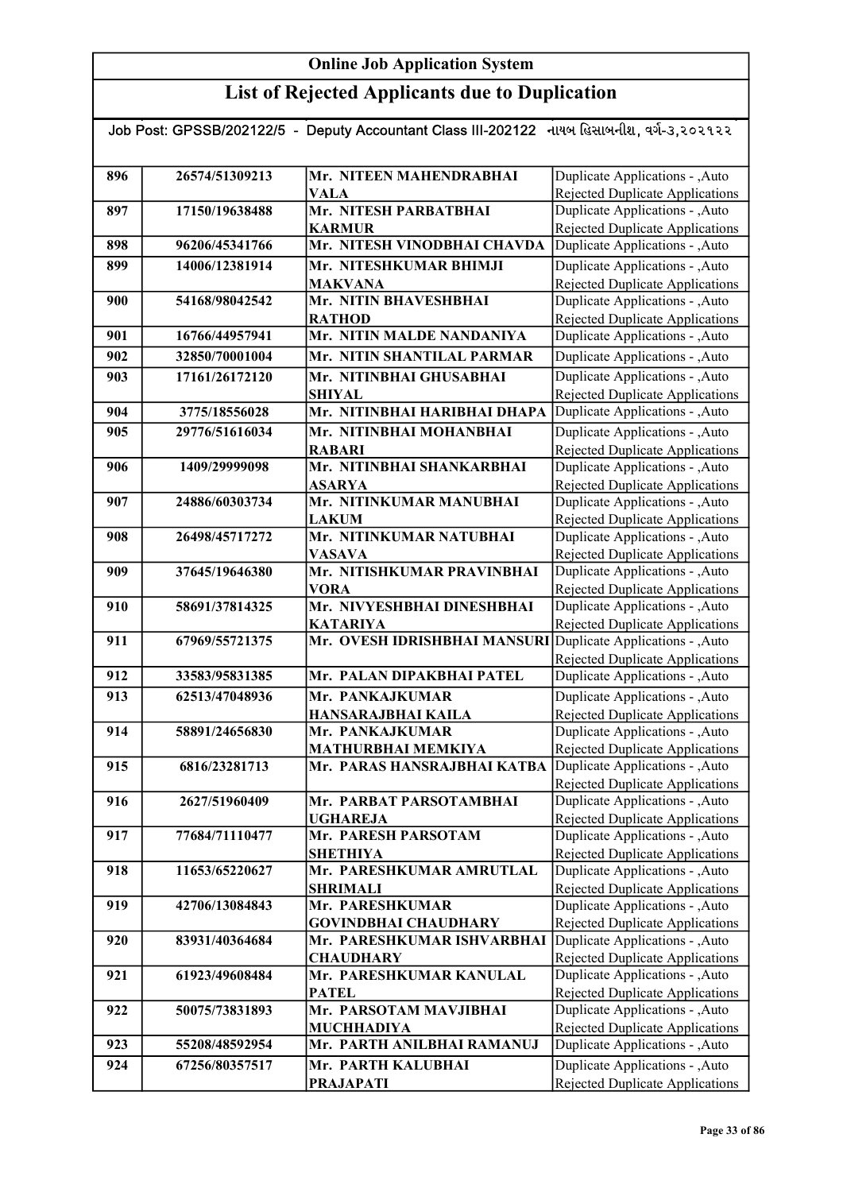# Online Job Application System

## List of Rejected Applicants due to Duplication

Job Post: GPSSB/202122/5 - Deputy Accountant Class III-202122 નાયબ હિસાબનીશ, વર્ગ-૩,૨૦૨૧૨૨

| | | | |
|---|---|---|---|
| 896 | 26574/51309213 | Mr. NITEEN MAHENDRABHAI VALA | Duplicate Applications - ,Auto Rejected Duplicate Applications |
| 897 | 17150/19638488 | Mr. NITESH PARBATBHAI KARMUR | Duplicate Applications - ,Auto Rejected Duplicate Applications |
| 898 | 96206/45341766 | Mr. NITESH VINODBHAI CHAVDA | Duplicate Applications - ,Auto |
| 899 | 14006/12381914 | Mr. NITESHKUMAR BHIMJI MAKVANA | Duplicate Applications - ,Auto Rejected Duplicate Applications |
| 900 | 54168/98042542 | Mr. NITIN BHAVESHBHAI RATHOD | Duplicate Applications - ,Auto Rejected Duplicate Applications |
| 901 | 16766/44957941 | Mr. NITIN MALDE NANDANIYA | Duplicate Applications - ,Auto |
| 902 | 32850/70001004 | Mr. NITIN SHANTILAL PARMAR | Duplicate Applications - ,Auto |
| 903 | 17161/26172120 | Mr. NITINBHAI GHUSABHAI SHIYAL | Duplicate Applications - ,Auto Rejected Duplicate Applications |
| 904 | 3775/18556028 | Mr. NITINBHAI HARIBHAI DHAPA | Duplicate Applications - ,Auto |
| 905 | 29776/51616034 | Mr. NITINBHAI MOHANBHAI RABARI | Duplicate Applications - ,Auto Rejected Duplicate Applications |
| 906 | 1409/29999098 | Mr. NITINBHAI SHANKARBHAI ASARYA | Duplicate Applications - ,Auto Rejected Duplicate Applications |
| 907 | 24886/60303734 | Mr. NITINKUMAR MANUBHAI LAKUM | Duplicate Applications - ,Auto Rejected Duplicate Applications |
| 908 | 26498/45717272 | Mr. NITINKUMAR NATUBHAI VASAVA | Duplicate Applications - ,Auto Rejected Duplicate Applications |
| 909 | 37645/19646380 | Mr. NITISHKUMAR PRAVINBHAI VORA | Duplicate Applications - ,Auto Rejected Duplicate Applications |
| 910 | 58691/37814325 | Mr. NIVYESHBHAI DINESHBHAI KATARIYA | Duplicate Applications - ,Auto Rejected Duplicate Applications |
| 911 | 67969/55721375 | Mr. OVESH IDRISHBHAI MANSURI | Duplicate Applications - ,Auto Rejected Duplicate Applications |
| 912 | 33583/95831385 | Mr. PALAN DIPAKBHAI PATEL | Duplicate Applications - ,Auto |
| 913 | 62513/47048936 | Mr. PANKAJKUMAR HANSARAJBHAI KAILA | Duplicate Applications - ,Auto Rejected Duplicate Applications |
| 914 | 58891/24656830 | Mr. PANKAJKUMAR MATHURBHAI MEMKIYA | Duplicate Applications - ,Auto Rejected Duplicate Applications |
| 915 | 6816/23281713 | Mr. PARAS HANSRAJBHAI KATBA | Duplicate Applications - ,Auto Rejected Duplicate Applications |
| 916 | 2627/51960409 | Mr. PARBAT PARSOTAMBHAI UGHAREJA | Duplicate Applications - ,Auto Rejected Duplicate Applications |
| 917 | 77684/71110477 | Mr. PARESH PARSOTAM SHETHIYA | Duplicate Applications - ,Auto Rejected Duplicate Applications |
| 918 | 11653/65220627 | Mr. PARESHKUMAR AMRUTLAL SHRIMALI | Duplicate Applications - ,Auto Rejected Duplicate Applications |
| 919 | 42706/13084843 | Mr. PARESHKUMAR GOVINDBHAI CHAUDHARY | Duplicate Applications - ,Auto Rejected Duplicate Applications |
| 920 | 83931/40364684 | Mr. PARESHKUMAR ISHVARBHAI CHAUDHARY | Duplicate Applications - ,Auto Rejected Duplicate Applications |
| 921 | 61923/49608484 | Mr. PARESHKUMAR KANULAL PATEL | Duplicate Applications - ,Auto Rejected Duplicate Applications |
| 922 | 50075/73831893 | Mr. PARSOTAM MAVJIBHAI MUCHHADIYA | Duplicate Applications - ,Auto Rejected Duplicate Applications |
| 923 | 55208/48592954 | Mr. PARTH ANILBHAI RAMANUJ | Duplicate Applications - ,Auto |
| 924 | 67256/80357517 | Mr. PARTH KALUBHAI PRAJAPATI | Duplicate Applications - ,Auto Rejected Duplicate Applications |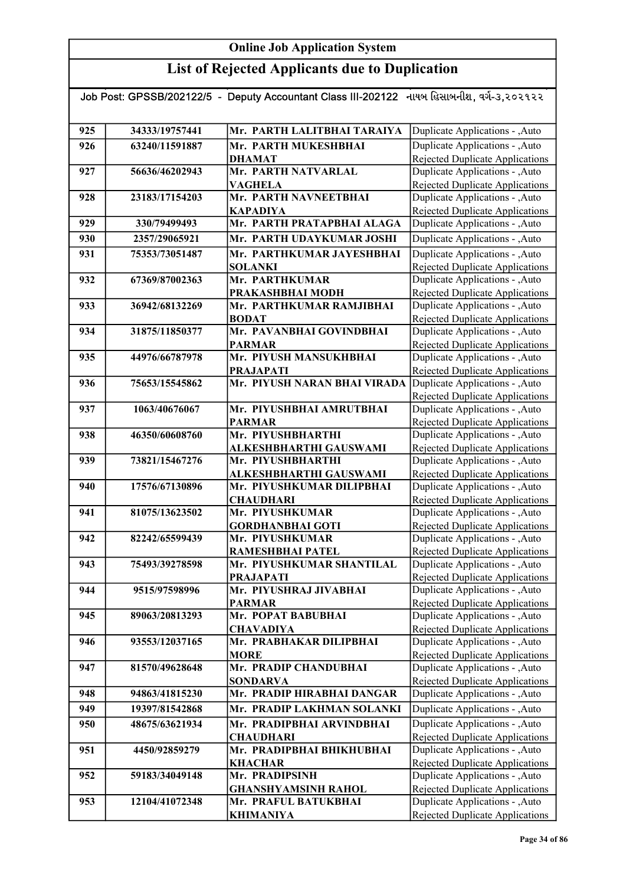# Online Job Application System

## List of Rejected Applicants due to Duplication

Job Post: GPSSB/202122/5 - Deputy Accountant Class III-202122 નાયબ હિસાબનીશ, વર્ગ-૩,૨૦૨૧૨૨

| | | | |
|---|---|---|---|
| 925 | 34333/19757441 | Mr. PARTH LALITBHAI TARAIYA | Duplicate Applications - ,Auto |
| 926 | 63240/11591887 | Mr. PARTH MUKESHBHAI DHAMAT | Duplicate Applications - ,Auto Rejected Duplicate Applications |
| 927 | 56636/46202943 | Mr. PARTH NATVARLAL VAGHELA | Duplicate Applications - ,Auto Rejected Duplicate Applications |
| 928 | 23183/17154203 | Mr. PARTH NAVNEETBHAI KAPADIYA | Duplicate Applications - ,Auto Rejected Duplicate Applications |
| 929 | 330/79499493 | Mr. PARTH PRATAPBHAI ALAGA | Duplicate Applications - ,Auto |
| 930 | 2357/29065921 | Mr. PARTH UDAYKUMAR JOSHI | Duplicate Applications - ,Auto |
| 931 | 75353/73051487 | Mr. PARTHKUMAR JAYESHBHAI SOLANKI | Duplicate Applications - ,Auto Rejected Duplicate Applications |
| 932 | 67369/87002363 | Mr. PARTHKUMAR PRAKASHBHAI MODH | Duplicate Applications - ,Auto Rejected Duplicate Applications |
| 933 | 36942/68132269 | Mr. PARTHKUMAR RAMJIBHAI BODAT | Duplicate Applications - ,Auto Rejected Duplicate Applications |
| 934 | 31875/11850377 | Mr. PAVANBHAI GOVINDBHAI PARMAR | Duplicate Applications - ,Auto Rejected Duplicate Applications |
| 935 | 44976/66787978 | Mr. PIYUSH MANSUKHBHAI PRAJAPATI | Duplicate Applications - ,Auto Rejected Duplicate Applications |
| 936 | 75653/15545862 | Mr. PIYUSH NARAN BHAI VIRADA | Duplicate Applications - ,Auto Rejected Duplicate Applications |
| 937 | 1063/40676067 | Mr. PIYUSHBHAI AMRUTBHAI PARMAR | Duplicate Applications - ,Auto Rejected Duplicate Applications |
| 938 | 46350/60608760 | Mr. PIYUSHBHARTHI ALKESHBHARTHI GAUSWAMI | Duplicate Applications - ,Auto Rejected Duplicate Applications |
| 939 | 73821/15467276 | Mr. PIYUSHBHARTHI ALKESHBHARTHI GAUSWAMI | Duplicate Applications - ,Auto Rejected Duplicate Applications |
| 940 | 17576/67130896 | Mr. PIYUSHKUMAR DILIPBHAI CHAUDHARI | Duplicate Applications - ,Auto Rejected Duplicate Applications |
| 941 | 81075/13623502 | Mr. PIYUSHKUMAR GORDHANBHAI GOTI | Duplicate Applications - ,Auto Rejected Duplicate Applications |
| 942 | 82242/65599439 | Mr. PIYUSHKUMAR RAMESHBHAI PATEL | Duplicate Applications - ,Auto Rejected Duplicate Applications |
| 943 | 75493/39278598 | Mr. PIYUSHKUMAR SHANTILAL PRAJAPATI | Duplicate Applications - ,Auto Rejected Duplicate Applications |
| 944 | 9515/97598996 | Mr. PIYUSHRAJ JIVABHAI PARMAR | Duplicate Applications - ,Auto Rejected Duplicate Applications |
| 945 | 89063/20813293 | Mr. POPAT BABUBHAI CHAVADIYA | Duplicate Applications - ,Auto Rejected Duplicate Applications |
| 946 | 93553/12037165 | Mr. PRABHAKAR DILIPBHAI MORE | Duplicate Applications - ,Auto Rejected Duplicate Applications |
| 947 | 81570/49628648 | Mr. PRADIP CHANDUBHAI SONDARVA | Duplicate Applications - ,Auto Rejected Duplicate Applications |
| 948 | 94863/41815230 | Mr. PRADIP HIRABHAI DANGAR | Duplicate Applications - ,Auto |
| 949 | 19397/81542868 | Mr. PRADIP LAKHMAN SOLANKI | Duplicate Applications - ,Auto |
| 950 | 48675/63621934 | Mr. PRADIPBHAI ARVINDBHAI CHAUDHARI | Duplicate Applications - ,Auto Rejected Duplicate Applications |
| 951 | 4450/92859279 | Mr. PRADIPBHAI BHIKHUBHAI KHACHAR | Duplicate Applications - ,Auto Rejected Duplicate Applications |
| 952 | 59183/34049148 | Mr. PRADIPSINH GHANSHYAMSINH RAHOL | Duplicate Applications - ,Auto Rejected Duplicate Applications |
| 953 | 12104/41072348 | Mr. PRAFUL BATUKBHAI KHIMANIYA | Duplicate Applications - ,Auto Rejected Duplicate Applications |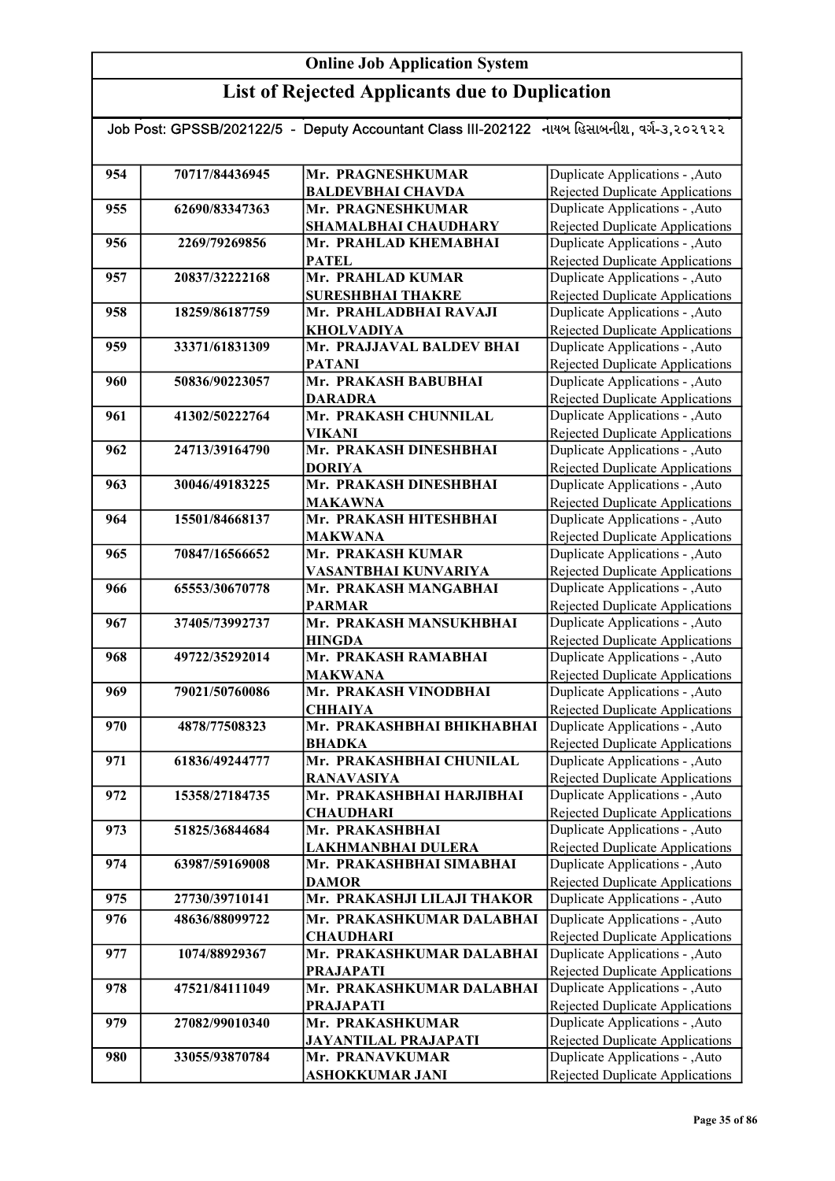# Online Job Application System

## List of Rejected Applicants due to Duplication

Job Post: GPSSB/202122/5 - Deputy Accountant Class III-202122 નાયબ હિસાબનીશ, વર્ગ-૩,૨૦૨૧૨૨

| | | | |
|---|---|---|---|
| 954 | 70717/84436945 | Mr. PRAGNESHKUMAR BALDEVBHAI CHAVDA | Duplicate Applications - ,Auto Rejected Duplicate Applications |
| 955 | 62690/83347363 | Mr. PRAGNESHKUMAR SHAMALBHAI CHAUDHARY | Duplicate Applications - ,Auto Rejected Duplicate Applications |
| 956 | 2269/79269856 | Mr. PRAHLAD KHEMABHAI PATEL | Duplicate Applications - ,Auto Rejected Duplicate Applications |
| 957 | 20837/32222168 | Mr. PRAHLAD KUMAR SURESHBHAI THAKRE | Duplicate Applications - ,Auto Rejected Duplicate Applications |
| 958 | 18259/86187759 | Mr. PRAHLADBHAI RAVAJI KHOLVADIYA | Duplicate Applications - ,Auto Rejected Duplicate Applications |
| 959 | 33371/61831309 | Mr. PRAJJAVAL BALDEV BHAI PATANI | Duplicate Applications - ,Auto Rejected Duplicate Applications |
| 960 | 50836/90223057 | Mr. PRAKASH BABUBHAI DARADRA | Duplicate Applications - ,Auto Rejected Duplicate Applications |
| 961 | 41302/50222764 | Mr. PRAKASH CHUNNILAL VIKANI | Duplicate Applications - ,Auto Rejected Duplicate Applications |
| 962 | 24713/39164790 | Mr. PRAKASH DINESHBHAI DORIYA | Duplicate Applications - ,Auto Rejected Duplicate Applications |
| 963 | 30046/49183225 | Mr. PRAKASH DINESHBHAI MAKAWNA | Duplicate Applications - ,Auto Rejected Duplicate Applications |
| 964 | 15501/84668137 | Mr. PRAKASH HITESHBHAI MAKWANA | Duplicate Applications - ,Auto Rejected Duplicate Applications |
| 965 | 70847/16566652 | Mr. PRAKASH KUMAR VASANTBHAI KUNVARIYA | Duplicate Applications - ,Auto Rejected Duplicate Applications |
| 966 | 65553/30670778 | Mr. PRAKASH MANGABHAI PARMAR | Duplicate Applications - ,Auto Rejected Duplicate Applications |
| 967 | 37405/73992737 | Mr. PRAKASH MANSUKHBHAI HINGDA | Duplicate Applications - ,Auto Rejected Duplicate Applications |
| 968 | 49722/35292014 | Mr. PRAKASH RAMABHAI MAKWANA | Duplicate Applications - ,Auto Rejected Duplicate Applications |
| 969 | 79021/50760086 | Mr. PRAKASH VINODBHAI CHHAIYA | Duplicate Applications - ,Auto Rejected Duplicate Applications |
| 970 | 4878/77508323 | Mr. PRAKASHBHAI BHIKHABHAI BHADKA | Duplicate Applications - ,Auto Rejected Duplicate Applications |
| 971 | 61836/49244777 | Mr. PRAKASHBHAI CHUNILAL RANAVASIYA | Duplicate Applications - ,Auto Rejected Duplicate Applications |
| 972 | 15358/27184735 | Mr. PRAKASHBHAI HARJIBHAI CHAUDHARI | Duplicate Applications - ,Auto Rejected Duplicate Applications |
| 973 | 51825/36844684 | Mr. PRAKASHBHAI LAKHMANBHAI DULERA | Duplicate Applications - ,Auto Rejected Duplicate Applications |
| 974 | 63987/59169008 | Mr. PRAKASHBHAI SIMABHAI DAMOR | Duplicate Applications - ,Auto Rejected Duplicate Applications |
| 975 | 27730/39710141 | Mr. PRAKASHJI LILAJI THAKOR | Duplicate Applications - ,Auto |
| 976 | 48636/88099722 | Mr. PRAKASHKUMAR DALABHAI CHAUDHARI | Duplicate Applications - ,Auto Rejected Duplicate Applications |
| 977 | 1074/88929367 | Mr. PRAKASHKUMAR DALABHAI PRAJAPATI | Duplicate Applications - ,Auto Rejected Duplicate Applications |
| 978 | 47521/84111049 | Mr. PRAKASHKUMAR DALABHAI PRAJAPATI | Duplicate Applications - ,Auto Rejected Duplicate Applications |
| 979 | 27082/99010340 | Mr. PRAKASHKUMAR JAYANTILAL PRAJAPATI | Duplicate Applications - ,Auto Rejected Duplicate Applications |
| 980 | 33055/93870784 | Mr. PRANAVKUMAR ASHOKKUMAR JANI | Duplicate Applications - ,Auto Rejected Duplicate Applications |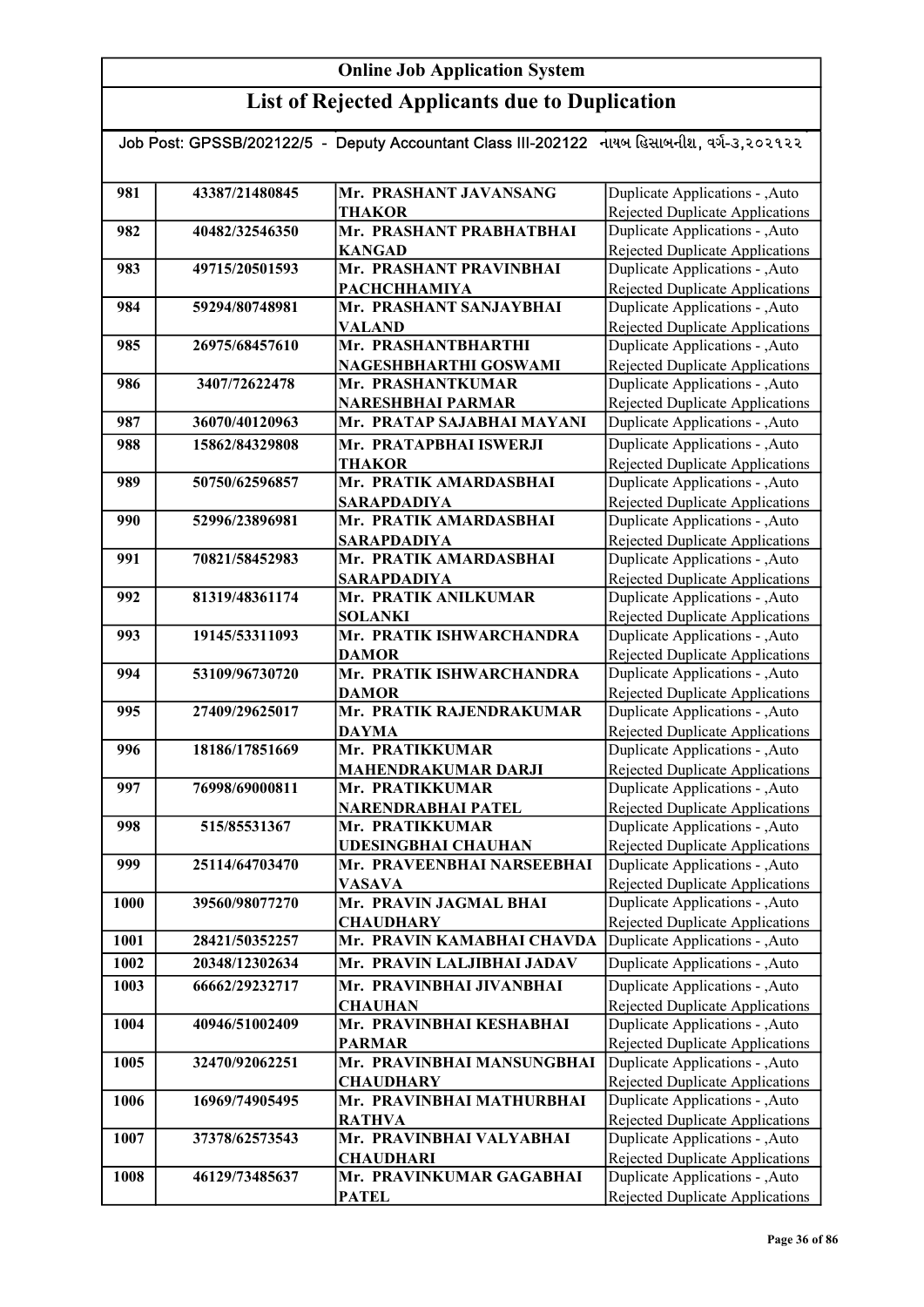# Online Job Application System

## List of Rejected Applicants due to Duplication

Job Post: GPSSB/202122/5 - Deputy Accountant Class III-202122 નાયબ હિસાબનીશ, વર્ગ-૩,૨૦૨૧૨૨

| | | | |
|---|---|---|---|
| 981 | 43387/21480845 | Mr. PRASHANT JAVANSANG THAKOR | Duplicate Applications - ,Auto Rejected Duplicate Applications |
| 982 | 40482/32546350 | Mr. PRASHANT PRABHATBHAI KANGAD | Duplicate Applications - ,Auto Rejected Duplicate Applications |
| 983 | 49715/20501593 | Mr. PRASHANT PRAVINBHAI PACHCHHAMIYA | Duplicate Applications - ,Auto Rejected Duplicate Applications |
| 984 | 59294/80748981 | Mr. PRASHANT SANJAYBHAI VALAND | Duplicate Applications - ,Auto Rejected Duplicate Applications |
| 985 | 26975/68457610 | Mr. PRASHANTBHARTHI NAGESHBHARTHI GOSWAMI | Duplicate Applications - ,Auto Rejected Duplicate Applications |
| 986 | 3407/72622478 | Mr. PRASHANTKUMAR NARESHBHAI PARMAR | Duplicate Applications - ,Auto Rejected Duplicate Applications |
| 987 | 36070/40120963 | Mr. PRATAP SAJABHAI MAYANI | Duplicate Applications - ,Auto |
| 988 | 15862/84329808 | Mr. PRATAPBHAI ISWERJI THAKOR | Duplicate Applications - ,Auto Rejected Duplicate Applications |
| 989 | 50750/62596857 | Mr. PRATIK AMARDASBHAI SARAPDADIYA | Duplicate Applications - ,Auto Rejected Duplicate Applications |
| 990 | 52996/23896981 | Mr. PRATIK AMARDASBHAI SARAPDADIYA | Duplicate Applications - ,Auto Rejected Duplicate Applications |
| 991 | 70821/58452983 | Mr. PRATIK AMARDASBHAI SARAPDADIYA | Duplicate Applications - ,Auto Rejected Duplicate Applications |
| 992 | 81319/48361174 | Mr. PRATIK ANILKUMAR SOLANKI | Duplicate Applications - ,Auto Rejected Duplicate Applications |
| 993 | 19145/53311093 | Mr. PRATIK ISHWARCHANDRA DAMOR | Duplicate Applications - ,Auto Rejected Duplicate Applications |
| 994 | 53109/96730720 | Mr. PRATIK ISHWARCHANDRA DAMOR | Duplicate Applications - ,Auto Rejected Duplicate Applications |
| 995 | 27409/29625017 | Mr. PRATIK RAJENDRAKUMAR DAYMA | Duplicate Applications - ,Auto Rejected Duplicate Applications |
| 996 | 18186/17851669 | Mr. PRATIKKUMAR MAHENDRAKUMAR DARJI | Duplicate Applications - ,Auto Rejected Duplicate Applications |
| 997 | 76998/69000811 | Mr. PRATIKKUMAR NARENDRABHAI PATEL | Duplicate Applications - ,Auto Rejected Duplicate Applications |
| 998 | 515/85531367 | Mr. PRATIKKUMAR UDESINGBHAI CHAUHAN | Duplicate Applications - ,Auto Rejected Duplicate Applications |
| 999 | 25114/64703470 | Mr. PRAVEENBHAI NARSEEBHAI VASAVA | Duplicate Applications - ,Auto Rejected Duplicate Applications |
| 1000 | 39560/98077270 | Mr. PRAVIN JAGMAL BHAI CHAUDHARY | Duplicate Applications - ,Auto Rejected Duplicate Applications |
| 1001 | 28421/50352257 | Mr. PRAVIN KAMABHAI CHAVDA | Duplicate Applications - ,Auto |
| 1002 | 20348/12302634 | Mr. PRAVIN LALJIBHAI JADAV | Duplicate Applications - ,Auto |
| 1003 | 66662/29232717 | Mr. PRAVINBHAI JIVANBHAI CHAUHAN | Duplicate Applications - ,Auto Rejected Duplicate Applications |
| 1004 | 40946/51002409 | Mr. PRAVINBHAI KESHABHAI PARMAR | Duplicate Applications - ,Auto Rejected Duplicate Applications |
| 1005 | 32470/92062251 | Mr. PRAVINBHAI MANSUNGBHAI CHAUDHARY | Duplicate Applications - ,Auto Rejected Duplicate Applications |
| 1006 | 16969/74905495 | Mr. PRAVINBHAI MATHURBHAI RATHVA | Duplicate Applications - ,Auto Rejected Duplicate Applications |
| 1007 | 37378/62573543 | Mr. PRAVINBHAI VALYABHAI CHAUDHARI | Duplicate Applications - ,Auto Rejected Duplicate Applications |
| 1008 | 46129/73485637 | Mr. PRAVINKUMAR GAGABHAI PATEL | Duplicate Applications - ,Auto Rejected Duplicate Applications |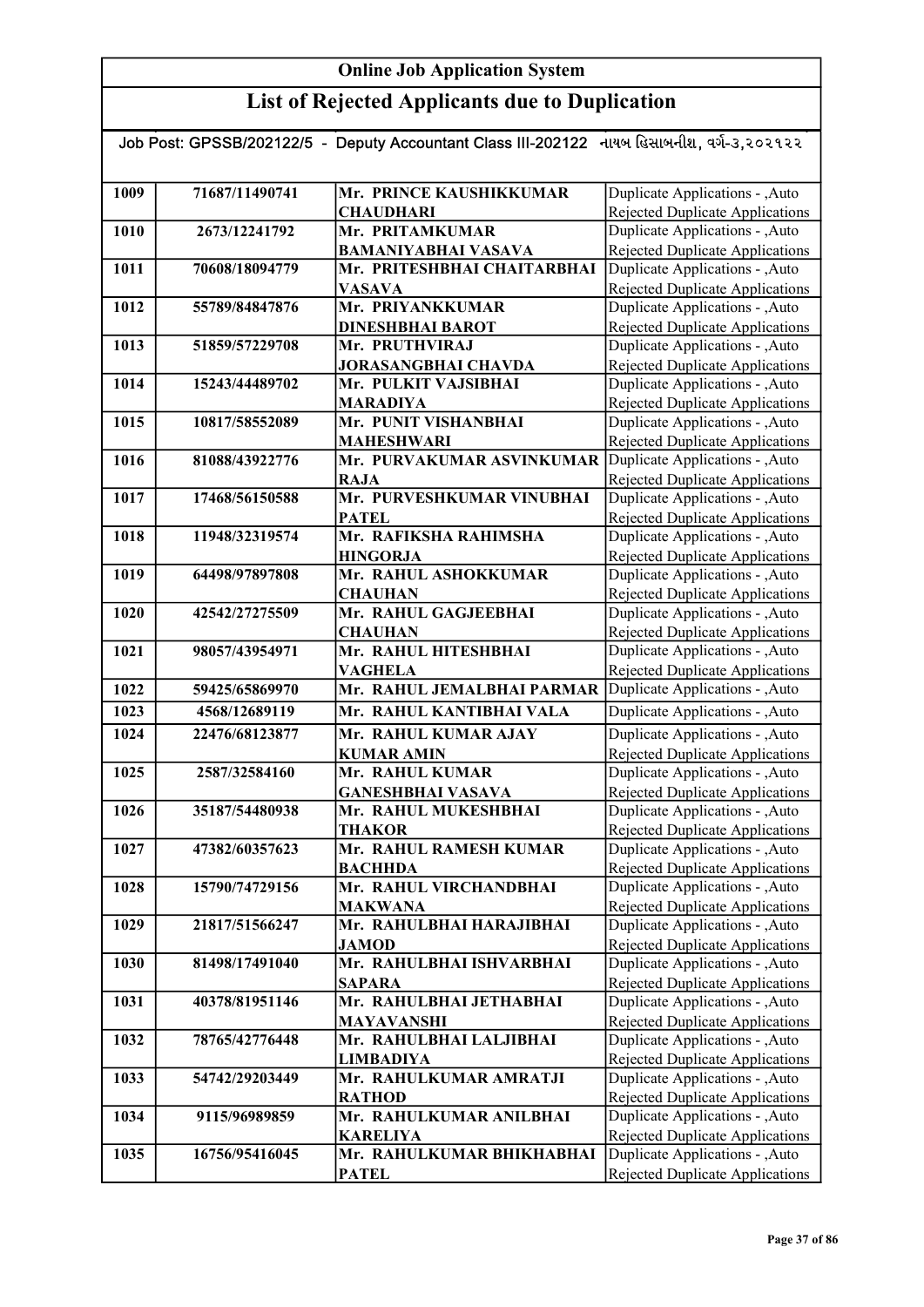# Online Job Application System

## List of Rejected Applicants due to Duplication

Job Post: GPSSB/202122/5 - Deputy Accountant Class III-202122 નાયબ હિસાબનીશ, વર્ગ-૩,૨૦૨૧૨૨

| | | | |
|---|---|---|---|
| 1009 | 71687/11490741 | Mr. PRINCE KAUSHIKKUMAR CHAUDHARI | Duplicate Applications - ,Auto Rejected Duplicate Applications |
| 1010 | 2673/12241792 | Mr. PRITAMKUMAR BAMANIYABHAI VASAVA | Duplicate Applications - ,Auto Rejected Duplicate Applications |
| 1011 | 70608/18094779 | Mr. PRITESHBHAI CHAITARBHAI VASAVA | Duplicate Applications - ,Auto Rejected Duplicate Applications |
| 1012 | 55789/84847876 | Mr. PRIYANKKUMAR DINESHBHAI BAROT | Duplicate Applications - ,Auto Rejected Duplicate Applications |
| 1013 | 51859/57229708 | Mr. PRUTHVIRAJ JORASANGBHAI CHAVDA | Duplicate Applications - ,Auto Rejected Duplicate Applications |
| 1014 | 15243/44489702 | Mr. PULKIT VAJSIBHAI MARADIYA | Duplicate Applications - ,Auto Rejected Duplicate Applications |
| 1015 | 10817/58552089 | Mr. PUNIT VISHANBHAI MAHESHWARI | Duplicate Applications - ,Auto Rejected Duplicate Applications |
| 1016 | 81088/43922776 | Mr. PURVAKUMAR ASVINKUMAR RAJA | Duplicate Applications - ,Auto Rejected Duplicate Applications |
| 1017 | 17468/56150588 | Mr. PURVESHKUMAR VINUBHAI PATEL | Duplicate Applications - ,Auto Rejected Duplicate Applications |
| 1018 | 11948/32319574 | Mr. RAFIKSHA RAHIMSHA HINGORJA | Duplicate Applications - ,Auto Rejected Duplicate Applications |
| 1019 | 64498/97897808 | Mr. RAHUL ASHOKKUMAR CHAUHAN | Duplicate Applications - ,Auto Rejected Duplicate Applications |
| 1020 | 42542/27275509 | Mr. RAHUL GAGJEEBHAI CHAUHAN | Duplicate Applications - ,Auto Rejected Duplicate Applications |
| 1021 | 98057/43954971 | Mr. RAHUL HITESHBHAI VAGHELA | Duplicate Applications - ,Auto Rejected Duplicate Applications |
| 1022 | 59425/65869970 | Mr. RAHUL JEMALBHAI PARMAR | Duplicate Applications - ,Auto |
| 1023 | 4568/12689119 | Mr. RAHUL KANTIBHAI VALA | Duplicate Applications - ,Auto |
| 1024 | 22476/68123877 | Mr. RAHUL KUMAR AJAY KUMAR AMIN | Duplicate Applications - ,Auto Rejected Duplicate Applications |
| 1025 | 2587/32584160 | Mr. RAHUL KUMAR GANESHBHAI VASAVA | Duplicate Applications - ,Auto Rejected Duplicate Applications |
| 1026 | 35187/54480938 | Mr. RAHUL MUKESHBHAI THAKOR | Duplicate Applications - ,Auto Rejected Duplicate Applications |
| 1027 | 47382/60357623 | Mr. RAHUL RAMESH KUMAR BACHHDA | Duplicate Applications - ,Auto Rejected Duplicate Applications |
| 1028 | 15790/74729156 | Mr. RAHUL VIRCHANDBHAI MAKWANA | Duplicate Applications - ,Auto Rejected Duplicate Applications |
| 1029 | 21817/51566247 | Mr. RAHULBHAI HARAJIBHAI JAMOD | Duplicate Applications - ,Auto Rejected Duplicate Applications |
| 1030 | 81498/17491040 | Mr. RAHULBHAI ISHVARBHAI SAPARA | Duplicate Applications - ,Auto Rejected Duplicate Applications |
| 1031 | 40378/81951146 | Mr. RAHULBHAI JETHABHAI MAYAVANSHI | Duplicate Applications - ,Auto Rejected Duplicate Applications |
| 1032 | 78765/42776448 | Mr. RAHULBHAI LALJIBHAI LIMBADIYA | Duplicate Applications - ,Auto Rejected Duplicate Applications |
| 1033 | 54742/29203449 | Mr. RAHULKUMAR AMRATJI RATHOD | Duplicate Applications - ,Auto Rejected Duplicate Applications |
| 1034 | 9115/96989859 | Mr. RAHULKUMAR ANILBHAI KARELIYA | Duplicate Applications - ,Auto Rejected Duplicate Applications |
| 1035 | 16756/95416045 | Mr. RAHULKUMAR BHIKHABHAI PATEL | Duplicate Applications - ,Auto Rejected Duplicate Applications |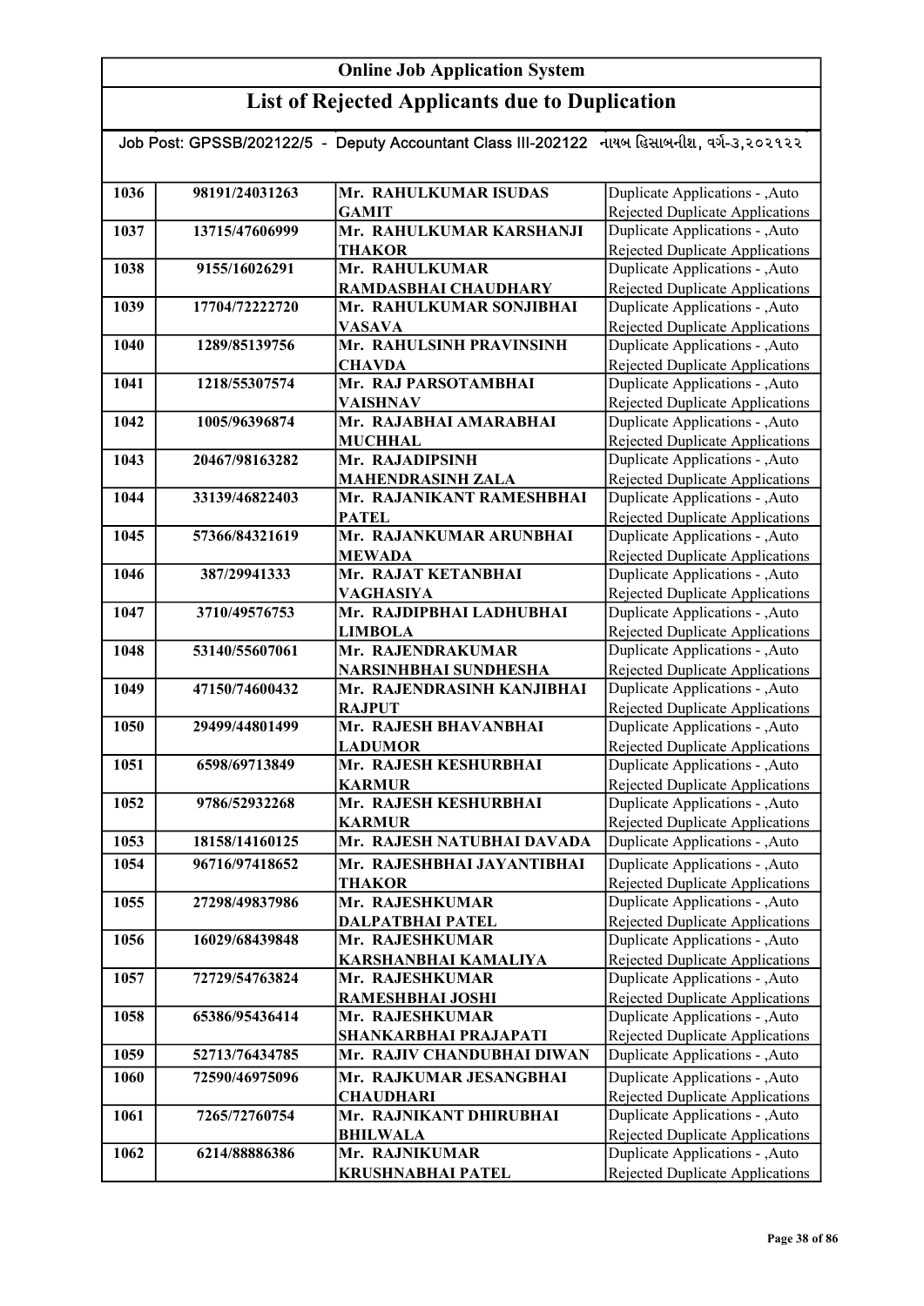# Online Job Application System

## List of Rejected Applicants due to Duplication

Job Post: GPSSB/202122/5 - Deputy Accountant Class III-202122 નાયબ હિસાબનીશ, વર્ગ-૩,૨૦૨૧૨૨

| | | | |
|---|---|---|---|
| 1036 | 98191/24031263 | Mr. RAHULKUMAR ISUDAS GAMIT | Duplicate Applications - ,Auto Rejected Duplicate Applications |
| 1037 | 13715/47606999 | Mr. RAHULKUMAR KARSHANJI THAKOR | Duplicate Applications - ,Auto Rejected Duplicate Applications |
| 1038 | 9155/16026291 | Mr. RAHULKUMAR RAMDASBHAI CHAUDHARY | Duplicate Applications - ,Auto Rejected Duplicate Applications |
| 1039 | 17704/72222720 | Mr. RAHULKUMAR SONJIBHAI VASAVA | Duplicate Applications - ,Auto Rejected Duplicate Applications |
| 1040 | 1289/85139756 | Mr. RAHULSINH PRAVINSINH CHAVDA | Duplicate Applications - ,Auto Rejected Duplicate Applications |
| 1041 | 1218/55307574 | Mr. RAJ PARSOTAMBHAI VAISHNAV | Duplicate Applications - ,Auto Rejected Duplicate Applications |
| 1042 | 1005/96396874 | Mr. RAJABHAI AMARABHAI MUCHHAL | Duplicate Applications - ,Auto Rejected Duplicate Applications |
| 1043 | 20467/98163282 | Mr. RAJADIPSINH MAHENDRASINH ZALA | Duplicate Applications - ,Auto Rejected Duplicate Applications |
| 1044 | 33139/46822403 | Mr. RAJANIKANT RAMESHBHAI PATEL | Duplicate Applications - ,Auto Rejected Duplicate Applications |
| 1045 | 57366/84321619 | Mr. RAJANKUMAR ARUNBHAI MEWADA | Duplicate Applications - ,Auto Rejected Duplicate Applications |
| 1046 | 387/29941333 | Mr. RAJAT KETANBHAI VAGHASIYA | Duplicate Applications - ,Auto Rejected Duplicate Applications |
| 1047 | 3710/49576753 | Mr. RAJDIPBHAI LADHUBHAI LIMBOLA | Duplicate Applications - ,Auto Rejected Duplicate Applications |
| 1048 | 53140/55607061 | Mr. RAJENDRAKUMAR NARSINHBHAI SUNDHESHA | Duplicate Applications - ,Auto Rejected Duplicate Applications |
| 1049 | 47150/74600432 | Mr. RAJENDRASINH KANJIBHAI RAJPUT | Duplicate Applications - ,Auto Rejected Duplicate Applications |
| 1050 | 29499/44801499 | Mr. RAJESH BHAVANBHAI LADUMOR | Duplicate Applications - ,Auto Rejected Duplicate Applications |
| 1051 | 6598/69713849 | Mr. RAJESH KESHURBHAI KARMUR | Duplicate Applications - ,Auto Rejected Duplicate Applications |
| 1052 | 9786/52932268 | Mr. RAJESH KESHURBHAI KARMUR | Duplicate Applications - ,Auto Rejected Duplicate Applications |
| 1053 | 18158/14160125 | Mr. RAJESH NATUBHAI DAVADA | Duplicate Applications - ,Auto |
| 1054 | 96716/97418652 | Mr. RAJESHBHAI JAYANTIBHAI THAKOR | Duplicate Applications - ,Auto Rejected Duplicate Applications |
| 1055 | 27298/49837986 | Mr. RAJESHKUMAR DALPATBHAI PATEL | Duplicate Applications - ,Auto Rejected Duplicate Applications |
| 1056 | 16029/68439848 | Mr. RAJESHKUMAR KARSHANBHAI KAMALIYA | Duplicate Applications - ,Auto Rejected Duplicate Applications |
| 1057 | 72729/54763824 | Mr. RAJESHKUMAR RAMESHBHAI JOSHI | Duplicate Applications - ,Auto Rejected Duplicate Applications |
| 1058 | 65386/95436414 | Mr. RAJESHKUMAR SHANKARBHAI PRAJAPATI | Duplicate Applications - ,Auto Rejected Duplicate Applications |
| 1059 | 52713/76434785 | Mr. RAJIV CHANDUBHAI DIWAN | Duplicate Applications - ,Auto |
| 1060 | 72590/46975096 | Mr. RAJKUMAR JESANGBHAI CHAUDHARI | Duplicate Applications - ,Auto Rejected Duplicate Applications |
| 1061 | 7265/72760754 | Mr. RAJNIKANT DHIRUBHAI BHILWALA | Duplicate Applications - ,Auto Rejected Duplicate Applications |
| 1062 | 6214/88886386 | Mr. RAJNIKUMAR KRUSHNABHAI PATEL | Duplicate Applications - ,Auto Rejected Duplicate Applications |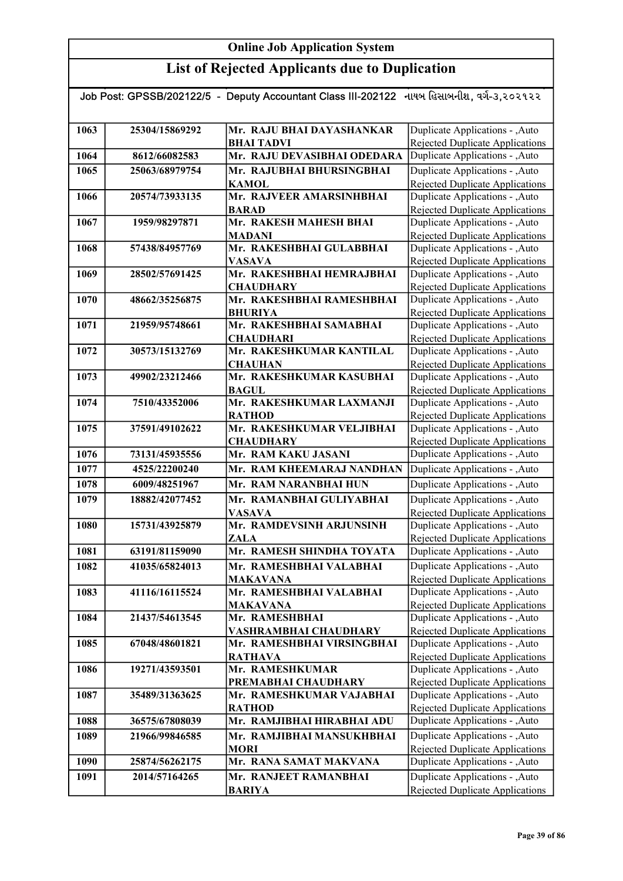# Online Job Application System

## List of Rejected Applicants due to Duplication

Job Post: GPSSB/202122/5 - Deputy Accountant Class III-202122 નાયબ હિસાબનીશ, વર્ગ-૩,૨૦૨૧૨૨

| | | | |
|---|---|---|---|
| 1063 | 25304/15869292 | Mr. RAJU BHAI DAYASHANKAR BHAI TADVI | Duplicate Applications - ,Auto Rejected Duplicate Applications |
| 1064 | 8612/66082583 | Mr. RAJU DEVASIBHAI ODEDARA | Duplicate Applications - ,Auto |
| 1065 | 25063/68979754 | Mr. RAJUBHAI BHURSINGBHAI KAMOL | Duplicate Applications - ,Auto Rejected Duplicate Applications |
| 1066 | 20574/73933135 | Mr. RAJVEER AMARSINHBHAI BARAD | Duplicate Applications - ,Auto Rejected Duplicate Applications |
| 1067 | 1959/98297871 | Mr. RAKESH MAHESH BHAI MADANI | Duplicate Applications - ,Auto Rejected Duplicate Applications |
| 1068 | 57438/84957769 | Mr. RAKESHBHAI GULABBHAI VASAVA | Duplicate Applications - ,Auto Rejected Duplicate Applications |
| 1069 | 28502/57691425 | Mr. RAKESHBHAI HEMRAJBHAI CHAUDHARY | Duplicate Applications - ,Auto Rejected Duplicate Applications |
| 1070 | 48662/35256875 | Mr. RAKESHBHAI RAMESHBHAI BHURIYA | Duplicate Applications - ,Auto Rejected Duplicate Applications |
| 1071 | 21959/95748661 | Mr. RAKESHBHAI SAMABHAI CHAUDHARI | Duplicate Applications - ,Auto Rejected Duplicate Applications |
| 1072 | 30573/15132769 | Mr. RAKESHKUMAR KANTILAL CHAUHAN | Duplicate Applications - ,Auto Rejected Duplicate Applications |
| 1073 | 49902/23212466 | Mr. RAKESHKUMAR KASUBHAI BAGUL | Duplicate Applications - ,Auto Rejected Duplicate Applications |
| 1074 | 7510/43352006 | Mr. RAKESHKUMAR LAXMANJI RATHOD | Duplicate Applications - ,Auto Rejected Duplicate Applications |
| 1075 | 37591/49102622 | Mr. RAKESHKUMAR VELJIBHAI CHAUDHARY | Duplicate Applications - ,Auto Rejected Duplicate Applications |
| 1076 | 73131/45935556 | Mr. RAM KAKU JASANI | Duplicate Applications - ,Auto |
| 1077 | 4525/22200240 | Mr. RAM KHEEMARAJ NANDHAN | Duplicate Applications - ,Auto |
| 1078 | 6009/48251967 | Mr. RAM NARANBHAI HUN | Duplicate Applications - ,Auto |
| 1079 | 18882/42077452 | Mr. RAMANBHAI GULIYABHAI VASAVA | Duplicate Applications - ,Auto Rejected Duplicate Applications |
| 1080 | 15731/43925879 | Mr. RAMDEVSINH ARJUNSINH ZALA | Duplicate Applications - ,Auto Rejected Duplicate Applications |
| 1081 | 63191/81159090 | Mr. RAMESH SHINDHA TOYATA | Duplicate Applications - ,Auto |
| 1082 | 41035/65824013 | Mr. RAMESHBHAI VALABHAI MAKAVANA | Duplicate Applications - ,Auto Rejected Duplicate Applications |
| 1083 | 41116/16115524 | Mr. RAMESHBHAI VALABHAI MAKAVANA | Duplicate Applications - ,Auto Rejected Duplicate Applications |
| 1084 | 21437/54613545 | Mr. RAMESHBHAI VASHRAMBHAI CHAUDHARY | Duplicate Applications - ,Auto Rejected Duplicate Applications |
| 1085 | 67048/48601821 | Mr. RAMESHBHAI VIRSINGBHAI RATHAVA | Duplicate Applications - ,Auto Rejected Duplicate Applications |
| 1086 | 19271/43593501 | Mr. RAMESHKUMAR PREMABHAI CHAUDHARY | Duplicate Applications - ,Auto Rejected Duplicate Applications |
| 1087 | 35489/31363625 | Mr. RAMESHKUMAR VAJABHAI RATHOD | Duplicate Applications - ,Auto Rejected Duplicate Applications |
| 1088 | 36575/67808039 | Mr. RAMJIBHAI HIRABHAI ADU | Duplicate Applications - ,Auto |
| 1089 | 21966/99846585 | Mr. RAMJIBHAI MANSUKHBHAI MORI | Duplicate Applications - ,Auto Rejected Duplicate Applications |
| 1090 | 25874/56262175 | Mr. RANA SAMAT MAKVANA | Duplicate Applications - ,Auto |
| 1091 | 2014/57164265 | Mr. RANJEET RAMANBHAI BARIYA | Duplicate Applications - ,Auto Rejected Duplicate Applications |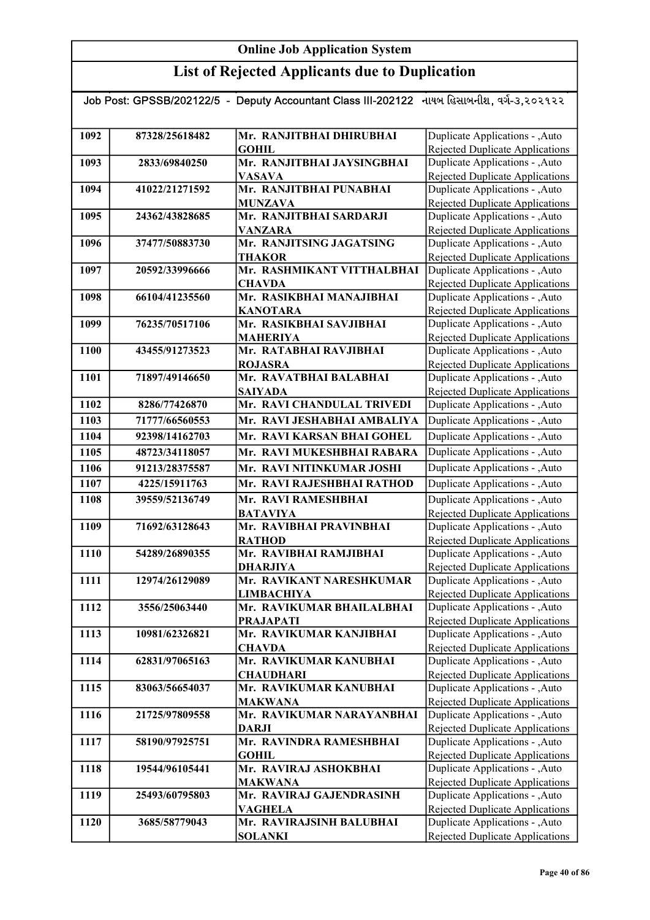# Online Job Application System

## List of Rejected Applicants due to Duplication

Job Post: GPSSB/202122/5 - Deputy Accountant Class III-202122 નાયબ હિસાબનીશ, વર્ગ-૩,૨૦૨૧૨૨

| | | | |
|---|---|---|---|
| 1092 | 87328/25618482 | Mr. RANJITBHAI DHIRUBHAI GOHIL | Duplicate Applications - ,Auto Rejected Duplicate Applications |
| 1093 | 2833/69840250 | Mr. RANJITBHAI JAYSINGBHAI VASAVA | Duplicate Applications - ,Auto Rejected Duplicate Applications |
| 1094 | 41022/21271592 | Mr. RANJITBHAI PUNABHAI MUNZAVA | Duplicate Applications - ,Auto Rejected Duplicate Applications |
| 1095 | 24362/43828685 | Mr. RANJITBHAI SARDARJI VANZARA | Duplicate Applications - ,Auto Rejected Duplicate Applications |
| 1096 | 37477/50883730 | Mr. RANJITSING JAGATSING THAKOR | Duplicate Applications - ,Auto Rejected Duplicate Applications |
| 1097 | 20592/33996666 | Mr. RASHMIKANT VITTHALBHAI CHAVDA | Duplicate Applications - ,Auto Rejected Duplicate Applications |
| 1098 | 66104/41235560 | Mr. RASIKBHAI MANAJIBHAI KANOTARA | Duplicate Applications - ,Auto Rejected Duplicate Applications |
| 1099 | 76235/70517106 | Mr. RASIKBHAI SAVJIBHAI MAHERIYA | Duplicate Applications - ,Auto Rejected Duplicate Applications |
| 1100 | 43455/91273523 | Mr. RATABHAI RAVJIBHAI ROJASRA | Duplicate Applications - ,Auto Rejected Duplicate Applications |
| 1101 | 71897/49146650 | Mr. RAVATBHAI BALABHAI SAIYADA | Duplicate Applications - ,Auto Rejected Duplicate Applications |
| 1102 | 8286/77426870 | Mr. RAVI CHANDULAL TRIVEDI | Duplicate Applications - ,Auto |
| 1103 | 71777/66560553 | Mr. RAVI JESHABHAI AMBALIYA | Duplicate Applications - ,Auto |
| 1104 | 92398/14162703 | Mr. RAVI KARSAN BHAI GOHEL | Duplicate Applications - ,Auto |
| 1105 | 48723/34118057 | Mr. RAVI MUKESHBHAI RABARA | Duplicate Applications - ,Auto |
| 1106 | 91213/28375587 | Mr. RAVI NITINKUMAR JOSHI | Duplicate Applications - ,Auto |
| 1107 | 4225/15911763 | Mr. RAVI RAJESHBHAI RATHOD | Duplicate Applications - ,Auto |
| 1108 | 39559/52136749 | Mr. RAVI RAMESHBHAI BATAVIYA | Duplicate Applications - ,Auto Rejected Duplicate Applications |
| 1109 | 71692/63128643 | Mr. RAVIBHAI PRAVINBHAI RATHOD | Duplicate Applications - ,Auto Rejected Duplicate Applications |
| 1110 | 54289/26890355 | Mr. RAVIBHAI RAMJIBHAI DHARJIYA | Duplicate Applications - ,Auto Rejected Duplicate Applications |
| 1111 | 12974/26129089 | Mr. RAVIKANT NARESHKUMAR LIMBACHIYA | Duplicate Applications - ,Auto Rejected Duplicate Applications |
| 1112 | 3556/25063440 | Mr. RAVIKUMAR BHAILALBHAI PRAJAPATI | Duplicate Applications - ,Auto Rejected Duplicate Applications |
| 1113 | 10981/62326821 | Mr. RAVIKUMAR KANJIBHAI CHAVDA | Duplicate Applications - ,Auto Rejected Duplicate Applications |
| 1114 | 62831/97065163 | Mr. RAVIKUMAR KANUBHAI CHAUDHARI | Duplicate Applications - ,Auto Rejected Duplicate Applications |
| 1115 | 83063/56654037 | Mr. RAVIKUMAR KANUBHAI MAKWANA | Duplicate Applications - ,Auto Rejected Duplicate Applications |
| 1116 | 21725/97809558 | Mr. RAVIKUMAR NARAYANBHAI DARJI | Duplicate Applications - ,Auto Rejected Duplicate Applications |
| 1117 | 58190/97925751 | Mr. RAVINDRA RAMESHBHAI GOHIL | Duplicate Applications - ,Auto Rejected Duplicate Applications |
| 1118 | 19544/96105441 | Mr. RAVIRAJ ASHOKBHAI MAKWANA | Duplicate Applications - ,Auto Rejected Duplicate Applications |
| 1119 | 25493/60795803 | Mr. RAVIRAJ GAJENDRASINH VAGHELA | Duplicate Applications - ,Auto Rejected Duplicate Applications |
| 1120 | 3685/58779043 | Mr. RAVIRAJSINH BALUBHAI SOLANKI | Duplicate Applications - ,Auto Rejected Duplicate Applications |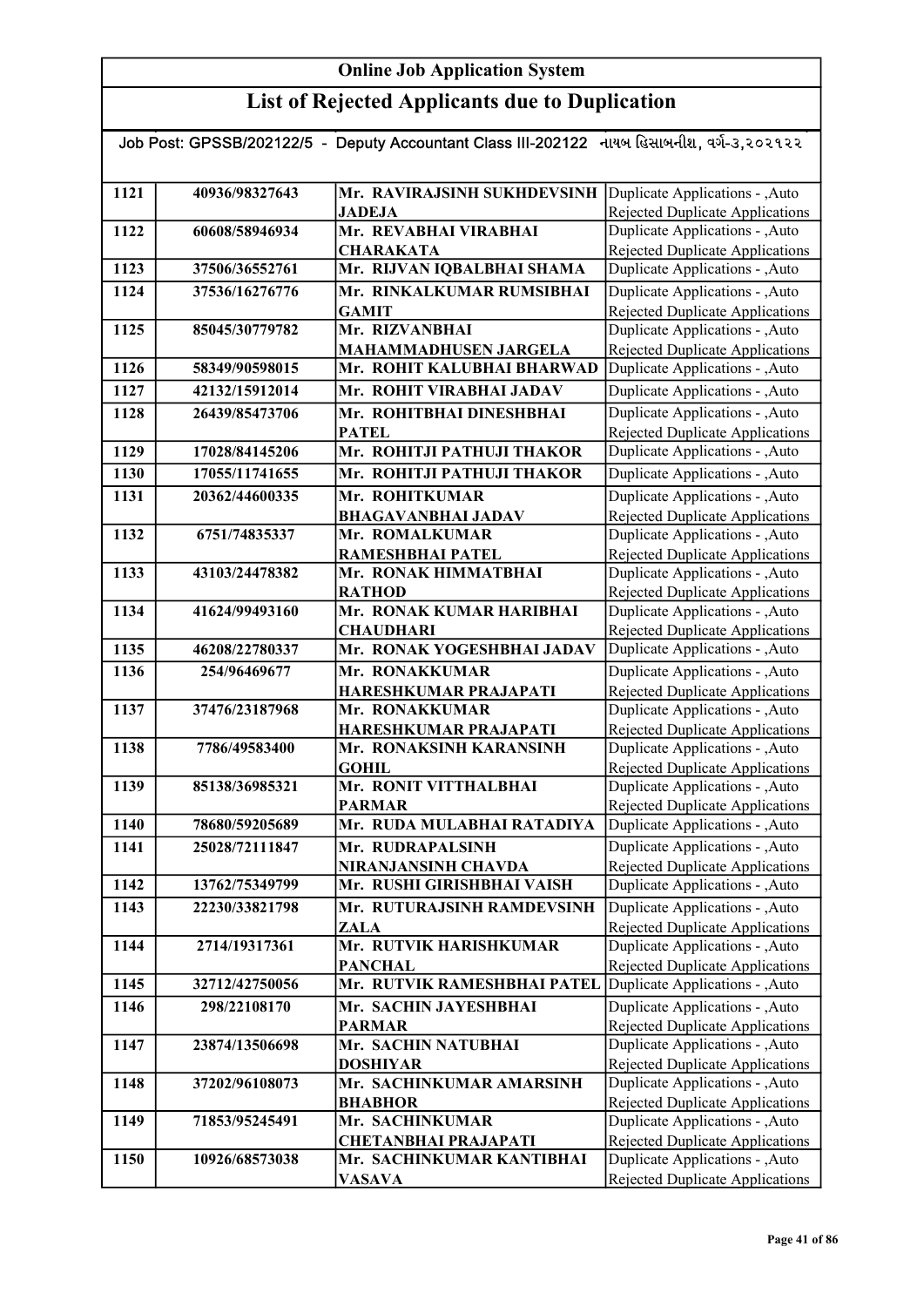# Online Job Application System

## List of Rejected Applicants due to Duplication

Job Post: GPSSB/202122/5 - Deputy Accountant Class III-202122 નાયબ હિસાબનીશ, વર્ગ-૩,૨૦૨૧૨૨

| | | | |
|---|---|---|---|
| 1121 | 40936/98327643 | Mr. RAVIRAJSINH SUKHDEVSINH JADEJA | Duplicate Applications - ,Auto Rejected Duplicate Applications |
| 1122 | 60608/58946934 | Mr. REVABHAI VIRABHAI CHARAKATA | Duplicate Applications - ,Auto Rejected Duplicate Applications |
| 1123 | 37506/36552761 | Mr. RIJVAN IQBALBHAI SHAMA | Duplicate Applications - ,Auto |
| 1124 | 37536/16276776 | Mr. RINKALKUMAR RUMSIBHAI GAMIT | Duplicate Applications - ,Auto Rejected Duplicate Applications |
| 1125 | 85045/30779782 | Mr. RIZVANBHAI MAHAMMADHUSEN JARGELA | Duplicate Applications - ,Auto Rejected Duplicate Applications |
| 1126 | 58349/90598015 | Mr. ROHIT KALUBHAI BHARWAD | Duplicate Applications - ,Auto |
| 1127 | 42132/15912014 | Mr. ROHIT VIRABHAI JADAV | Duplicate Applications - ,Auto |
| 1128 | 26439/85473706 | Mr. ROHITBHAI DINESHBHAI PATEL | Duplicate Applications - ,Auto Rejected Duplicate Applications |
| 1129 | 17028/84145206 | Mr. ROHITJI PATHUJI THAKOR | Duplicate Applications - ,Auto |
| 1130 | 17055/11741655 | Mr. ROHITJI PATHUJI THAKOR | Duplicate Applications - ,Auto |
| 1131 | 20362/44600335 | Mr. ROHITKUMAR BHAGAVANBHAI JADAV | Duplicate Applications - ,Auto Rejected Duplicate Applications |
| 1132 | 6751/74835337 | Mr. ROMALKUMAR RAMESHBHAI PATEL | Duplicate Applications - ,Auto Rejected Duplicate Applications |
| 1133 | 43103/24478382 | Mr. RONAK HIMMATBHAI RATHOD | Duplicate Applications - ,Auto Rejected Duplicate Applications |
| 1134 | 41624/99493160 | Mr. RONAK KUMAR HARIBHAI CHAUDHARI | Duplicate Applications - ,Auto Rejected Duplicate Applications |
| 1135 | 46208/22780337 | Mr. RONAK YOGESHBHAI JADAV | Duplicate Applications - ,Auto |
| 1136 | 254/96469677 | Mr. RONAKKUMAR HARESHKUMAR PRAJAPATI | Duplicate Applications - ,Auto Rejected Duplicate Applications |
| 1137 | 37476/23187968 | Mr. RONAKKUMAR HARESHKUMAR PRAJAPATI | Duplicate Applications - ,Auto Rejected Duplicate Applications |
| 1138 | 7786/49583400 | Mr. RONAKSINH KARANSINH GOHIL | Duplicate Applications - ,Auto Rejected Duplicate Applications |
| 1139 | 85138/36985321 | Mr. RONIT VITTHALBHAI PARMAR | Duplicate Applications - ,Auto Rejected Duplicate Applications |
| 1140 | 78680/59205689 | Mr. RUDA MULABHAI RATADIYA | Duplicate Applications - ,Auto |
| 1141 | 25028/72111847 | Mr. RUDRAPALSINH NIRANJANSINH CHAVDA | Duplicate Applications - ,Auto Rejected Duplicate Applications |
| 1142 | 13762/75349799 | Mr. RUSHI GIRISHBHAI VAISH | Duplicate Applications - ,Auto |
| 1143 | 22230/33821798 | Mr. RUTURAJSINH RAMDEVSINH ZALA | Duplicate Applications - ,Auto Rejected Duplicate Applications |
| 1144 | 2714/19317361 | Mr. RUTVIK HARISHKUMAR PANCHAL | Duplicate Applications - ,Auto Rejected Duplicate Applications |
| 1145 | 32712/42750056 | Mr. RUTVIK RAMESHBHAI PATEL | Duplicate Applications - ,Auto |
| 1146 | 298/22108170 | Mr. SACHIN JAYESHBHAI PARMAR | Duplicate Applications - ,Auto Rejected Duplicate Applications |
| 1147 | 23874/13506698 | Mr. SACHIN NATUBHAI DOSHIYAR | Duplicate Applications - ,Auto Rejected Duplicate Applications |
| 1148 | 37202/96108073 | Mr. SACHINKUMAR AMARSINH BHABHOR | Duplicate Applications - ,Auto Rejected Duplicate Applications |
| 1149 | 71853/95245491 | Mr. SACHINKUMAR CHETANBHAI PRAJAPATI | Duplicate Applications - ,Auto Rejected Duplicate Applications |
| 1150 | 10926/68573038 | Mr. SACHINKUMAR KANTIBHAI VASAVA | Duplicate Applications - ,Auto Rejected Duplicate Applications |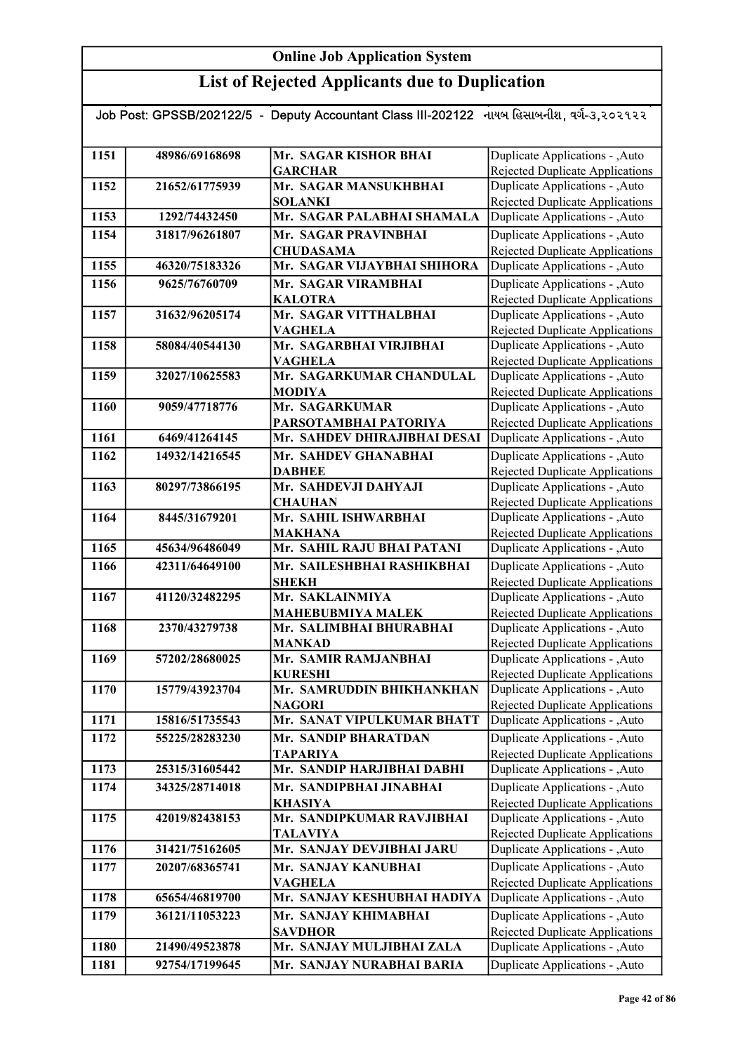# Online Job Application System

## List of Rejected Applicants due to Duplication

Job Post: GPSSB/202122/5 - Deputy Accountant Class III-202122 નાયબ હિસાબનીશ, વર્ગ-૩,૨૦૨૧૨૨

| | | | |
|---|---|---|---|
| 1151 | 48986/69168698 | Mr. SAGAR KISHOR BHAI GARCHAR | Duplicate Applications - ,Auto Rejected Duplicate Applications |
| 1152 | 21652/61775939 | Mr. SAGAR MANSUKHBHAI SOLANKI | Duplicate Applications - ,Auto Rejected Duplicate Applications |
| 1153 | 1292/74432450 | Mr. SAGAR PALABHAI SHAMALA | Duplicate Applications - ,Auto |
| 1154 | 31817/96261807 | Mr. SAGAR PRAVINBHAI CHUDASAMA | Duplicate Applications - ,Auto Rejected Duplicate Applications |
| 1155 | 46320/75183326 | Mr. SAGAR VIJAYBHAI SHIHORA | Duplicate Applications - ,Auto |
| 1156 | 9625/76760709 | Mr. SAGAR VIRAMBHAI KALOTRA | Duplicate Applications - ,Auto Rejected Duplicate Applications |
| 1157 | 31632/96205174 | Mr. SAGAR VITTHALBHAI VAGHELA | Duplicate Applications - ,Auto Rejected Duplicate Applications |
| 1158 | 58084/40544130 | Mr. SAGARBHAI VIRJIBHAI VAGHELA | Duplicate Applications - ,Auto Rejected Duplicate Applications |
| 1159 | 32027/10625583 | Mr. SAGARKUMAR CHANDULAL MODIYA | Duplicate Applications - ,Auto Rejected Duplicate Applications |
| 1160 | 9059/47718776 | Mr. SAGARKUMAR PARSOTAMBHAI PATORIYA | Duplicate Applications - ,Auto Rejected Duplicate Applications |
| 1161 | 6469/41264145 | Mr. SAHDEV DHIRAJIBHAI DESAI | Duplicate Applications - ,Auto |
| 1162 | 14932/14216545 | Mr. SAHDEV GHANABHAI DABHEE | Duplicate Applications - ,Auto Rejected Duplicate Applications |
| 1163 | 80297/73866195 | Mr. SAHDEVJI DAHYAJI CHAUHAN | Duplicate Applications - ,Auto Rejected Duplicate Applications |
| 1164 | 8445/31679201 | Mr. SAHIL ISHWARBHAI MAKHANA | Duplicate Applications - ,Auto Rejected Duplicate Applications |
| 1165 | 45634/96486049 | Mr. SAHIL RAJU BHAI PATANI | Duplicate Applications - ,Auto |
| 1166 | 42311/64649100 | Mr. SAILESHBHAI RASHIKBHAI SHEKH | Duplicate Applications - ,Auto Rejected Duplicate Applications |
| 1167 | 41120/32482295 | Mr. SAKLAINMIYA MAHEBUBMIYA MALEK | Duplicate Applications - ,Auto Rejected Duplicate Applications |
| 1168 | 2370/43279738 | Mr. SALIMBHAI BHURABHAI MANKAD | Duplicate Applications - ,Auto Rejected Duplicate Applications |
| 1169 | 57202/28680025 | Mr. SAMIR RAMJANBHAI KURESHI | Duplicate Applications - ,Auto Rejected Duplicate Applications |
| 1170 | 15779/43923704 | Mr. SAMRUDDIN BHIKHANKHAN NAGORI | Duplicate Applications - ,Auto Rejected Duplicate Applications |
| 1171 | 15816/51735543 | Mr. SANAT VIPULKUMAR BHATT | Duplicate Applications - ,Auto |
| 1172 | 55225/28283230 | Mr. SANDIP BHARATDAN TAPARIYA | Duplicate Applications - ,Auto Rejected Duplicate Applications |
| 1173 | 25315/31605442 | Mr. SANDIP HARJIBHAI DABHI | Duplicate Applications - ,Auto |
| 1174 | 34325/28714018 | Mr. SANDIPBHAI JINABHAI KHASIYA | Duplicate Applications - ,Auto Rejected Duplicate Applications |
| 1175 | 42019/82438153 | Mr. SANDIPKUMAR RAVJIBHAI TALAVIYA | Duplicate Applications - ,Auto Rejected Duplicate Applications |
| 1176 | 31421/75162605 | Mr. SANJAY DEVJIBHAI JARU | Duplicate Applications - ,Auto |
| 1177 | 20207/68365741 | Mr. SANJAY KANUBHAI VAGHELA | Duplicate Applications - ,Auto Rejected Duplicate Applications |
| 1178 | 65654/46819700 | Mr. SANJAY KESHUBHAI HADIYA | Duplicate Applications - ,Auto |
| 1179 | 36121/11053223 | Mr. SANJAY KHIMABHAI SAVDHOR | Duplicate Applications - ,Auto Rejected Duplicate Applications |
| 1180 | 21490/49523878 | Mr. SANJAY MULJIBHAI ZALA | Duplicate Applications - ,Auto |
| 1181 | 92754/17199645 | Mr. SANJAY NURABHAI BARIA | Duplicate Applications - ,Auto |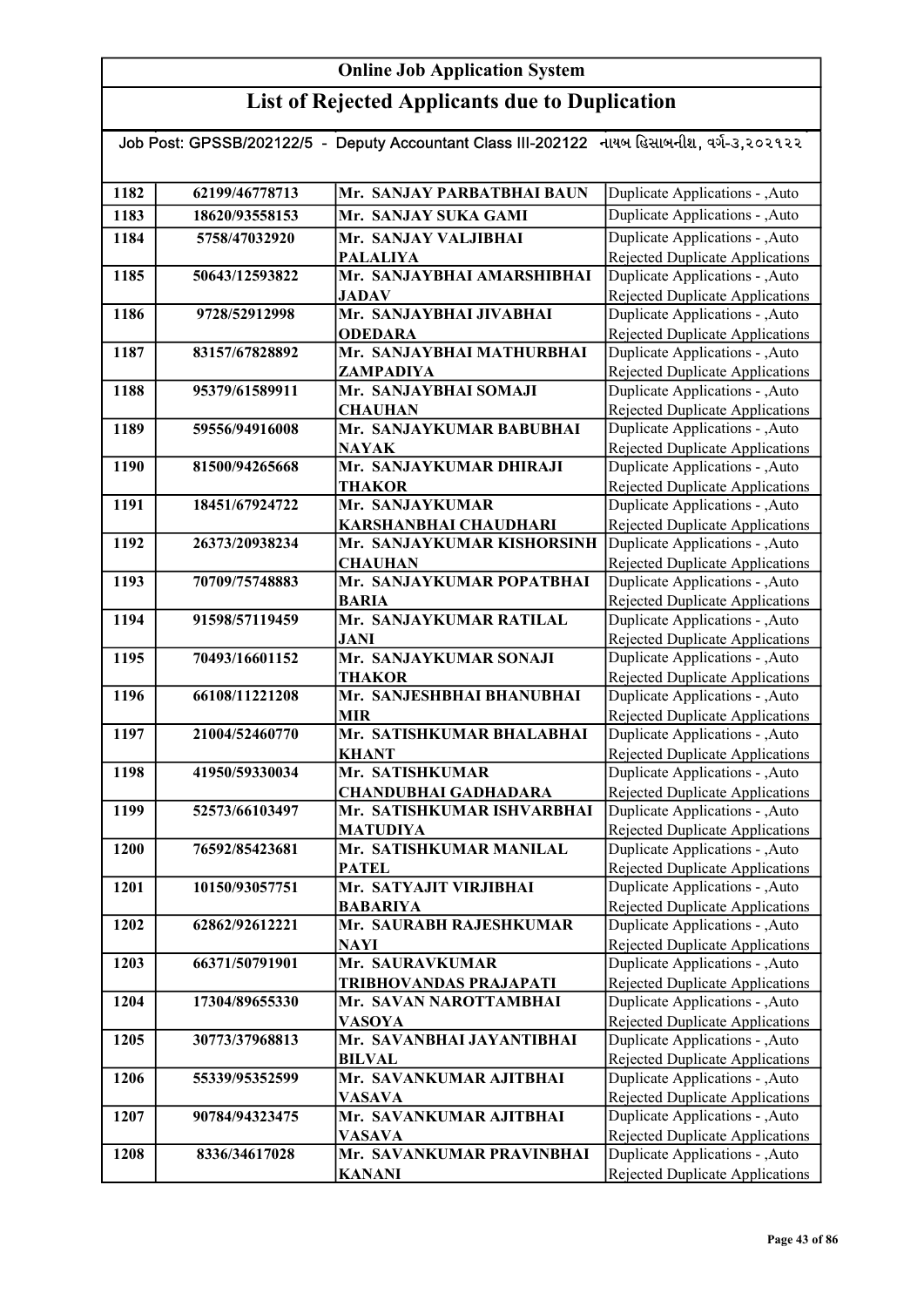# Online Job Application System

## List of Rejected Applicants due to Duplication

Job Post: GPSSB/202122/5 - Deputy Accountant Class III-202122 નાયબ હિસાબનીશ, વર્ગ-૩,૨૦૨૧૨૨

| | | | |
|---|---|---|---|
| 1182 | 62199/46778713 | Mr. SANJAY PARBATBHAI BAUN | Duplicate Applications - ,Auto |
| 1183 | 18620/93558153 | Mr. SANJAY SUKA GAMI | Duplicate Applications - ,Auto |
| 1184 | 5758/47032920 | Mr. SANJAY VALJIBHAI PALALIYA | Duplicate Applications - ,Auto Rejected Duplicate Applications |
| 1185 | 50643/12593822 | Mr. SANJAYBHAI AMARSHIBHAI JADAV | Duplicate Applications - ,Auto Rejected Duplicate Applications |
| 1186 | 9728/52912998 | Mr. SANJAYBHAI JIVABHAI ODEDARA | Duplicate Applications - ,Auto Rejected Duplicate Applications |
| 1187 | 83157/67828892 | Mr. SANJAYBHAI MATHURBHAI ZAMPADIYA | Duplicate Applications - ,Auto Rejected Duplicate Applications |
| 1188 | 95379/61589911 | Mr. SANJAYBHAI SOMAJI CHAUHAN | Duplicate Applications - ,Auto Rejected Duplicate Applications |
| 1189 | 59556/94916008 | Mr. SANJAYKUMAR BABUBHAI NAYAK | Duplicate Applications - ,Auto Rejected Duplicate Applications |
| 1190 | 81500/94265668 | Mr. SANJAYKUMAR DHIRAJI THAKOR | Duplicate Applications - ,Auto Rejected Duplicate Applications |
| 1191 | 18451/67924722 | Mr. SANJAYKUMAR KARSHANBHAI CHAUDHARI | Duplicate Applications - ,Auto Rejected Duplicate Applications |
| 1192 | 26373/20938234 | Mr. SANJAYKUMAR KISHORSINH CHAUHAN | Duplicate Applications - ,Auto Rejected Duplicate Applications |
| 1193 | 70709/75748883 | Mr. SANJAYKUMAR POPATBHAI BARIA | Duplicate Applications - ,Auto Rejected Duplicate Applications |
| 1194 | 91598/57119459 | Mr. SANJAYKUMAR RATILAL JANI | Duplicate Applications - ,Auto Rejected Duplicate Applications |
| 1195 | 70493/16601152 | Mr. SANJAYKUMAR SONAJI THAKOR | Duplicate Applications - ,Auto Rejected Duplicate Applications |
| 1196 | 66108/11221208 | Mr. SANJESHBHAI BHANUBHAI MIR | Duplicate Applications - ,Auto Rejected Duplicate Applications |
| 1197 | 21004/52460770 | Mr. SATISHKUMAR BHALABHAI KHANT | Duplicate Applications - ,Auto Rejected Duplicate Applications |
| 1198 | 41950/59330034 | Mr. SATISHKUMAR CHANDUBHAI GADHADARA | Duplicate Applications - ,Auto Rejected Duplicate Applications |
| 1199 | 52573/66103497 | Mr. SATISHKUMAR ISHVARBHAI MATUDIYA | Duplicate Applications - ,Auto Rejected Duplicate Applications |
| 1200 | 76592/85423681 | Mr. SATISHKUMAR MANILAL PATEL | Duplicate Applications - ,Auto Rejected Duplicate Applications |
| 1201 | 10150/93057751 | Mr. SATYAJIT VIRJIBHAI BABARIYA | Duplicate Applications - ,Auto Rejected Duplicate Applications |
| 1202 | 62862/92612221 | Mr. SAURABH RAJESHKUMAR NAYI | Duplicate Applications - ,Auto Rejected Duplicate Applications |
| 1203 | 66371/50791901 | Mr. SAURAVKUMAR TRIBHOVANDAS PRAJAPATI | Duplicate Applications - ,Auto Rejected Duplicate Applications |
| 1204 | 17304/89655330 | Mr. SAVAN NAROTTAMBHAI VASOYA | Duplicate Applications - ,Auto Rejected Duplicate Applications |
| 1205 | 30773/37968813 | Mr. SAVANBHAI JAYANTIBHAI BILVAL | Duplicate Applications - ,Auto Rejected Duplicate Applications |
| 1206 | 55339/95352599 | Mr. SAVANKUMAR AJITBHAI VASAVA | Duplicate Applications - ,Auto Rejected Duplicate Applications |
| 1207 | 90784/94323475 | Mr. SAVANKUMAR AJITBHAI VASAVA | Duplicate Applications - ,Auto Rejected Duplicate Applications |
| 1208 | 8336/34617028 | Mr. SAVANKUMAR PRAVINBHAI KANANI | Duplicate Applications - ,Auto Rejected Duplicate Applications |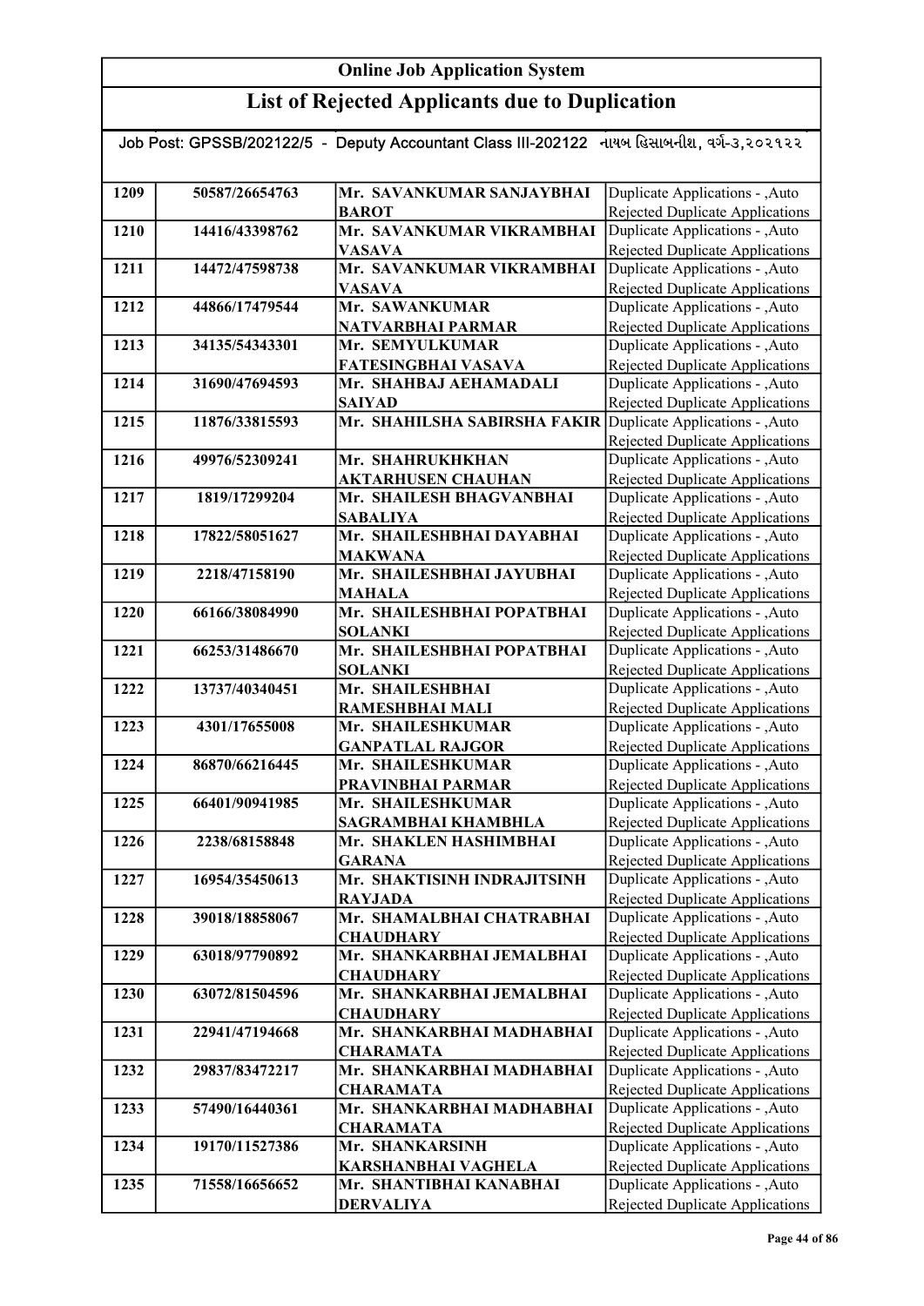# Online Job Application System

## List of Rejected Applicants due to Duplication

Job Post: GPSSB/202122/5 - Deputy Accountant Class III-202122 નાયબ હિસાબનીશ, વર્ગ-૩,૨૦૨૧૨૨

| | | | |
|---|---|---|---|
| 1209 | 50587/26654763 | Mr. SAVANKUMAR SANJAYBHAI BAROT | Duplicate Applications - ,Auto Rejected Duplicate Applications |
| 1210 | 14416/43398762 | Mr. SAVANKUMAR VIKRAMBHAI VASAVA | Duplicate Applications - ,Auto Rejected Duplicate Applications |
| 1211 | 14472/47598738 | Mr. SAVANKUMAR VIKRAMBHAI VASAVA | Duplicate Applications - ,Auto Rejected Duplicate Applications |
| 1212 | 44866/17479544 | Mr. SAWANKUMAR NATVARBHAI PARMAR | Duplicate Applications - ,Auto Rejected Duplicate Applications |
| 1213 | 34135/54343301 | Mr. SEMYULKUMAR FATESINGBHAI VASAVA | Duplicate Applications - ,Auto Rejected Duplicate Applications |
| 1214 | 31690/47694593 | Mr. SHAHBAJ AEHAMADALI SAIYAD | Duplicate Applications - ,Auto Rejected Duplicate Applications |
| 1215 | 11876/33815593 | Mr. SHAHILSHA SABIRSHA FAKIR | Duplicate Applications - ,Auto Rejected Duplicate Applications |
| 1216 | 49976/52309241 | Mr. SHAHRUKHKHAN AKTARHUSEN CHAUHAN | Duplicate Applications - ,Auto Rejected Duplicate Applications |
| 1217 | 1819/17299204 | Mr. SHAILESH BHAGVANBHAI SABALIYA | Duplicate Applications - ,Auto Rejected Duplicate Applications |
| 1218 | 17822/58051627 | Mr. SHAILESHBHAI DAYABHAI MAKWANA | Duplicate Applications - ,Auto Rejected Duplicate Applications |
| 1219 | 2218/47158190 | Mr. SHAILESHBHAI JAYUBHAI MAHALA | Duplicate Applications - ,Auto Rejected Duplicate Applications |
| 1220 | 66166/38084990 | Mr. SHAILESHBHAI POPATBHAI SOLANKI | Duplicate Applications - ,Auto Rejected Duplicate Applications |
| 1221 | 66253/31486670 | Mr. SHAILESHBHAI POPATBHAI SOLANKI | Duplicate Applications - ,Auto Rejected Duplicate Applications |
| 1222 | 13737/40340451 | Mr. SHAILESHBHAI RAMESHBHAI MALI | Duplicate Applications - ,Auto Rejected Duplicate Applications |
| 1223 | 4301/17655008 | Mr. SHAILESHKUMAR GANPATLAL RAJGOR | Duplicate Applications - ,Auto Rejected Duplicate Applications |
| 1224 | 86870/66216445 | Mr. SHAILESHKUMAR PRAVINBHAI PARMAR | Duplicate Applications - ,Auto Rejected Duplicate Applications |
| 1225 | 66401/90941985 | Mr. SHAILESHKUMAR SAGRAMBHAI KHAMBHLA | Duplicate Applications - ,Auto Rejected Duplicate Applications |
| 1226 | 2238/68158848 | Mr. SHAKLEN HASHIMBHAI GARANA | Duplicate Applications - ,Auto Rejected Duplicate Applications |
| 1227 | 16954/35450613 | Mr. SHAKTISINH INDRAJITSINH RAYJADA | Duplicate Applications - ,Auto Rejected Duplicate Applications |
| 1228 | 39018/18858067 | Mr. SHAMALBHAI CHATRABHAI CHAUDHARY | Duplicate Applications - ,Auto Rejected Duplicate Applications |
| 1229 | 63018/97790892 | Mr. SHANKARBHAI JEMALBHAI CHAUDHARY | Duplicate Applications - ,Auto Rejected Duplicate Applications |
| 1230 | 63072/81504596 | Mr. SHANKARBHAI JEMALBHAI CHAUDHARY | Duplicate Applications - ,Auto Rejected Duplicate Applications |
| 1231 | 22941/47194668 | Mr. SHANKARBHAI MADHABHAI CHARAMATA | Duplicate Applications - ,Auto Rejected Duplicate Applications |
| 1232 | 29837/83472217 | Mr. SHANKARBHAI MADHABHAI CHARAMATA | Duplicate Applications - ,Auto Rejected Duplicate Applications |
| 1233 | 57490/16440361 | Mr. SHANKARBHAI MADHABHAI CHARAMATA | Duplicate Applications - ,Auto Rejected Duplicate Applications |
| 1234 | 19170/11527386 | Mr. SHANKARSINH KARSHANBHAI VAGHELA | Duplicate Applications - ,Auto Rejected Duplicate Applications |
| 1235 | 71558/16656652 | Mr. SHANTIBHAI KANABHAI DERVALIYA | Duplicate Applications - ,Auto Rejected Duplicate Applications |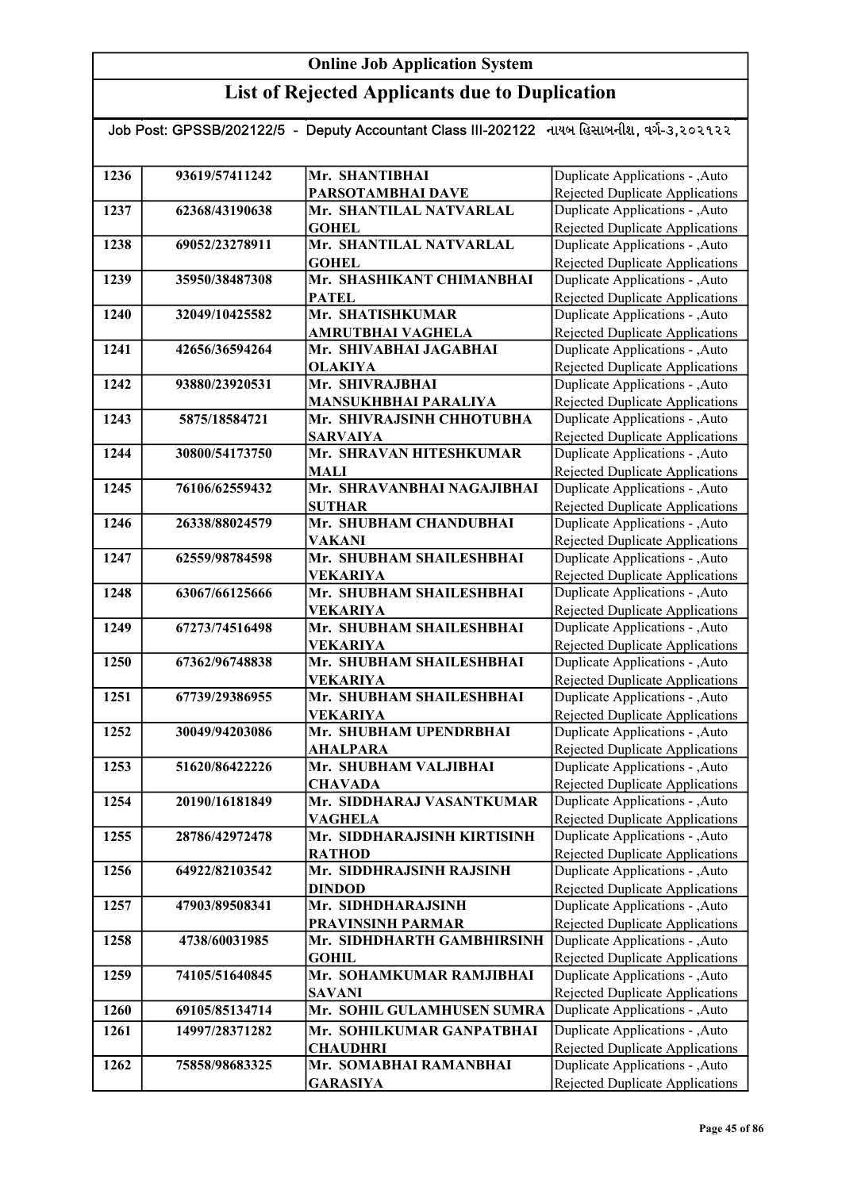# Online Job Application System

## List of Rejected Applicants due to Duplication

Job Post: GPSSB/202122/5 - Deputy Accountant Class III-202122 નાયબ હિસાબનીશ, વર્ગ-૩,૨૦૨૧૨૨

| | | | |
|---|---|---|---|
| 1236 | 93619/57411242 | Mr. SHANTIBHAI PARSOTAMBHAI DAVE | Duplicate Applications - ,Auto Rejected Duplicate Applications |
| 1237 | 62368/43190638 | Mr. SHANTILAL NATVARLAL GOHEL | Duplicate Applications - ,Auto Rejected Duplicate Applications |
| 1238 | 69052/23278911 | Mr. SHANTILAL NATVARLAL GOHEL | Duplicate Applications - ,Auto Rejected Duplicate Applications |
| 1239 | 35950/38487308 | Mr. SHASHIKANT CHIMANBHAI PATEL | Duplicate Applications - ,Auto Rejected Duplicate Applications |
| 1240 | 32049/10425582 | Mr. SHATISHKUMAR AMRUTBHAI VAGHELA | Duplicate Applications - ,Auto Rejected Duplicate Applications |
| 1241 | 42656/36594264 | Mr. SHIVABHAI JAGABHAI OLAKIYA | Duplicate Applications - ,Auto Rejected Duplicate Applications |
| 1242 | 93880/23920531 | Mr. SHIVRAJBHAI MANSUKHBHAI PARALIYA | Duplicate Applications - ,Auto Rejected Duplicate Applications |
| 1243 | 5875/18584721 | Mr. SHIVRAJSINH CHHOTUBHA SARVAIYA | Duplicate Applications - ,Auto Rejected Duplicate Applications |
| 1244 | 30800/54173750 | Mr. SHRAVAN HITESHKUMAR MALI | Duplicate Applications - ,Auto Rejected Duplicate Applications |
| 1245 | 76106/62559432 | Mr. SHRAVANBHAI NAGAJIBHAI SUTHAR | Duplicate Applications - ,Auto Rejected Duplicate Applications |
| 1246 | 26338/88024579 | Mr. SHUBHAM CHANDUBHAI VAKANI | Duplicate Applications - ,Auto Rejected Duplicate Applications |
| 1247 | 62559/98784598 | Mr. SHUBHAM SHAILESHBHAI VEKARIYA | Duplicate Applications - ,Auto Rejected Duplicate Applications |
| 1248 | 63067/66125666 | Mr. SHUBHAM SHAILESHBHAI VEKARIYA | Duplicate Applications - ,Auto Rejected Duplicate Applications |
| 1249 | 67273/74516498 | Mr. SHUBHAM SHAILESHBHAI VEKARIYA | Duplicate Applications - ,Auto Rejected Duplicate Applications |
| 1250 | 67362/96748838 | Mr. SHUBHAM SHAILESHBHAI VEKARIYA | Duplicate Applications - ,Auto Rejected Duplicate Applications |
| 1251 | 67739/29386955 | Mr. SHUBHAM SHAILESHBHAI VEKARIYA | Duplicate Applications - ,Auto Rejected Duplicate Applications |
| 1252 | 30049/94203086 | Mr. SHUBHAM UPENDRBHAI AHALPARA | Duplicate Applications - ,Auto Rejected Duplicate Applications |
| 1253 | 51620/86422226 | Mr. SHUBHAM VALJIBHAI CHAVADA | Duplicate Applications - ,Auto Rejected Duplicate Applications |
| 1254 | 20190/16181849 | Mr. SIDDHARAJ VASANTKUMAR VAGHELA | Duplicate Applications - ,Auto Rejected Duplicate Applications |
| 1255 | 28786/42972478 | Mr. SIDDHARAJSINH KIRTISINH RATHOD | Duplicate Applications - ,Auto Rejected Duplicate Applications |
| 1256 | 64922/82103542 | Mr. SIDDHRAJSINH RAJSINH DINDOD | Duplicate Applications - ,Auto Rejected Duplicate Applications |
| 1257 | 47903/89508341 | Mr. SIDHDHARAJSINH PRAVINSINH PARMAR | Duplicate Applications - ,Auto Rejected Duplicate Applications |
| 1258 | 4738/60031985 | Mr. SIDHDHARTH GAMBHIRSINH GOHIL | Duplicate Applications - ,Auto Rejected Duplicate Applications |
| 1259 | 74105/51640845 | Mr. SOHAMKUMAR RAMJIBHAI SAVANI | Duplicate Applications - ,Auto Rejected Duplicate Applications |
| 1260 | 69105/85134714 | Mr. SOHIL GULAMHUSEN SUMRA | Duplicate Applications - ,Auto |
| 1261 | 14997/28371282 | Mr. SOHILKUMAR GANPATBHAI CHAUDHRI | Duplicate Applications - ,Auto Rejected Duplicate Applications |
| 1262 | 75858/98683325 | Mr. SOMABHAI RAMANBHAI GARASIYA | Duplicate Applications - ,Auto Rejected Duplicate Applications |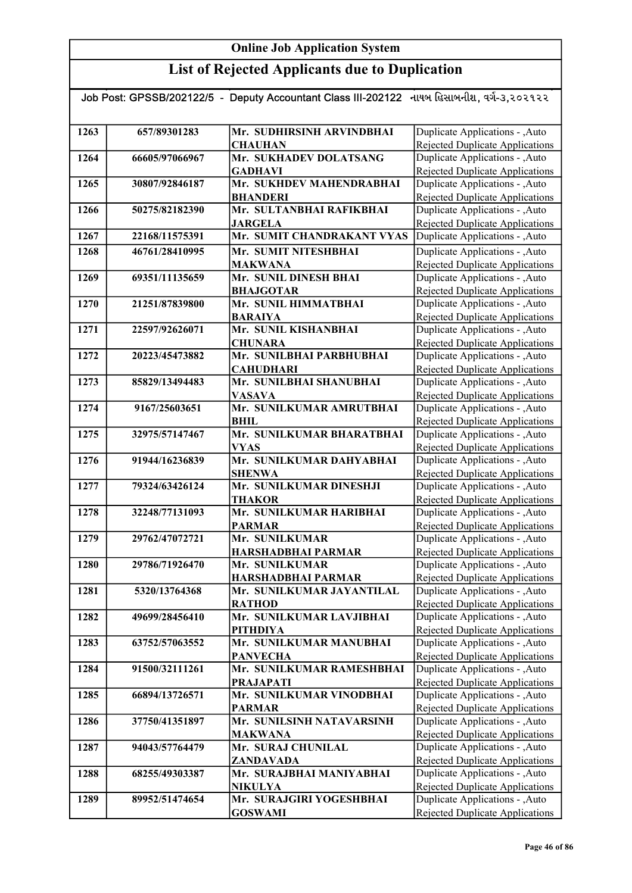## Online Job Application System

## List of Rejected Applicants due to Duplication

Job Post: GPSSB/202122/5 - Deputy Accountant Class III-202122 નાયબ હિસાબનીશ, વર્ગ-૩,૨૦૨૧૨૨

| | | | |
|---|---|---|---|
| 1263 | 657/89301283 | Mr. SUDHIRSINH ARVINDBHAI CHAUHAN | Duplicate Applications - ,Auto Rejected Duplicate Applications |
| 1264 | 66605/97066967 | Mr. SUKHADEV DOLATSANG GADHAVI | Duplicate Applications - ,Auto Rejected Duplicate Applications |
| 1265 | 30807/92846187 | Mr. SUKHDEV MAHENDRABHAI BHANDERI | Duplicate Applications - ,Auto Rejected Duplicate Applications |
| 1266 | 50275/82182390 | Mr. SULTANBHAI RAFIKBHAI JARGELA | Duplicate Applications - ,Auto Rejected Duplicate Applications |
| 1267 | 22168/11575391 | Mr. SUMIT CHANDRAKANT VYAS | Duplicate Applications - ,Auto |
| 1268 | 46761/28410995 | Mr. SUMIT NITESHBHAI MAKWANA | Duplicate Applications - ,Auto Rejected Duplicate Applications |
| 1269 | 69351/11135659 | Mr. SUNIL DINESH BHAI BHAJGOTAR | Duplicate Applications - ,Auto Rejected Duplicate Applications |
| 1270 | 21251/87839800 | Mr. SUNIL HIMMATBHAI BARAIYA | Duplicate Applications - ,Auto Rejected Duplicate Applications |
| 1271 | 22597/92626071 | Mr. SUNIL KISHANBHAI CHUNARA | Duplicate Applications - ,Auto Rejected Duplicate Applications |
| 1272 | 20223/45473882 | Mr. SUNILBHAI PARBHUBHAI CAHUDHARI | Duplicate Applications - ,Auto Rejected Duplicate Applications |
| 1273 | 85829/13494483 | Mr. SUNILBHAI SHANUBHAI VASAVA | Duplicate Applications - ,Auto Rejected Duplicate Applications |
| 1274 | 9167/25603651 | Mr. SUNILKUMAR AMRUTBHAI BHIL | Duplicate Applications - ,Auto Rejected Duplicate Applications |
| 1275 | 32975/57147467 | Mr. SUNILKUMAR BHARATBHAI VYAS | Duplicate Applications - ,Auto Rejected Duplicate Applications |
| 1276 | 91944/16236839 | Mr. SUNILKUMAR DAHYABHAI SHENWA | Duplicate Applications - ,Auto Rejected Duplicate Applications |
| 1277 | 79324/63426124 | Mr. SUNILKUMAR DINESHJI THAKOR | Duplicate Applications - ,Auto Rejected Duplicate Applications |
| 1278 | 32248/77131093 | Mr. SUNILKUMAR HARIBHAI PARMAR | Duplicate Applications - ,Auto Rejected Duplicate Applications |
| 1279 | 29762/47072721 | Mr. SUNILKUMAR HARSHADBHAI PARMAR | Duplicate Applications - ,Auto Rejected Duplicate Applications |
| 1280 | 29786/71926470 | Mr. SUNILKUMAR HARSHADBHAI PARMAR | Duplicate Applications - ,Auto Rejected Duplicate Applications |
| 1281 | 5320/13764368 | Mr. SUNILKUMAR JAYANTILAL RATHOD | Duplicate Applications - ,Auto Rejected Duplicate Applications |
| 1282 | 49699/28456410 | Mr. SUNILKUMAR LAVJIBHAI PITHDIYA | Duplicate Applications - ,Auto Rejected Duplicate Applications |
| 1283 | 63752/57063552 | Mr. SUNILKUMAR MANUBHAI PANVECHA | Duplicate Applications - ,Auto Rejected Duplicate Applications |
| 1284 | 91500/32111261 | Mr. SUNILKUMAR RAMESHBHAI PRAJAPATI | Duplicate Applications - ,Auto Rejected Duplicate Applications |
| 1285 | 66894/13726571 | Mr. SUNILKUMAR VINODBHAI PARMAR | Duplicate Applications - ,Auto Rejected Duplicate Applications |
| 1286 | 37750/41351897 | Mr. SUNILSINH NATAVARSINH MAKWANA | Duplicate Applications - ,Auto Rejected Duplicate Applications |
| 1287 | 94043/57764479 | Mr. SURAJ CHUNILAL ZANDAVADA | Duplicate Applications - ,Auto Rejected Duplicate Applications |
| 1288 | 68255/49303387 | Mr. SURAJBHAI MANIYABHAI NIKULYA | Duplicate Applications - ,Auto Rejected Duplicate Applications |
| 1289 | 89952/51474654 | Mr. SURAJGIRI YOGESHBHAI GOSWAMI | Duplicate Applications - ,Auto Rejected Duplicate Applications |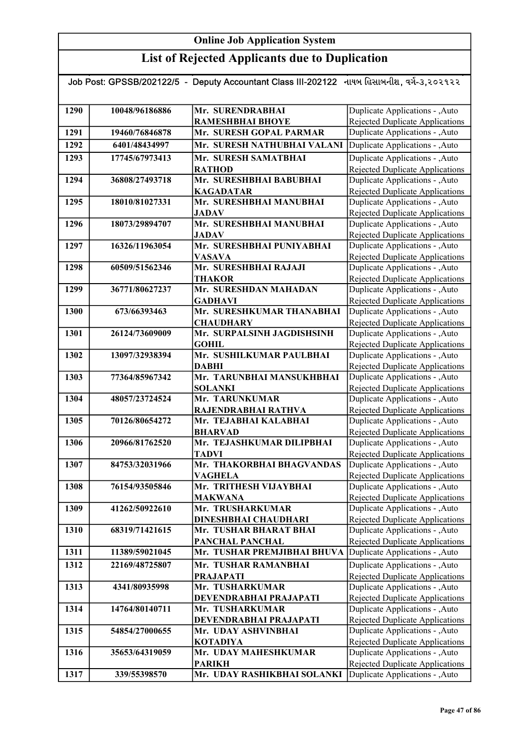# Online Job Application System

## List of Rejected Applicants due to Duplication

Job Post: GPSSB/202122/5 - Deputy Accountant Class III-202122 નાયબ હિસાબનીશ, વર્ગ-૩,૨૦૨૧૨૨

| | | | |
|---|---|---|---|
| 1290 | 10048/96186886 | Mr. SURENDRABHAI RAMESHBHAI BHOYE | Duplicate Applications - ,Auto Rejected Duplicate Applications |
| 1291 | 19460/76846878 | Mr. SURESH GOPAL PARMAR | Duplicate Applications - ,Auto |
| 1292 | 6401/48434997 | Mr. SURESH NATHUBHAI VALANI | Duplicate Applications - ,Auto |
| 1293 | 17745/67973413 | Mr. SURESH SAMATBHAI RATHOD | Duplicate Applications - ,Auto Rejected Duplicate Applications |
| 1294 | 36808/27493718 | Mr. SURESHBHAI BABUBHAI KAGADATAR | Duplicate Applications - ,Auto Rejected Duplicate Applications |
| 1295 | 18010/81027331 | Mr. SURESHBHAI MANUBHAI JADAV | Duplicate Applications - ,Auto Rejected Duplicate Applications |
| 1296 | 18073/29894707 | Mr. SURESHBHAI MANUBHAI JADAV | Duplicate Applications - ,Auto Rejected Duplicate Applications |
| 1297 | 16326/11963054 | Mr. SURESHBHAI PUNIYABHAI VASAVA | Duplicate Applications - ,Auto Rejected Duplicate Applications |
| 1298 | 60509/51562346 | Mr. SURESHBHAI RAJAJI THAKOR | Duplicate Applications - ,Auto Rejected Duplicate Applications |
| 1299 | 36771/80627237 | Mr. SURESHDAN MAHADAN GADHAVI | Duplicate Applications - ,Auto Rejected Duplicate Applications |
| 1300 | 673/66393463 | Mr. SURESHKUMAR THANABHAI CHAUDHARY | Duplicate Applications - ,Auto Rejected Duplicate Applications |
| 1301 | 26124/73609009 | Mr. SURPALSINH JAGDISHSINH GOHIL | Duplicate Applications - ,Auto Rejected Duplicate Applications |
| 1302 | 13097/32938394 | Mr. SUSHILKUMAR PAULBHAI DABHI | Duplicate Applications - ,Auto Rejected Duplicate Applications |
| 1303 | 77364/85967342 | Mr. TARUNBHAI MANSUKHBHAI SOLANKI | Duplicate Applications - ,Auto Rejected Duplicate Applications |
| 1304 | 48057/23724524 | Mr. TARUNKUMAR RAJENDRABHAI RATHVA | Duplicate Applications - ,Auto Rejected Duplicate Applications |
| 1305 | 70126/80654272 | Mr. TEJABHAI KALABHAI BHARVAD | Duplicate Applications - ,Auto Rejected Duplicate Applications |
| 1306 | 20966/81762520 | Mr. TEJASHKUMAR DILIPBHAI TADVI | Duplicate Applications - ,Auto Rejected Duplicate Applications |
| 1307 | 84753/32031966 | Mr. THAKORBHAI BHAGVANDAS VAGHELA | Duplicate Applications - ,Auto Rejected Duplicate Applications |
| 1308 | 76154/93505846 | Mr. TRITHESH VIJAYBHAI MAKWANA | Duplicate Applications - ,Auto Rejected Duplicate Applications |
| 1309 | 41262/50922610 | Mr. TRUSHARKUMAR DINESHBHAI CHAUDHARI | Duplicate Applications - ,Auto Rejected Duplicate Applications |
| 1310 | 68319/71421615 | Mr. TUSHAR BHARAT BHAI PANCHAL PANCHAL | Duplicate Applications - ,Auto Rejected Duplicate Applications |
| 1311 | 11389/59021045 | Mr. TUSHAR PREMJIBHAI BHUVA | Duplicate Applications - ,Auto |
| 1312 | 22169/48725807 | Mr. TUSHAR RAMANBHAI PRAJAPATI | Duplicate Applications - ,Auto Rejected Duplicate Applications |
| 1313 | 4341/80935998 | Mr. TUSHARKUMAR DEVENDRABHAI PRAJAPATI | Duplicate Applications - ,Auto Rejected Duplicate Applications |
| 1314 | 14764/80140711 | Mr. TUSHARKUMAR DEVENDRABHAI PRAJAPATI | Duplicate Applications - ,Auto Rejected Duplicate Applications |
| 1315 | 54854/27000655 | Mr. UDAY ASHVINBHAI KOTADIYA | Duplicate Applications - ,Auto Rejected Duplicate Applications |
| 1316 | 35653/64319059 | Mr. UDAY MAHESHKUMAR PARIKH | Duplicate Applications - ,Auto Rejected Duplicate Applications |
| 1317 | 339/55398570 | Mr. UDAY RASHIKBHAI SOLANKI | Duplicate Applications - ,Auto |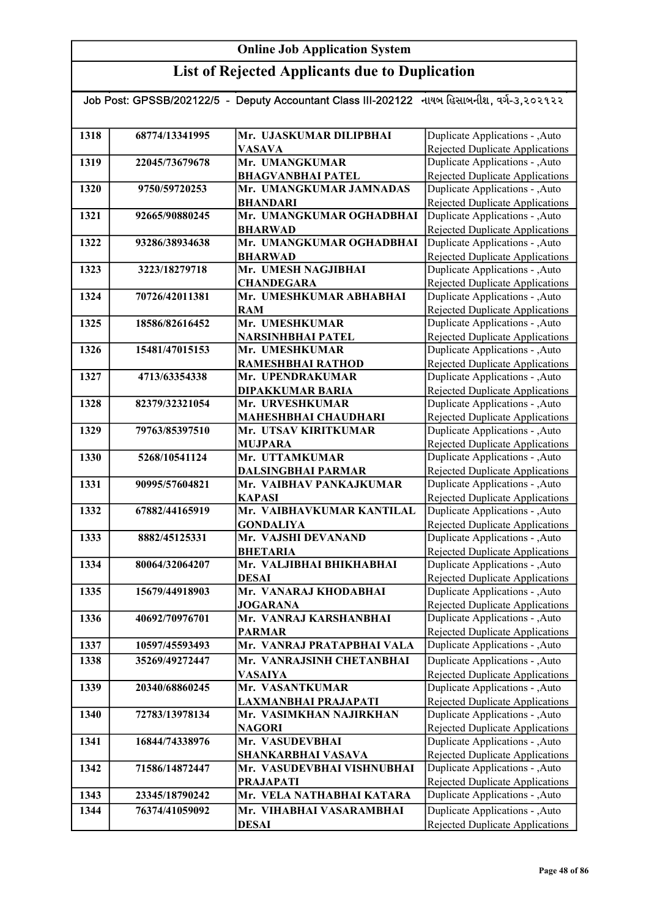## Online Job Application System

## List of Rejected Applicants due to Duplication

Job Post: GPSSB/202122/5 - Deputy Accountant Class III-202122 નાયબ હિસાબનીશ, વર્ગ-૩,૨૦૨૧૨૨

| | | | |
|---|---|---|---|
| 1318 | 68774/13341995 | Mr. UJASKUMAR DILIPBHAI VASAVA | Duplicate Applications - ,Auto Rejected Duplicate Applications |
| 1319 | 22045/73679678 | Mr. UMANGKUMAR BHAGVANBHAI PATEL | Duplicate Applications - ,Auto Rejected Duplicate Applications |
| 1320 | 9750/59720253 | Mr. UMANGKUMAR JAMNADAS BHANDARI | Duplicate Applications - ,Auto Rejected Duplicate Applications |
| 1321 | 92665/90880245 | Mr. UMANGKUMAR OGHADBHAI BHARWAD | Duplicate Applications - ,Auto Rejected Duplicate Applications |
| 1322 | 93286/38934638 | Mr. UMANGKUMAR OGHADBHAI BHARWAD | Duplicate Applications - ,Auto Rejected Duplicate Applications |
| 1323 | 3223/18279718 | Mr. UMESH NAGJIBHAI CHANDEGARA | Duplicate Applications - ,Auto Rejected Duplicate Applications |
| 1324 | 70726/42011381 | Mr. UMESHKUMAR ABHABHAI RAM | Duplicate Applications - ,Auto Rejected Duplicate Applications |
| 1325 | 18586/82616452 | Mr. UMESHKUMAR NARSINHBHAI PATEL | Duplicate Applications - ,Auto Rejected Duplicate Applications |
| 1326 | 15481/47015153 | Mr. UMESHKUMAR RAMESHBHAI RATHOD | Duplicate Applications - ,Auto Rejected Duplicate Applications |
| 1327 | 4713/63354338 | Mr. UPENDRAKUMAR DIPAKKUMAR BARIA | Duplicate Applications - ,Auto Rejected Duplicate Applications |
| 1328 | 82379/32321054 | Mr. URVESHKUMAR MAHESHBHAI CHAUDHARI | Duplicate Applications - ,Auto Rejected Duplicate Applications |
| 1329 | 79763/85397510 | Mr. UTSAV KIRITKUMAR MUJPARA | Duplicate Applications - ,Auto Rejected Duplicate Applications |
| 1330 | 5268/10541124 | Mr. UTTAMKUMAR DALSINGBHAI PARMAR | Duplicate Applications - ,Auto Rejected Duplicate Applications |
| 1331 | 90995/57604821 | Mr. VAIBHAV PANKAJKUMAR KAPASI | Duplicate Applications - ,Auto Rejected Duplicate Applications |
| 1332 | 67882/44165919 | Mr. VAIBHAVKUMAR KANTILAL GONDALIYA | Duplicate Applications - ,Auto Rejected Duplicate Applications |
| 1333 | 8882/45125331 | Mr. VAJSHI DEVANAND BHETARIA | Duplicate Applications - ,Auto Rejected Duplicate Applications |
| 1334 | 80064/32064207 | Mr. VALJIBHAI BHIKHABHAI DESAI | Duplicate Applications - ,Auto Rejected Duplicate Applications |
| 1335 | 15679/44918903 | Mr. VANARAJ KHODABHAI JOGARANA | Duplicate Applications - ,Auto Rejected Duplicate Applications |
| 1336 | 40692/70976701 | Mr. VANRAJ KARSHANBHAI PARMAR | Duplicate Applications - ,Auto Rejected Duplicate Applications |
| 1337 | 10597/45593493 | Mr. VANRAJ PRATAPBHAI VALA | Duplicate Applications - ,Auto |
| 1338 | 35269/49272447 | Mr. VANRAJSINH CHETANBHAI VASAIYA | Duplicate Applications - ,Auto Rejected Duplicate Applications |
| 1339 | 20340/68860245 | Mr. VASANTKUMAR LAXMANBHAI PRAJAPATI | Duplicate Applications - ,Auto Rejected Duplicate Applications |
| 1340 | 72783/13978134 | Mr. VASIMKHAN NAJIRKHAN NAGORI | Duplicate Applications - ,Auto Rejected Duplicate Applications |
| 1341 | 16844/74338976 | Mr. VASUDEVBHAI SHANKARBHAI VASAVA | Duplicate Applications - ,Auto Rejected Duplicate Applications |
| 1342 | 71586/14872447 | Mr. VASUDEVBHAI VISHNUBHAI PRAJAPATI | Duplicate Applications - ,Auto Rejected Duplicate Applications |
| 1343 | 23345/18790242 | Mr. VELA NATHABHAI KATARA | Duplicate Applications - ,Auto |
| 1344 | 76374/41059092 | Mr. VIHABHAI VASARAMBHAI DESAI | Duplicate Applications - ,Auto Rejected Duplicate Applications |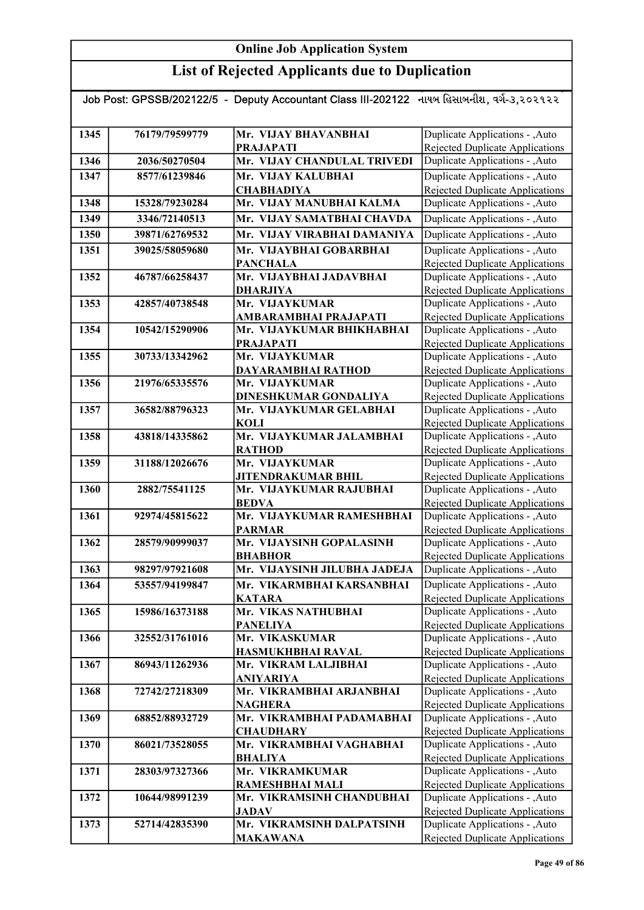# Online Job Application System

## List of Rejected Applicants due to Duplication

Job Post: GPSSB/202122/5 - Deputy Accountant Class III-202122 નાયબ હિસાબનીશ, વર્ગ-૩,૨૦૨૧૨૨

| | | | |
|---|---|---|---|
| 1345 | 76179/79599779 | Mr. VIJAY BHAVANBHAI PRAJAPATI | Duplicate Applications - ,Auto Rejected Duplicate Applications |
| 1346 | 2036/50270504 | Mr. VIJAY CHANDULAL TRIVEDI | Duplicate Applications - ,Auto |
| 1347 | 8577/61239846 | Mr. VIJAY KALUBHAI CHABHADIYA | Duplicate Applications - ,Auto Rejected Duplicate Applications |
| 1348 | 15328/79230284 | Mr. VIJAY MANUBHAI KALMA | Duplicate Applications - ,Auto |
| 1349 | 3346/72140513 | Mr. VIJAY SAMATBHAI CHAVDA | Duplicate Applications - ,Auto |
| 1350 | 39871/62769532 | Mr. VIJAY VIRABHAI DAMANIYA | Duplicate Applications - ,Auto |
| 1351 | 39025/58059680 | Mr. VIJAYBHAI GOBARBHAI PANCHALA | Duplicate Applications - ,Auto Rejected Duplicate Applications |
| 1352 | 46787/66258437 | Mr. VIJAYBHAI JADAVBHAI DHARJIYA | Duplicate Applications - ,Auto Rejected Duplicate Applications |
| 1353 | 42857/40738548 | Mr. VIJAYKUMAR AMBARAMBHAI PRAJAPATI | Duplicate Applications - ,Auto Rejected Duplicate Applications |
| 1354 | 10542/15290906 | Mr. VIJAYKUMAR BHIKHABHAI PRAJAPATI | Duplicate Applications - ,Auto Rejected Duplicate Applications |
| 1355 | 30733/13342962 | Mr. VIJAYKUMAR DAYARAMBHAI RATHOD | Duplicate Applications - ,Auto Rejected Duplicate Applications |
| 1356 | 21976/65335576 | Mr. VIJAYKUMAR DINESHKUMAR GONDALIYA | Duplicate Applications - ,Auto Rejected Duplicate Applications |
| 1357 | 36582/88796323 | Mr. VIJAYKUMAR GELABHAI KOLI | Duplicate Applications - ,Auto Rejected Duplicate Applications |
| 1358 | 43818/14335862 | Mr. VIJAYKUMAR JALAMBHAI RATHOD | Duplicate Applications - ,Auto Rejected Duplicate Applications |
| 1359 | 31188/12026676 | Mr. VIJAYKUMAR JITENDRAKUMAR BHIL | Duplicate Applications - ,Auto Rejected Duplicate Applications |
| 1360 | 2882/75541125 | Mr. VIJAYKUMAR RAJUBHAI BEDVA | Duplicate Applications - ,Auto Rejected Duplicate Applications |
| 1361 | 92974/45815622 | Mr. VIJAYKUMAR RAMESHBHAI PARMAR | Duplicate Applications - ,Auto Rejected Duplicate Applications |
| 1362 | 28579/90999037 | Mr. VIJAYSINH GOPALASINH BHABHOR | Duplicate Applications - ,Auto Rejected Duplicate Applications |
| 1363 | 98297/97921608 | Mr. VIJAYSINH JILUBHA JADEJA | Duplicate Applications - ,Auto |
| 1364 | 53557/94199847 | Mr. VIKARMBHAI KARSANBHAI KATARA | Duplicate Applications - ,Auto Rejected Duplicate Applications |
| 1365 | 15986/16373188 | Mr. VIKAS NATHUBHAI PANELIYA | Duplicate Applications - ,Auto Rejected Duplicate Applications |
| 1366 | 32552/31761016 | Mr. VIKASKUMAR HASMUKHBHAI RAVAL | Duplicate Applications - ,Auto Rejected Duplicate Applications |
| 1367 | 86943/11262936 | Mr. VIKRAM LALJIBHAI ANIYARIYA | Duplicate Applications - ,Auto Rejected Duplicate Applications |
| 1368 | 72742/27218309 | Mr. VIKRAMBHAI ARJANBHAI NAGHERA | Duplicate Applications - ,Auto Rejected Duplicate Applications |
| 1369 | 68852/88932729 | Mr. VIKRAMBHAI PADAMABHAI CHAUDHARY | Duplicate Applications - ,Auto Rejected Duplicate Applications |
| 1370 | 86021/73528055 | Mr. VIKRAMBHAI VAGHABHAI BHALIYA | Duplicate Applications - ,Auto Rejected Duplicate Applications |
| 1371 | 28303/97327366 | Mr. VIKRAMKUMAR RAMESHBHAI MALI | Duplicate Applications - ,Auto Rejected Duplicate Applications |
| 1372 | 10644/98991239 | Mr. VIKRAMSINH CHANDUBHAI JADAV | Duplicate Applications - ,Auto Rejected Duplicate Applications |
| 1373 | 52714/42835390 | Mr. VIKRAMSINH DALPATSINH MAKAWANA | Duplicate Applications - ,Auto Rejected Duplicate Applications |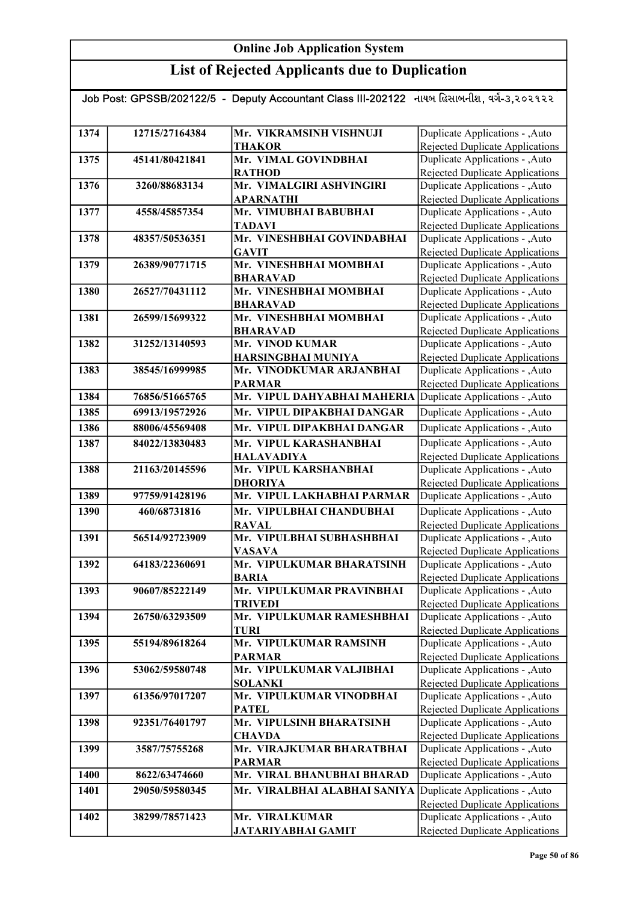# Online Job Application System

## List of Rejected Applicants due to Duplication

Job Post: GPSSB/202122/5 - Deputy Accountant Class III-202122 નાયબ હિસાબનીશ, વર્ગ-૩,૨૦૨૧૨૨

| | | | |
|---|---|---|---|
| 1374 | 12715/27164384 | Mr. VIKRAMSINH VISHNUJI THAKOR | Duplicate Applications - ,Auto Rejected Duplicate Applications |
| 1375 | 45141/80421841 | Mr. VIMAL GOVINDBHAI RATHOD | Duplicate Applications - ,Auto Rejected Duplicate Applications |
| 1376 | 3260/88683134 | Mr. VIMALGIRI ASHVINGIRI APARNATHI | Duplicate Applications - ,Auto Rejected Duplicate Applications |
| 1377 | 4558/45857354 | Mr. VIMUBHAI BABUBHAI TADAVI | Duplicate Applications - ,Auto Rejected Duplicate Applications |
| 1378 | 48357/50536351 | Mr. VINESHBHAI GOVINDABHAI GAVIT | Duplicate Applications - ,Auto Rejected Duplicate Applications |
| 1379 | 26389/90771715 | Mr. VINESHBHAI MOMBHAI BHARAVAD | Duplicate Applications - ,Auto Rejected Duplicate Applications |
| 1380 | 26527/70431112 | Mr. VINESHBHAI MOMBHAI BHARAVAD | Duplicate Applications - ,Auto Rejected Duplicate Applications |
| 1381 | 26599/15699322 | Mr. VINESHBHAI MOMBHAI BHARAVAD | Duplicate Applications - ,Auto Rejected Duplicate Applications |
| 1382 | 31252/13140593 | Mr. VINOD KUMAR HARSINGBHAI MUNIYA | Duplicate Applications - ,Auto Rejected Duplicate Applications |
| 1383 | 38545/16999985 | Mr. VINODKUMAR ARJANBHAI PARMAR | Duplicate Applications - ,Auto Rejected Duplicate Applications |
| 1384 | 76856/51665765 | Mr. VIPUL DAHYABHAI MAHERIA | Duplicate Applications - ,Auto |
| 1385 | 69913/19572926 | Mr. VIPUL DIPAKBHAI DANGAR | Duplicate Applications - ,Auto |
| 1386 | 88006/45569408 | Mr. VIPUL DIPAKBHAI DANGAR | Duplicate Applications - ,Auto |
| 1387 | 84022/13830483 | Mr. VIPUL KARASHANBHAI HALAVADIYA | Duplicate Applications - ,Auto Rejected Duplicate Applications |
| 1388 | 21163/20145596 | Mr. VIPUL KARSHANBHAI DHORIYA | Duplicate Applications - ,Auto Rejected Duplicate Applications |
| 1389 | 97759/91428196 | Mr. VIPUL LAKHABHAI PARMAR | Duplicate Applications - ,Auto |
| 1390 | 460/68731816 | Mr. VIPULBHAI CHANDUBHAI RAVAL | Duplicate Applications - ,Auto Rejected Duplicate Applications |
| 1391 | 56514/92723909 | Mr. VIPULBHAI SUBHASHBHAI VASAVA | Duplicate Applications - ,Auto Rejected Duplicate Applications |
| 1392 | 64183/22360691 | Mr. VIPULKUMAR BHARATSINH BARIA | Duplicate Applications - ,Auto Rejected Duplicate Applications |
| 1393 | 90607/85222149 | Mr. VIPULKUMAR PRAVINBHAI TRIVEDI | Duplicate Applications - ,Auto Rejected Duplicate Applications |
| 1394 | 26750/63293509 | Mr. VIPULKUMAR RAMESHBHAI TURI | Duplicate Applications - ,Auto Rejected Duplicate Applications |
| 1395 | 55194/89618264 | Mr. VIPULKUMAR RAMSINH PARMAR | Duplicate Applications - ,Auto Rejected Duplicate Applications |
| 1396 | 53062/59580748 | Mr. VIPULKUMAR VALJIBHAI SOLANKI | Duplicate Applications - ,Auto Rejected Duplicate Applications |
| 1397 | 61356/97017207 | Mr. VIPULKUMAR VINODBHAI PATEL | Duplicate Applications - ,Auto Rejected Duplicate Applications |
| 1398 | 92351/76401797 | Mr. VIPULSINH BHARATSINH CHAVDA | Duplicate Applications - ,Auto Rejected Duplicate Applications |
| 1399 | 3587/75755268 | Mr. VIRAJKUMAR BHARATBHAI PARMAR | Duplicate Applications - ,Auto Rejected Duplicate Applications |
| 1400 | 8622/63474660 | Mr. VIRAL BHANUBHAI BHARAD | Duplicate Applications - ,Auto |
| 1401 | 29050/59580345 | Mr. VIRALBHAI ALABHAI SANIYA | Duplicate Applications - ,Auto Rejected Duplicate Applications |
| 1402 | 38299/78571423 | Mr. VIRALKUMAR JATARIYABHAI GAMIT | Duplicate Applications - ,Auto Rejected Duplicate Applications |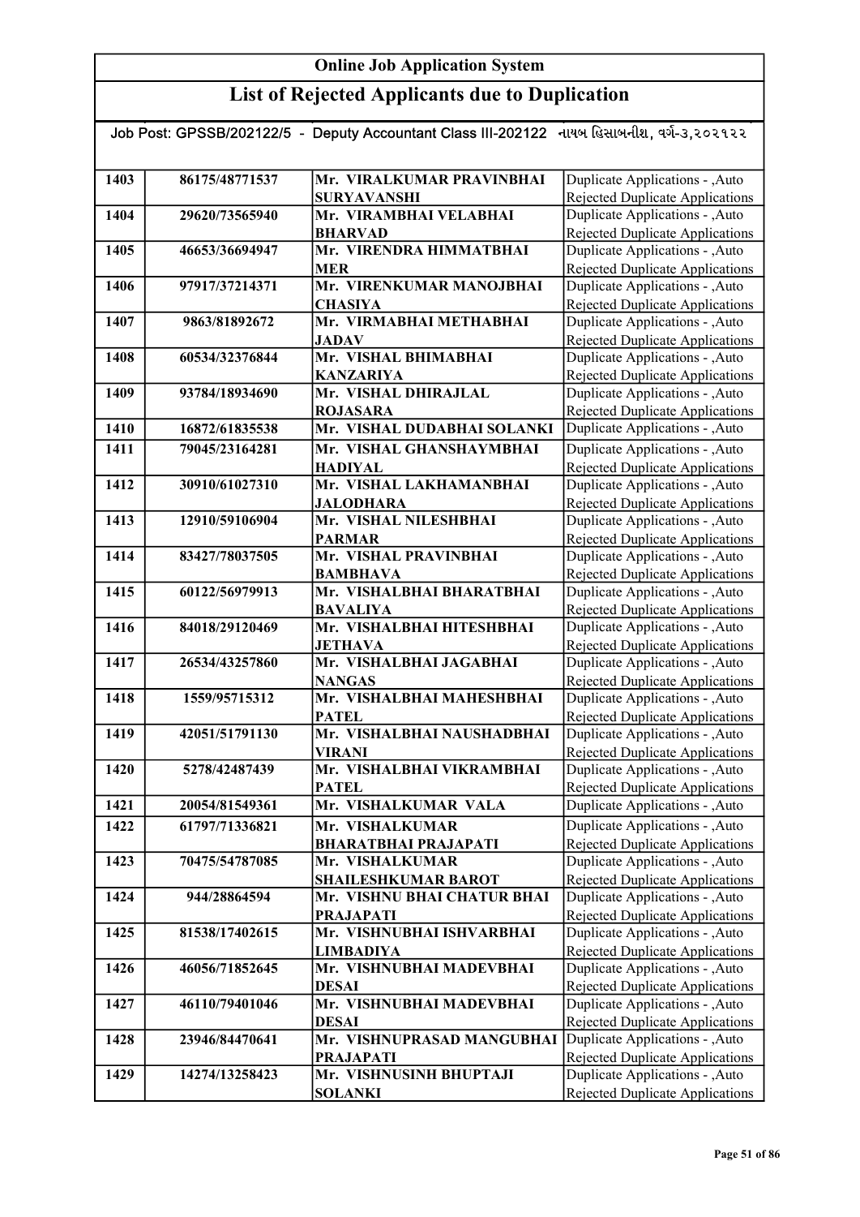# Online Job Application System

## List of Rejected Applicants due to Duplication

Job Post: GPSSB/202122/5 - Deputy Accountant Class III-202122 નાયબ હિસાબનીશ, વર્ગ-૩,૨૦૨૧૨૨

| | | | |
|---|---|---|---|
| 1403 | 86175/48771537 | Mr. VIRALKUMAR PRAVINBHAI SURYAVANSHI | Duplicate Applications - ,Auto Rejected Duplicate Applications |
| 1404 | 29620/73565940 | Mr. VIRAMBHAI VELABHAI BHARVAD | Duplicate Applications - ,Auto Rejected Duplicate Applications |
| 1405 | 46653/36694947 | Mr. VIRENDRA HIMMATBHAI MER | Duplicate Applications - ,Auto Rejected Duplicate Applications |
| 1406 | 97917/37214371 | Mr. VIRENKUMAR MANOJBHAI CHASIYA | Duplicate Applications - ,Auto Rejected Duplicate Applications |
| 1407 | 9863/81892672 | Mr. VIRMABHAI METHABHAI JADAV | Duplicate Applications - ,Auto Rejected Duplicate Applications |
| 1408 | 60534/32376844 | Mr. VISHAL BHIMABHAI KANZARIYA | Duplicate Applications - ,Auto Rejected Duplicate Applications |
| 1409 | 93784/18934690 | Mr. VISHAL DHIRAJLAL ROJASARA | Duplicate Applications - ,Auto Rejected Duplicate Applications |
| 1410 | 16872/61835538 | Mr. VISHAL DUDABHAI SOLANKI | Duplicate Applications - ,Auto |
| 1411 | 79045/23164281 | Mr. VISHAL GHANSHAYMBHAI HADIYAL | Duplicate Applications - ,Auto Rejected Duplicate Applications |
| 1412 | 30910/61027310 | Mr. VISHAL LAKHAMANBHAI JALODHARA | Duplicate Applications - ,Auto Rejected Duplicate Applications |
| 1413 | 12910/59106904 | Mr. VISHAL NILESHBHAI PARMAR | Duplicate Applications - ,Auto Rejected Duplicate Applications |
| 1414 | 83427/78037505 | Mr. VISHAL PRAVINBHAI BAMBHAVA | Duplicate Applications - ,Auto Rejected Duplicate Applications |
| 1415 | 60122/56979913 | Mr. VISHALBHAI BHARATBHAI BAVALIYA | Duplicate Applications - ,Auto Rejected Duplicate Applications |
| 1416 | 84018/29120469 | Mr. VISHALBHAI HITESHBHAI JETHAVA | Duplicate Applications - ,Auto Rejected Duplicate Applications |
| 1417 | 26534/43257860 | Mr. VISHALBHAI JAGABHAI NANGAS | Duplicate Applications - ,Auto Rejected Duplicate Applications |
| 1418 | 1559/95715312 | Mr. VISHALBHAI MAHESHBHAI PATEL | Duplicate Applications - ,Auto Rejected Duplicate Applications |
| 1419 | 42051/51791130 | Mr. VISHALBHAI NAUSHADBHAI VIRANI | Duplicate Applications - ,Auto Rejected Duplicate Applications |
| 1420 | 5278/42487439 | Mr. VISHALBHAI VIKRAMBHAI PATEL | Duplicate Applications - ,Auto Rejected Duplicate Applications |
| 1421 | 20054/81549361 | Mr. VISHALKUMAR VALA | Duplicate Applications - ,Auto |
| 1422 | 61797/71336821 | Mr. VISHALKUMAR BHARATBHAI PRAJAPATI | Duplicate Applications - ,Auto Rejected Duplicate Applications |
| 1423 | 70475/54787085 | Mr. VISHALKUMAR SHAILESHKUMAR BAROT | Duplicate Applications - ,Auto Rejected Duplicate Applications |
| 1424 | 944/28864594 | Mr. VISHNU BHAI CHATUR BHAI PRAJAPATI | Duplicate Applications - ,Auto Rejected Duplicate Applications |
| 1425 | 81538/17402615 | Mr. VISHNUBHAI ISHVARBHAI LIMBADIYA | Duplicate Applications - ,Auto Rejected Duplicate Applications |
| 1426 | 46056/71852645 | Mr. VISHNUBHAI MADEVBHAI DESAI | Duplicate Applications - ,Auto Rejected Duplicate Applications |
| 1427 | 46110/79401046 | Mr. VISHNUBHAI MADEVBHAI DESAI | Duplicate Applications - ,Auto Rejected Duplicate Applications |
| 1428 | 23946/84470641 | Mr. VISHNUPRASAD MANGUBHAI PRAJAPATI | Duplicate Applications - ,Auto Rejected Duplicate Applications |
| 1429 | 14274/13258423 | Mr. VISHNUSINH BHUPTAJI SOLANKI | Duplicate Applications - ,Auto Rejected Duplicate Applications |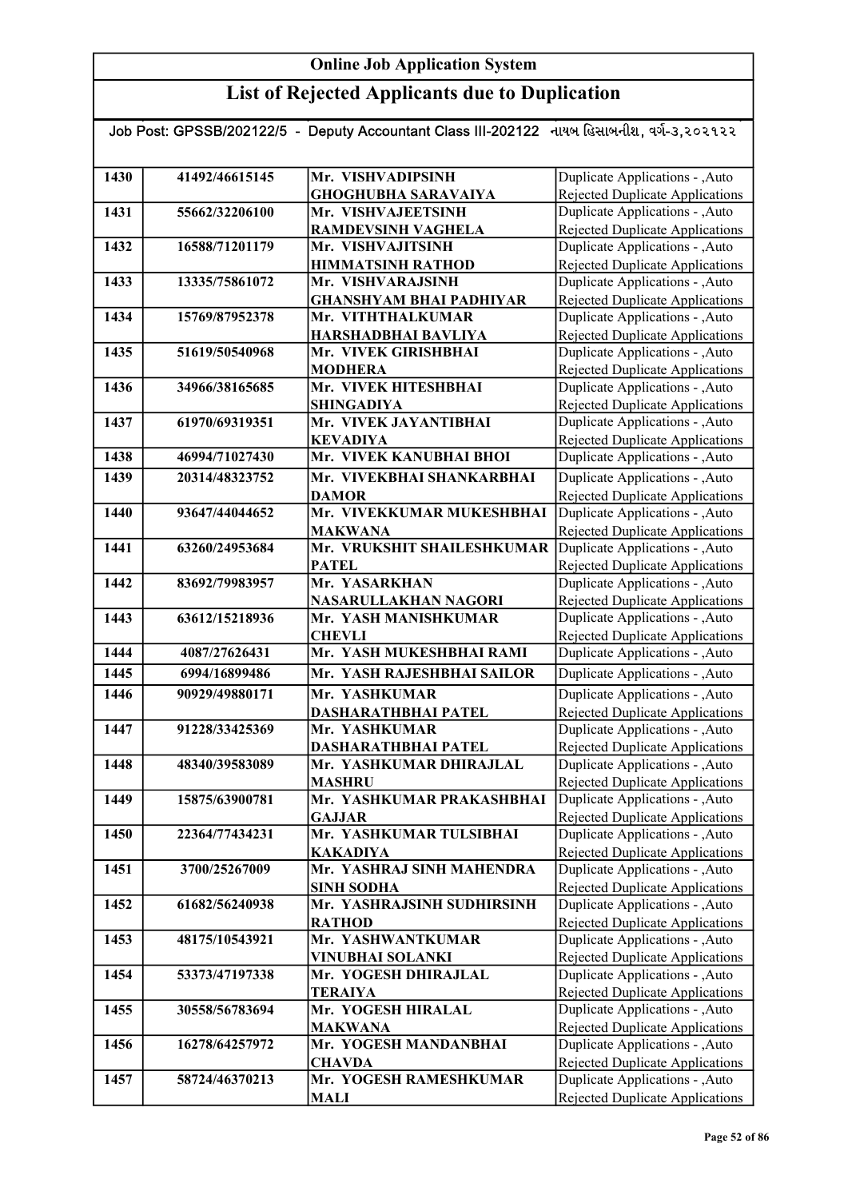# Online Job Application System

## List of Rejected Applicants due to Duplication

Job Post: GPSSB/202122/5 - Deputy Accountant Class III-202122 નાયબ હિસાબનીશ, વર્ગ-૩,૨૦૨૧૨૨

| | | | |
|---|---|---|---|
| 1430 | 41492/46615145 | Mr. VISHVADIPSINH GHOGHUBHA SARAVAIYA | Duplicate Applications - ,Auto Rejected Duplicate Applications |
| 1431 | 55662/32206100 | Mr. VISHVAJEETSINH RAMDEVSINH VAGHELA | Duplicate Applications - ,Auto Rejected Duplicate Applications |
| 1432 | 16588/71201179 | Mr. VISHVAJITSINH HIMMATSINH RATHOD | Duplicate Applications - ,Auto Rejected Duplicate Applications |
| 1433 | 13335/75861072 | Mr. VISHVARAJSINH GHANSHYAM BHAI PADHIYAR | Duplicate Applications - ,Auto Rejected Duplicate Applications |
| 1434 | 15769/87952378 | Mr. VITHTHALKUMAR HARSHADBHAI BAVLIYA | Duplicate Applications - ,Auto Rejected Duplicate Applications |
| 1435 | 51619/50540968 | Mr. VIVEK GIRISHBHAI MODHERA | Duplicate Applications - ,Auto Rejected Duplicate Applications |
| 1436 | 34966/38165685 | Mr. VIVEK HITESHBHAI SHINGADIYA | Duplicate Applications - ,Auto Rejected Duplicate Applications |
| 1437 | 61970/69319351 | Mr. VIVEK JAYANTIBHAI KEVADIYA | Duplicate Applications - ,Auto Rejected Duplicate Applications |
| 1438 | 46994/71027430 | Mr. VIVEK KANUBHAI BHOI | Duplicate Applications - ,Auto |
| 1439 | 20314/48323752 | Mr. VIVEKBHAI SHANKARBHAI DAMOR | Duplicate Applications - ,Auto Rejected Duplicate Applications |
| 1440 | 93647/44044652 | Mr. VIVEKKUMAR MUKESHBHAI MAKWANA | Duplicate Applications - ,Auto Rejected Duplicate Applications |
| 1441 | 63260/24953684 | Mr. VRUKSHIT SHAILESHKUMAR PATEL | Duplicate Applications - ,Auto Rejected Duplicate Applications |
| 1442 | 83692/79983957 | Mr. YASARKHAN NASARULLAKHAN NAGORI | Duplicate Applications - ,Auto Rejected Duplicate Applications |
| 1443 | 63612/15218936 | Mr. YASH MANISHKUMAR CHEVLI | Duplicate Applications - ,Auto Rejected Duplicate Applications |
| 1444 | 4087/27626431 | Mr. YASH MUKESHBHAI RAMI | Duplicate Applications - ,Auto |
| 1445 | 6994/16899486 | Mr. YASH RAJESHBHAI SAILOR | Duplicate Applications - ,Auto |
| 1446 | 90929/49880171 | Mr. YASHKUMAR DASHARATHBHAI PATEL | Duplicate Applications - ,Auto Rejected Duplicate Applications |
| 1447 | 91228/33425369 | Mr. YASHKUMAR DASHARATHBHAI PATEL | Duplicate Applications - ,Auto Rejected Duplicate Applications |
| 1448 | 48340/39583089 | Mr. YASHKUMAR DHIRAJLAL MASHRU | Duplicate Applications - ,Auto Rejected Duplicate Applications |
| 1449 | 15875/63900781 | Mr. YASHKUMAR PRAKASHBHAI GAJJAR | Duplicate Applications - ,Auto Rejected Duplicate Applications |
| 1450 | 22364/77434231 | Mr. YASHKUMAR TULSIBHAI KAKADIYA | Duplicate Applications - ,Auto Rejected Duplicate Applications |
| 1451 | 3700/25267009 | Mr. YASHRAJ SINH MAHENDRA SINH SODHA | Duplicate Applications - ,Auto Rejected Duplicate Applications |
| 1452 | 61682/56240938 | Mr. YASHRAJSINH SUDHIRSINH RATHOD | Duplicate Applications - ,Auto Rejected Duplicate Applications |
| 1453 | 48175/10543921 | Mr. YASHWANTKUMAR VINUBHAI SOLANKI | Duplicate Applications - ,Auto Rejected Duplicate Applications |
| 1454 | 53373/47197338 | Mr. YOGESH DHIRAJLAL TERAIYA | Duplicate Applications - ,Auto Rejected Duplicate Applications |
| 1455 | 30558/56783694 | Mr. YOGESH HIRALAL MAKWANA | Duplicate Applications - ,Auto Rejected Duplicate Applications |
| 1456 | 16278/64257972 | Mr. YOGESH MANDANBHAI CHAVDA | Duplicate Applications - ,Auto Rejected Duplicate Applications |
| 1457 | 58724/46370213 | Mr. YOGESH RAMESHKUMAR MALI | Duplicate Applications - ,Auto Rejected Duplicate Applications |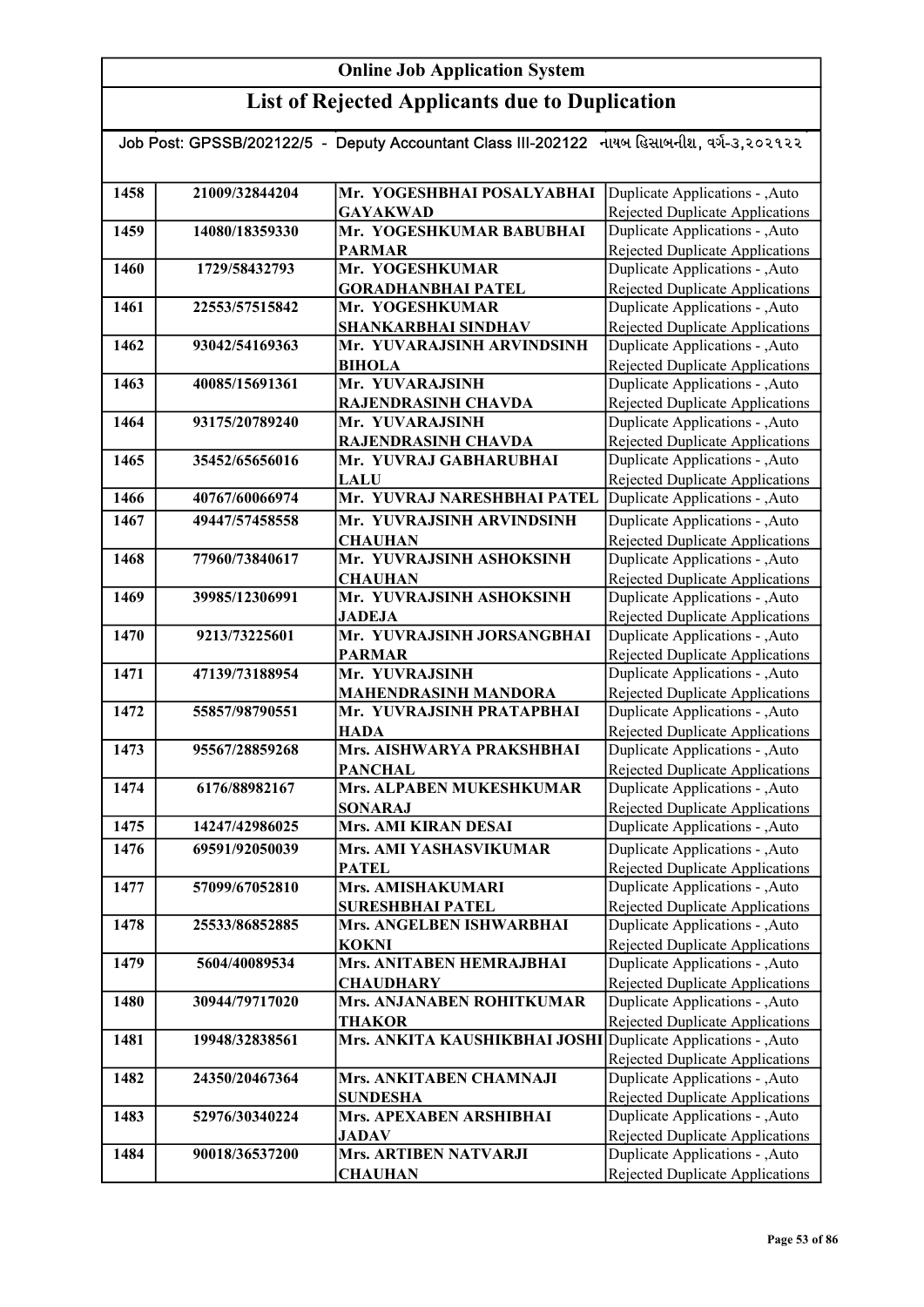## Online Job Application System

## List of Rejected Applicants due to Duplication

Job Post: GPSSB/202122/5 - Deputy Accountant Class III-202122 નાયબ હિસાબનીશ, વર્ગ-૩,૨૦૨૧૨૨

| | | | |
|---|---|---|---|
| 1458 | 21009/32844204 | Mr. YOGESHBHAI POSALYABHAI GAYAKWAD | Duplicate Applications - ,Auto Rejected Duplicate Applications |
| 1459 | 14080/18359330 | Mr. YOGESHKUMAR BABUBHAI PARMAR | Duplicate Applications - ,Auto Rejected Duplicate Applications |
| 1460 | 1729/58432793 | Mr. YOGESHKUMAR GORADHANBHAI PATEL | Duplicate Applications - ,Auto Rejected Duplicate Applications |
| 1461 | 22553/57515842 | Mr. YOGESHKUMAR SHANKARBHAI SINDHAV | Duplicate Applications - ,Auto Rejected Duplicate Applications |
| 1462 | 93042/54169363 | Mr. YUVARAJSINH ARVINDSINH BIHOLA | Duplicate Applications - ,Auto Rejected Duplicate Applications |
| 1463 | 40085/15691361 | Mr. YUVARAJSINH RAJENDRASINH CHAVDA | Duplicate Applications - ,Auto Rejected Duplicate Applications |
| 1464 | 93175/20789240 | Mr. YUVARAJSINH RAJENDRASINH CHAVDA | Duplicate Applications - ,Auto Rejected Duplicate Applications |
| 1465 | 35452/65656016 | Mr. YUVRAJ GABHARUBHAI LALU | Duplicate Applications - ,Auto Rejected Duplicate Applications |
| 1466 | 40767/60066974 | Mr. YUVRAJ NARESHBHAI PATEL | Duplicate Applications - ,Auto |
| 1467 | 49447/57458558 | Mr. YUVRAJSINH ARVINDSINH CHAUHAN | Duplicate Applications - ,Auto Rejected Duplicate Applications |
| 1468 | 77960/73840617 | Mr. YUVRAJSINH ASHOKSINH CHAUHAN | Duplicate Applications - ,Auto Rejected Duplicate Applications |
| 1469 | 39985/12306991 | Mr. YUVRAJSINH ASHOKSINH JADEJA | Duplicate Applications - ,Auto Rejected Duplicate Applications |
| 1470 | 9213/73225601 | Mr. YUVRAJSINH JORSANGBHAI PARMAR | Duplicate Applications - ,Auto Rejected Duplicate Applications |
| 1471 | 47139/73188954 | Mr. YUVRAJSINH MAHENDRASINH MANDORA | Duplicate Applications - ,Auto Rejected Duplicate Applications |
| 1472 | 55857/98790551 | Mr. YUVRAJSINH PRATAPBHAI HADA | Duplicate Applications - ,Auto Rejected Duplicate Applications |
| 1473 | 95567/28859268 | Mrs. AISHWARYA PRAKSHBHAI PANCHAL | Duplicate Applications - ,Auto Rejected Duplicate Applications |
| 1474 | 6176/88982167 | Mrs. ALPABEN MUKESHKUMAR SONARAJ | Duplicate Applications - ,Auto Rejected Duplicate Applications |
| 1475 | 14247/42986025 | Mrs. AMI KIRAN DESAI | Duplicate Applications - ,Auto |
| 1476 | 69591/92050039 | Mrs. AMI YASHASVIKUMAR PATEL | Duplicate Applications - ,Auto Rejected Duplicate Applications |
| 1477 | 57099/67052810 | Mrs. AMISHAKUMARI SURESHBHAI PATEL | Duplicate Applications - ,Auto Rejected Duplicate Applications |
| 1478 | 25533/86852885 | Mrs. ANGELBEN ISHWARBHAI KOKNI | Duplicate Applications - ,Auto Rejected Duplicate Applications |
| 1479 | 5604/40089534 | Mrs. ANITABEN HEMRAJBHAI CHAUDHARY | Duplicate Applications - ,Auto Rejected Duplicate Applications |
| 1480 | 30944/79717020 | Mrs. ANJANABEN ROHITKUMAR THAKOR | Duplicate Applications - ,Auto Rejected Duplicate Applications |
| 1481 | 19948/32838561 | Mrs. ANKITA KAUSHIKBHAI JOSHI | Duplicate Applications - ,Auto Rejected Duplicate Applications |
| 1482 | 24350/20467364 | Mrs. ANKITABEN CHAMNAJI SUNDESHA | Duplicate Applications - ,Auto Rejected Duplicate Applications |
| 1483 | 52976/30340224 | Mrs. APEXABEN ARSHIBHAI JADAV | Duplicate Applications - ,Auto Rejected Duplicate Applications |
| 1484 | 90018/36537200 | Mrs. ARTIBEN NATVARJI CHAUHAN | Duplicate Applications - ,Auto Rejected Duplicate Applications |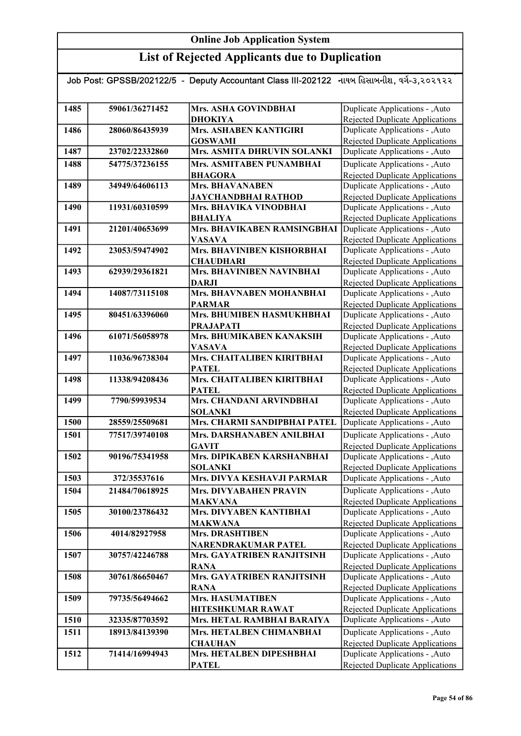# Online Job Application System

## List of Rejected Applicants due to Duplication

Job Post: GPSSB/202122/5 - Deputy Accountant Class III-202122 નાયબ હિસાબનીશ, વર્ગ-૩,૨૦૨૧૨૨

| | | | |
|---|---|---|---|
| 1485 | 59061/36271452 | Mrs. ASHA GOVINDBHAI DHOKIYA | Duplicate Applications - ,Auto Rejected Duplicate Applications |
| 1486 | 28060/86435939 | Mrs. ASHABEN KANTIGIRI GOSWAMI | Duplicate Applications - ,Auto Rejected Duplicate Applications |
| 1487 | 23702/22332860 | Mrs. ASMITA DHRUVIN SOLANKI | Duplicate Applications - ,Auto |
| 1488 | 54775/37236155 | Mrs. ASMITABEN PUNAMBHAI BHAGORA | Duplicate Applications - ,Auto Rejected Duplicate Applications |
| 1489 | 34949/64606113 | Mrs. BHAVANABEN JAYCHANDBHAI RATHOD | Duplicate Applications - ,Auto Rejected Duplicate Applications |
| 1490 | 11931/60310599 | Mrs. BHAVIKA VINODBHAI BHALIYA | Duplicate Applications - ,Auto Rejected Duplicate Applications |
| 1491 | 21201/40653699 | Mrs. BHAVIKABEN RAMSINGBHAI VASAVA | Duplicate Applications - ,Auto Rejected Duplicate Applications |
| 1492 | 23053/59474902 | Mrs. BHAVINIBEN KISHORBHAI CHAUDHARI | Duplicate Applications - ,Auto Rejected Duplicate Applications |
| 1493 | 62939/29361821 | Mrs. BHAVINIBEN NAVINBHAI DARJI | Duplicate Applications - ,Auto Rejected Duplicate Applications |
| 1494 | 14087/73115108 | Mrs. BHAVNABEN MOHANBHAI PARMAR | Duplicate Applications - ,Auto Rejected Duplicate Applications |
| 1495 | 80451/63396060 | Mrs. BHUMIBEN HASMUKHBHAI PRAJAPATI | Duplicate Applications - ,Auto Rejected Duplicate Applications |
| 1496 | 61071/56058978 | Mrs. BHUMIKABEN KANAKSIH VASAVA | Duplicate Applications - ,Auto Rejected Duplicate Applications |
| 1497 | 11036/96738304 | Mrs. CHAITALIBEN KIRITBHAI PATEL | Duplicate Applications - ,Auto Rejected Duplicate Applications |
| 1498 | 11338/94208436 | Mrs. CHAITALIBEN KIRITBHAI PATEL | Duplicate Applications - ,Auto Rejected Duplicate Applications |
| 1499 | 7790/59939534 | Mrs. CHANDANI ARVINDBHAI SOLANKI | Duplicate Applications - ,Auto Rejected Duplicate Applications |
| 1500 | 28559/25509681 | Mrs. CHARMI SANDIPBHAI PATEL | Duplicate Applications - ,Auto |
| 1501 | 77517/39740108 | Mrs. DARSHANABEN ANILBHAI GAVIT | Duplicate Applications - ,Auto Rejected Duplicate Applications |
| 1502 | 90196/75341958 | Mrs. DIPIKABEN KARSHANBHAI SOLANKI | Duplicate Applications - ,Auto Rejected Duplicate Applications |
| 1503 | 372/35537616 | Mrs. DIVYA KESHAVJI PARMAR | Duplicate Applications - ,Auto |
| 1504 | 21484/70618925 | Mrs. DIVYABAHEN PRAVIN MAKVANA | Duplicate Applications - ,Auto Rejected Duplicate Applications |
| 1505 | 30100/23786432 | Mrs. DIVYABEN KANTIBHAI MAKWANA | Duplicate Applications - ,Auto Rejected Duplicate Applications |
| 1506 | 4014/82927958 | Mrs. DRASHTIBEN NARENDRAKUMAR PATEL | Duplicate Applications - ,Auto Rejected Duplicate Applications |
| 1507 | 30757/42246788 | Mrs. GAYATRIBEN RANJITSINH RANA | Duplicate Applications - ,Auto Rejected Duplicate Applications |
| 1508 | 30761/86650467 | Mrs. GAYATRIBEN RANJITSINH RANA | Duplicate Applications - ,Auto Rejected Duplicate Applications |
| 1509 | 79735/56494662 | Mrs. HASUMATIBEN HITESHKUMAR RAWAT | Duplicate Applications - ,Auto Rejected Duplicate Applications |
| 1510 | 32335/87703592 | Mrs. HETAL RAMBHAI BARAIYA | Duplicate Applications - ,Auto |
| 1511 | 18913/84139390 | Mrs. HETALBEN CHIMANBHAI CHAUHAN | Duplicate Applications - ,Auto Rejected Duplicate Applications |
| 1512 | 71414/16994943 | Mrs. HETALBEN DIPESHBHAI PATEL | Duplicate Applications - ,Auto Rejected Duplicate Applications |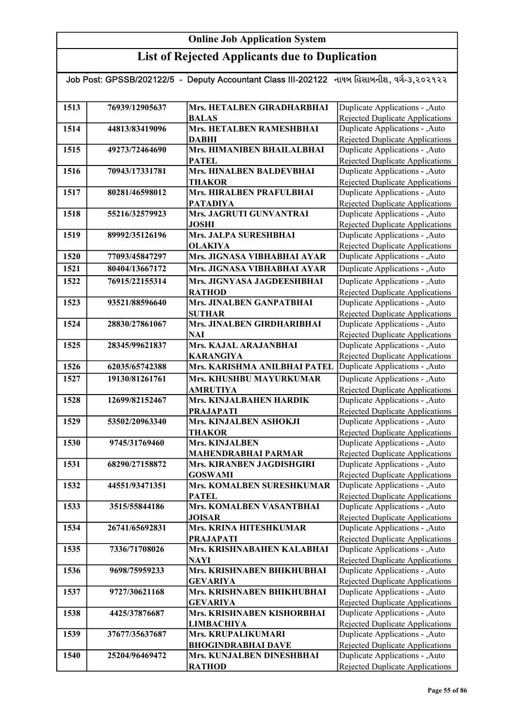# Online Job Application System

## List of Rejected Applicants due to Duplication

Job Post: GPSSB/202122/5 - Deputy Accountant Class III-202122 નાયબ હિસાબનીશ, વર્ગ-૩,૨૦૨૧૨૨

| | | | |
|---|---|---|---|
| 1513 | 76939/12905637 | Mrs. HETALBEN GIRADHARBHAI BALAS | Duplicate Applications - ,Auto Rejected Duplicate Applications |
| 1514 | 44813/83419096 | Mrs. HETALBEN RAMESHBHAI DABHI | Duplicate Applications - ,Auto Rejected Duplicate Applications |
| 1515 | 49273/72464690 | Mrs. HIMANIBEN BHAILALBHAI PATEL | Duplicate Applications - ,Auto Rejected Duplicate Applications |
| 1516 | 70943/17331781 | Mrs. HINALBEN BALDEVBHAI THAKOR | Duplicate Applications - ,Auto Rejected Duplicate Applications |
| 1517 | 80281/46598012 | Mrs. HIRALBEN PRAFULBHAI PATADIYA | Duplicate Applications - ,Auto Rejected Duplicate Applications |
| 1518 | 55216/32579923 | Mrs. JAGRUTI GUNVANTRAI JOSHI | Duplicate Applications - ,Auto Rejected Duplicate Applications |
| 1519 | 89992/35126196 | Mrs. JALPA SURESHBHAI OLAKIYA | Duplicate Applications - ,Auto Rejected Duplicate Applications |
| 1520 | 77093/45847297 | Mrs. JIGNASA VIBHABHAI AYAR | Duplicate Applications - ,Auto |
| 1521 | 80404/13667172 | Mrs. JIGNASA VIBHABHAI AYAR | Duplicate Applications - ,Auto |
| 1522 | 76915/22155314 | Mrs. JIGNYASA JAGDEESHBHAI RATHOD | Duplicate Applications - ,Auto Rejected Duplicate Applications |
| 1523 | 93521/88596640 | Mrs. JINALBEN GANPATBHAI SUTHAR | Duplicate Applications - ,Auto Rejected Duplicate Applications |
| 1524 | 28830/27861067 | Mrs. JINALBEN GIRDHARIBHAI NAI | Duplicate Applications - ,Auto Rejected Duplicate Applications |
| 1525 | 28345/99621837 | Mrs. KAJAL ARAJANBHAI KARANGIYA | Duplicate Applications - ,Auto Rejected Duplicate Applications |
| 1526 | 62035/65742388 | Mrs. KARISHMA ANILBHAI PATEL | Duplicate Applications - ,Auto |
| 1527 | 19130/81261761 | Mrs. KHUSHBU MAYURKUMAR AMRUTIYA | Duplicate Applications - ,Auto Rejected Duplicate Applications |
| 1528 | 12699/82152467 | Mrs. KINJALBAHEN HARDIK PRAJAPATI | Duplicate Applications - ,Auto Rejected Duplicate Applications |
| 1529 | 53502/20963340 | Mrs. KINJALBEN ASHOKJI THAKOR | Duplicate Applications - ,Auto Rejected Duplicate Applications |
| 1530 | 9745/31769460 | Mrs. KINJALBEN MAHENDRABHAI PARMAR | Duplicate Applications - ,Auto Rejected Duplicate Applications |
| 1531 | 68290/27158872 | Mrs. KIRANBEN JAGDISHGIRI GOSWAMI | Duplicate Applications - ,Auto Rejected Duplicate Applications |
| 1532 | 44551/93471351 | Mrs. KOMALBEN SURESHKUMAR PATEL | Duplicate Applications - ,Auto Rejected Duplicate Applications |
| 1533 | 3515/55844186 | Mrs. KOMALBEN VASANTBHAI JOISAR | Duplicate Applications - ,Auto Rejected Duplicate Applications |
| 1534 | 26741/65692831 | Mrs. KRINA HITESHKUMAR PRAJAPATI | Duplicate Applications - ,Auto Rejected Duplicate Applications |
| 1535 | 7336/71708026 | Mrs. KRISHNABAHEN KALABHAI NAYI | Duplicate Applications - ,Auto Rejected Duplicate Applications |
| 1536 | 9698/75959233 | Mrs. KRISHNABEN BHIKHUBHAI GEVARIYA | Duplicate Applications - ,Auto Rejected Duplicate Applications |
| 1537 | 9727/30621168 | Mrs. KRISHNABEN BHIKHUBHAI GEVARIYA | Duplicate Applications - ,Auto Rejected Duplicate Applications |
| 1538 | 4425/37876687 | Mrs. KRISHNABEN KISHORBHAI LIMBACHIYA | Duplicate Applications - ,Auto Rejected Duplicate Applications |
| 1539 | 37677/35637687 | Mrs. KRUPALIKUMARI BHOGINDRABHAI DAVE | Duplicate Applications - ,Auto Rejected Duplicate Applications |
| 1540 | 25204/96469472 | Mrs. KUNJALBEN DINESHBHAI RATHOD | Duplicate Applications - ,Auto Rejected Duplicate Applications |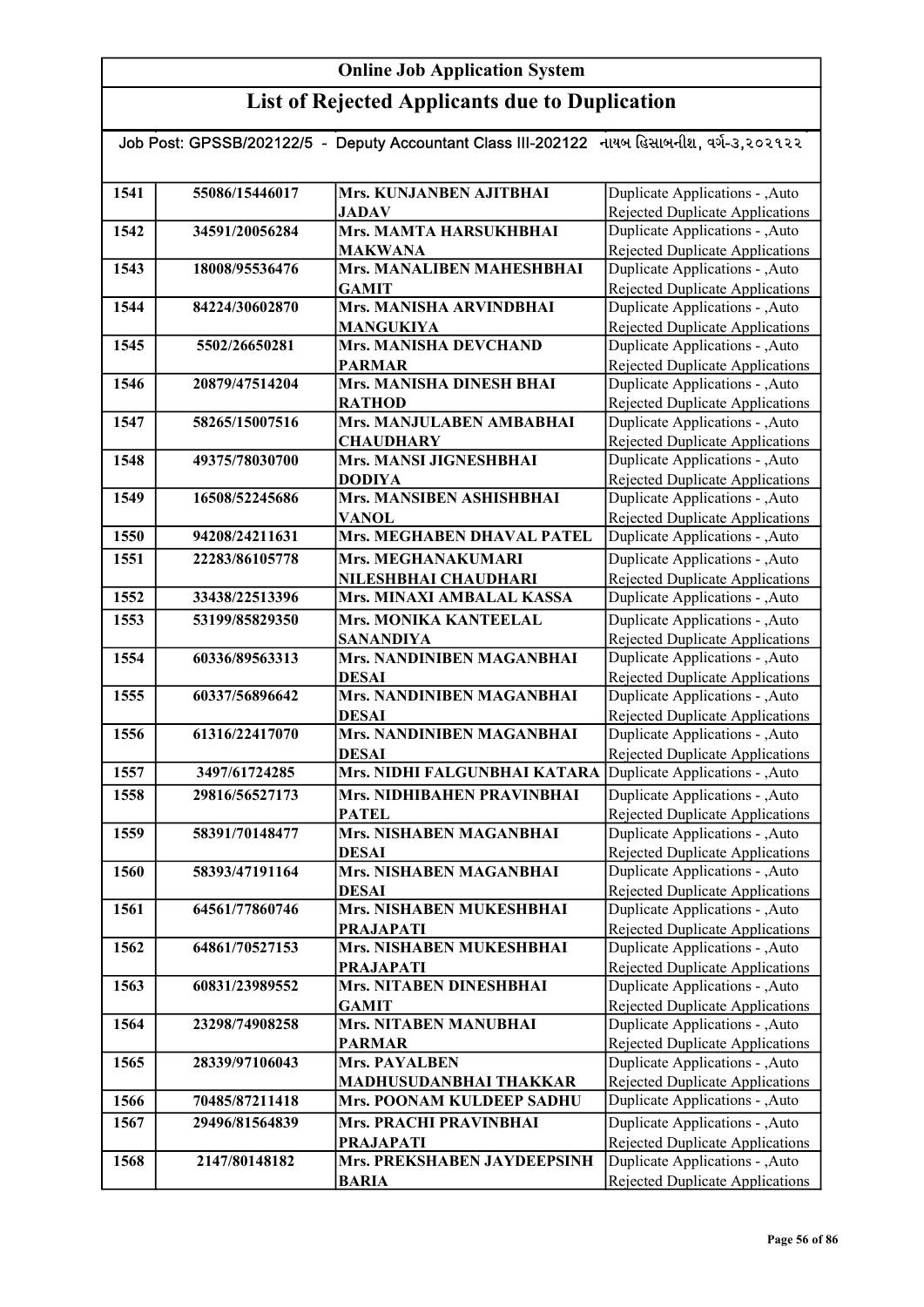# Online Job Application System

## List of Rejected Applicants due to Duplication

Job Post: GPSSB/202122/5 - Deputy Accountant Class III-202122 નાયબ હિસાબનીશ, વર્ગ-૩,૨૦૨૧૨૨

| | | | |
|---|---|---|---|
| 1541 | 55086/15446017 | Mrs. KUNJANBEN AJITBHAI JADAV | Duplicate Applications - ,Auto Rejected Duplicate Applications |
| 1542 | 34591/20056284 | Mrs. MAMTA HARSUKHBHAI MAKWANA | Duplicate Applications - ,Auto Rejected Duplicate Applications |
| 1543 | 18008/95536476 | Mrs. MANALIBEN MAHESHBHAI GAMIT | Duplicate Applications - ,Auto Rejected Duplicate Applications |
| 1544 | 84224/30602870 | Mrs. MANISHA ARVINDBHAI MANGUKIYA | Duplicate Applications - ,Auto Rejected Duplicate Applications |
| 1545 | 5502/26650281 | Mrs. MANISHA DEVCHAND PARMAR | Duplicate Applications - ,Auto Rejected Duplicate Applications |
| 1546 | 20879/47514204 | Mrs. MANISHA DINESH BHAI RATHOD | Duplicate Applications - ,Auto Rejected Duplicate Applications |
| 1547 | 58265/15007516 | Mrs. MANJULABEN AMBABHAI CHAUDHARY | Duplicate Applications - ,Auto Rejected Duplicate Applications |
| 1548 | 49375/78030700 | Mrs. MANSI JIGNESHBHAI DODIYA | Duplicate Applications - ,Auto Rejected Duplicate Applications |
| 1549 | 16508/52245686 | Mrs. MANSIBEN ASHISHBHAI VANOL | Duplicate Applications - ,Auto Rejected Duplicate Applications |
| 1550 | 94208/24211631 | Mrs. MEGHABEN DHAVAL PATEL | Duplicate Applications - ,Auto |
| 1551 | 22283/86105778 | Mrs. MEGHANAKUMARI NILESHBHAI CHAUDHARI | Duplicate Applications - ,Auto Rejected Duplicate Applications |
| 1552 | 33438/22513396 | Mrs. MINAXI AMBALAL KASSA | Duplicate Applications - ,Auto |
| 1553 | 53199/85829350 | Mrs. MONIKA KANTEELAL SANANDIYA | Duplicate Applications - ,Auto Rejected Duplicate Applications |
| 1554 | 60336/89563313 | Mrs. NANDINIBEN MAGANBHAI DESAI | Duplicate Applications - ,Auto Rejected Duplicate Applications |
| 1555 | 60337/56896642 | Mrs. NANDINIBEN MAGANBHAI DESAI | Duplicate Applications - ,Auto Rejected Duplicate Applications |
| 1556 | 61316/22417070 | Mrs. NANDINIBEN MAGANBHAI DESAI | Duplicate Applications - ,Auto Rejected Duplicate Applications |
| 1557 | 3497/61724285 | Mrs. NIDHI FALGUNBHAI KATARA | Duplicate Applications - ,Auto |
| 1558 | 29816/56527173 | Mrs. NIDHIBAHEN PRAVINBHAI PATEL | Duplicate Applications - ,Auto Rejected Duplicate Applications |
| 1559 | 58391/70148477 | Mrs. NISHABEN MAGANBHAI DESAI | Duplicate Applications - ,Auto Rejected Duplicate Applications |
| 1560 | 58393/47191164 | Mrs. NISHABEN MAGANBHAI DESAI | Duplicate Applications - ,Auto Rejected Duplicate Applications |
| 1561 | 64561/77860746 | Mrs. NISHABEN MUKESHBHAI PRAJAPATI | Duplicate Applications - ,Auto Rejected Duplicate Applications |
| 1562 | 64861/70527153 | Mrs. NISHABEN MUKESHBHAI PRAJAPATI | Duplicate Applications - ,Auto Rejected Duplicate Applications |
| 1563 | 60831/23989552 | Mrs. NITABEN DINESHBHAI GAMIT | Duplicate Applications - ,Auto Rejected Duplicate Applications |
| 1564 | 23298/74908258 | Mrs. NITABEN MANUBHAI PARMAR | Duplicate Applications - ,Auto Rejected Duplicate Applications |
| 1565 | 28339/97106043 | Mrs. PAYALBEN MADHUSUDANBHAI THAKKAR | Duplicate Applications - ,Auto Rejected Duplicate Applications |
| 1566 | 70485/87211418 | Mrs. POONAM KULDEEP SADHU | Duplicate Applications - ,Auto |
| 1567 | 29496/81564839 | Mrs. PRACHI PRAVINBHAI PRAJAPATI | Duplicate Applications - ,Auto Rejected Duplicate Applications |
| 1568 | 2147/80148182 | Mrs. PREKSHABEN JAYDEEPSINH BARIA | Duplicate Applications - ,Auto Rejected Duplicate Applications |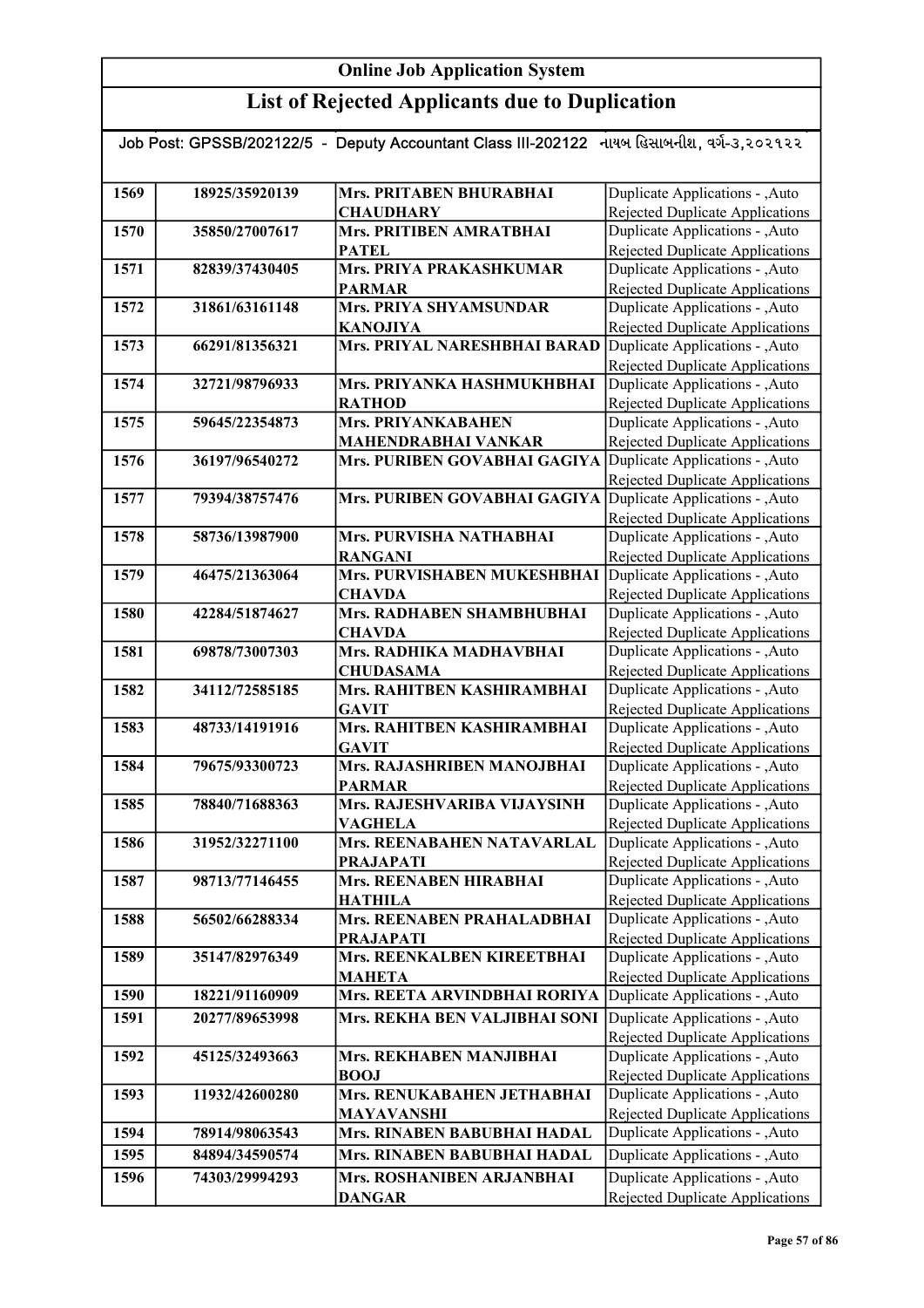# Online Job Application System

## List of Rejected Applicants due to Duplication

Job Post: GPSSB/202122/5 - Deputy Accountant Class III-202122 નાયબ હિસાબનીશ, વર્ગ-૩,૨૦૨૧૨૨

| | | | |
|---|---|---|---|
| 1569 | 18925/35920139 | Mrs. PRITABEN BHURABHAI CHAUDHARY | Duplicate Applications - ,Auto Rejected Duplicate Applications |
| 1570 | 35850/27007617 | Mrs. PRITIBEN AMRATBHAI PATEL | Duplicate Applications - ,Auto Rejected Duplicate Applications |
| 1571 | 82839/37430405 | Mrs. PRIYA PRAKASHKUMAR PARMAR | Duplicate Applications - ,Auto Rejected Duplicate Applications |
| 1572 | 31861/63161148 | Mrs. PRIYA SHYAMSUNDAR KANOJIYA | Duplicate Applications - ,Auto Rejected Duplicate Applications |
| 1573 | 66291/81356321 | Mrs. PRIYAL NARESHBHAI BARAD | Duplicate Applications - ,Auto Rejected Duplicate Applications |
| 1574 | 32721/98796933 | Mrs. PRIYANKA HASHMUKHBHAI RATHOD | Duplicate Applications - ,Auto Rejected Duplicate Applications |
| 1575 | 59645/22354873 | Mrs. PRIYANKABAHEN MAHENDRABHAI VANKAR | Duplicate Applications - ,Auto Rejected Duplicate Applications |
| 1576 | 36197/96540272 | Mrs. PURIBEN GOVABHAI GAGIYA | Duplicate Applications - ,Auto Rejected Duplicate Applications |
| 1577 | 79394/38757476 | Mrs. PURIBEN GOVABHAI GAGIYA | Duplicate Applications - ,Auto Rejected Duplicate Applications |
| 1578 | 58736/13987900 | Mrs. PURVISHA NATHABHAI RANGANI | Duplicate Applications - ,Auto Rejected Duplicate Applications |
| 1579 | 46475/21363064 | Mrs. PURVISHABEN MUKESHBHAI CHAVDA | Duplicate Applications - ,Auto Rejected Duplicate Applications |
| 1580 | 42284/51874627 | Mrs. RADHABEN SHAMBHUBHAI CHAVDA | Duplicate Applications - ,Auto Rejected Duplicate Applications |
| 1581 | 69878/73007303 | Mrs. RADHIKA MADHAVBHAI CHUDASAMA | Duplicate Applications - ,Auto Rejected Duplicate Applications |
| 1582 | 34112/72585185 | Mrs. RAHITBEN KASHIRAMBHAI GAVIT | Duplicate Applications - ,Auto Rejected Duplicate Applications |
| 1583 | 48733/14191916 | Mrs. RAHITBEN KASHIRAMBHAI GAVIT | Duplicate Applications - ,Auto Rejected Duplicate Applications |
| 1584 | 79675/93300723 | Mrs. RAJASHRIBEN MANOJBHAI PARMAR | Duplicate Applications - ,Auto Rejected Duplicate Applications |
| 1585 | 78840/71688363 | Mrs. RAJESHVARIBA VIJAYSINH VAGHELA | Duplicate Applications - ,Auto Rejected Duplicate Applications |
| 1586 | 31952/32271100 | Mrs. REENABAHEN NATAVARLAL PRAJAPATI | Duplicate Applications - ,Auto Rejected Duplicate Applications |
| 1587 | 98713/77146455 | Mrs. REENABEN HIRABHAI HATHILA | Duplicate Applications - ,Auto Rejected Duplicate Applications |
| 1588 | 56502/66288334 | Mrs. REENABEN PRAHALADBHAI PRAJAPATI | Duplicate Applications - ,Auto Rejected Duplicate Applications |
| 1589 | 35147/82976349 | Mrs. REENKALBEN KIREETBHAI MAHETA | Duplicate Applications - ,Auto Rejected Duplicate Applications |
| 1590 | 18221/91160909 | Mrs. REETA ARVINDBHAI RORIYA | Duplicate Applications - ,Auto |
| 1591 | 20277/89653998 | Mrs. REKHA BEN VALJIBHAI SONI | Duplicate Applications - ,Auto Rejected Duplicate Applications |
| 1592 | 45125/32493663 | Mrs. REKHABEN MANJIBHAI BOOJ | Duplicate Applications - ,Auto Rejected Duplicate Applications |
| 1593 | 11932/42600280 | Mrs. RENUKABAHEN JETHABHAI MAYAVANSHI | Duplicate Applications - ,Auto Rejected Duplicate Applications |
| 1594 | 78914/98063543 | Mrs. RINABEN BABUBHAI HADAL | Duplicate Applications - ,Auto |
| 1595 | 84894/34590574 | Mrs. RINABEN BABUBHAI HADAL | Duplicate Applications - ,Auto |
| 1596 | 74303/29994293 | Mrs. ROSHANIBEN ARJANBHAI DANGAR | Duplicate Applications - ,Auto Rejected Duplicate Applications |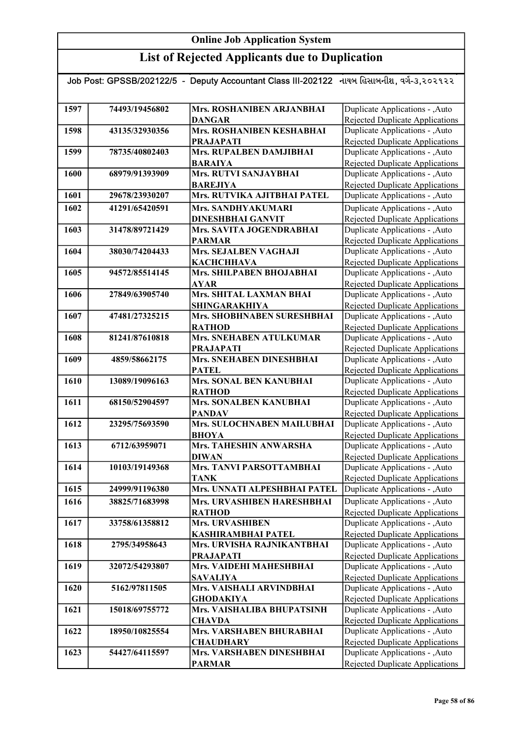# Online Job Application System

## List of Rejected Applicants due to Duplication

Job Post: GPSSB/202122/5 - Deputy Accountant Class III-202122 નાયબ હિસાબનીશ, વર્ગ-૩,૨૦૨૧૨૨

| | | | |
|---|---|---|---|
| 1597 | 74493/19456802 | Mrs. ROSHANIBEN ARJANBHAI DANGAR | Duplicate Applications - ,Auto Rejected Duplicate Applications |
| 1598 | 43135/32930356 | Mrs. ROSHANIBEN KESHABHAI PRAJAPATI | Duplicate Applications - ,Auto Rejected Duplicate Applications |
| 1599 | 78735/40802403 | Mrs. RUPALBEN DAMJIBHAI BARAIYA | Duplicate Applications - ,Auto Rejected Duplicate Applications |
| 1600 | 68979/91393909 | Mrs. RUTVI SANJAYBHAI BAREJIYA | Duplicate Applications - ,Auto Rejected Duplicate Applications |
| 1601 | 29678/23930207 | Mrs. RUTVIKA AJITBHAI PATEL | Duplicate Applications - ,Auto |
| 1602 | 41291/65420591 | Mrs. SANDHYAKUMARI DINESHBHAI GANVIT | Duplicate Applications - ,Auto Rejected Duplicate Applications |
| 1603 | 31478/89721429 | Mrs. SAVITA JOGENDRABHAI PARMAR | Duplicate Applications - ,Auto Rejected Duplicate Applications |
| 1604 | 38030/74204433 | Mrs. SEJALBEN VAGHAJI KACHCHHAVA | Duplicate Applications - ,Auto Rejected Duplicate Applications |
| 1605 | 94572/85514145 | Mrs. SHILPABEN BHOJABHAI AYAR | Duplicate Applications - ,Auto Rejected Duplicate Applications |
| 1606 | 27849/63905740 | Mrs. SHITAL LAXMAN BHAI SHINGARAKHIYA | Duplicate Applications - ,Auto Rejected Duplicate Applications |
| 1607 | 47481/27325215 | Mrs. SHOBHNABEN SURESHBHAI RATHOD | Duplicate Applications - ,Auto Rejected Duplicate Applications |
| 1608 | 81241/87610818 | Mrs. SNEHABEN ATULKUMAR PRAJAPATI | Duplicate Applications - ,Auto Rejected Duplicate Applications |
| 1609 | 4859/58662175 | Mrs. SNEHABEN DINESHBHAI PATEL | Duplicate Applications - ,Auto Rejected Duplicate Applications |
| 1610 | 13089/19096163 | Mrs. SONAL BEN KANUBHAI RATHOD | Duplicate Applications - ,Auto Rejected Duplicate Applications |
| 1611 | 68150/52904597 | Mrs. SONALBEN KANUBHAI PANDAV | Duplicate Applications - ,Auto Rejected Duplicate Applications |
| 1612 | 23295/75693590 | Mrs. SULOCHNABEN MAILUBHAI BHOYA | Duplicate Applications - ,Auto Rejected Duplicate Applications |
| 1613 | 6712/63959071 | Mrs. TAHESHIN ANWARSHA DIWAN | Duplicate Applications - ,Auto Rejected Duplicate Applications |
| 1614 | 10103/19149368 | Mrs. TANVI PARSOTTAMBHAI TANK | Duplicate Applications - ,Auto Rejected Duplicate Applications |
| 1615 | 24999/91196380 | Mrs. UNNATI ALPESHBHAI PATEL | Duplicate Applications - ,Auto |
| 1616 | 38825/71683998 | Mrs. URVASHIBEN HARESHBHAI RATHOD | Duplicate Applications - ,Auto Rejected Duplicate Applications |
| 1617 | 33758/61358812 | Mrs. URVASHIBEN KASHIRAMBHAI PATEL | Duplicate Applications - ,Auto Rejected Duplicate Applications |
| 1618 | 2795/34958643 | Mrs. URVISHA RAJNIKANTBHAI PRAJAPATI | Duplicate Applications - ,Auto Rejected Duplicate Applications |
| 1619 | 32072/54293807 | Mrs. VAIDEHI MAHESHBHAI SAVALIYA | Duplicate Applications - ,Auto Rejected Duplicate Applications |
| 1620 | 5162/97811505 | Mrs. VAISHALI ARVINDBHAI GHODAKIYA | Duplicate Applications - ,Auto Rejected Duplicate Applications |
| 1621 | 15018/69755772 | Mrs. VAISHALIBA BHUPATSINH CHAVDA | Duplicate Applications - ,Auto Rejected Duplicate Applications |
| 1622 | 18950/10825554 | Mrs. VARSHABEN BHURABHAI CHAUDHARY | Duplicate Applications - ,Auto Rejected Duplicate Applications |
| 1623 | 54427/64115597 | Mrs. VARSHABEN DINESHBHAI PARMAR | Duplicate Applications - ,Auto Rejected Duplicate Applications |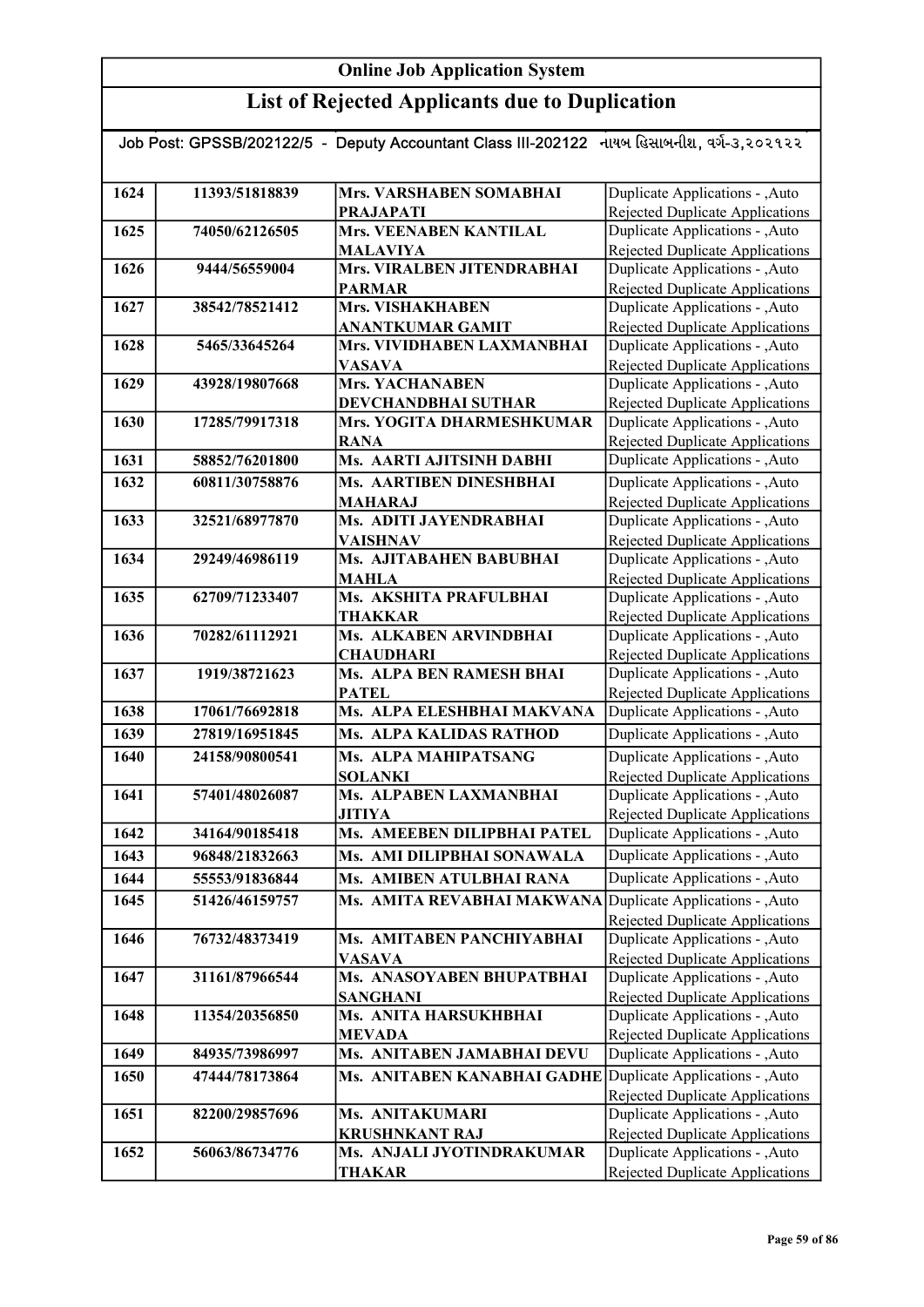# Online Job Application System

## List of Rejected Applicants due to Duplication

Job Post: GPSSB/202122/5 - Deputy Accountant Class III-202122 નાયબ હિસાબનીશ, વર્ગ-૩,૨૦૨૧૨૨

| | | | |
|---|---|---|---|
| 1624 | 11393/51818839 | Mrs. VARSHABEN SOMABHAI PRAJAPATI | Duplicate Applications - ,Auto Rejected Duplicate Applications |
| 1625 | 74050/62126505 | Mrs. VEENABEN KANTILAL MALAVIYA | Duplicate Applications - ,Auto Rejected Duplicate Applications |
| 1626 | 9444/56559004 | Mrs. VIRALBEN JITENDRABHAI PARMAR | Duplicate Applications - ,Auto Rejected Duplicate Applications |
| 1627 | 38542/78521412 | Mrs. VISHAKHABEN ANANTKUMAR GAMIT | Duplicate Applications - ,Auto Rejected Duplicate Applications |
| 1628 | 5465/33645264 | Mrs. VIVIDHABEN LAXMANBHAI VASAVA | Duplicate Applications - ,Auto Rejected Duplicate Applications |
| 1629 | 43928/19807668 | Mrs. YACHANABEN DEVCHANDBHAI SUTHAR | Duplicate Applications - ,Auto Rejected Duplicate Applications |
| 1630 | 17285/79917318 | Mrs. YOGITA DHARMESHKUMAR RANA | Duplicate Applications - ,Auto Rejected Duplicate Applications |
| 1631 | 58852/76201800 | Ms. AARTI AJITSINH DABHI | Duplicate Applications - ,Auto |
| 1632 | 60811/30758876 | Ms. AARTIBEN DINESHBHAI MAHARAJ | Duplicate Applications - ,Auto Rejected Duplicate Applications |
| 1633 | 32521/68977870 | Ms. ADITI JAYENDRABHAI VAISHNAV | Duplicate Applications - ,Auto Rejected Duplicate Applications |
| 1634 | 29249/46986119 | Ms. AJITABAHEN BABUBHAI MAHLA | Duplicate Applications - ,Auto Rejected Duplicate Applications |
| 1635 | 62709/71233407 | Ms. AKSHITA PRAFULBHAI THAKKAR | Duplicate Applications - ,Auto Rejected Duplicate Applications |
| 1636 | 70282/61112921 | Ms. ALKABEN ARVINDBHAI CHAUDHARI | Duplicate Applications - ,Auto Rejected Duplicate Applications |
| 1637 | 1919/38721623 | Ms. ALPA BEN RAMESH BHAI PATEL | Duplicate Applications - ,Auto Rejected Duplicate Applications |
| 1638 | 17061/76692818 | Ms. ALPA ELESHBHAI MAKVANA | Duplicate Applications - ,Auto |
| 1639 | 27819/16951845 | Ms. ALPA KALIDAS RATHOD | Duplicate Applications - ,Auto |
| 1640 | 24158/90800541 | Ms. ALPA MAHIPATSANG SOLANKI | Duplicate Applications - ,Auto Rejected Duplicate Applications |
| 1641 | 57401/48026087 | Ms. ALPABEN LAXMANBHAI JITIYA | Duplicate Applications - ,Auto Rejected Duplicate Applications |
| 1642 | 34164/90185418 | Ms. AMEEBEN DILIPBHAI PATEL | Duplicate Applications - ,Auto |
| 1643 | 96848/21832663 | Ms. AMI DILIPBHAI SONAWALA | Duplicate Applications - ,Auto |
| 1644 | 55553/91836844 | Ms. AMIBEN ATULBHAI RANA | Duplicate Applications - ,Auto |
| 1645 | 51426/46159757 | Ms. AMITA REVABHAI MAKWANA | Duplicate Applications - ,Auto Rejected Duplicate Applications |
| 1646 | 76732/48373419 | Ms. AMITABEN PANCHIYABHAI VASAVA | Duplicate Applications - ,Auto Rejected Duplicate Applications |
| 1647 | 31161/87966544 | Ms. ANASOYABEN BHUPATBHAI SANGHANI | Duplicate Applications - ,Auto Rejected Duplicate Applications |
| 1648 | 11354/20356850 | Ms. ANITA HARSUKHBHAI MEVADA | Duplicate Applications - ,Auto Rejected Duplicate Applications |
| 1649 | 84935/73986997 | Ms. ANITABEN JAMABHAI DEVU | Duplicate Applications - ,Auto |
| 1650 | 47444/78173864 | Ms. ANITABEN KANABHAI GADHE | Duplicate Applications - ,Auto Rejected Duplicate Applications |
| 1651 | 82200/29857696 | Ms. ANITAKUMARI KRUSHNKANT RAJ | Duplicate Applications - ,Auto Rejected Duplicate Applications |
| 1652 | 56063/86734776 | Ms. ANJALI JYOTINDRAKUMAR THAKAR | Duplicate Applications - ,Auto Rejected Duplicate Applications |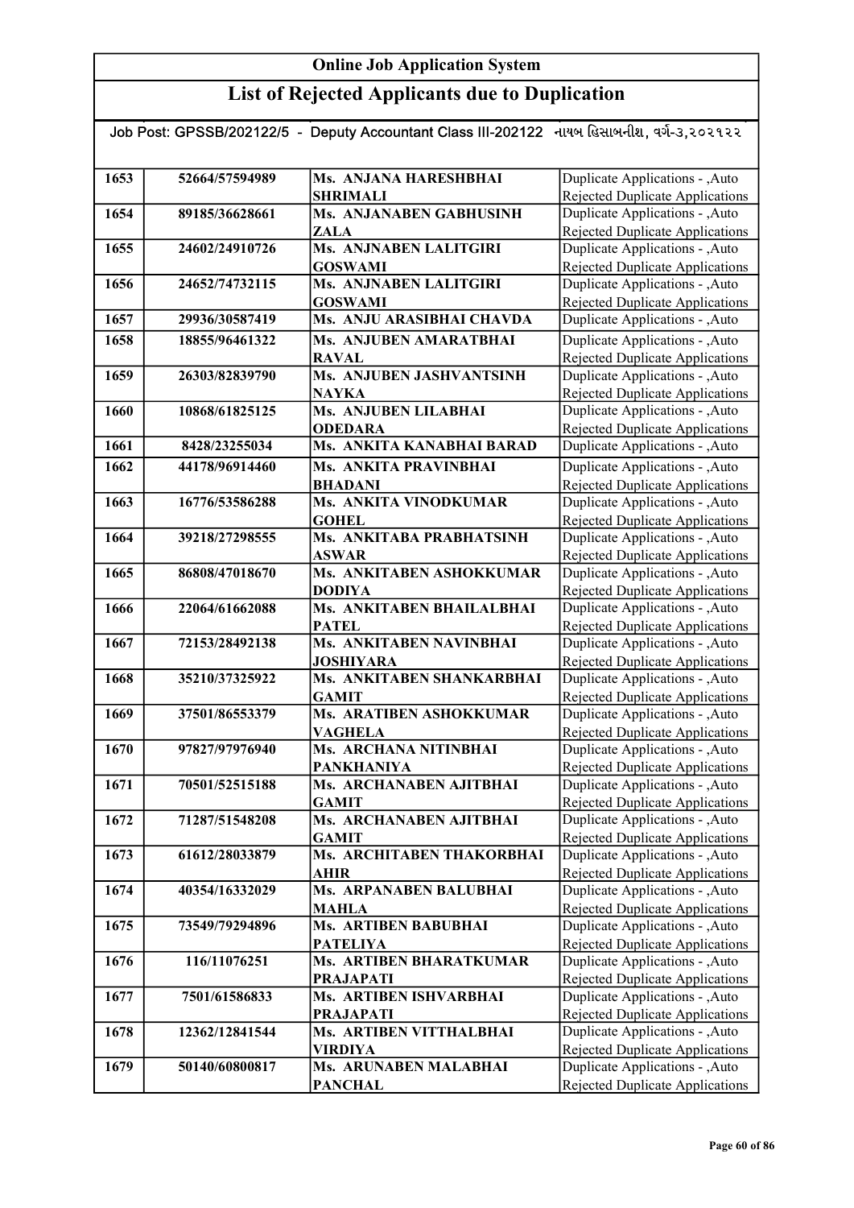# Online Job Application System

## List of Rejected Applicants due to Duplication

Job Post: GPSSB/202122/5 - Deputy Accountant Class III-202122 નાયબ હિસાબનીશ, વર્ગ-૩,૨૦૨૧૨૨

| | | | |
|---|---|---|---|
| 1653 | 52664/57594989 | Ms. ANJANA HARESHBHAI SHRIMALI | Duplicate Applications - ,Auto Rejected Duplicate Applications |
| 1654 | 89185/36628661 | Ms. ANJANABEN GABHUSINH ZALA | Duplicate Applications - ,Auto Rejected Duplicate Applications |
| 1655 | 24602/24910726 | Ms. ANJNABEN LALITGIRI GOSWAMI | Duplicate Applications - ,Auto Rejected Duplicate Applications |
| 1656 | 24652/74732115 | Ms. ANJNABEN LALITGIRI GOSWAMI | Duplicate Applications - ,Auto Rejected Duplicate Applications |
| 1657 | 29936/30587419 | Ms. ANJU ARASIBHAI CHAVDA | Duplicate Applications - ,Auto |
| 1658 | 18855/96461322 | Ms. ANJUBEN AMARATBHAI RAVAL | Duplicate Applications - ,Auto Rejected Duplicate Applications |
| 1659 | 26303/82839790 | Ms. ANJUBEN JASHVANTSINH NAYKA | Duplicate Applications - ,Auto Rejected Duplicate Applications |
| 1660 | 10868/61825125 | Ms. ANJUBEN LILABHAI ODEDARA | Duplicate Applications - ,Auto Rejected Duplicate Applications |
| 1661 | 8428/23255034 | Ms. ANKITA KANABHAI BARAD | Duplicate Applications - ,Auto |
| 1662 | 44178/96914460 | Ms. ANKITA PRAVINBHAI BHADANI | Duplicate Applications - ,Auto Rejected Duplicate Applications |
| 1663 | 16776/53586288 | Ms. ANKITA VINODKUMAR GOHEL | Duplicate Applications - ,Auto Rejected Duplicate Applications |
| 1664 | 39218/27298555 | Ms. ANKITABA PRABHATSINH ASWAR | Duplicate Applications - ,Auto Rejected Duplicate Applications |
| 1665 | 86808/47018670 | Ms. ANKITABEN ASHOKKUMAR DODIYA | Duplicate Applications - ,Auto Rejected Duplicate Applications |
| 1666 | 22064/61662088 | Ms. ANKITABEN BHAILALBHAI PATEL | Duplicate Applications - ,Auto Rejected Duplicate Applications |
| 1667 | 72153/28492138 | Ms. ANKITABEN NAVINBHAI JOSHIYARA | Duplicate Applications - ,Auto Rejected Duplicate Applications |
| 1668 | 35210/37325922 | Ms. ANKITABEN SHANKARBHAI GAMIT | Duplicate Applications - ,Auto Rejected Duplicate Applications |
| 1669 | 37501/86553379 | Ms. ARATIBEN ASHOKKUMAR VAGHELA | Duplicate Applications - ,Auto Rejected Duplicate Applications |
| 1670 | 97827/97976940 | Ms. ARCHANA NITINBHAI PANKHANIYA | Duplicate Applications - ,Auto Rejected Duplicate Applications |
| 1671 | 70501/52515188 | Ms. ARCHANABEN AJITBHAI GAMIT | Duplicate Applications - ,Auto Rejected Duplicate Applications |
| 1672 | 71287/51548208 | Ms. ARCHANABEN AJITBHAI GAMIT | Duplicate Applications - ,Auto Rejected Duplicate Applications |
| 1673 | 61612/28033879 | Ms. ARCHITABEN THAKORBHAI AHIR | Duplicate Applications - ,Auto Rejected Duplicate Applications |
| 1674 | 40354/16332029 | Ms. ARPANABEN BALUBHAI MAHLA | Duplicate Applications - ,Auto Rejected Duplicate Applications |
| 1675 | 73549/79294896 | Ms. ARTIBEN BABUBHAI PATELIYA | Duplicate Applications - ,Auto Rejected Duplicate Applications |
| 1676 | 116/11076251 | Ms. ARTIBEN BHARATKUMAR PRAJAPATI | Duplicate Applications - ,Auto Rejected Duplicate Applications |
| 1677 | 7501/61586833 | Ms. ARTIBEN ISHVARBHAI PRAJAPATI | Duplicate Applications - ,Auto Rejected Duplicate Applications |
| 1678 | 12362/12841544 | Ms. ARTIBEN VITTHALBHAI VIRDIYA | Duplicate Applications - ,Auto Rejected Duplicate Applications |
| 1679 | 50140/60800817 | Ms. ARUNABEN MALABHAI PANCHAL | Duplicate Applications - ,Auto Rejected Duplicate Applications |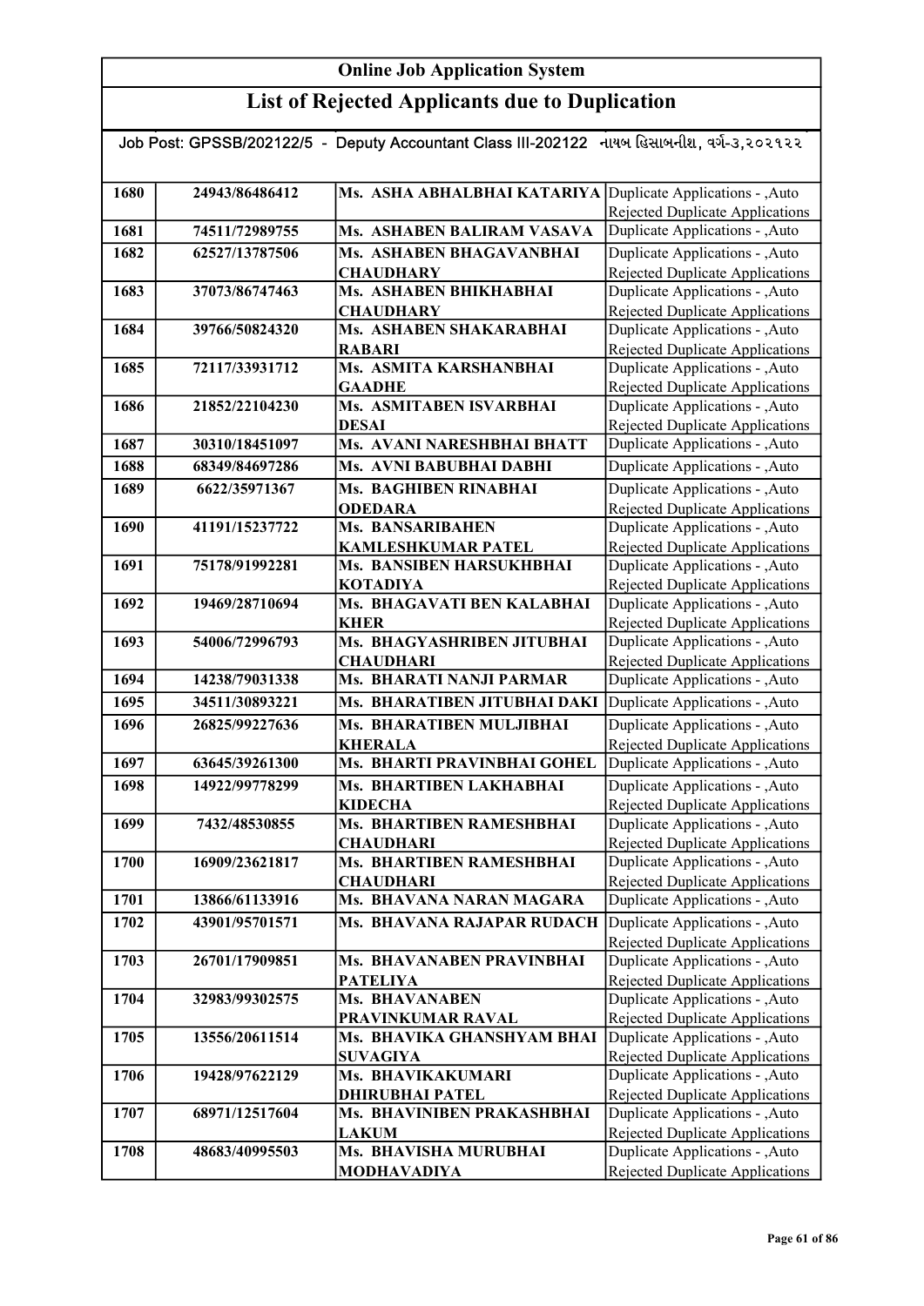# Online Job Application System

## List of Rejected Applicants due to Duplication

Job Post: GPSSB/202122/5 - Deputy Accountant Class III-202122 નાયબ હિસાબનીશ, વર્ગ-૩,૨૦૨૧૨૨

| | | | |
|---|---|---|---|
| 1680 | 24943/86486412 | Ms. ASHA ABHALBHAI KATARIYA | Duplicate Applications - ,Auto Rejected Duplicate Applications |
| 1681 | 74511/72989755 | Ms. ASHABEN BALIRAM VASAVA | Duplicate Applications - ,Auto |
| 1682 | 62527/13787506 | Ms. ASHABEN BHAGAVANBHAI CHAUDHARY | Duplicate Applications - ,Auto Rejected Duplicate Applications |
| 1683 | 37073/86747463 | Ms. ASHABEN BHIKHABHAI CHAUDHARY | Duplicate Applications - ,Auto Rejected Duplicate Applications |
| 1684 | 39766/50824320 | Ms. ASHABEN SHAKARABHAI RABARI | Duplicate Applications - ,Auto Rejected Duplicate Applications |
| 1685 | 72117/33931712 | Ms. ASMITA KARSHANBHAI GAADHE | Duplicate Applications - ,Auto Rejected Duplicate Applications |
| 1686 | 21852/22104230 | Ms. ASMITABEN ISVARBHAI DESAI | Duplicate Applications - ,Auto Rejected Duplicate Applications |
| 1687 | 30310/18451097 | Ms. AVANI NARESHBHAI BHATT | Duplicate Applications - ,Auto |
| 1688 | 68349/84697286 | Ms. AVNI BABUBHAI DABHI | Duplicate Applications - ,Auto |
| 1689 | 6622/35971367 | Ms. BAGHIBEN RINABHAI ODEDARA | Duplicate Applications - ,Auto Rejected Duplicate Applications |
| 1690 | 41191/15237722 | Ms. BANSARIBAHEN KAMLESHKUMAR PATEL | Duplicate Applications - ,Auto Rejected Duplicate Applications |
| 1691 | 75178/91992281 | Ms. BANSIBEN HARSUKHBHAI KOTADIYA | Duplicate Applications - ,Auto Rejected Duplicate Applications |
| 1692 | 19469/28710694 | Ms. BHAGAVATI BEN KALABHAI KHER | Duplicate Applications - ,Auto Rejected Duplicate Applications |
| 1693 | 54006/72996793 | Ms. BHAGYASHRIBEN JITUBHAI CHAUDHARI | Duplicate Applications - ,Auto Rejected Duplicate Applications |
| 1694 | 14238/79031338 | Ms. BHARATI NANJI PARMAR | Duplicate Applications - ,Auto |
| 1695 | 34511/30893221 | Ms. BHARATIBEN JITUBHAI DAKI | Duplicate Applications - ,Auto |
| 1696 | 26825/99227636 | Ms. BHARATIBEN MULJIBHAI KHERALA | Duplicate Applications - ,Auto Rejected Duplicate Applications |
| 1697 | 63645/39261300 | Ms. BHARTI PRAVINBHAI GOHEL | Duplicate Applications - ,Auto |
| 1698 | 14922/99778299 | Ms. BHARTIBEN LAKHABHAI KIDECHA | Duplicate Applications - ,Auto Rejected Duplicate Applications |
| 1699 | 7432/48530855 | Ms. BHARTIBEN RAMESHBHAI CHAUDHARI | Duplicate Applications - ,Auto Rejected Duplicate Applications |
| 1700 | 16909/23621817 | Ms. BHARTIBEN RAMESHBHAI CHAUDHARI | Duplicate Applications - ,Auto Rejected Duplicate Applications |
| 1701 | 13866/61133916 | Ms. BHAVANA NARAN MAGARA | Duplicate Applications - ,Auto |
| 1702 | 43901/95701571 | Ms. BHAVANA RAJAPAR RUDACH | Duplicate Applications - ,Auto Rejected Duplicate Applications |
| 1703 | 26701/17909851 | Ms. BHAVANABEN PRAVINBHAI PATELIYA | Duplicate Applications - ,Auto Rejected Duplicate Applications |
| 1704 | 32983/99302575 | Ms. BHAVANABEN PRAVINKUMAR RAVAL | Duplicate Applications - ,Auto Rejected Duplicate Applications |
| 1705 | 13556/20611514 | Ms. BHAVIKA GHANSHYAM BHAI SUVAGIYA | Duplicate Applications - ,Auto Rejected Duplicate Applications |
| 1706 | 19428/97622129 | Ms. BHAVIKAKUMARI DHIRUBHAI PATEL | Duplicate Applications - ,Auto Rejected Duplicate Applications |
| 1707 | 68971/12517604 | Ms. BHAVINIBEN PRAKASHBHAI LAKUM | Duplicate Applications - ,Auto Rejected Duplicate Applications |
| 1708 | 48683/40995503 | Ms. BHAVISHA MURUBHAI MODHAVADIYA | Duplicate Applications - ,Auto Rejected Duplicate Applications |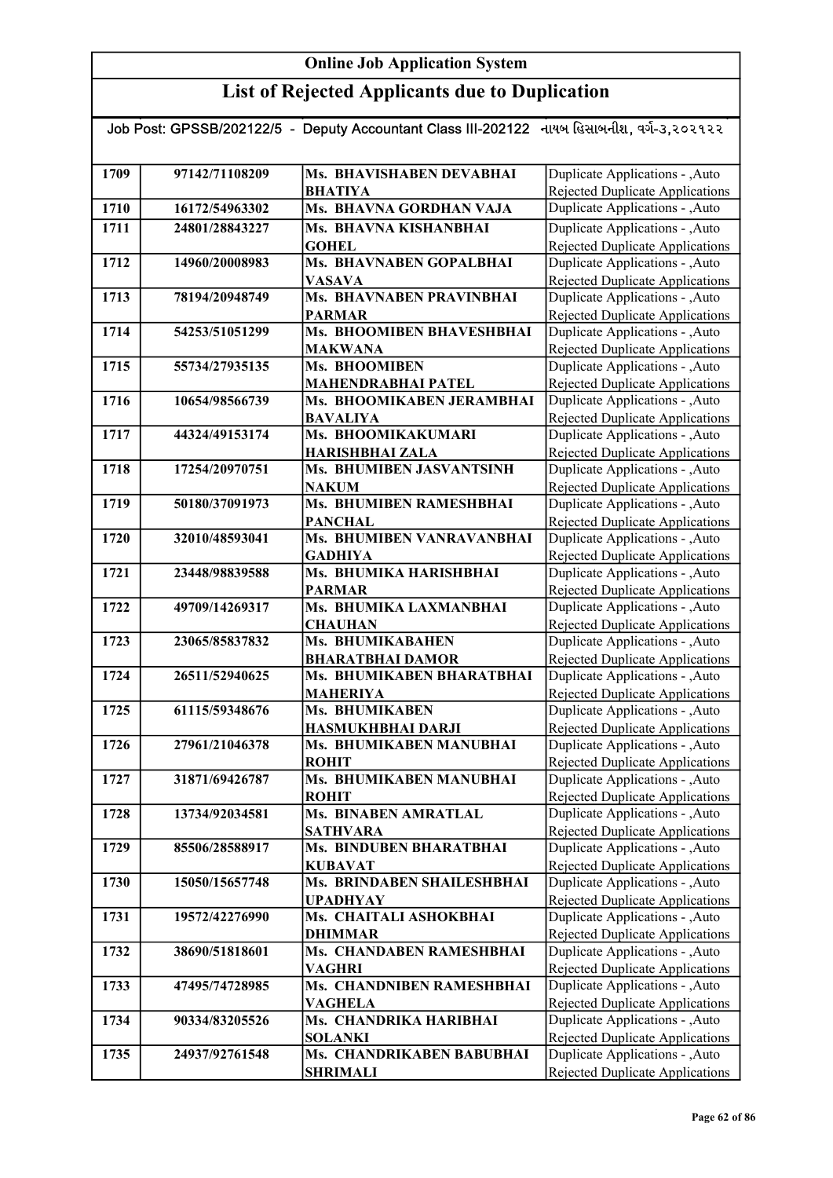# Online Job Application System

## List of Rejected Applicants due to Duplication

Job Post: GPSSB/202122/5 - Deputy Accountant Class III-202122 નાયબ હિસાબનીશ, વર્ગ-૩,૨૦૨૧૨૨

| | | | |
|---|---|---|---|
| 1709 | 97142/71108209 | Ms. BHAVISHABEN DEVABHAI BHATIYA | Duplicate Applications - ,Auto Rejected Duplicate Applications |
| 1710 | 16172/54963302 | Ms. BHAVNA GORDHAN VAJA | Duplicate Applications - ,Auto |
| 1711 | 24801/28843227 | Ms. BHAVNA KISHANBHAI GOHEL | Duplicate Applications - ,Auto Rejected Duplicate Applications |
| 1712 | 14960/20008983 | Ms. BHAVNABEN GOPALBHAI VASAVA | Duplicate Applications - ,Auto Rejected Duplicate Applications |
| 1713 | 78194/20948749 | Ms. BHAVNABEN PRAVINBHAI PARMAR | Duplicate Applications - ,Auto Rejected Duplicate Applications |
| 1714 | 54253/51051299 | Ms. BHOOMIBEN BHAVESHBHAI MAKWANA | Duplicate Applications - ,Auto Rejected Duplicate Applications |
| 1715 | 55734/27935135 | Ms. BHOOMIBEN MAHENDRABHAI PATEL | Duplicate Applications - ,Auto Rejected Duplicate Applications |
| 1716 | 10654/98566739 | Ms. BHOOMIKABEN JERAMBHAI BAVALIYA | Duplicate Applications - ,Auto Rejected Duplicate Applications |
| 1717 | 44324/49153174 | Ms. BHOOMIKAKUMARI HARISHBHAI ZALA | Duplicate Applications - ,Auto Rejected Duplicate Applications |
| 1718 | 17254/20970751 | Ms. BHUMIBEN JASVANTSINH NAKUM | Duplicate Applications - ,Auto Rejected Duplicate Applications |
| 1719 | 50180/37091973 | Ms. BHUMIBEN RAMESHBHAI PANCHAL | Duplicate Applications - ,Auto Rejected Duplicate Applications |
| 1720 | 32010/48593041 | Ms. BHUMIBEN VANRAVANBHAI GADHIYA | Duplicate Applications - ,Auto Rejected Duplicate Applications |
| 1721 | 23448/98839588 | Ms. BHUMIKA HARISHBHAI PARMAR | Duplicate Applications - ,Auto Rejected Duplicate Applications |
| 1722 | 49709/14269317 | Ms. BHUMIKA LAXMANBHAI CHAUHAN | Duplicate Applications - ,Auto Rejected Duplicate Applications |
| 1723 | 23065/85837832 | Ms. BHUMIKABAHEN BHARATBHAI DAMOR | Duplicate Applications - ,Auto Rejected Duplicate Applications |
| 1724 | 26511/52940625 | Ms. BHUMIKABEN BHARATBHAI MAHERIYA | Duplicate Applications - ,Auto Rejected Duplicate Applications |
| 1725 | 61115/59348676 | Ms. BHUMIKABEN HASMUKHBHAI DARJI | Duplicate Applications - ,Auto Rejected Duplicate Applications |
| 1726 | 27961/21046378 | Ms. BHUMIKABEN MANUBHAI ROHIT | Duplicate Applications - ,Auto Rejected Duplicate Applications |
| 1727 | 31871/69426787 | Ms. BHUMIKABEN MANUBHAI ROHIT | Duplicate Applications - ,Auto Rejected Duplicate Applications |
| 1728 | 13734/92034581 | Ms. BINABEN AMRATLAL SATHVARA | Duplicate Applications - ,Auto Rejected Duplicate Applications |
| 1729 | 85506/28588917 | Ms. BINDUBEN BHARATBHAI KUBAVAT | Duplicate Applications - ,Auto Rejected Duplicate Applications |
| 1730 | 15050/15657748 | Ms. BRINDABEN SHAILESHBHAI UPADHYAY | Duplicate Applications - ,Auto Rejected Duplicate Applications |
| 1731 | 19572/42276990 | Ms. CHAITALI ASHOKBHAI DHIMMAR | Duplicate Applications - ,Auto Rejected Duplicate Applications |
| 1732 | 38690/51818601 | Ms. CHANDABEN RAMESHBHAI VAGHRI | Duplicate Applications - ,Auto Rejected Duplicate Applications |
| 1733 | 47495/74728985 | Ms. CHANDNIBEN RAMESHBHAI VAGHELA | Duplicate Applications - ,Auto Rejected Duplicate Applications |
| 1734 | 90334/83205526 | Ms. CHANDRIKA HARIBHAI SOLANKI | Duplicate Applications - ,Auto Rejected Duplicate Applications |
| 1735 | 24937/92761548 | Ms. CHANDRIKABEN BABUBHAI SHRIMALI | Duplicate Applications - ,Auto Rejected Duplicate Applications |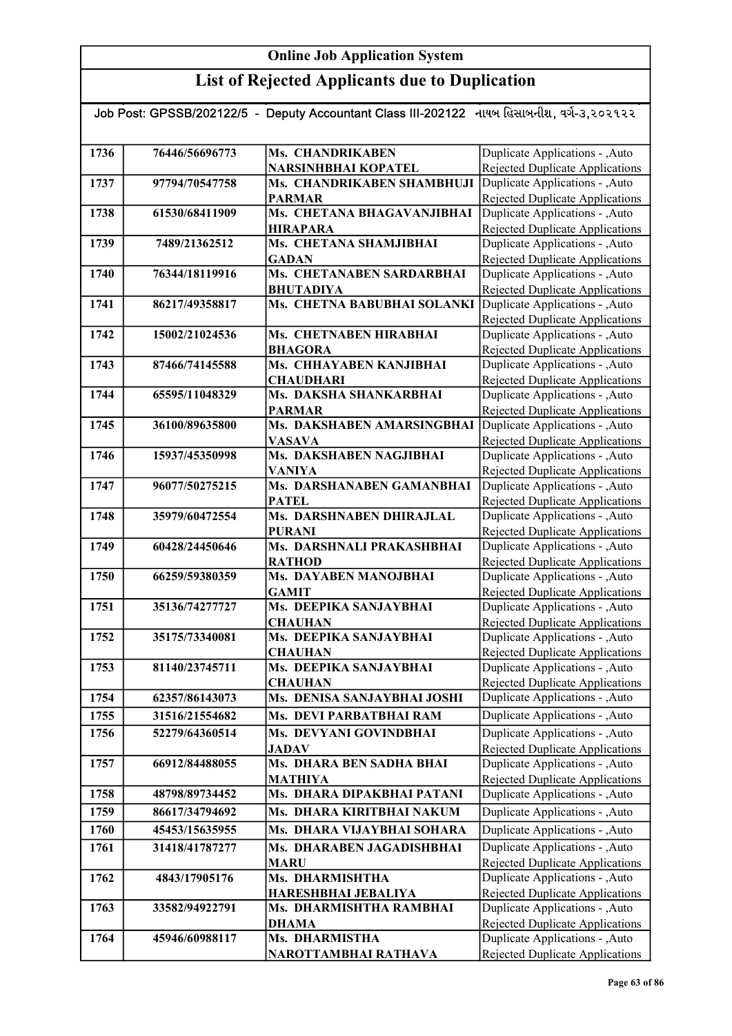# Online Job Application System

## List of Rejected Applicants due to Duplication

Job Post: GPSSB/202122/5 - Deputy Accountant Class III-202122 નાયબ હિસાબનીશ, વર્ગ-૩,૨૦૨૧૨૨

| | | | |
|---|---|---|---|
| 1736 | 76446/56696773 | Ms. CHANDRIKABEN NARSINHBHAI KOPATEL | Duplicate Applications - ,Auto Rejected Duplicate Applications |
| 1737 | 97794/70547758 | Ms. CHANDRIKABEN SHAMBHUJI PARMAR | Duplicate Applications - ,Auto Rejected Duplicate Applications |
| 1738 | 61530/68411909 | Ms. CHETANA BHAGAVANJIBHAI HIRAPARA | Duplicate Applications - ,Auto Rejected Duplicate Applications |
| 1739 | 7489/21362512 | Ms. CHETANA SHAMJIBHAI GADAN | Duplicate Applications - ,Auto Rejected Duplicate Applications |
| 1740 | 76344/18119916 | Ms. CHETANABEN SARDARBHAI BHUTADIYA | Duplicate Applications - ,Auto Rejected Duplicate Applications |
| 1741 | 86217/49358817 | Ms. CHETNA BABUBHAI SOLANKI | Duplicate Applications - ,Auto Rejected Duplicate Applications |
| 1742 | 15002/21024536 | Ms. CHETNABEN HIRABHAI BHAGORA | Duplicate Applications - ,Auto Rejected Duplicate Applications |
| 1743 | 87466/74145588 | Ms. CHHAYABEN KANJIBHAI CHAUDHARI | Duplicate Applications - ,Auto Rejected Duplicate Applications |
| 1744 | 65595/11048329 | Ms. DAKSHA SHANKARBHAI PARMAR | Duplicate Applications - ,Auto Rejected Duplicate Applications |
| 1745 | 36100/89635800 | Ms. DAKSHABEN AMARSINGBHAI VASAVA | Duplicate Applications - ,Auto Rejected Duplicate Applications |
| 1746 | 15937/45350998 | Ms. DAKSHABEN NAGJIBHAI VANIYA | Duplicate Applications - ,Auto Rejected Duplicate Applications |
| 1747 | 96077/50275215 | Ms. DARSHANABEN GAMANBHAI PATEL | Duplicate Applications - ,Auto Rejected Duplicate Applications |
| 1748 | 35979/60472554 | Ms. DARSHNABEN DHIRAJLAL PURANI | Duplicate Applications - ,Auto Rejected Duplicate Applications |
| 1749 | 60428/24450646 | Ms. DARSHNALI PRAKASHBHAI RATHOD | Duplicate Applications - ,Auto Rejected Duplicate Applications |
| 1750 | 66259/59380359 | Ms. DAYABEN MANOJBHAI GAMIT | Duplicate Applications - ,Auto Rejected Duplicate Applications |
| 1751 | 35136/74277727 | Ms. DEEPIKA SANJAYBHAI CHAUHAN | Duplicate Applications - ,Auto Rejected Duplicate Applications |
| 1752 | 35175/73340081 | Ms. DEEPIKA SANJAYBHAI CHAUHAN | Duplicate Applications - ,Auto Rejected Duplicate Applications |
| 1753 | 81140/23745711 | Ms. DEEPIKA SANJAYBHAI CHAUHAN | Duplicate Applications - ,Auto Rejected Duplicate Applications |
| 1754 | 62357/86143073 | Ms. DENISA SANJAYBHAI JOSHI | Duplicate Applications - ,Auto |
| 1755 | 31516/21554682 | Ms. DEVI PARBATBHAI RAM | Duplicate Applications - ,Auto |
| 1756 | 52279/64360514 | Ms. DEVYANI GOVINDBHAI JADAV | Duplicate Applications - ,Auto Rejected Duplicate Applications |
| 1757 | 66912/84488055 | Ms. DHARA BEN SADHA BHAI MATHIYA | Duplicate Applications - ,Auto Rejected Duplicate Applications |
| 1758 | 48798/89734452 | Ms. DHARA DIPAKBHAI PATANI | Duplicate Applications - ,Auto |
| 1759 | 86617/34794692 | Ms. DHARA KIRITBHAI NAKUM | Duplicate Applications - ,Auto |
| 1760 | 45453/15635955 | Ms. DHARA VIJAYBHAI SOHARA | Duplicate Applications - ,Auto |
| 1761 | 31418/41787277 | Ms. DHARABEN JAGADISHBHAI MARU | Duplicate Applications - ,Auto Rejected Duplicate Applications |
| 1762 | 4843/17905176 | Ms. DHARMISHTHA HARESHBHAI JEBALIYA | Duplicate Applications - ,Auto Rejected Duplicate Applications |
| 1763 | 33582/94922791 | Ms. DHARMISHTHA RAMBHAI DHAMA | Duplicate Applications - ,Auto Rejected Duplicate Applications |
| 1764 | 45946/60988117 | Ms. DHARMISTHA NAROTTAMBHAI RATHAVA | Duplicate Applications - ,Auto Rejected Duplicate Applications |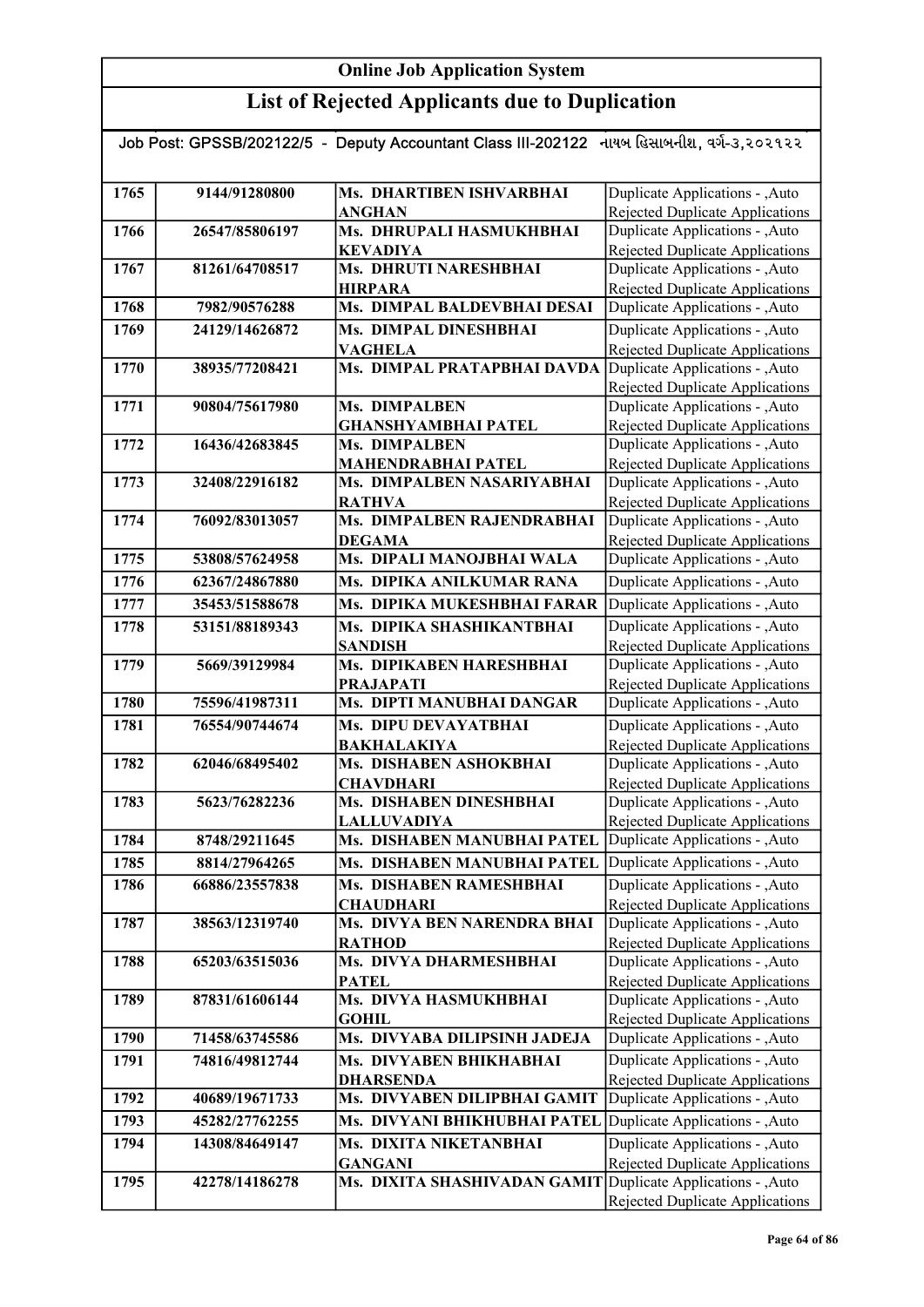# Online Job Application System

## List of Rejected Applicants due to Duplication

Job Post: GPSSB/202122/5 - Deputy Accountant Class III-202122 નાયબ હિસાબનીશ, વર્ગ-૩,૨૦૨૧૨૨

| | | | |
|---|---|---|---|
| 1765 | 9144/91280800 | Ms. DHARTIBEN ISHVARBHAI ANGHAN | Duplicate Applications - ,Auto Rejected Duplicate Applications |
| 1766 | 26547/85806197 | Ms. DHRUPALI HASMUKHBHAI KEVADIYA | Duplicate Applications - ,Auto Rejected Duplicate Applications |
| 1767 | 81261/64708517 | Ms. DHRUTI NARESHBHAI HIRPARA | Duplicate Applications - ,Auto Rejected Duplicate Applications |
| 1768 | 7982/90576288 | Ms. DIMPAL BALDEVBHAI DESAI | Duplicate Applications - ,Auto |
| 1769 | 24129/14626872 | Ms. DIMPAL DINESHBHAI VAGHELA | Duplicate Applications - ,Auto Rejected Duplicate Applications |
| 1770 | 38935/77208421 | Ms. DIMPAL PRATAPBHAI DAVDA | Duplicate Applications - ,Auto Rejected Duplicate Applications |
| 1771 | 90804/75617980 | Ms. DIMPALBEN GHANSHYAMBHAI PATEL | Duplicate Applications - ,Auto Rejected Duplicate Applications |
| 1772 | 16436/42683845 | Ms. DIMPALBEN MAHENDRABHAI PATEL | Duplicate Applications - ,Auto Rejected Duplicate Applications |
| 1773 | 32408/22916182 | Ms. DIMPALBEN NASARIYABHAI RATHVA | Duplicate Applications - ,Auto Rejected Duplicate Applications |
| 1774 | 76092/83013057 | Ms. DIMPALBEN RAJENDRABHAI DEGAMA | Duplicate Applications - ,Auto Rejected Duplicate Applications |
| 1775 | 53808/57624958 | Ms. DIPALI MANOJBHAI WALA | Duplicate Applications - ,Auto |
| 1776 | 62367/24867880 | Ms. DIPIKA ANILKUMAR RANA | Duplicate Applications - ,Auto |
| 1777 | 35453/51588678 | Ms. DIPIKA MUKESHBHAI FARAR | Duplicate Applications - ,Auto |
| 1778 | 53151/88189343 | Ms. DIPIKA SHASHIKANTBHAI SANDISH | Duplicate Applications - ,Auto Rejected Duplicate Applications |
| 1779 | 5669/39129984 | Ms. DIPIKABEN HARESHBHAI PRAJAPATI | Duplicate Applications - ,Auto Rejected Duplicate Applications |
| 1780 | 75596/41987311 | Ms. DIPTI MANUBHAI DANGAR | Duplicate Applications - ,Auto |
| 1781 | 76554/90744674 | Ms. DIPU DEVAYATBHAI BAKHALAKIYA | Duplicate Applications - ,Auto Rejected Duplicate Applications |
| 1782 | 62046/68495402 | Ms. DISHABEN ASHOKBHAI CHAVDHARI | Duplicate Applications - ,Auto Rejected Duplicate Applications |
| 1783 | 5623/76282236 | Ms. DISHABEN DINESHBHAI LALLUVADIYA | Duplicate Applications - ,Auto Rejected Duplicate Applications |
| 1784 | 8748/29211645 | Ms. DISHABEN MANUBHAI PATEL | Duplicate Applications - ,Auto |
| 1785 | 8814/27964265 | Ms. DISHABEN MANUBHAI PATEL | Duplicate Applications - ,Auto |
| 1786 | 66886/23557838 | Ms. DISHABEN RAMESHBHAI CHAUDHARI | Duplicate Applications - ,Auto Rejected Duplicate Applications |
| 1787 | 38563/12319740 | Ms. DIVYA BEN NARENDRA BHAI RATHOD | Duplicate Applications - ,Auto Rejected Duplicate Applications |
| 1788 | 65203/63515036 | Ms. DIVYA DHARMESHBHAI PATEL | Duplicate Applications - ,Auto Rejected Duplicate Applications |
| 1789 | 87831/61606144 | Ms. DIVYA HASMUKHBHAI GOHIL | Duplicate Applications - ,Auto Rejected Duplicate Applications |
| 1790 | 71458/63745586 | Ms. DIVYABA DILIPSINH JADEJA | Duplicate Applications - ,Auto |
| 1791 | 74816/49812744 | Ms. DIVYABEN BHIKHABHAI DHARSENDA | Duplicate Applications - ,Auto Rejected Duplicate Applications |
| 1792 | 40689/19671733 | Ms. DIVYABEN DILIPBHAI GAMIT | Duplicate Applications - ,Auto |
| 1793 | 45282/27762255 | Ms. DIVYANI BHIKHUBHAI PATEL | Duplicate Applications - ,Auto |
| 1794 | 14308/84649147 | Ms. DIXITA NIKETANBHAI GANGANI | Duplicate Applications - ,Auto Rejected Duplicate Applications |
| 1795 | 42278/14186278 | Ms. DIXITA SHASHIVADAN GAMIT | Duplicate Applications - ,Auto Rejected Duplicate Applications |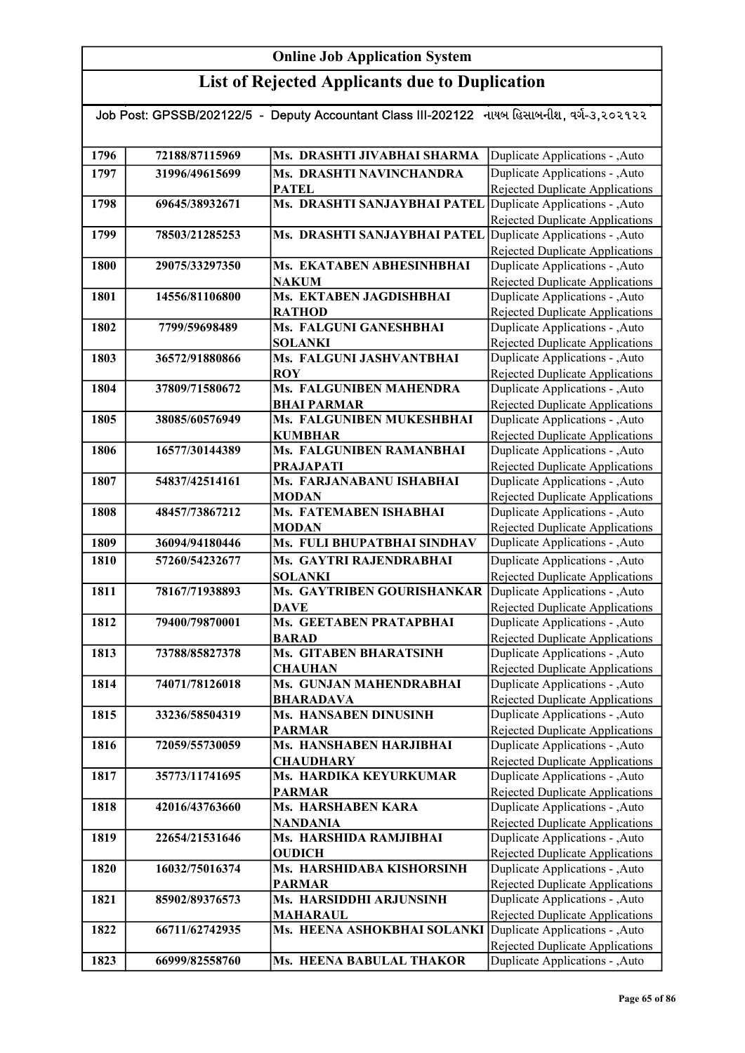# Online Job Application System

## List of Rejected Applicants due to Duplication

Job Post: GPSSB/202122/5 - Deputy Accountant Class III-202122 નાયબ હિસાબનીશ, વર્ગ-૩,૨૦૨૧૨૨

| | | | |
|---|---|---|---|
| 1796 | 72188/87115969 | Ms. DRASHTI JIVABHAI SHARMA | Duplicate Applications - ,Auto |
| 1797 | 31996/49615699 | Ms. DRASHTI NAVINCHANDRA PATEL | Duplicate Applications - ,Auto Rejected Duplicate Applications |
| 1798 | 69645/38932671 | Ms. DRASHTI SANJAYBHAI PATEL | Duplicate Applications - ,Auto Rejected Duplicate Applications |
| 1799 | 78503/21285253 | Ms. DRASHTI SANJAYBHAI PATEL | Duplicate Applications - ,Auto Rejected Duplicate Applications |
| 1800 | 29075/33297350 | Ms. EKATABEN ABHESINHBHAI NAKUM | Duplicate Applications - ,Auto Rejected Duplicate Applications |
| 1801 | 14556/81106800 | Ms. EKTABEN JAGDISHBHAI RATHOD | Duplicate Applications - ,Auto Rejected Duplicate Applications |
| 1802 | 7799/59698489 | Ms. FALGUNI GANESHBHAI SOLANKI | Duplicate Applications - ,Auto Rejected Duplicate Applications |
| 1803 | 36572/91880866 | Ms. FALGUNI JASHVANTBHAI ROY | Duplicate Applications - ,Auto Rejected Duplicate Applications |
| 1804 | 37809/71580672 | Ms. FALGUNIBEN MAHENDRA BHAI PARMAR | Duplicate Applications - ,Auto Rejected Duplicate Applications |
| 1805 | 38085/60576949 | Ms. FALGUNIBEN MUKESHBHAI KUMBHAR | Duplicate Applications - ,Auto Rejected Duplicate Applications |
| 1806 | 16577/30144389 | Ms. FALGUNIBEN RAMANBHAI PRAJAPATI | Duplicate Applications - ,Auto Rejected Duplicate Applications |
| 1807 | 54837/42514161 | Ms. FARJANABANU ISHABHAI MODAN | Duplicate Applications - ,Auto Rejected Duplicate Applications |
| 1808 | 48457/73867212 | Ms. FATEMABEN ISHABHAI MODAN | Duplicate Applications - ,Auto Rejected Duplicate Applications |
| 1809 | 36094/94180446 | Ms. FULI BHUPATBHAI SINDHAV | Duplicate Applications - ,Auto |
| 1810 | 57260/54232677 | Ms. GAYTRI RAJENDRABHAI SOLANKI | Duplicate Applications - ,Auto Rejected Duplicate Applications |
| 1811 | 78167/71938893 | Ms. GAYTRIBEN GOURISHANKAR DAVE | Duplicate Applications - ,Auto Rejected Duplicate Applications |
| 1812 | 79400/79870001 | Ms. GEETABEN PRATAPBHAI BARAD | Duplicate Applications - ,Auto Rejected Duplicate Applications |
| 1813 | 73788/85827378 | Ms. GITABEN BHARATSINH CHAUHAN | Duplicate Applications - ,Auto Rejected Duplicate Applications |
| 1814 | 74071/78126018 | Ms. GUNJAN MAHENDRABHAI BHARADAVA | Duplicate Applications - ,Auto Rejected Duplicate Applications |
| 1815 | 33236/58504319 | Ms. HANSABEN DINUSINH PARMAR | Duplicate Applications - ,Auto Rejected Duplicate Applications |
| 1816 | 72059/55730059 | Ms. HANSHABEN HARJIBHAI CHAUDHARY | Duplicate Applications - ,Auto Rejected Duplicate Applications |
| 1817 | 35773/11741695 | Ms. HARDIKA KEYURKUMAR PARMAR | Duplicate Applications - ,Auto Rejected Duplicate Applications |
| 1818 | 42016/43763660 | Ms. HARSHABEN KARA NANDANIA | Duplicate Applications - ,Auto Rejected Duplicate Applications |
| 1819 | 22654/21531646 | Ms. HARSHIDA RAMJIBHAI OUDICH | Duplicate Applications - ,Auto Rejected Duplicate Applications |
| 1820 | 16032/75016374 | Ms. HARSHIDABA KISHORSINH PARMAR | Duplicate Applications - ,Auto Rejected Duplicate Applications |
| 1821 | 85902/89376573 | Ms. HARSIDDHI ARJUNSINH MAHARAUL | Duplicate Applications - ,Auto Rejected Duplicate Applications |
| 1822 | 66711/62742935 | Ms. HEENA ASHOKBHAI SOLANKI | Duplicate Applications - ,Auto Rejected Duplicate Applications |
| 1823 | 66999/82558760 | Ms. HEENA BABULAL THAKOR | Duplicate Applications - ,Auto |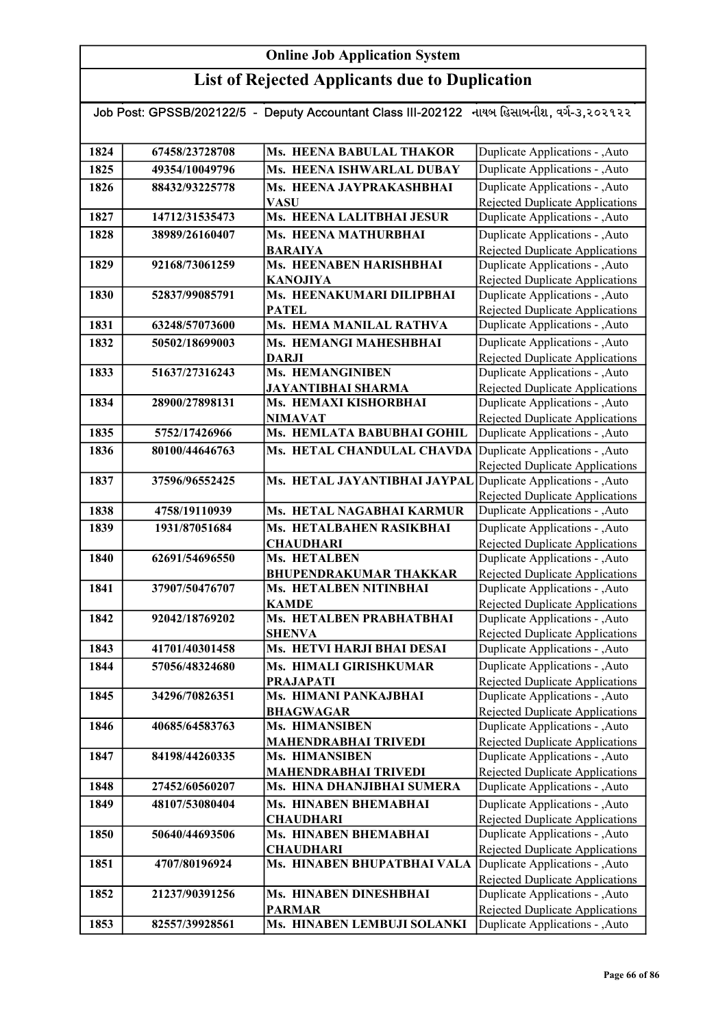## Online Job Application System

## List of Rejected Applicants due to Duplication

Job Post: GPSSB/202122/5 - Deputy Accountant Class III-202122 નાયબ હિસાબનીશ, વર્ગ-૩,૨૦૨૧૨૨

| | | | |
|---|---|---|---|
| 1824 | 67458/23728708 | Ms. HEENA BABULAL THAKOR | Duplicate Applications - ,Auto |
| 1825 | 49354/10049796 | Ms. HEENA ISHWARLAL DUBAY | Duplicate Applications - ,Auto |
| 1826 | 88432/93225778 | Ms. HEENA JAYPRAKASHBHAI VASU | Duplicate Applications - ,Auto Rejected Duplicate Applications |
| 1827 | 14712/31535473 | Ms. HEENA LALITBHAI JESUR | Duplicate Applications - ,Auto |
| 1828 | 38989/26160407 | Ms. HEENA MATHURBHAI BARAIYA | Duplicate Applications - ,Auto Rejected Duplicate Applications |
| 1829 | 92168/73061259 | Ms. HEENABEN HARISHBHAI KANOJIYA | Duplicate Applications - ,Auto Rejected Duplicate Applications |
| 1830 | 52837/99085791 | Ms. HEENAKUMARI DILIPBHAI PATEL | Duplicate Applications - ,Auto Rejected Duplicate Applications |
| 1831 | 63248/57073600 | Ms. HEMA MANILAL RATHVA | Duplicate Applications - ,Auto |
| 1832 | 50502/18699003 | Ms. HEMANGI MAHESHBHAI DARJI | Duplicate Applications - ,Auto Rejected Duplicate Applications |
| 1833 | 51637/27316243 | Ms. HEMANGINIBEN JAYANTIBHAI SHARMA | Duplicate Applications - ,Auto Rejected Duplicate Applications |
| 1834 | 28900/27898131 | Ms. HEMAXI KISHORBHAI NIMAVAT | Duplicate Applications - ,Auto Rejected Duplicate Applications |
| 1835 | 5752/17426966 | Ms. HEMLATA BABUBHAI GOHIL | Duplicate Applications - ,Auto |
| 1836 | 80100/44646763 | Ms. HETAL CHANDULAL CHAVDA | Duplicate Applications - ,Auto Rejected Duplicate Applications |
| 1837 | 37596/96552425 | Ms. HETAL JAYANTIBHAI JAYPAL | Duplicate Applications - ,Auto Rejected Duplicate Applications |
| 1838 | 4758/19110939 | Ms. HETAL NAGABHAI KARMUR | Duplicate Applications - ,Auto |
| 1839 | 1931/87051684 | Ms. HETALBAHEN RASIKBHAI CHAUDHARI | Duplicate Applications - ,Auto Rejected Duplicate Applications |
| 1840 | 62691/54696550 | Ms. HETALBEN BHUPENDRAKUMAR THAKKAR | Duplicate Applications - ,Auto Rejected Duplicate Applications |
| 1841 | 37907/50476707 | Ms. HETALBEN NITINBHAI KAMDE | Duplicate Applications - ,Auto Rejected Duplicate Applications |
| 1842 | 92042/18769202 | Ms. HETALBEN PRABHATBHAI SHENVA | Duplicate Applications - ,Auto Rejected Duplicate Applications |
| 1843 | 41701/40301458 | Ms. HETVI HARJI BHAI DESAI | Duplicate Applications - ,Auto |
| 1844 | 57056/48324680 | Ms. HIMALI GIRISHKUMAR PRAJAPATI | Duplicate Applications - ,Auto Rejected Duplicate Applications |
| 1845 | 34296/70826351 | Ms. HIMANI PANKAJBHAI BHAGWAGAR | Duplicate Applications - ,Auto Rejected Duplicate Applications |
| 1846 | 40685/64583763 | Ms. HIMANSIBEN MAHENDRABHAI TRIVEDI | Duplicate Applications - ,Auto Rejected Duplicate Applications |
| 1847 | 84198/44260335 | Ms. HIMANSIBEN MAHENDRABHAI TRIVEDI | Duplicate Applications - ,Auto Rejected Duplicate Applications |
| 1848 | 27452/60560207 | Ms. HINA DHANJIBHAI SUMERA | Duplicate Applications - ,Auto |
| 1849 | 48107/53080404 | Ms. HINABEN BHEMABHAI CHAUDHARI | Duplicate Applications - ,Auto Rejected Duplicate Applications |
| 1850 | 50640/44693506 | Ms. HINABEN BHEMABHAI CHAUDHARI | Duplicate Applications - ,Auto Rejected Duplicate Applications |
| 1851 | 4707/80196924 | Ms. HINABEN BHUPATBHAI VALA | Duplicate Applications - ,Auto Rejected Duplicate Applications |
| 1852 | 21237/90391256 | Ms. HINABEN DINESHBHAI PARMAR | Duplicate Applications - ,Auto Rejected Duplicate Applications |
| 1853 | 82557/39928561 | Ms. HINABEN LEMBUJI SOLANKI | Duplicate Applications - ,Auto |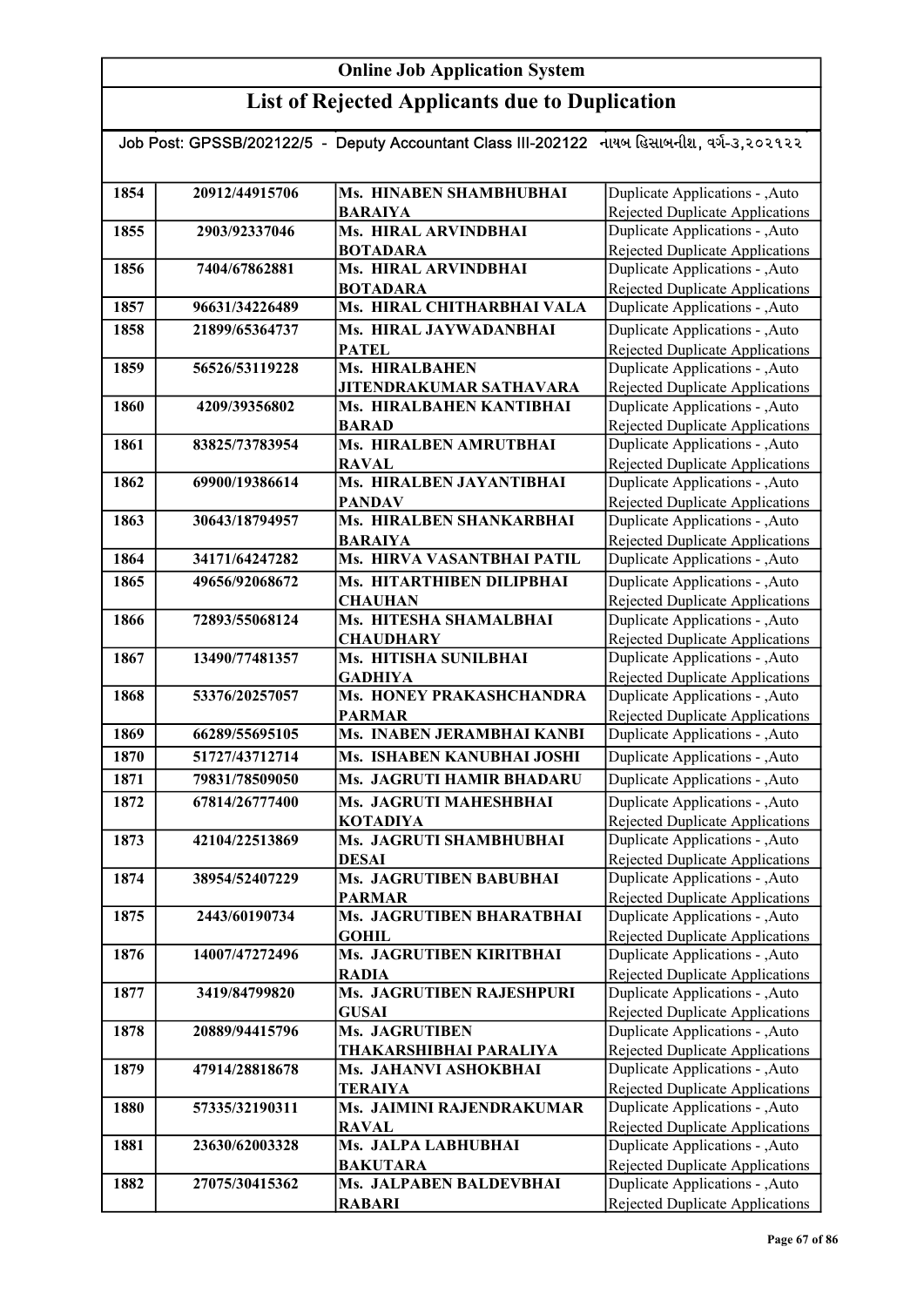# Online Job Application System

## List of Rejected Applicants due to Duplication

Job Post: GPSSB/202122/5 - Deputy Accountant Class III-202122 નાયબ હિસાબનીશ, વર્ગ-૩,૨૦૨૧૨૨

| | | | |
|---|---|---|---|
| 1854 | 20912/44915706 | Ms. HINABEN SHAMBHUBHAI BARAIYA | Duplicate Applications - ,Auto Rejected Duplicate Applications |
| 1855 | 2903/92337046 | Ms. HIRAL ARVINDBHAI BOTADARA | Duplicate Applications - ,Auto Rejected Duplicate Applications |
| 1856 | 7404/67862881 | Ms. HIRAL ARVINDBHAI BOTADARA | Duplicate Applications - ,Auto Rejected Duplicate Applications |
| 1857 | 96631/34226489 | Ms. HIRAL CHITHARBHAI VALA | Duplicate Applications - ,Auto |
| 1858 | 21899/65364737 | Ms. HIRAL JAYWADANBHAI PATEL | Duplicate Applications - ,Auto Rejected Duplicate Applications |
| 1859 | 56526/53119228 | Ms. HIRALBAHEN JITENDRAKUMAR SATHAVARA | Duplicate Applications - ,Auto Rejected Duplicate Applications |
| 1860 | 4209/39356802 | Ms. HIRALBAHEN KANTIBHAI BARAD | Duplicate Applications - ,Auto Rejected Duplicate Applications |
| 1861 | 83825/73783954 | Ms. HIRALBEN AMRUTBHAI RAVAL | Duplicate Applications - ,Auto Rejected Duplicate Applications |
| 1862 | 69900/19386614 | Ms. HIRALBEN JAYANTIBHAI PANDAV | Duplicate Applications - ,Auto Rejected Duplicate Applications |
| 1863 | 30643/18794957 | Ms. HIRALBEN SHANKARBHAI BARAIYA | Duplicate Applications - ,Auto Rejected Duplicate Applications |
| 1864 | 34171/64247282 | Ms. HIRVA VASANTBHAI PATIL | Duplicate Applications - ,Auto |
| 1865 | 49656/92068672 | Ms. HITARTHIBEN DILIPBHAI CHAUHAN | Duplicate Applications - ,Auto Rejected Duplicate Applications |
| 1866 | 72893/55068124 | Ms. HITESHA SHAMALBHAI CHAUDHARY | Duplicate Applications - ,Auto Rejected Duplicate Applications |
| 1867 | 13490/77481357 | Ms. HITISHA SUNILBHAI GADHIYA | Duplicate Applications - ,Auto Rejected Duplicate Applications |
| 1868 | 53376/20257057 | Ms. HONEY PRAKASHCHANDRA PARMAR | Duplicate Applications - ,Auto Rejected Duplicate Applications |
| 1869 | 66289/55695105 | Ms. INABEN JERAMBHAI KANBI | Duplicate Applications - ,Auto |
| 1870 | 51727/43712714 | Ms. ISHABEN KANUBHAI JOSHI | Duplicate Applications - ,Auto |
| 1871 | 79831/78509050 | Ms. JAGRUTI HAMIR BHADARU | Duplicate Applications - ,Auto |
| 1872 | 67814/26777400 | Ms. JAGRUTI MAHESHBHAI KOTADIYA | Duplicate Applications - ,Auto Rejected Duplicate Applications |
| 1873 | 42104/22513869 | Ms. JAGRUTI SHAMBHUBHAI DESAI | Duplicate Applications - ,Auto Rejected Duplicate Applications |
| 1874 | 38954/52407229 | Ms. JAGRUTIBEN BABUBHAI PARMAR | Duplicate Applications - ,Auto Rejected Duplicate Applications |
| 1875 | 2443/60190734 | Ms. JAGRUTIBEN BHARATBHAI GOHIL | Duplicate Applications - ,Auto Rejected Duplicate Applications |
| 1876 | 14007/47272496 | Ms. JAGRUTIBEN KIRITBHAI RADIA | Duplicate Applications - ,Auto Rejected Duplicate Applications |
| 1877 | 3419/84799820 | Ms. JAGRUTIBEN RAJESHPURI GUSAI | Duplicate Applications - ,Auto Rejected Duplicate Applications |
| 1878 | 20889/94415796 | Ms. JAGRUTIBEN THAKARSHIBHAI PARALIYA | Duplicate Applications - ,Auto Rejected Duplicate Applications |
| 1879 | 47914/28818678 | Ms. JAHANVI ASHOKBHAI TERAIYA | Duplicate Applications - ,Auto Rejected Duplicate Applications |
| 1880 | 57335/32190311 | Ms. JAIMINI RAJENDRAKUMAR RAVAL | Duplicate Applications - ,Auto Rejected Duplicate Applications |
| 1881 | 23630/62003328 | Ms. JALPA LABHUBHAI BAKUTARA | Duplicate Applications - ,Auto Rejected Duplicate Applications |
| 1882 | 27075/30415362 | Ms. JALPABEN BALDEVBHAI RABARI | Duplicate Applications - ,Auto Rejected Duplicate Applications |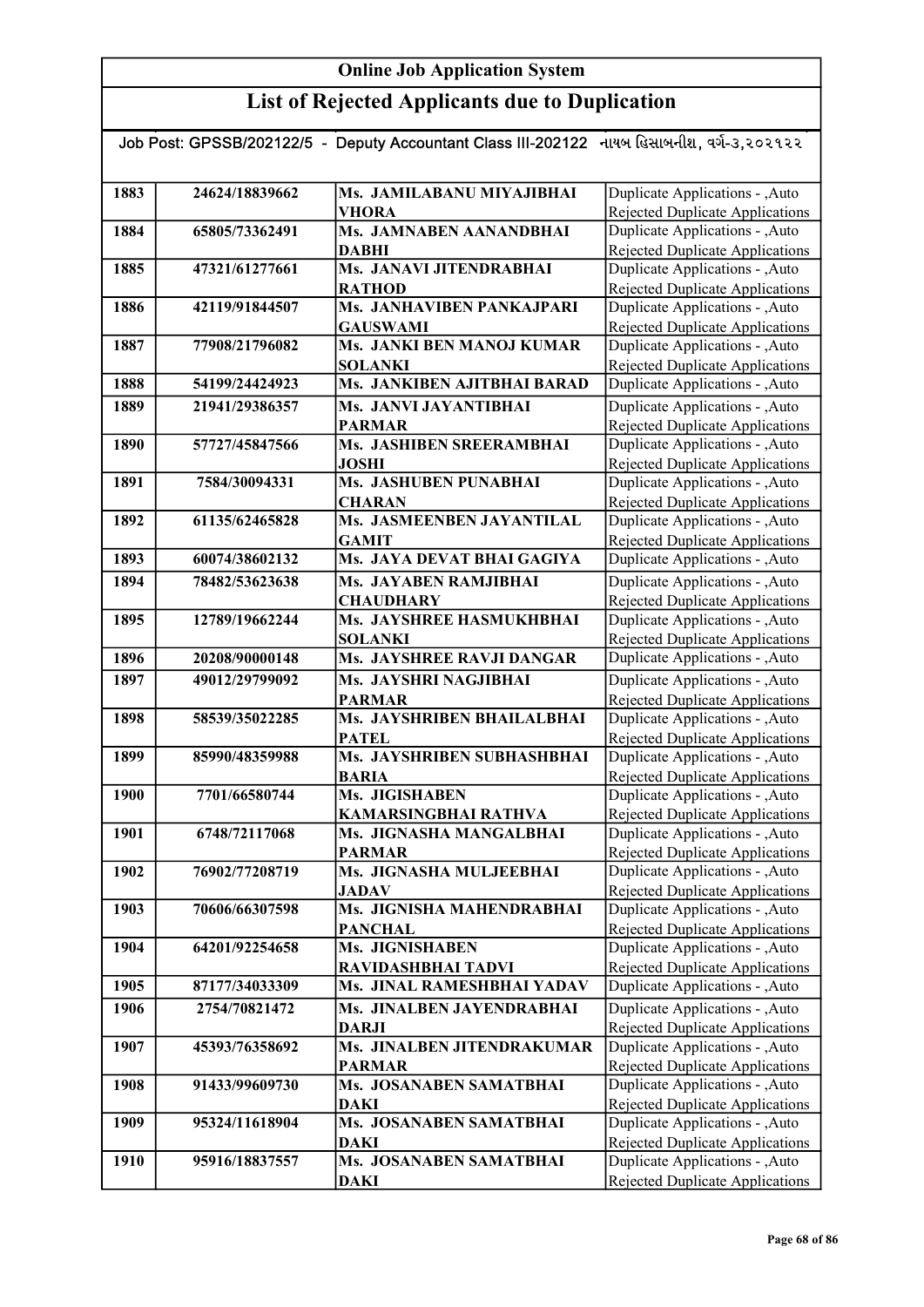# Online Job Application System

## List of Rejected Applicants due to Duplication

Job Post: GPSSB/202122/5 - Deputy Accountant Class III-202122 નાયબ હિસાબનીશ, વર્ગ-૩,૨૦૨૧૨૨

| | | | |
|---|---|---|---|
| 1883 | 24624/18839662 | Ms. JAMILABANU MIYAJIBHAI VHORA | Duplicate Applications - ,Auto Rejected Duplicate Applications |
| 1884 | 65805/73362491 | Ms. JAMNABEN AANANDBHAI DABHI | Duplicate Applications - ,Auto Rejected Duplicate Applications |
| 1885 | 47321/61277661 | Ms. JANAVI JITENDRABHAI RATHOD | Duplicate Applications - ,Auto Rejected Duplicate Applications |
| 1886 | 42119/91844507 | Ms. JANHAVIBEN PANKAJPARI GAUSWAMI | Duplicate Applications - ,Auto Rejected Duplicate Applications |
| 1887 | 77908/21796082 | Ms. JANKI BEN MANOJ KUMAR SOLANKI | Duplicate Applications - ,Auto Rejected Duplicate Applications |
| 1888 | 54199/24424923 | Ms. JANKIBEN AJITBHAI BARAD | Duplicate Applications - ,Auto |
| 1889 | 21941/29386357 | Ms. JANVI JAYANTIBHAI PARMAR | Duplicate Applications - ,Auto Rejected Duplicate Applications |
| 1890 | 57727/45847566 | Ms. JASHIBEN SREERAMBHAI JOSHI | Duplicate Applications - ,Auto Rejected Duplicate Applications |
| 1891 | 7584/30094331 | Ms. JASHUBEN PUNABHAI CHARAN | Duplicate Applications - ,Auto Rejected Duplicate Applications |
| 1892 | 61135/62465828 | Ms. JASMEENBEN JAYANTILAL GAMIT | Duplicate Applications - ,Auto Rejected Duplicate Applications |
| 1893 | 60074/38602132 | Ms. JAYA DEVAT BHAI GAGIYA | Duplicate Applications - ,Auto |
| 1894 | 78482/53623638 | Ms. JAYABEN RAMJIBHAI CHAUDHARY | Duplicate Applications - ,Auto Rejected Duplicate Applications |
| 1895 | 12789/19662244 | Ms. JAYSHREE HASMUKHBHAI SOLANKI | Duplicate Applications - ,Auto Rejected Duplicate Applications |
| 1896 | 20208/90000148 | Ms. JAYSHREE RAVJI DANGAR | Duplicate Applications - ,Auto |
| 1897 | 49012/29799092 | Ms. JAYSHRI NAGJIBHAI PARMAR | Duplicate Applications - ,Auto Rejected Duplicate Applications |
| 1898 | 58539/35022285 | Ms. JAYSHRIBEN BHAILALBHAI PATEL | Duplicate Applications - ,Auto Rejected Duplicate Applications |
| 1899 | 85990/48359988 | Ms. JAYSHRIBEN SUBHASHBHAI BARIA | Duplicate Applications - ,Auto Rejected Duplicate Applications |
| 1900 | 7701/66580744 | Ms. JIGISHABEN KAMARSINGBHAI RATHVA | Duplicate Applications - ,Auto Rejected Duplicate Applications |
| 1901 | 6748/72117068 | Ms. JIGNASHA MANGALBHAI PARMAR | Duplicate Applications - ,Auto Rejected Duplicate Applications |
| 1902 | 76902/77208719 | Ms. JIGNASHA MULJEEBHAI JADAV | Duplicate Applications - ,Auto Rejected Duplicate Applications |
| 1903 | 70606/66307598 | Ms. JIGNISHA MAHENDRABHAI PANCHAL | Duplicate Applications - ,Auto Rejected Duplicate Applications |
| 1904 | 64201/92254658 | Ms. JIGNISHABEN RAVIDASHBHAI TADVI | Duplicate Applications - ,Auto Rejected Duplicate Applications |
| 1905 | 87177/34033309 | Ms. JINAL RAMESHBHAI YADAV | Duplicate Applications - ,Auto |
| 1906 | 2754/70821472 | Ms. JINALBEN JAYENDRABHAI DARJI | Duplicate Applications - ,Auto Rejected Duplicate Applications |
| 1907 | 45393/76358692 | Ms. JINALBEN JITENDRAKUMAR PARMAR | Duplicate Applications - ,Auto Rejected Duplicate Applications |
| 1908 | 91433/99609730 | Ms. JOSANABEN SAMATBHAI DAKI | Duplicate Applications - ,Auto Rejected Duplicate Applications |
| 1909 | 95324/11618904 | Ms. JOSANABEN SAMATBHAI DAKI | Duplicate Applications - ,Auto Rejected Duplicate Applications |
| 1910 | 95916/18837557 | Ms. JOSANABEN SAMATBHAI DAKI | Duplicate Applications - ,Auto Rejected Duplicate Applications |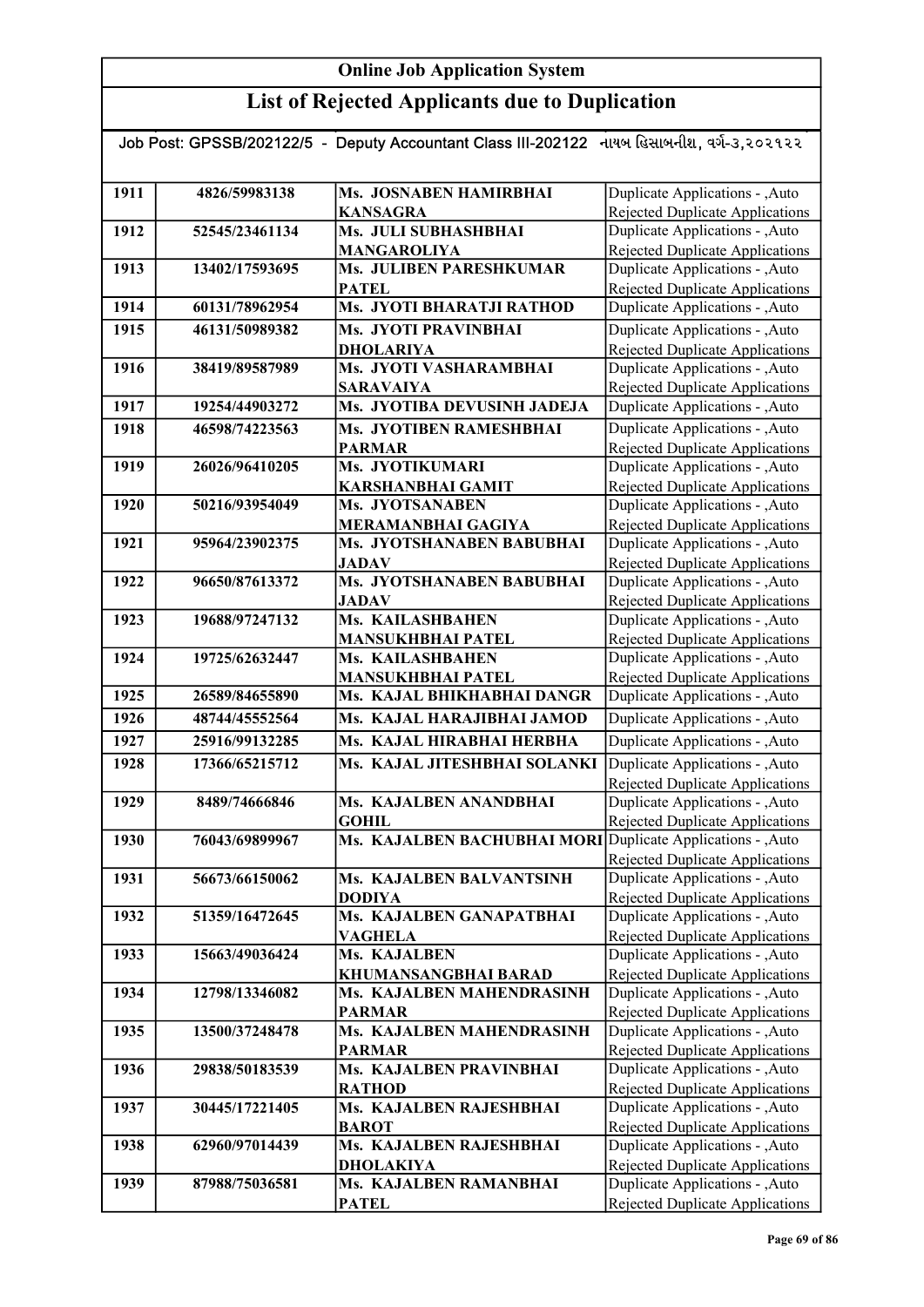# Online Job Application System

## List of Rejected Applicants due to Duplication

Job Post: GPSSB/202122/5 - Deputy Accountant Class III-202122 નાયબ હિસાબનીશ, વર્ગ-૩,૨૦૨૧૨૨

| | | | |
|---|---|---|---|
| 1911 | 4826/59983138 | Ms. JOSNABEN HAMIRBHAI KANSAGRA | Duplicate Applications - ,Auto Rejected Duplicate Applications |
| 1912 | 52545/23461134 | Ms. JULI SUBHASHBHAI MANGAROLIYA | Duplicate Applications - ,Auto Rejected Duplicate Applications |
| 1913 | 13402/17593695 | Ms. JULIBEN PARESHKUMAR PATEL | Duplicate Applications - ,Auto Rejected Duplicate Applications |
| 1914 | 60131/78962954 | Ms. JYOTI BHARATJI RATHOD | Duplicate Applications - ,Auto |
| 1915 | 46131/50989382 | Ms. JYOTI PRAVINBHAI DHOLARIYA | Duplicate Applications - ,Auto Rejected Duplicate Applications |
| 1916 | 38419/89587989 | Ms. JYOTI VASHARAMBHAI SARAVAIYA | Duplicate Applications - ,Auto Rejected Duplicate Applications |
| 1917 | 19254/44903272 | Ms. JYOTIBA DEVUSINH JADEJA | Duplicate Applications - ,Auto |
| 1918 | 46598/74223563 | Ms. JYOTIBEN RAMESHBHAI PARMAR | Duplicate Applications - ,Auto Rejected Duplicate Applications |
| 1919 | 26026/96410205 | Ms. JYOTIKUMARI KARSHANBHAI GAMIT | Duplicate Applications - ,Auto Rejected Duplicate Applications |
| 1920 | 50216/93954049 | Ms. JYOTSANABEN MERAMANBHAI GAGIYA | Duplicate Applications - ,Auto Rejected Duplicate Applications |
| 1921 | 95964/23902375 | Ms. JYOTSHANABEN BABUBHAI JADAV | Duplicate Applications - ,Auto Rejected Duplicate Applications |
| 1922 | 96650/87613372 | Ms. JYOTSHANABEN BABUBHAI JADAV | Duplicate Applications - ,Auto Rejected Duplicate Applications |
| 1923 | 19688/97247132 | Ms. KAILASHBAHEN MANSUKHBHAI PATEL | Duplicate Applications - ,Auto Rejected Duplicate Applications |
| 1924 | 19725/62632447 | Ms. KAILASHBAHEN MANSUKHBHAI PATEL | Duplicate Applications - ,Auto Rejected Duplicate Applications |
| 1925 | 26589/84655890 | Ms. KAJAL BHIKHABHAI DANGR | Duplicate Applications - ,Auto |
| 1926 | 48744/45552564 | Ms. KAJAL HARAJIBHAI JAMOD | Duplicate Applications - ,Auto |
| 1927 | 25916/99132285 | Ms. KAJAL HIRABHAI HERBHA | Duplicate Applications - ,Auto |
| 1928 | 17366/65215712 | Ms. KAJAL JITESHBHAI SOLANKI | Duplicate Applications - ,Auto Rejected Duplicate Applications |
| 1929 | 8489/74666846 | Ms. KAJALBEN ANANDBHAI GOHIL | Duplicate Applications - ,Auto Rejected Duplicate Applications |
| 1930 | 76043/69899967 | Ms. KAJALBEN BACHUBHAI MORI | Duplicate Applications - ,Auto Rejected Duplicate Applications |
| 1931 | 56673/66150062 | Ms. KAJALBEN BALVANTSINH DODIYA | Duplicate Applications - ,Auto Rejected Duplicate Applications |
| 1932 | 51359/16472645 | Ms. KAJALBEN GANAPATBHAI VAGHELA | Duplicate Applications - ,Auto Rejected Duplicate Applications |
| 1933 | 15663/49036424 | Ms. KAJALBEN KHUMANSANGBHAI BARAD | Duplicate Applications - ,Auto Rejected Duplicate Applications |
| 1934 | 12798/13346082 | Ms. KAJALBEN MAHENDRASINH PARMAR | Duplicate Applications - ,Auto Rejected Duplicate Applications |
| 1935 | 13500/37248478 | Ms. KAJALBEN MAHENDRASINH PARMAR | Duplicate Applications - ,Auto Rejected Duplicate Applications |
| 1936 | 29838/50183539 | Ms. KAJALBEN PRAVINBHAI RATHOD | Duplicate Applications - ,Auto Rejected Duplicate Applications |
| 1937 | 30445/17221405 | Ms. KAJALBEN RAJESHBHAI BAROT | Duplicate Applications - ,Auto Rejected Duplicate Applications |
| 1938 | 62960/97014439 | Ms. KAJALBEN RAJESHBHAI DHOLAKIYA | Duplicate Applications - ,Auto Rejected Duplicate Applications |
| 1939 | 87988/75036581 | Ms. KAJALBEN RAMANBHAI PATEL | Duplicate Applications - ,Auto Rejected Duplicate Applications |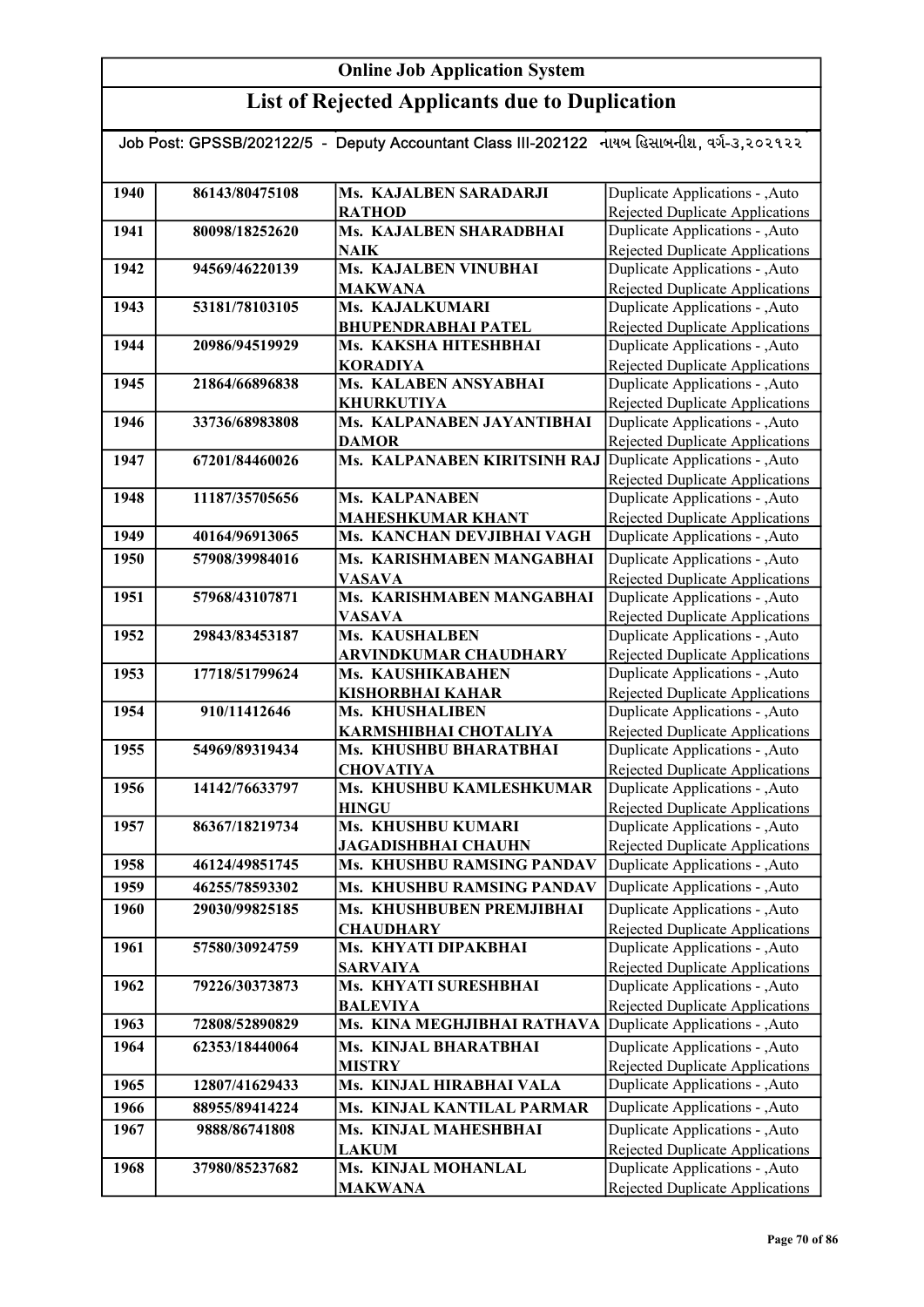# Online Job Application System

## List of Rejected Applicants due to Duplication

Job Post: GPSSB/202122/5 - Deputy Accountant Class III-202122 નાયબ હિસાબનીશ, વર્ગ-૩,૨૦૨૧૨૨

| | | | |
|---|---|---|---|
| 1940 | 86143/80475108 | Ms. KAJALBEN SARADARJI RATHOD | Duplicate Applications - ,Auto Rejected Duplicate Applications |
| 1941 | 80098/18252620 | Ms. KAJALBEN SHARADBHAI NAIK | Duplicate Applications - ,Auto Rejected Duplicate Applications |
| 1942 | 94569/46220139 | Ms. KAJALBEN VINUBHAI MAKWANA | Duplicate Applications - ,Auto Rejected Duplicate Applications |
| 1943 | 53181/78103105 | Ms. KAJALKUMARI BHUPENDRABHAI PATEL | Duplicate Applications - ,Auto Rejected Duplicate Applications |
| 1944 | 20986/94519929 | Ms. KAKSHA HITESHBHAI KORADIYA | Duplicate Applications - ,Auto Rejected Duplicate Applications |
| 1945 | 21864/66896838 | Ms. KALABEN ANSYABHAI KHURKUTIYA | Duplicate Applications - ,Auto Rejected Duplicate Applications |
| 1946 | 33736/68983808 | Ms. KALPANABEN JAYANTIBHAI DAMOR | Duplicate Applications - ,Auto Rejected Duplicate Applications |
| 1947 | 67201/84460026 | Ms. KALPANABEN KIRITSINH RAJ | Duplicate Applications - ,Auto Rejected Duplicate Applications |
| 1948 | 11187/35705656 | Ms. KALPANABEN MAHESHKUMAR KHANT | Duplicate Applications - ,Auto Rejected Duplicate Applications |
| 1949 | 40164/96913065 | Ms. KANCHAN DEVJIBHAI VAGH | Duplicate Applications - ,Auto |
| 1950 | 57908/39984016 | Ms. KARISHMABEN MANGABHAI VASAVA | Duplicate Applications - ,Auto Rejected Duplicate Applications |
| 1951 | 57968/43107871 | Ms. KARISHMABEN MANGABHAI VASAVA | Duplicate Applications - ,Auto Rejected Duplicate Applications |
| 1952 | 29843/83453187 | Ms. KAUSHALBEN ARVINDKUMAR CHAUDHARY | Duplicate Applications - ,Auto Rejected Duplicate Applications |
| 1953 | 17718/51799624 | Ms. KAUSHIKABAHEN KISHORBHAI KAHAR | Duplicate Applications - ,Auto Rejected Duplicate Applications |
| 1954 | 910/11412646 | Ms. KHUSHALIBEN KARMSHIBHAI CHOTALIYA | Duplicate Applications - ,Auto Rejected Duplicate Applications |
| 1955 | 54969/89319434 | Ms. KHUSHBU BHARATBHAI CHOVATIYA | Duplicate Applications - ,Auto Rejected Duplicate Applications |
| 1956 | 14142/76633797 | Ms. KHUSHBU KAMLESHKUMAR HINGU | Duplicate Applications - ,Auto Rejected Duplicate Applications |
| 1957 | 86367/18219734 | Ms. KHUSHBU KUMARI JAGADISHBHAI CHAUHN | Duplicate Applications - ,Auto Rejected Duplicate Applications |
| 1958 | 46124/49851745 | Ms. KHUSHBU RAMSING PANDAV | Duplicate Applications - ,Auto |
| 1959 | 46255/78593302 | Ms. KHUSHBU RAMSING PANDAV | Duplicate Applications - ,Auto |
| 1960 | 29030/99825185 | Ms. KHUSHBUBEN PREMJIBHAI CHAUDHARY | Duplicate Applications - ,Auto Rejected Duplicate Applications |
| 1961 | 57580/30924759 | Ms. KHYATI DIPAKBHAI SARVAIYA | Duplicate Applications - ,Auto Rejected Duplicate Applications |
| 1962 | 79226/30373873 | Ms. KHYATI SURESHBHAI BALEVIYA | Duplicate Applications - ,Auto Rejected Duplicate Applications |
| 1963 | 72808/52890829 | Ms. KINA MEGHJIBHAI RATHAVA | Duplicate Applications - ,Auto |
| 1964 | 62353/18440064 | Ms. KINJAL BHARATBHAI MISTRY | Duplicate Applications - ,Auto Rejected Duplicate Applications |
| 1965 | 12807/41629433 | Ms. KINJAL HIRABHAI VALA | Duplicate Applications - ,Auto |
| 1966 | 88955/89414224 | Ms. KINJAL KANTILAL PARMAR | Duplicate Applications - ,Auto |
| 1967 | 9888/86741808 | Ms. KINJAL MAHESHBHAI LAKUM | Duplicate Applications - ,Auto Rejected Duplicate Applications |
| 1968 | 37980/85237682 | Ms. KINJAL MOHANLAL MAKWANA | Duplicate Applications - ,Auto Rejected Duplicate Applications |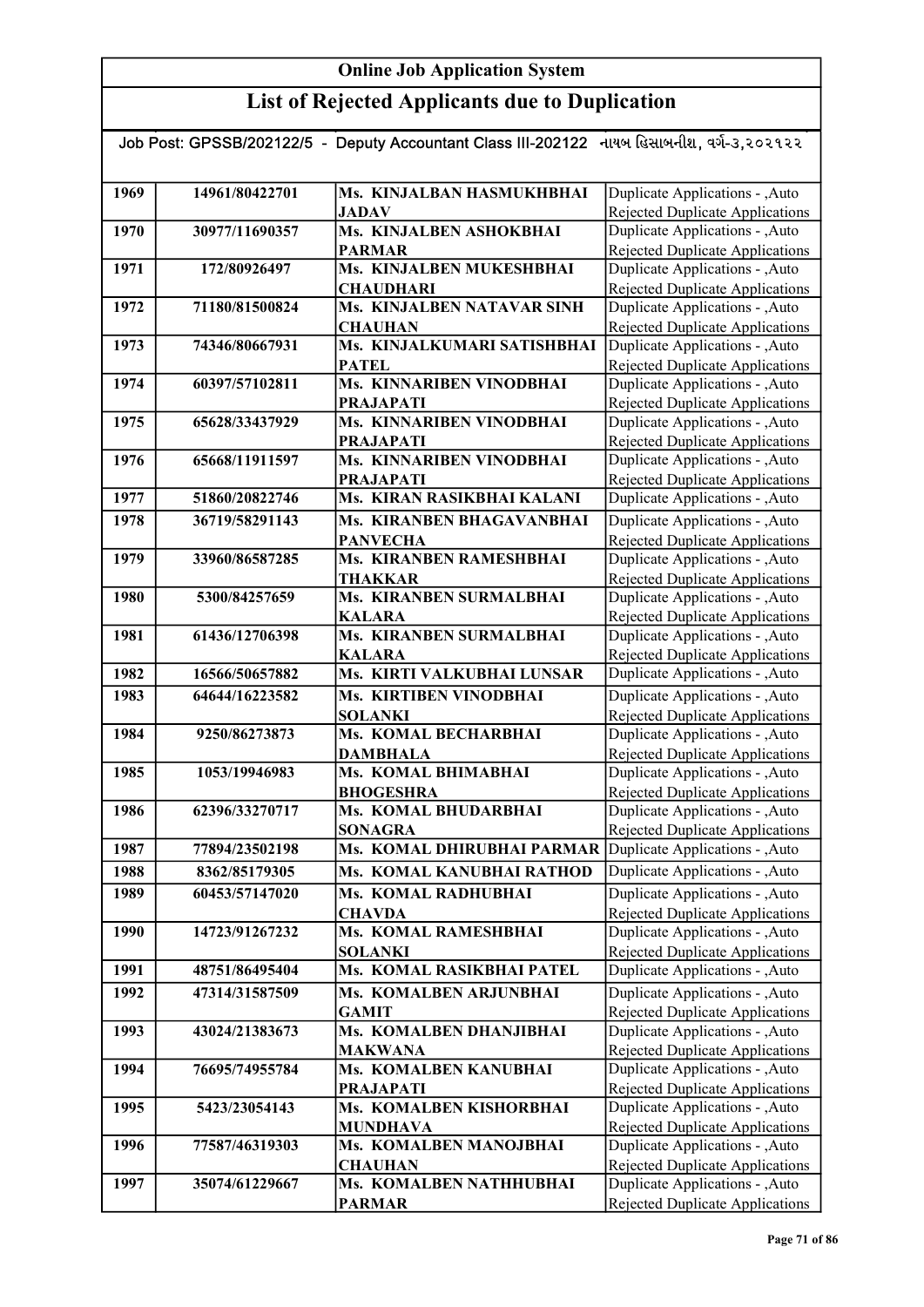# Online Job Application System

## List of Rejected Applicants due to Duplication

Job Post: GPSSB/202122/5 - Deputy Accountant Class III-202122 નાયબ હિસાબનીશ, વર્ગ-૩,૨૦૨૧૨૨

| | | | |
|---|---|---|---|
| 1969 | 14961/80422701 | Ms. KINJALBAN HASMUKHBHAI JADAV | Duplicate Applications - ,Auto Rejected Duplicate Applications |
| 1970 | 30977/11690357 | Ms. KINJALBEN ASHOKBHAI PARMAR | Duplicate Applications - ,Auto Rejected Duplicate Applications |
| 1971 | 172/80926497 | Ms. KINJALBEN MUKESHBHAI CHAUDHARI | Duplicate Applications - ,Auto Rejected Duplicate Applications |
| 1972 | 71180/81500824 | Ms. KINJALBEN NATAVAR SINH CHAUHAN | Duplicate Applications - ,Auto Rejected Duplicate Applications |
| 1973 | 74346/80667931 | Ms. KINJALKUMARI SATISHBHAI PATEL | Duplicate Applications - ,Auto Rejected Duplicate Applications |
| 1974 | 60397/57102811 | Ms. KINNARIBEN VINODBHAI PRAJAPATI | Duplicate Applications - ,Auto Rejected Duplicate Applications |
| 1975 | 65628/33437929 | Ms. KINNARIBEN VINODBHAI PRAJAPATI | Duplicate Applications - ,Auto Rejected Duplicate Applications |
| 1976 | 65668/11911597 | Ms. KINNARIBEN VINODBHAI PRAJAPATI | Duplicate Applications - ,Auto Rejected Duplicate Applications |
| 1977 | 51860/20822746 | Ms. KIRAN RASIKBHAI KALANI | Duplicate Applications - ,Auto |
| 1978 | 36719/58291143 | Ms. KIRANBEN BHAGAVANBHAI PANVECHA | Duplicate Applications - ,Auto Rejected Duplicate Applications |
| 1979 | 33960/86587285 | Ms. KIRANBEN RAMESHBHAI THAKKAR | Duplicate Applications - ,Auto Rejected Duplicate Applications |
| 1980 | 5300/84257659 | Ms. KIRANBEN SURMALBHAI KALARA | Duplicate Applications - ,Auto Rejected Duplicate Applications |
| 1981 | 61436/12706398 | Ms. KIRANBEN SURMALBHAI KALARA | Duplicate Applications - ,Auto Rejected Duplicate Applications |
| 1982 | 16566/50657882 | Ms. KIRTI VALKUBHAI LUNSAR | Duplicate Applications - ,Auto |
| 1983 | 64644/16223582 | Ms. KIRTIBEN VINODBHAI SOLANKI | Duplicate Applications - ,Auto Rejected Duplicate Applications |
| 1984 | 9250/86273873 | Ms. KOMAL BECHARBHAI DAMBHALA | Duplicate Applications - ,Auto Rejected Duplicate Applications |
| 1985 | 1053/19946983 | Ms. KOMAL BHIMABHAI BHOGESHRA | Duplicate Applications - ,Auto Rejected Duplicate Applications |
| 1986 | 62396/33270717 | Ms. KOMAL BHUDARBHAI SONAGRA | Duplicate Applications - ,Auto Rejected Duplicate Applications |
| 1987 | 77894/23502198 | Ms. KOMAL DHIRUBHAI PARMAR | Duplicate Applications - ,Auto |
| 1988 | 8362/85179305 | Ms. KOMAL KANUBHAI RATHOD | Duplicate Applications - ,Auto |
| 1989 | 60453/57147020 | Ms. KOMAL RADHUBHAI CHAVDA | Duplicate Applications - ,Auto Rejected Duplicate Applications |
| 1990 | 14723/91267232 | Ms. KOMAL RAMESHBHAI SOLANKI | Duplicate Applications - ,Auto Rejected Duplicate Applications |
| 1991 | 48751/86495404 | Ms. KOMAL RASIKBHAI PATEL | Duplicate Applications - ,Auto |
| 1992 | 47314/31587509 | Ms. KOMALBEN ARJUNBHAI GAMIT | Duplicate Applications - ,Auto Rejected Duplicate Applications |
| 1993 | 43024/21383673 | Ms. KOMALBEN DHANJIBHAI MAKWANA | Duplicate Applications - ,Auto Rejected Duplicate Applications |
| 1994 | 76695/74955784 | Ms. KOMALBEN KANUBHAI PRAJAPATI | Duplicate Applications - ,Auto Rejected Duplicate Applications |
| 1995 | 5423/23054143 | Ms. KOMALBEN KISHORBHAI MUNDHAVA | Duplicate Applications - ,Auto Rejected Duplicate Applications |
| 1996 | 77587/46319303 | Ms. KOMALBEN MANOJBHAI CHAUHAN | Duplicate Applications - ,Auto Rejected Duplicate Applications |
| 1997 | 35074/61229667 | Ms. KOMALBEN NATHHUBHAI PARMAR | Duplicate Applications - ,Auto Rejected Duplicate Applications |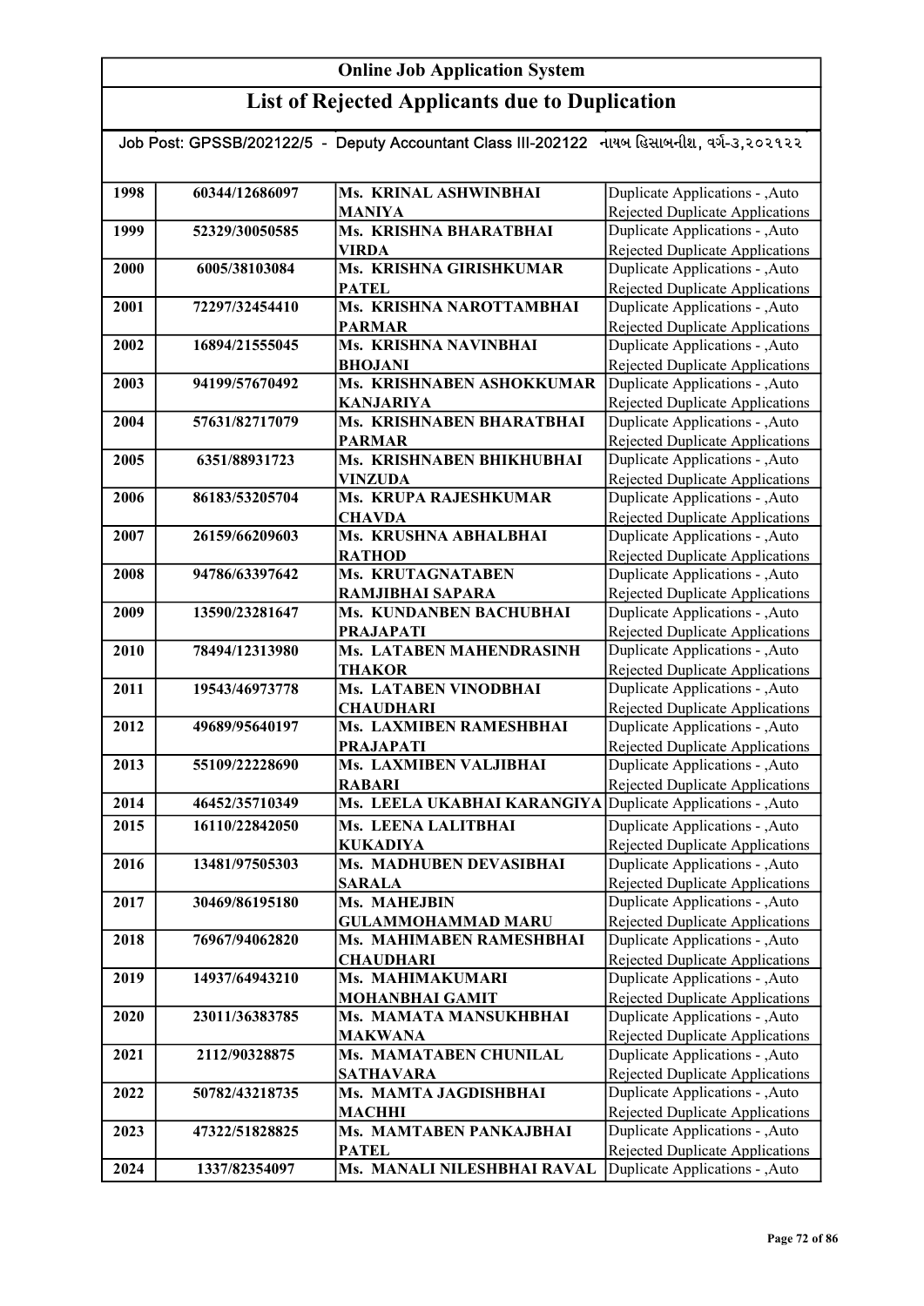# Online Job Application System

## List of Rejected Applicants due to Duplication

Job Post: GPSSB/202122/5 - Deputy Accountant Class III-202122 નાયબ હિસાબનીશ, વર્ગ-૩,૨૦૨૧૨૨

| | | | |
|---|---|---|---|
| 1998 | 60344/12686097 | **Ms. KRINAL ASHWINBHAI MANIYA** | Duplicate Applications - ,Auto Rejected Duplicate Applications |
| 1999 | 52329/30050585 | **Ms. KRISHNA BHARATBHAI VIRDA** | Duplicate Applications - ,Auto Rejected Duplicate Applications |
| 2000 | 6005/38103084 | **Ms. KRISHNA GIRISHKUMAR PATEL** | Duplicate Applications - ,Auto Rejected Duplicate Applications |
| 2001 | 72297/32454410 | **Ms. KRISHNA NAROTTAMBHAI PARMAR** | Duplicate Applications - ,Auto Rejected Duplicate Applications |
| 2002 | 16894/21555045 | **Ms. KRISHNA NAVINBHAI BHOJANI** | Duplicate Applications - ,Auto Rejected Duplicate Applications |
| 2003 | 94199/57670492 | **Ms. KRISHNABEN ASHOKKUMAR KANJARIYA** | Duplicate Applications - ,Auto Rejected Duplicate Applications |
| 2004 | 57631/82717079 | **Ms. KRISHNABEN BHARATBHAI PARMAR** | Duplicate Applications - ,Auto Rejected Duplicate Applications |
| 2005 | 6351/88931723 | **Ms. KRISHNABEN BHIKHUBHAI VINZUDA** | Duplicate Applications - ,Auto Rejected Duplicate Applications |
| 2006 | 86183/53205704 | **Ms. KRUPA RAJESHKUMAR CHAVDA** | Duplicate Applications - ,Auto Rejected Duplicate Applications |
| 2007 | 26159/66209603 | **Ms. KRUSHNA ABHALBHAI RATHOD** | Duplicate Applications - ,Auto Rejected Duplicate Applications |
| 2008 | 94786/63397642 | **Ms. KRUTAGNATABEN RAMJIBHAI SAPARA** | Duplicate Applications - ,Auto Rejected Duplicate Applications |
| 2009 | 13590/23281647 | **Ms. KUNDANBEN BACHUBHAI PRAJAPATI** | Duplicate Applications - ,Auto Rejected Duplicate Applications |
| 2010 | 78494/12313980 | **Ms. LATABEN MAHENDRASINH THAKOR** | Duplicate Applications - ,Auto Rejected Duplicate Applications |
| 2011 | 19543/46973778 | **Ms. LATABEN VINODBHAI CHAUDHARI** | Duplicate Applications - ,Auto Rejected Duplicate Applications |
| 2012 | 49689/95640197 | **Ms. LAXMIBEN RAMESHBHAI PRAJAPATI** | Duplicate Applications - ,Auto Rejected Duplicate Applications |
| 2013 | 55109/22228690 | **Ms. LAXMIBEN VALJIBHAI RABARI** | Duplicate Applications - ,Auto Rejected Duplicate Applications |
| 2014 | 46452/35710349 | **Ms. LEELA UKABHAI KARANGIYA** | Duplicate Applications - ,Auto |
| 2015 | 16110/22842050 | **Ms. LEENA LALITBHAI KUKADIYA** | Duplicate Applications - ,Auto Rejected Duplicate Applications |
| 2016 | 13481/97505303 | **Ms. MADHUBEN DEVASIBHAI SARALA** | Duplicate Applications - ,Auto Rejected Duplicate Applications |
| 2017 | 30469/86195180 | **Ms. MAHEJBIN GULAMMOHAMMAD MARU** | Duplicate Applications - ,Auto Rejected Duplicate Applications |
| 2018 | 76967/94062820 | **Ms. MAHIMABEN RAMESHBHAI CHAUDHARI** | Duplicate Applications - ,Auto Rejected Duplicate Applications |
| 2019 | 14937/64943210 | **Ms. MAHIMAKUMARI MOHANBHAI GAMIT** | Duplicate Applications - ,Auto Rejected Duplicate Applications |
| 2020 | 23011/36383785 | **Ms. MAMATA MANSUKHBHAI MAKWANA** | Duplicate Applications - ,Auto Rejected Duplicate Applications |
| 2021 | 2112/90328875 | **Ms. MAMATABEN CHUNILAL SATHAVARA** | Duplicate Applications - ,Auto Rejected Duplicate Applications |
| 2022 | 50782/43218735 | **Ms. MAMTA JAGDISHBHAI MACHHI** | Duplicate Applications - ,Auto Rejected Duplicate Applications |
| 2023 | 47322/51828825 | **Ms. MAMTABEN PANKAJBHAI PATEL** | Duplicate Applications - ,Auto Rejected Duplicate Applications |
| 2024 | 1337/82354097 | **Ms. MANALI NILESHBHAI RAVAL** | Duplicate Applications - ,Auto |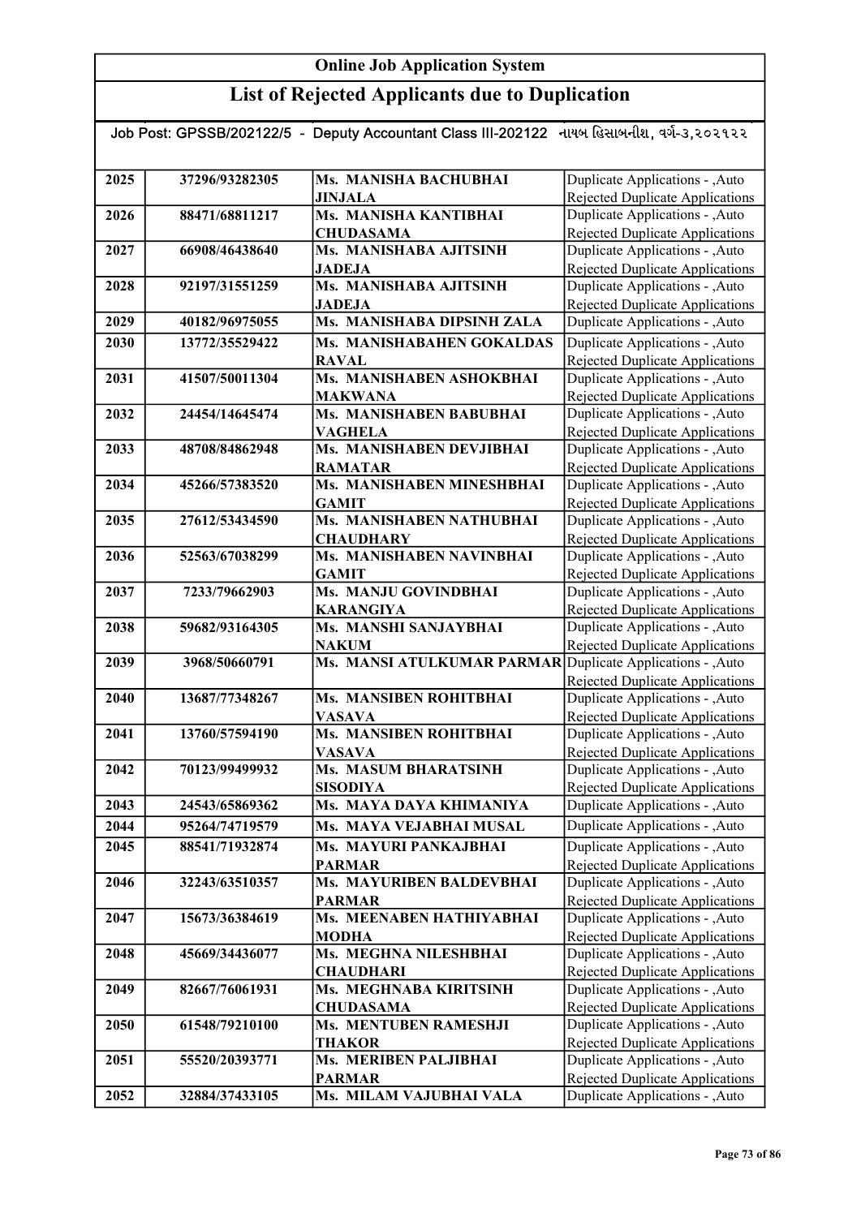# Online Job Application System

## List of Rejected Applicants due to Duplication

Job Post: GPSSB/202122/5 - Deputy Accountant Class III-202122 નાયબ હિસાબનીશ, વર્ગ-૩,૨૦૨૧૨૨

| | | | |
|---|---|---|---|
| 2025 | 37296/93282305 | Ms. MANISHA BACHUBHAI JINJALA | Duplicate Applications - ,Auto Rejected Duplicate Applications |
| 2026 | 88471/68811217 | Ms. MANISHA KANTIBHAI CHUDASAMA | Duplicate Applications - ,Auto Rejected Duplicate Applications |
| 2027 | 66908/46438640 | Ms. MANISHABA AJITSINH JADEJA | Duplicate Applications - ,Auto Rejected Duplicate Applications |
| 2028 | 92197/31551259 | Ms. MANISHABA AJITSINH JADEJA | Duplicate Applications - ,Auto Rejected Duplicate Applications |
| 2029 | 40182/96975055 | Ms. MANISHABA DIPSINH ZALA | Duplicate Applications - ,Auto |
| 2030 | 13772/35529422 | Ms. MANISHABAHEN GOKALDAS RAVAL | Duplicate Applications - ,Auto Rejected Duplicate Applications |
| 2031 | 41507/50011304 | Ms. MANISHABEN ASHOKBHAI MAKWANA | Duplicate Applications - ,Auto Rejected Duplicate Applications |
| 2032 | 24454/14645474 | Ms. MANISHABEN BABUBHAI VAGHELA | Duplicate Applications - ,Auto Rejected Duplicate Applications |
| 2033 | 48708/84862948 | Ms. MANISHABEN DEVJIBHAI RAMATAR | Duplicate Applications - ,Auto Rejected Duplicate Applications |
| 2034 | 45266/57383520 | Ms. MANISHABEN MINESHBHAI GAMIT | Duplicate Applications - ,Auto Rejected Duplicate Applications |
| 2035 | 27612/53434590 | Ms. MANISHABEN NATHUBHAI CHAUDHARY | Duplicate Applications - ,Auto Rejected Duplicate Applications |
| 2036 | 52563/67038299 | Ms. MANISHABEN NAVINBHAI GAMIT | Duplicate Applications - ,Auto Rejected Duplicate Applications |
| 2037 | 7233/79662903 | Ms. MANJU GOVINDBHAI KARANGIYA | Duplicate Applications - ,Auto Rejected Duplicate Applications |
| 2038 | 59682/93164305 | Ms. MANSHI SANJAYBHAI NAKUM | Duplicate Applications - ,Auto Rejected Duplicate Applications |
| 2039 | 3968/50660791 | Ms. MANSI ATULKUMAR PARMAR | Duplicate Applications - ,Auto Rejected Duplicate Applications |
| 2040 | 13687/77348267 | Ms. MANSIBEN ROHITBHAI VASAVA | Duplicate Applications - ,Auto Rejected Duplicate Applications |
| 2041 | 13760/57594190 | Ms. MANSIBEN ROHITBHAI VASAVA | Duplicate Applications - ,Auto Rejected Duplicate Applications |
| 2042 | 70123/99499932 | Ms. MASUM BHARATSINH SISODIYA | Duplicate Applications - ,Auto Rejected Duplicate Applications |
| 2043 | 24543/65869362 | Ms. MAYA DAYA KHIMANIYA | Duplicate Applications - ,Auto |
| 2044 | 95264/74719579 | Ms. MAYA VEJABHAI MUSAL | Duplicate Applications - ,Auto |
| 2045 | 88541/71932874 | Ms. MAYURI PANKAJBHAI PARMAR | Duplicate Applications - ,Auto Rejected Duplicate Applications |
| 2046 | 32243/63510357 | Ms. MAYURIBEN BALDEVBHAI PARMAR | Duplicate Applications - ,Auto Rejected Duplicate Applications |
| 2047 | 15673/36384619 | Ms. MEENABEN HATHIYABHAI MODHA | Duplicate Applications - ,Auto Rejected Duplicate Applications |
| 2048 | 45669/34436077 | Ms. MEGHNA NILESHBHAI CHAUDHARI | Duplicate Applications - ,Auto Rejected Duplicate Applications |
| 2049 | 82667/76061931 | Ms. MEGHNABA KIRITSINH CHUDASAMA | Duplicate Applications - ,Auto Rejected Duplicate Applications |
| 2050 | 61548/79210100 | Ms. MENTUBEN RAMESHJI THAKOR | Duplicate Applications - ,Auto Rejected Duplicate Applications |
| 2051 | 55520/20393771 | Ms. MERIBEN PALJIBHAI PARMAR | Duplicate Applications - ,Auto Rejected Duplicate Applications |
| 2052 | 32884/37433105 | Ms. MILAM VAJUBHAI VALA | Duplicate Applications - ,Auto |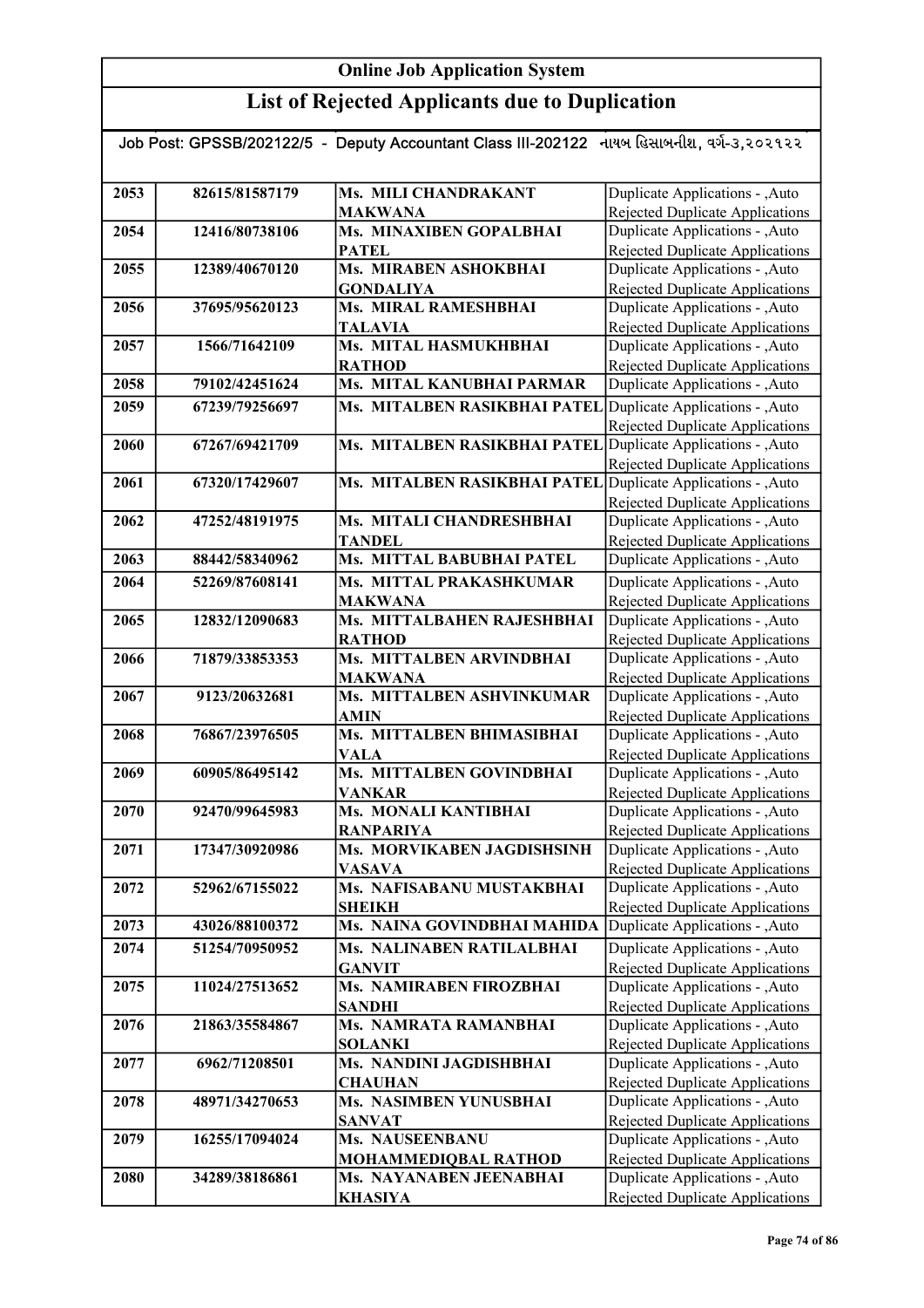# Online Job Application System

## List of Rejected Applicants due to Duplication

Job Post: GPSSB/202122/5 - Deputy Accountant Class III-202122 નાયબ હિસાબનીશ, વર્ગ-૩,૨૦૨૧૨૨

| | | | |
|---|---|---|---|
| 2053 | 82615/81587179 | Ms. MILI CHANDRAKANT MAKWANA | Duplicate Applications - ,Auto Rejected Duplicate Applications |
| 2054 | 12416/80738106 | Ms. MINAXIBEN GOPALBHAI PATEL | Duplicate Applications - ,Auto Rejected Duplicate Applications |
| 2055 | 12389/40670120 | Ms. MIRABEN ASHOKBHAI GONDALIYA | Duplicate Applications - ,Auto Rejected Duplicate Applications |
| 2056 | 37695/95620123 | Ms. MIRAL RAMESHBHAI TALAVIA | Duplicate Applications - ,Auto Rejected Duplicate Applications |
| 2057 | 1566/71642109 | Ms. MITAL HASMUKHBHAI RATHOD | Duplicate Applications - ,Auto Rejected Duplicate Applications |
| 2058 | 79102/42451624 | Ms. MITAL KANUBHAI PARMAR | Duplicate Applications - ,Auto |
| 2059 | 67239/79256697 | Ms. MITALBEN RASIKBHAI PATEL | Duplicate Applications - ,Auto Rejected Duplicate Applications |
| 2060 | 67267/69421709 | Ms. MITALBEN RASIKBHAI PATEL | Duplicate Applications - ,Auto Rejected Duplicate Applications |
| 2061 | 67320/17429607 | Ms. MITALBEN RASIKBHAI PATEL | Duplicate Applications - ,Auto Rejected Duplicate Applications |
| 2062 | 47252/48191975 | Ms. MITALI CHANDRESHBHAI TANDEL | Duplicate Applications - ,Auto Rejected Duplicate Applications |
| 2063 | 88442/58340962 | Ms. MITTAL BABUBHAI PATEL | Duplicate Applications - ,Auto |
| 2064 | 52269/87608141 | Ms. MITTAL PRAKASHKUMAR MAKWANA | Duplicate Applications - ,Auto Rejected Duplicate Applications |
| 2065 | 12832/12090683 | Ms. MITTALBAHEN RAJESHBHAI RATHOD | Duplicate Applications - ,Auto Rejected Duplicate Applications |
| 2066 | 71879/33853353 | Ms. MITTALBEN ARVINDBHAI MAKWANA | Duplicate Applications - ,Auto Rejected Duplicate Applications |
| 2067 | 9123/20632681 | Ms. MITTALBEN ASHVINKUMAR AMIN | Duplicate Applications - ,Auto Rejected Duplicate Applications |
| 2068 | 76867/23976505 | Ms. MITTALBEN BHIMASIBHAI VALA | Duplicate Applications - ,Auto Rejected Duplicate Applications |
| 2069 | 60905/86495142 | Ms. MITTALBEN GOVINDBHAI VANKAR | Duplicate Applications - ,Auto Rejected Duplicate Applications |
| 2070 | 92470/99645983 | Ms. MONALI KANTIBHAI RANPARIYA | Duplicate Applications - ,Auto Rejected Duplicate Applications |
| 2071 | 17347/30920986 | Ms. MORVIKABEN JAGDISHSINH VASAVA | Duplicate Applications - ,Auto Rejected Duplicate Applications |
| 2072 | 52962/67155022 | Ms. NAFISABANU MUSTAKBHAI SHEIKH | Duplicate Applications - ,Auto Rejected Duplicate Applications |
| 2073 | 43026/88100372 | Ms. NAINA GOVINDBHAI MAHIDA | Duplicate Applications - ,Auto |
| 2074 | 51254/70950952 | Ms. NALINABEN RATILALBHAI GANVIT | Duplicate Applications - ,Auto Rejected Duplicate Applications |
| 2075 | 11024/27513652 | Ms. NAMIRABEN FIROZBHAI SANDHI | Duplicate Applications - ,Auto Rejected Duplicate Applications |
| 2076 | 21863/35584867 | Ms. NAMRATA RAMANBHAI SOLANKI | Duplicate Applications - ,Auto Rejected Duplicate Applications |
| 2077 | 6962/71208501 | Ms. NANDINI JAGDISHBHAI CHAUHAN | Duplicate Applications - ,Auto Rejected Duplicate Applications |
| 2078 | 48971/34270653 | Ms. NASIMBEN YUNUSBHAI SANVAT | Duplicate Applications - ,Auto Rejected Duplicate Applications |
| 2079 | 16255/17094024 | Ms. NAUSEENBANU MOHAMMEDIQBAL RATHOD | Duplicate Applications - ,Auto Rejected Duplicate Applications |
| 2080 | 34289/38186861 | Ms. NAYANABEN JEENABHAI KHASIYA | Duplicate Applications - ,Auto Rejected Duplicate Applications |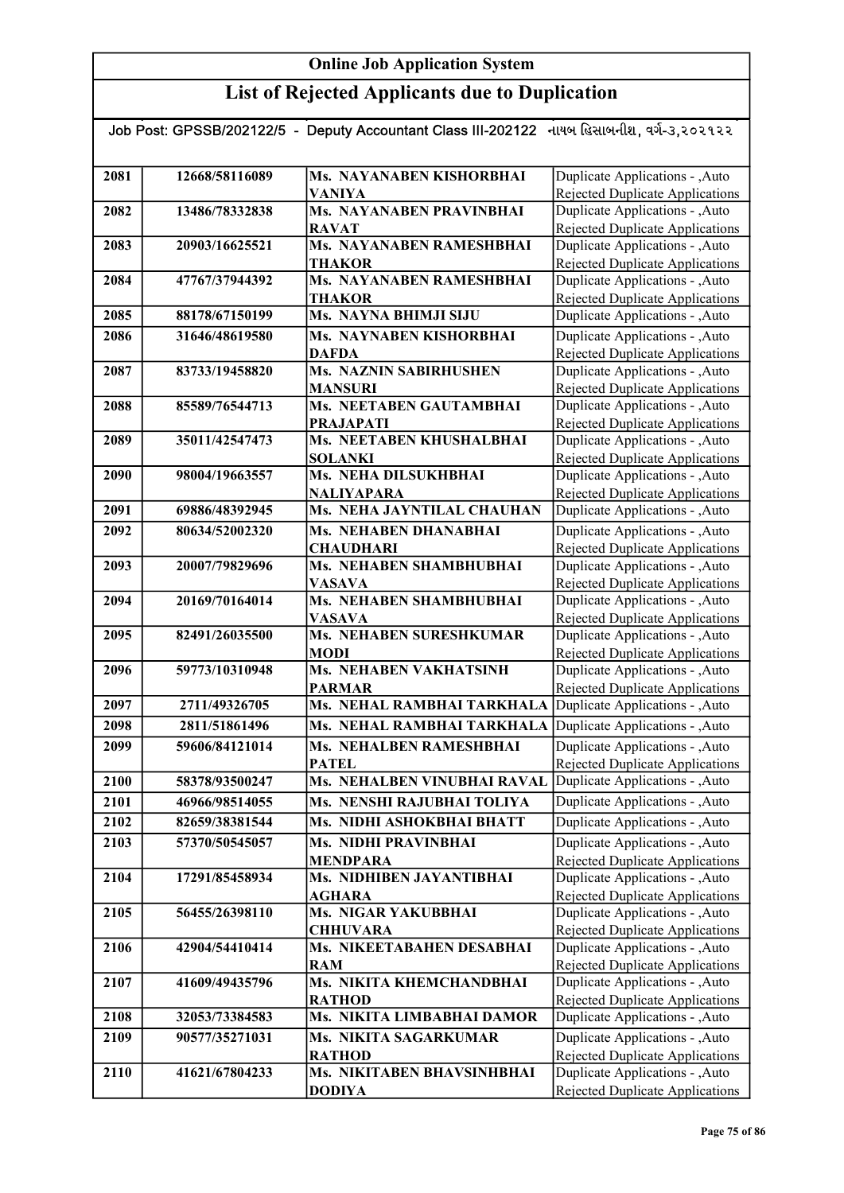# Online Job Application System

## List of Rejected Applicants due to Duplication

Job Post: GPSSB/202122/5 - Deputy Accountant Class III-202122 નાયબ હિસાબનીશ, વર્ગ-૩,૨૦૨૧૨૨

| | | | |
|---|---|---|---|
| 2081 | 12668/58116089 | Ms. NAYANABEN KISHORBHAI VANIYA | Duplicate Applications - ,Auto Rejected Duplicate Applications |
| 2082 | 13486/78332838 | Ms. NAYANABEN PRAVINBHAI RAVAT | Duplicate Applications - ,Auto Rejected Duplicate Applications |
| 2083 | 20903/16625521 | Ms. NAYANABEN RAMESHBHAI THAKOR | Duplicate Applications - ,Auto Rejected Duplicate Applications |
| 2084 | 47767/37944392 | Ms. NAYANABEN RAMESHBHAI THAKOR | Duplicate Applications - ,Auto Rejected Duplicate Applications |
| 2085 | 88178/67150199 | Ms. NAYNA BHIMJI SIJU | Duplicate Applications - ,Auto |
| 2086 | 31646/48619580 | Ms. NAYNABEN KISHORBHAI DAFDA | Duplicate Applications - ,Auto Rejected Duplicate Applications |
| 2087 | 83733/19458820 | Ms. NAZNIN SABIRHUSHEN MANSURI | Duplicate Applications - ,Auto Rejected Duplicate Applications |
| 2088 | 85589/76544713 | Ms. NEETABEN GAUTAMBHAI PRAJAPATI | Duplicate Applications - ,Auto Rejected Duplicate Applications |
| 2089 | 35011/42547473 | Ms. NEETABEN KHUSHALBHAI SOLANKI | Duplicate Applications - ,Auto Rejected Duplicate Applications |
| 2090 | 98004/19663557 | Ms. NEHA DILSUKHBHAI NALIYAPARA | Duplicate Applications - ,Auto Rejected Duplicate Applications |
| 2091 | 69886/48392945 | Ms. NEHA JAYNTILAL CHAUHAN | Duplicate Applications - ,Auto |
| 2092 | 80634/52002320 | Ms. NEHABEN DHANABHAI CHAUDHARI | Duplicate Applications - ,Auto Rejected Duplicate Applications |
| 2093 | 20007/79829696 | Ms. NEHABEN SHAMBHUBHAI VASAVA | Duplicate Applications - ,Auto Rejected Duplicate Applications |
| 2094 | 20169/70164014 | Ms. NEHABEN SHAMBHUBHAI VASAVA | Duplicate Applications - ,Auto Rejected Duplicate Applications |
| 2095 | 82491/26035500 | Ms. NEHABEN SURESHKUMAR MODI | Duplicate Applications - ,Auto Rejected Duplicate Applications |
| 2096 | 59773/10310948 | Ms. NEHABEN VAKHATSINH PARMAR | Duplicate Applications - ,Auto Rejected Duplicate Applications |
| 2097 | 2711/49326705 | Ms. NEHAL RAMBHAI TARKHALA | Duplicate Applications - ,Auto |
| 2098 | 2811/51861496 | Ms. NEHAL RAMBHAI TARKHALA | Duplicate Applications - ,Auto |
| 2099 | 59606/84121014 | Ms. NEHALBEN RAMESHBHAI PATEL | Duplicate Applications - ,Auto Rejected Duplicate Applications |
| 2100 | 58378/93500247 | Ms. NEHALBEN VINUBHAI RAVAL | Duplicate Applications - ,Auto |
| 2101 | 46966/98514055 | Ms. NENSHI RAJUBHAI TOLIYA | Duplicate Applications - ,Auto |
| 2102 | 82659/38381544 | Ms. NIDHI ASHOKBHAI BHATT | Duplicate Applications - ,Auto |
| 2103 | 57370/50545057 | Ms. NIDHI PRAVINBHAI MENDPARA | Duplicate Applications - ,Auto Rejected Duplicate Applications |
| 2104 | 17291/85458934 | Ms. NIDHIBEN JAYANTIBHAI AGHARA | Duplicate Applications - ,Auto Rejected Duplicate Applications |
| 2105 | 56455/26398110 | Ms. NIGAR YAKUBBHAI CHHUVARA | Duplicate Applications - ,Auto Rejected Duplicate Applications |
| 2106 | 42904/54410414 | Ms. NIKEETABAHEN DESABHAI RAM | Duplicate Applications - ,Auto Rejected Duplicate Applications |
| 2107 | 41609/49435796 | Ms. NIKITA KHEMCHANDBHAI RATHOD | Duplicate Applications - ,Auto Rejected Duplicate Applications |
| 2108 | 32053/73384583 | Ms. NIKITA LIMBABHAI DAMOR | Duplicate Applications - ,Auto |
| 2109 | 90577/35271031 | Ms. NIKITA SAGARKUMAR RATHOD | Duplicate Applications - ,Auto Rejected Duplicate Applications |
| 2110 | 41621/67804233 | Ms. NIKITABEN BHAVSINHBHAI DODIYA | Duplicate Applications - ,Auto Rejected Duplicate Applications |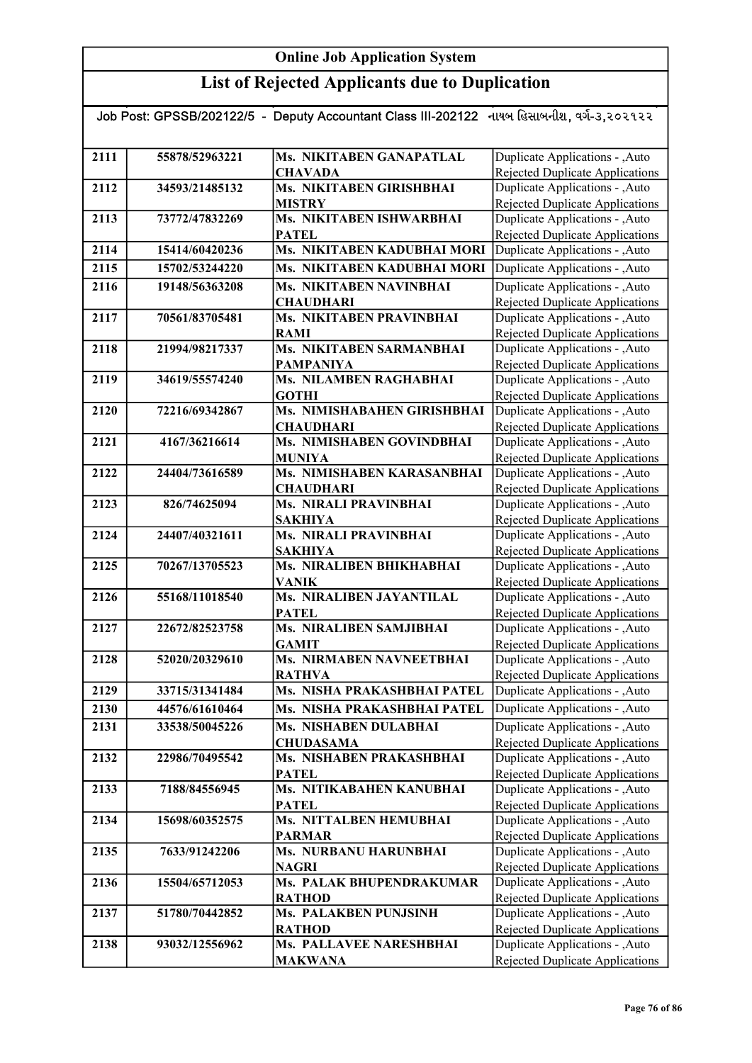# Online Job Application System

## List of Rejected Applicants due to Duplication

Job Post: GPSSB/202122/5 - Deputy Accountant Class III-202122 નાયબ હિસાબનીશ, વર્ગ-૩,૨૦૨૧૨૨

| | | | |
|---|---|---|---|
| 2111 | 55878/52963221 | Ms. NIKITABEN GANAPATLAL CHAVADA | Duplicate Applications - ,Auto Rejected Duplicate Applications |
| 2112 | 34593/21485132 | Ms. NIKITABEN GIRISHBHAI MISTRY | Duplicate Applications - ,Auto Rejected Duplicate Applications |
| 2113 | 73772/47832269 | Ms. NIKITABEN ISHWARBHAI PATEL | Duplicate Applications - ,Auto Rejected Duplicate Applications |
| 2114 | 15414/60420236 | Ms. NIKITABEN KADUBHAI MORI | Duplicate Applications - ,Auto |
| 2115 | 15702/53244220 | Ms. NIKITABEN KADUBHAI MORI | Duplicate Applications - ,Auto |
| 2116 | 19148/56363208 | Ms. NIKITABEN NAVINBHAI CHAUDHARI | Duplicate Applications - ,Auto Rejected Duplicate Applications |
| 2117 | 70561/83705481 | Ms. NIKITABEN PRAVINBHAI RAMI | Duplicate Applications - ,Auto Rejected Duplicate Applications |
| 2118 | 21994/98217337 | Ms. NIKITABEN SARMANBHAI PAMPANIYA | Duplicate Applications - ,Auto Rejected Duplicate Applications |
| 2119 | 34619/55574240 | Ms. NILAMBEN RAGHABHAI GOTHI | Duplicate Applications - ,Auto Rejected Duplicate Applications |
| 2120 | 72216/69342867 | Ms. NIMISHABAHEN GIRISHBHAI CHAUDHARI | Duplicate Applications - ,Auto Rejected Duplicate Applications |
| 2121 | 4167/36216614 | Ms. NIMISHABEN GOVINDBHAI MUNIYA | Duplicate Applications - ,Auto Rejected Duplicate Applications |
| 2122 | 24404/73616589 | Ms. NIMISHABEN KARASANBHAI CHAUDHARI | Duplicate Applications - ,Auto Rejected Duplicate Applications |
| 2123 | 826/74625094 | Ms. NIRALI PRAVINBHAI SAKHIYA | Duplicate Applications - ,Auto Rejected Duplicate Applications |
| 2124 | 24407/40321611 | Ms. NIRALI PRAVINBHAI SAKHIYA | Duplicate Applications - ,Auto Rejected Duplicate Applications |
| 2125 | 70267/13705523 | Ms. NIRALIBEN BHIKHABHAI VANIK | Duplicate Applications - ,Auto Rejected Duplicate Applications |
| 2126 | 55168/11018540 | Ms. NIRALIBEN JAYANTILAL PATEL | Duplicate Applications - ,Auto Rejected Duplicate Applications |
| 2127 | 22672/82523758 | Ms. NIRALIBEN SAMJIBHAI GAMIT | Duplicate Applications - ,Auto Rejected Duplicate Applications |
| 2128 | 52020/20329610 | Ms. NIRMABEN NAVNEETBHAI RATHVA | Duplicate Applications - ,Auto Rejected Duplicate Applications |
| 2129 | 33715/31341484 | Ms. NISHA PRAKASHBHAI PATEL | Duplicate Applications - ,Auto |
| 2130 | 44576/61610464 | Ms. NISHA PRAKASHBHAI PATEL | Duplicate Applications - ,Auto |
| 2131 | 33538/50045226 | Ms. NISHABEN DULABHAI CHUDASAMA | Duplicate Applications - ,Auto Rejected Duplicate Applications |
| 2132 | 22986/70495542 | Ms. NISHABEN PRAKASHBHAI PATEL | Duplicate Applications - ,Auto Rejected Duplicate Applications |
| 2133 | 7188/84556945 | Ms. NITIKABAHEN KANUBHAI PATEL | Duplicate Applications - ,Auto Rejected Duplicate Applications |
| 2134 | 15698/60352575 | Ms. NITTALBEN HEMUBHAI PARMAR | Duplicate Applications - ,Auto Rejected Duplicate Applications |
| 2135 | 7633/91242206 | Ms. NURBANU HARUNBHAI NAGRI | Duplicate Applications - ,Auto Rejected Duplicate Applications |
| 2136 | 15504/65712053 | Ms. PALAK BHUPENDRAKUMAR RATHOD | Duplicate Applications - ,Auto Rejected Duplicate Applications |
| 2137 | 51780/70442852 | Ms. PALAKBEN PUNJSINH RATHOD | Duplicate Applications - ,Auto Rejected Duplicate Applications |
| 2138 | 93032/12556962 | Ms. PALLAVEE NARESHBHAI MAKWANA | Duplicate Applications - ,Auto Rejected Duplicate Applications |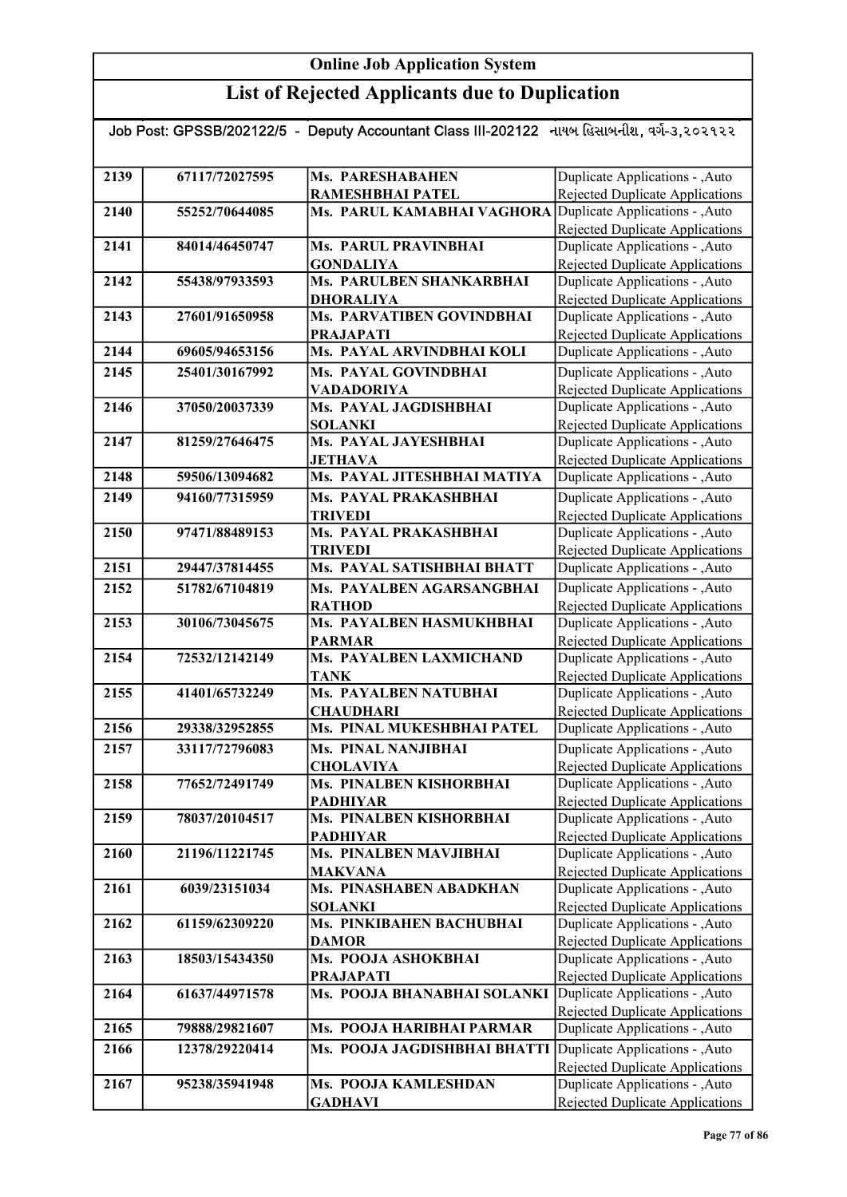# Online Job Application System

## List of Rejected Applicants due to Duplication

Job Post: GPSSB/202122/5 - Deputy Accountant Class III-202122 નાયબ હિસાબનીશ, વર્ગ-૩,૨૦૨૧૨૨

| | | | |
|---|---|---|---|
| 2139 | 67117/72027595 | Ms. PARESHABAHEN RAMESHBHAI PATEL | Duplicate Applications - ,Auto Rejected Duplicate Applications |
| 2140 | 55252/70644085 | Ms. PARUL KAMABHAI VAGHORA | Duplicate Applications - ,Auto Rejected Duplicate Applications |
| 2141 | 84014/46450747 | Ms. PARUL PRAVINBHAI GONDALIYA | Duplicate Applications - ,Auto Rejected Duplicate Applications |
| 2142 | 55438/97933593 | Ms. PARULBEN SHANKARBHAI DHORALIYA | Duplicate Applications - ,Auto Rejected Duplicate Applications |
| 2143 | 27601/91650958 | Ms. PARVATIBEN GOVINDBHAI PRAJAPATI | Duplicate Applications - ,Auto Rejected Duplicate Applications |
| 2144 | 69605/94653156 | Ms. PAYAL ARVINDBHAI KOLI | Duplicate Applications - ,Auto |
| 2145 | 25401/30167992 | Ms. PAYAL GOVINDBHAI VADADORIYA | Duplicate Applications - ,Auto Rejected Duplicate Applications |
| 2146 | 37050/20037339 | Ms. PAYAL JAGDISHBHAI SOLANKI | Duplicate Applications - ,Auto Rejected Duplicate Applications |
| 2147 | 81259/27646475 | Ms. PAYAL JAYESHBHAI JETHAVA | Duplicate Applications - ,Auto Rejected Duplicate Applications |
| 2148 | 59506/13094682 | Ms. PAYAL JITESHBHAI MATIYA | Duplicate Applications - ,Auto |
| 2149 | 94160/77315959 | Ms. PAYAL PRAKASHBHAI TRIVEDI | Duplicate Applications - ,Auto Rejected Duplicate Applications |
| 2150 | 97471/88489153 | Ms. PAYAL PRAKASHBHAI TRIVEDI | Duplicate Applications - ,Auto Rejected Duplicate Applications |
| 2151 | 29447/37814455 | Ms. PAYAL SATISHBHAI BHATT | Duplicate Applications - ,Auto |
| 2152 | 51782/67104819 | Ms. PAYALBEN AGARSANGBHAI RATHOD | Duplicate Applications - ,Auto Rejected Duplicate Applications |
| 2153 | 30106/73045675 | Ms. PAYALBEN HASMUKHBHAI PARMAR | Duplicate Applications - ,Auto Rejected Duplicate Applications |
| 2154 | 72532/12142149 | Ms. PAYALBEN LAXMICHAND TANK | Duplicate Applications - ,Auto Rejected Duplicate Applications |
| 2155 | 41401/65732249 | Ms. PAYALBEN NATUBHAI CHAUDHARI | Duplicate Applications - ,Auto Rejected Duplicate Applications |
| 2156 | 29338/32952855 | Ms. PINAL MUKESHBHAI PATEL | Duplicate Applications - ,Auto |
| 2157 | 33117/72796083 | Ms. PINAL NANJIBHAI CHOLAVIYA | Duplicate Applications - ,Auto Rejected Duplicate Applications |
| 2158 | 77652/72491749 | Ms. PINALBEN KISHORBHAI PADHIYAR | Duplicate Applications - ,Auto Rejected Duplicate Applications |
| 2159 | 78037/20104517 | Ms. PINALBEN KISHORBHAI PADHIYAR | Duplicate Applications - ,Auto Rejected Duplicate Applications |
| 2160 | 21196/11221745 | Ms. PINALBEN MAVJIBHAI MAKVANA | Duplicate Applications - ,Auto Rejected Duplicate Applications |
| 2161 | 6039/23151034 | Ms. PINASHABEN ABADKHAN SOLANKI | Duplicate Applications - ,Auto Rejected Duplicate Applications |
| 2162 | 61159/62309220 | Ms. PINKIBAHEN BACHUBHAI DAMOR | Duplicate Applications - ,Auto Rejected Duplicate Applications |
| 2163 | 18503/15434350 | Ms. POOJA ASHOKBHAI PRAJAPATI | Duplicate Applications - ,Auto Rejected Duplicate Applications |
| 2164 | 61637/44971578 | Ms. POOJA BHANABHAI SOLANKI | Duplicate Applications - ,Auto Rejected Duplicate Applications |
| 2165 | 79888/29821607 | Ms. POOJA HARIBHAI PARMAR | Duplicate Applications - ,Auto |
| 2166 | 12378/29220414 | Ms. POOJA JAGDISHBHAI BHATTI | Duplicate Applications - ,Auto Rejected Duplicate Applications |
| 2167 | 95238/35941948 | Ms. POOJA KAMLESHDAN GADHAVI | Duplicate Applications - ,Auto Rejected Duplicate Applications |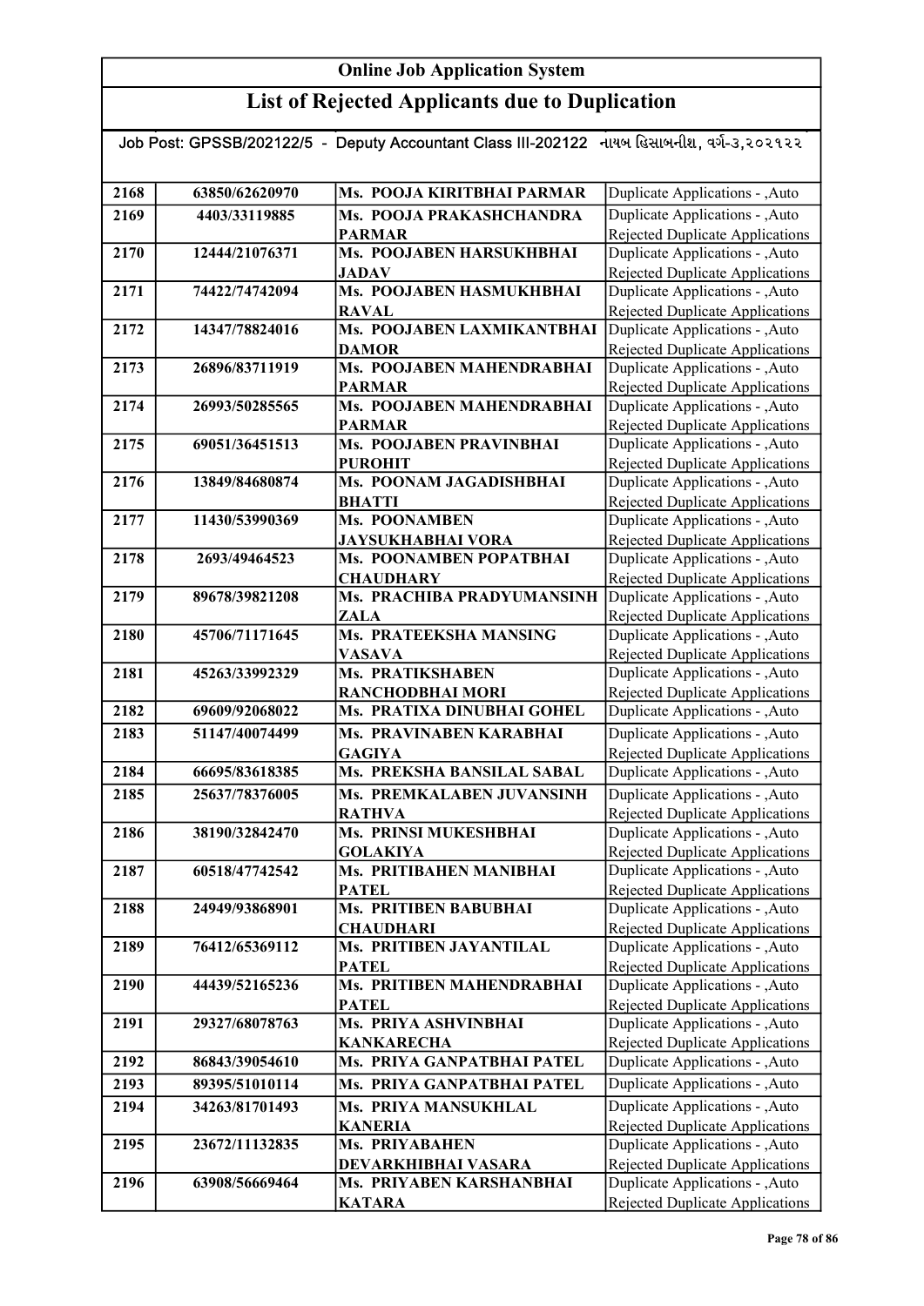# Online Job Application System

## List of Rejected Applicants due to Duplication

Job Post: GPSSB/202122/5 - Deputy Accountant Class III-202122 નાયબ હિસાબનીશ, વર્ગ-૩,૨૦૨૧૨૨

| | | | |
|---|---|---|---|
| 2168 | 63850/62620970 | Ms. POOJA KIRITBHAI PARMAR | Duplicate Applications - ,Auto |
| 2169 | 4403/33119885 | Ms. POOJA PRAKASHCHANDRA PARMAR | Duplicate Applications - ,Auto Rejected Duplicate Applications |
| 2170 | 12444/21076371 | Ms. POOJABEN HARSUKHBHAI JADAV | Duplicate Applications - ,Auto Rejected Duplicate Applications |
| 2171 | 74422/74742094 | Ms. POOJABEN HASMUKHBHAI RAVAL | Duplicate Applications - ,Auto Rejected Duplicate Applications |
| 2172 | 14347/78824016 | Ms. POOJABEN LAXMIKANTBHAI DAMOR | Duplicate Applications - ,Auto Rejected Duplicate Applications |
| 2173 | 26896/83711919 | Ms. POOJABEN MAHENDRABHAI PARMAR | Duplicate Applications - ,Auto Rejected Duplicate Applications |
| 2174 | 26993/50285565 | Ms. POOJABEN MAHENDRABHAI PARMAR | Duplicate Applications - ,Auto Rejected Duplicate Applications |
| 2175 | 69051/36451513 | Ms. POOJABEN PRAVINBHAI PUROHIT | Duplicate Applications - ,Auto Rejected Duplicate Applications |
| 2176 | 13849/84680874 | Ms. POONAM JAGADISHBHAI BHATTI | Duplicate Applications - ,Auto Rejected Duplicate Applications |
| 2177 | 11430/53990369 | Ms. POONAMBEN JAYSUKHABHAI VORA | Duplicate Applications - ,Auto Rejected Duplicate Applications |
| 2178 | 2693/49464523 | Ms. POONAMBEN POPATBHAI CHAUDHARY | Duplicate Applications - ,Auto Rejected Duplicate Applications |
| 2179 | 89678/39821208 | Ms. PRACHIBA PRADYUMANSINH ZALA | Duplicate Applications - ,Auto Rejected Duplicate Applications |
| 2180 | 45706/71171645 | Ms. PRATEEKSHA MANSING VASAVA | Duplicate Applications - ,Auto Rejected Duplicate Applications |
| 2181 | 45263/33992329 | Ms. PRATIKSHABEN RANCHODBHAI MORI | Duplicate Applications - ,Auto Rejected Duplicate Applications |
| 2182 | 69609/92068022 | Ms. PRATIXA DINUBHAI GOHEL | Duplicate Applications - ,Auto |
| 2183 | 51147/40074499 | Ms. PRAVINABEN KARABHAI GAGIYA | Duplicate Applications - ,Auto Rejected Duplicate Applications |
| 2184 | 66695/83618385 | Ms. PREKSHA BANSILAL SABAL | Duplicate Applications - ,Auto |
| 2185 | 25637/78376005 | Ms. PREMKALABEN JUVANSINH RATHVA | Duplicate Applications - ,Auto Rejected Duplicate Applications |
| 2186 | 38190/32842470 | Ms. PRINSI MUKESHBHAI GOLAKIYA | Duplicate Applications - ,Auto Rejected Duplicate Applications |
| 2187 | 60518/47742542 | Ms. PRITIBAHEN MANIBHAI PATEL | Duplicate Applications - ,Auto Rejected Duplicate Applications |
| 2188 | 24949/93868901 | Ms. PRITIBEN BABUBHAI CHAUDHARI | Duplicate Applications - ,Auto Rejected Duplicate Applications |
| 2189 | 76412/65369112 | Ms. PRITIBEN JAYANTILAL PATEL | Duplicate Applications - ,Auto Rejected Duplicate Applications |
| 2190 | 44439/52165236 | Ms. PRITIBEN MAHENDRABHAI PATEL | Duplicate Applications - ,Auto Rejected Duplicate Applications |
| 2191 | 29327/68078763 | Ms. PRIYA ASHVINBHAI KANKARECHA | Duplicate Applications - ,Auto Rejected Duplicate Applications |
| 2192 | 86843/39054610 | Ms. PRIYA GANPATBHAI PATEL | Duplicate Applications - ,Auto |
| 2193 | 89395/51010114 | Ms. PRIYA GANPATBHAI PATEL | Duplicate Applications - ,Auto |
| 2194 | 34263/81701493 | Ms. PRIYA MANSUKHLAL KANERIA | Duplicate Applications - ,Auto Rejected Duplicate Applications |
| 2195 | 23672/11132835 | Ms. PRIYABAHEN DEVARKHIBHAI VASARA | Duplicate Applications - ,Auto Rejected Duplicate Applications |
| 2196 | 63908/56669464 | Ms. PRIYABEN KARSHANBHAI KATARA | Duplicate Applications - ,Auto Rejected Duplicate Applications |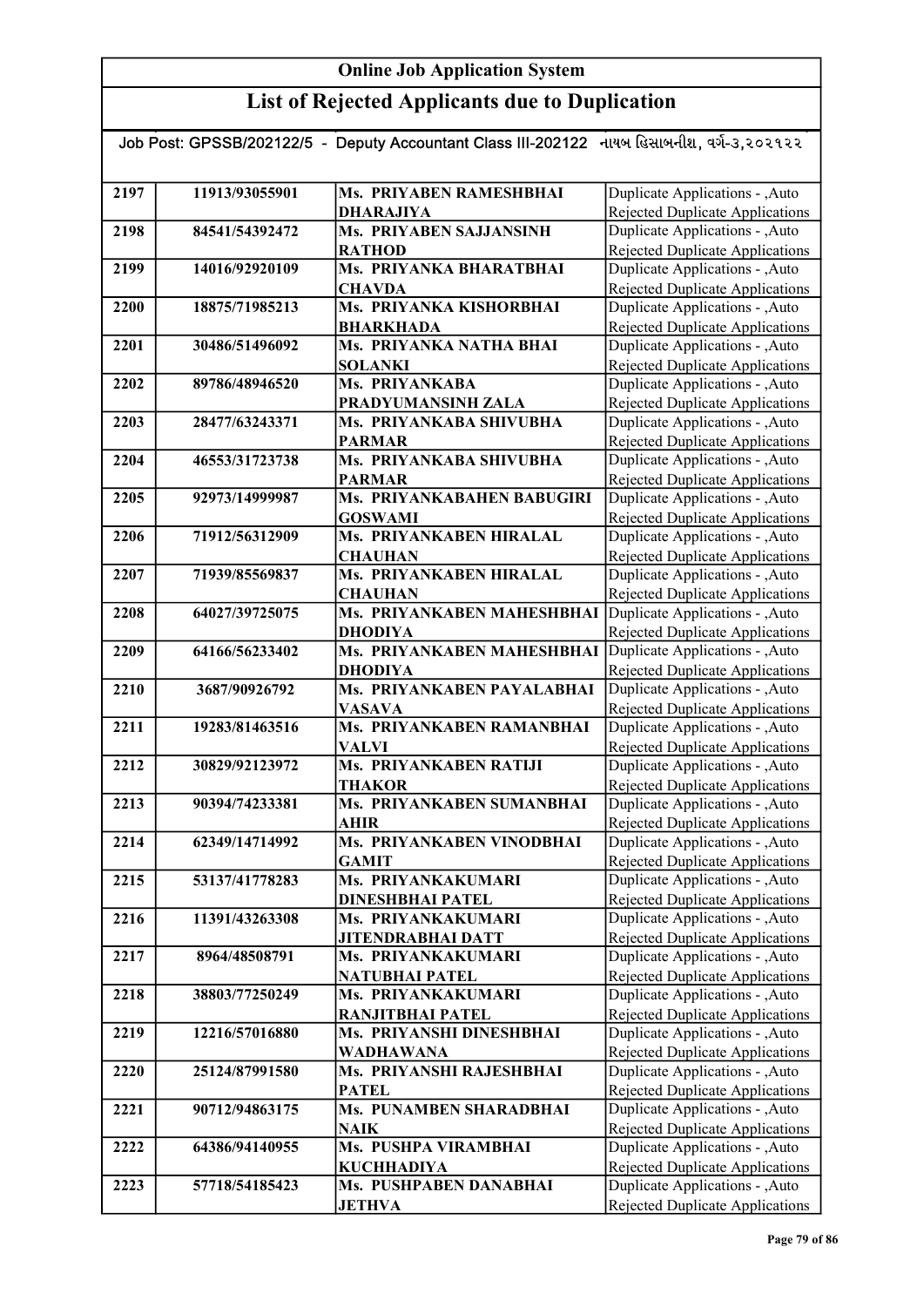# Online Job Application System

## List of Rejected Applicants due to Duplication

Job Post: GPSSB/202122/5 - Deputy Accountant Class III-202122 નાયબ હિસાબનીશ, વર્ગ-૩,૨૦૨૧૨૨

| | | | |
|---|---|---|---|
| 2197 | 11913/93055901 | Ms. PRIYABEN RAMESHBHAI DHARAJIYA | Duplicate Applications - ,Auto Rejected Duplicate Applications |
| 2198 | 84541/54392472 | Ms. PRIYABEN SAJJANSINH RATHOD | Duplicate Applications - ,Auto Rejected Duplicate Applications |
| 2199 | 14016/92920109 | Ms. PRIYANKA BHARATBHAI CHAVDA | Duplicate Applications - ,Auto Rejected Duplicate Applications |
| 2200 | 18875/71985213 | Ms. PRIYANKA KISHORBHAI BHARKHADA | Duplicate Applications - ,Auto Rejected Duplicate Applications |
| 2201 | 30486/51496092 | Ms. PRIYANKA NATHA BHAI SOLANKI | Duplicate Applications - ,Auto Rejected Duplicate Applications |
| 2202 | 89786/48946520 | Ms. PRIYANKABA PRADYUMANSINH ZALA | Duplicate Applications - ,Auto Rejected Duplicate Applications |
| 2203 | 28477/63243371 | Ms. PRIYANKABA SHIVUBHA PARMAR | Duplicate Applications - ,Auto Rejected Duplicate Applications |
| 2204 | 46553/31723738 | Ms. PRIYANKABA SHIVUBHA PARMAR | Duplicate Applications - ,Auto Rejected Duplicate Applications |
| 2205 | 92973/14999987 | Ms. PRIYANKABAHEN BABUGIRI GOSWAMI | Duplicate Applications - ,Auto Rejected Duplicate Applications |
| 2206 | 71912/56312909 | Ms. PRIYANKABEN HIRALAL CHAUHAN | Duplicate Applications - ,Auto Rejected Duplicate Applications |
| 2207 | 71939/85569837 | Ms. PRIYANKABEN HIRALAL CHAUHAN | Duplicate Applications - ,Auto Rejected Duplicate Applications |
| 2208 | 64027/39725075 | Ms. PRIYANKABEN MAHESHBHAI DHODIYA | Duplicate Applications - ,Auto Rejected Duplicate Applications |
| 2209 | 64166/56233402 | Ms. PRIYANKABEN MAHESHBHAI DHODIYA | Duplicate Applications - ,Auto Rejected Duplicate Applications |
| 2210 | 3687/90926792 | Ms. PRIYANKABEN PAYALABHAI VASAVA | Duplicate Applications - ,Auto Rejected Duplicate Applications |
| 2211 | 19283/81463516 | Ms. PRIYANKABEN RAMANBHAI VALVI | Duplicate Applications - ,Auto Rejected Duplicate Applications |
| 2212 | 30829/92123972 | Ms. PRIYANKABEN RATIJI THAKOR | Duplicate Applications - ,Auto Rejected Duplicate Applications |
| 2213 | 90394/74233381 | Ms. PRIYANKABEN SUMANBHAI AHIR | Duplicate Applications - ,Auto Rejected Duplicate Applications |
| 2214 | 62349/14714992 | Ms. PRIYANKABEN VINODBHAI GAMIT | Duplicate Applications - ,Auto Rejected Duplicate Applications |
| 2215 | 53137/41778283 | Ms. PRIYANKAKUMARI DINESHBHAI PATEL | Duplicate Applications - ,Auto Rejected Duplicate Applications |
| 2216 | 11391/43263308 | Ms. PRIYANKAKUMARI JITENDRABHAI DATT | Duplicate Applications - ,Auto Rejected Duplicate Applications |
| 2217 | 8964/48508791 | Ms. PRIYANKAKUMARI NATUBHAI PATEL | Duplicate Applications - ,Auto Rejected Duplicate Applications |
| 2218 | 38803/77250249 | Ms. PRIYANKAKUMARI RANJITBHAI PATEL | Duplicate Applications - ,Auto Rejected Duplicate Applications |
| 2219 | 12216/57016880 | Ms. PRIYANSHI DINESHBHAI WADHAWANA | Duplicate Applications - ,Auto Rejected Duplicate Applications |
| 2220 | 25124/87991580 | Ms. PRIYANSHI RAJESHBHAI PATEL | Duplicate Applications - ,Auto Rejected Duplicate Applications |
| 2221 | 90712/94863175 | Ms. PUNAMBEN SHARADBHAI NAIK | Duplicate Applications - ,Auto Rejected Duplicate Applications |
| 2222 | 64386/94140955 | Ms. PUSHPA VIRAMBHAI KUCHHADIYA | Duplicate Applications - ,Auto Rejected Duplicate Applications |
| 2223 | 57718/54185423 | Ms. PUSHPABEN DANABHAI JETHVA | Duplicate Applications - ,Auto Rejected Duplicate Applications |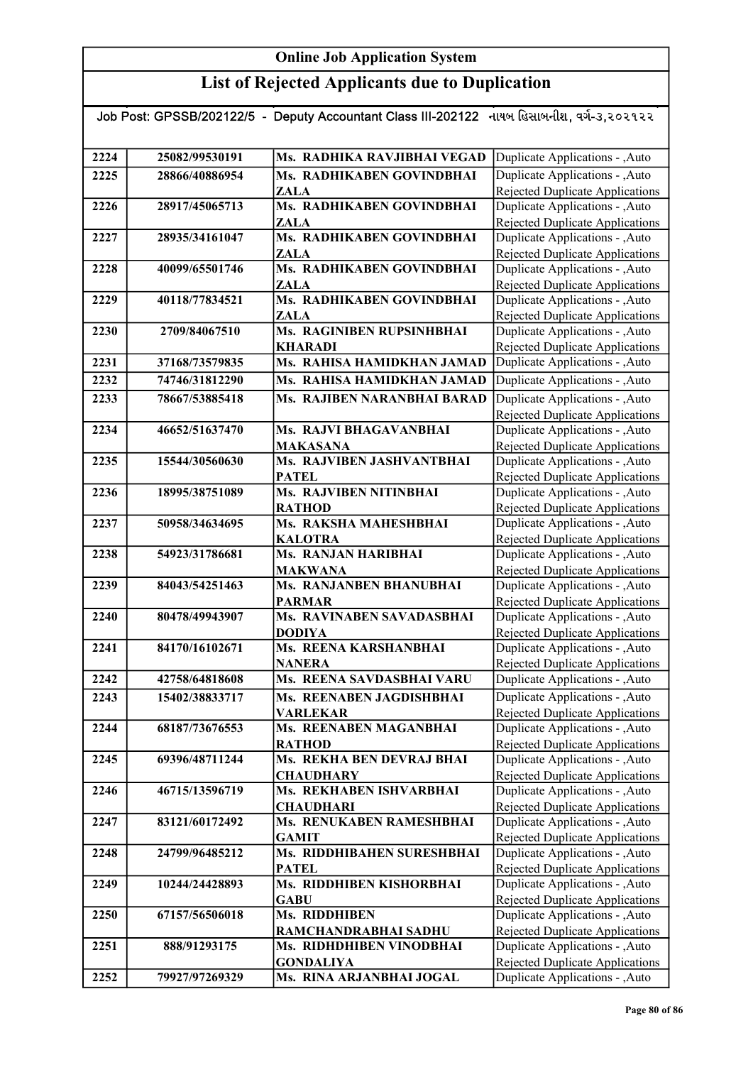# Online Job Application System

## List of Rejected Applicants due to Duplication

Job Post: GPSSB/202122/5 - Deputy Accountant Class III-202122 નાયબ હિસાબનીશ, વર્ગ-૩,૨૦૨૧૨૨

| | | | |
|---|---|---|---|
| 2224 | 25082/99530191 | Ms. RADHIKA RAVJIBHAI VEGAD | Duplicate Applications - ,Auto |
| 2225 | 28866/40886954 | Ms. RADHIKABEN GOVINDBHAI ZALA | Duplicate Applications - ,Auto Rejected Duplicate Applications |
| 2226 | 28917/45065713 | Ms. RADHIKABEN GOVINDBHAI ZALA | Duplicate Applications - ,Auto Rejected Duplicate Applications |
| 2227 | 28935/34161047 | Ms. RADHIKABEN GOVINDBHAI ZALA | Duplicate Applications - ,Auto Rejected Duplicate Applications |
| 2228 | 40099/65501746 | Ms. RADHIKABEN GOVINDBHAI ZALA | Duplicate Applications - ,Auto Rejected Duplicate Applications |
| 2229 | 40118/77834521 | Ms. RADHIKABEN GOVINDBHAI ZALA | Duplicate Applications - ,Auto Rejected Duplicate Applications |
| 2230 | 2709/84067510 | Ms. RAGINIBEN RUPSINHBHAI KHARADI | Duplicate Applications - ,Auto Rejected Duplicate Applications |
| 2231 | 37168/73579835 | Ms. RAHISA HAMIDKHAN JAMAD | Duplicate Applications - ,Auto |
| 2232 | 74746/31812290 | Ms. RAHISA HAMIDKHAN JAMAD | Duplicate Applications - ,Auto |
| 2233 | 78667/53885418 | Ms. RAJIBEN NARANBHAI BARAD | Duplicate Applications - ,Auto Rejected Duplicate Applications |
| 2234 | 46652/51637470 | Ms. RAJVI BHAGAVANBHAI MAKASANA | Duplicate Applications - ,Auto Rejected Duplicate Applications |
| 2235 | 15544/30560630 | Ms. RAJVIBEN JASHVANTBHAI PATEL | Duplicate Applications - ,Auto Rejected Duplicate Applications |
| 2236 | 18995/38751089 | Ms. RAJVIBEN NITINBHAI RATHOD | Duplicate Applications - ,Auto Rejected Duplicate Applications |
| 2237 | 50958/34634695 | Ms. RAKSHA MAHESHBHAI KALOTRA | Duplicate Applications - ,Auto Rejected Duplicate Applications |
| 2238 | 54923/31786681 | Ms. RANJAN HARIBHAI MAKWANA | Duplicate Applications - ,Auto Rejected Duplicate Applications |
| 2239 | 84043/54251463 | Ms. RANJANBEN BHANUBHAI PARMAR | Duplicate Applications - ,Auto Rejected Duplicate Applications |
| 2240 | 80478/49943907 | Ms. RAVINABEN SAVADASBHAI DODIYA | Duplicate Applications - ,Auto Rejected Duplicate Applications |
| 2241 | 84170/16102671 | Ms. REENA KARSHANBHAI NANERA | Duplicate Applications - ,Auto Rejected Duplicate Applications |
| 2242 | 42758/64818608 | Ms. REENA SAVDASBHAI VARU | Duplicate Applications - ,Auto |
| 2243 | 15402/38833717 | Ms. REENABEN JAGDISHBHAI VARLEKAR | Duplicate Applications - ,Auto Rejected Duplicate Applications |
| 2244 | 68187/73676553 | Ms. REENABEN MAGANBHAI RATHOD | Duplicate Applications - ,Auto Rejected Duplicate Applications |
| 2245 | 69396/48711244 | Ms. REKHA BEN DEVRAJ BHAI CHAUDHARY | Duplicate Applications - ,Auto Rejected Duplicate Applications |
| 2246 | 46715/13596719 | Ms. REKHABEN ISHVARBHAI CHAUDHARI | Duplicate Applications - ,Auto Rejected Duplicate Applications |
| 2247 | 83121/60172492 | Ms. RENUKABEN RAMESHBHAI GAMIT | Duplicate Applications - ,Auto Rejected Duplicate Applications |
| 2248 | 24799/96485212 | Ms. RIDDHIBAHEN SURESHBHAI PATEL | Duplicate Applications - ,Auto Rejected Duplicate Applications |
| 2249 | 10244/24428893 | Ms. RIDDHIBEN KISHORBHAI GABU | Duplicate Applications - ,Auto Rejected Duplicate Applications |
| 2250 | 67157/56506018 | Ms. RIDDHIBEN RAMCHANDRABHAI SADHU | Duplicate Applications - ,Auto Rejected Duplicate Applications |
| 2251 | 888/91293175 | Ms. RIDHDHIBEN VINODBHAI GONDALIYA | Duplicate Applications - ,Auto Rejected Duplicate Applications |
| 2252 | 79927/97269329 | Ms. RINA ARJANBHAI JOGAL | Duplicate Applications - ,Auto |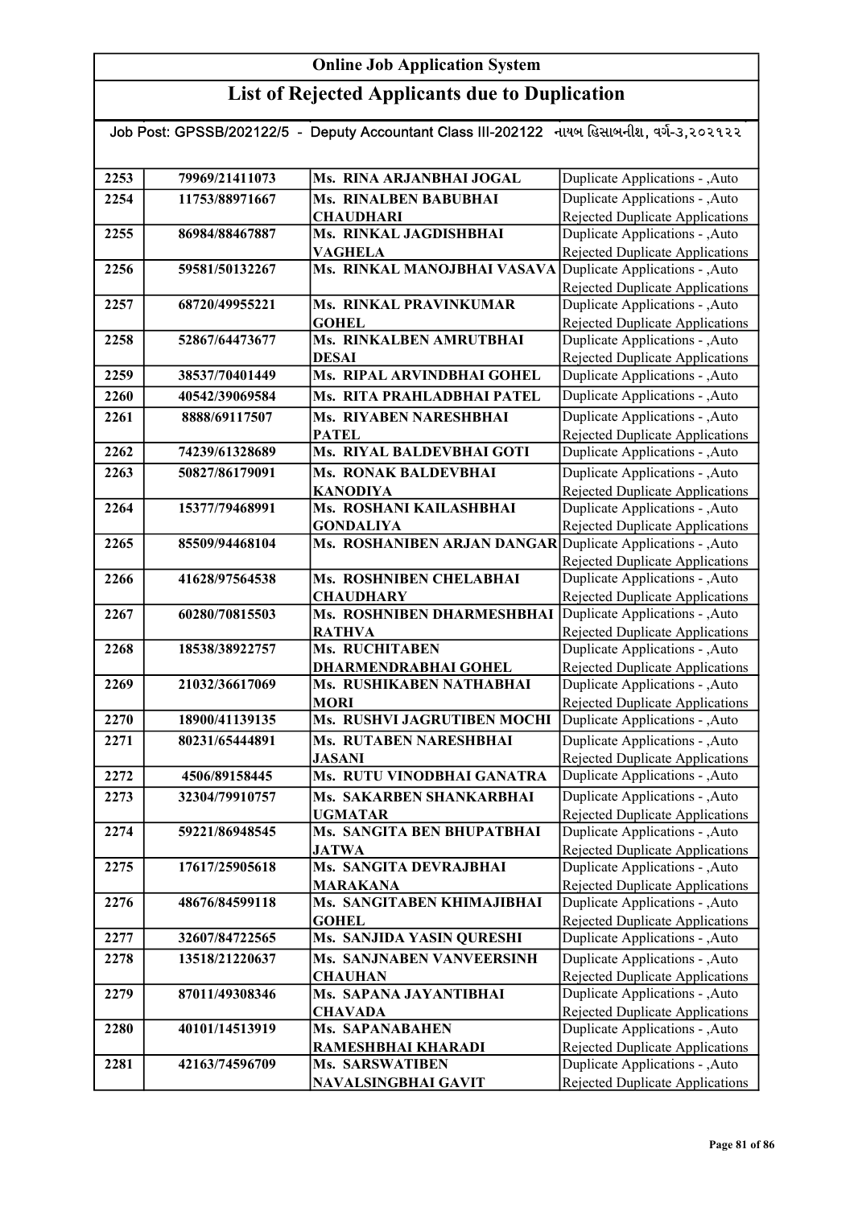# Online Job Application System

## List of Rejected Applicants due to Duplication

Job Post: GPSSB/202122/5 - Deputy Accountant Class III-202122 નાયબ હિસાબનીશ, વર્ગ-૩,૨૦૨૧૨૨

| | | | |
|---|---|---|---|
| 2253 | 79969/21411073 | Ms. RINA ARJANBHAI JOGAL | Duplicate Applications - ,Auto |
| 2254 | 11753/88971667 | Ms. RINALBEN BABUBHAI CHAUDHARI | Duplicate Applications - ,Auto Rejected Duplicate Applications |
| 2255 | 86984/88467887 | Ms. RINKAL JAGDISHBHAI VAGHELA | Duplicate Applications - ,Auto Rejected Duplicate Applications |
| 2256 | 59581/50132267 | Ms. RINKAL MANOJBHAI VASAVA | Duplicate Applications - ,Auto Rejected Duplicate Applications |
| 2257 | 68720/49955221 | Ms. RINKAL PRAVINKUMAR GOHEL | Duplicate Applications - ,Auto Rejected Duplicate Applications |
| 2258 | 52867/64473677 | Ms. RINKALBEN AMRUTBHAI DESAI | Duplicate Applications - ,Auto Rejected Duplicate Applications |
| 2259 | 38537/70401449 | Ms. RIPAL ARVINDBHAI GOHEL | Duplicate Applications - ,Auto |
| 2260 | 40542/39069584 | Ms. RITA PRAHLADBHAI PATEL | Duplicate Applications - ,Auto |
| 2261 | 8888/69117507 | Ms. RIYABEN NARESHBHAI PATEL | Duplicate Applications - ,Auto Rejected Duplicate Applications |
| 2262 | 74239/61328689 | Ms. RIYAL BALDEVBHAI GOTI | Duplicate Applications - ,Auto |
| 2263 | 50827/86179091 | Ms. RONAK BALDEVBHAI KANODIYA | Duplicate Applications - ,Auto Rejected Duplicate Applications |
| 2264 | 15377/79468991 | Ms. ROSHANI KAILASHBHAI GONDALIYA | Duplicate Applications - ,Auto Rejected Duplicate Applications |
| 2265 | 85509/94468104 | Ms. ROSHANIBEN ARJAN DANGAR | Duplicate Applications - ,Auto Rejected Duplicate Applications |
| 2266 | 41628/97564538 | Ms. ROSHNIBEN CHELABHAI CHAUDHARY | Duplicate Applications - ,Auto Rejected Duplicate Applications |
| 2267 | 60280/70815503 | Ms. ROSHNIBEN DHARMESHBHAI RATHVA | Duplicate Applications - ,Auto Rejected Duplicate Applications |
| 2268 | 18538/38922757 | Ms. RUCHITABEN DHARMENDRABHAI GOHEL | Duplicate Applications - ,Auto Rejected Duplicate Applications |
| 2269 | 21032/36617069 | Ms. RUSHIKABEN NATHABHAI MORI | Duplicate Applications - ,Auto Rejected Duplicate Applications |
| 2270 | 18900/41139135 | Ms. RUSHVI JAGRUTIBEN MOCHI | Duplicate Applications - ,Auto |
| 2271 | 80231/65444891 | Ms. RUTABEN NARESHBHAI JASANI | Duplicate Applications - ,Auto Rejected Duplicate Applications |
| 2272 | 4506/89158445 | Ms. RUTU VINODBHAI GANATRA | Duplicate Applications - ,Auto |
| 2273 | 32304/79910757 | Ms. SAKARBEN SHANKARBHAI UGMATAR | Duplicate Applications - ,Auto Rejected Duplicate Applications |
| 2274 | 59221/86948545 | Ms. SANGITA BEN BHUPATBHAI JATWA | Duplicate Applications - ,Auto Rejected Duplicate Applications |
| 2275 | 17617/25905618 | Ms. SANGITA DEVRAJBHAI MARAKANA | Duplicate Applications - ,Auto Rejected Duplicate Applications |
| 2276 | 48676/84599118 | Ms. SANGITABEN KHIMAJIBHAI GOHEL | Duplicate Applications - ,Auto Rejected Duplicate Applications |
| 2277 | 32607/84722565 | Ms. SANJIDA YASIN QURESHI | Duplicate Applications - ,Auto |
| 2278 | 13518/21220637 | Ms. SANJNABEN VANVEERSINH CHAUHAN | Duplicate Applications - ,Auto Rejected Duplicate Applications |
| 2279 | 87011/49308346 | Ms. SAPANA JAYANTIBHAI CHAVADA | Duplicate Applications - ,Auto Rejected Duplicate Applications |
| 2280 | 40101/14513919 | Ms. SAPANABAHEN RAMESHBHAI KHARADI | Duplicate Applications - ,Auto Rejected Duplicate Applications |
| 2281 | 42163/74596709 | Ms. SARSWATIBEN NAVALSINGBHAI GAVIT | Duplicate Applications - ,Auto Rejected Duplicate Applications |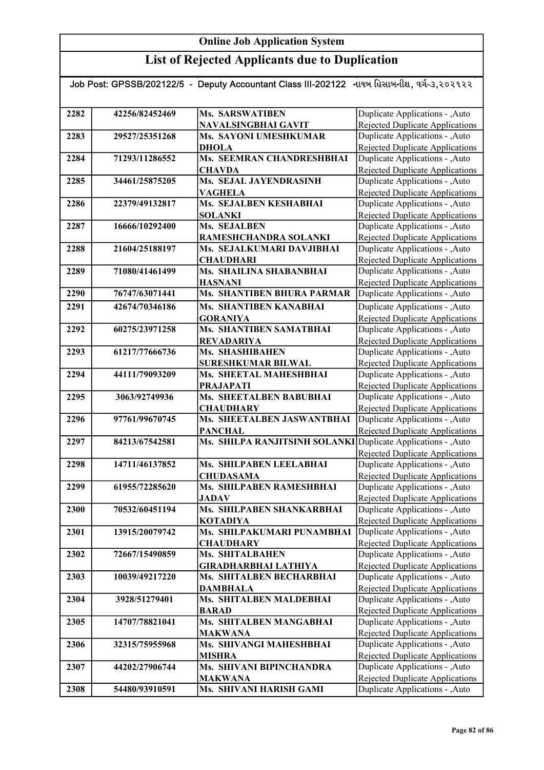# Online Job Application System

## List of Rejected Applicants due to Duplication

Job Post: GPSSB/202122/5 - Deputy Accountant Class III-202122 નાયબ હિસાબનીશ, વર્ગ-૩,૨૦૨૧૨૨

| | | | |
|---|---|---|---|
| 2282 | 42256/82452469 | Ms. SARSWATIBEN NAVALSINGBHAI GAVIT | Duplicate Applications - ,Auto Rejected Duplicate Applications |
| 2283 | 29527/25351268 | Ms. SAYONI UMESHKUMAR DHOLA | Duplicate Applications - ,Auto Rejected Duplicate Applications |
| 2284 | 71293/11286552 | Ms. SEEMRAN CHANDRESHBHAI CHAVDA | Duplicate Applications - ,Auto Rejected Duplicate Applications |
| 2285 | 34461/25875205 | Ms. SEJAL JAYENDRASINH VAGHELA | Duplicate Applications - ,Auto Rejected Duplicate Applications |
| 2286 | 22379/49132817 | Ms. SEJALBEN KESHABHAI SOLANKI | Duplicate Applications - ,Auto Rejected Duplicate Applications |
| 2287 | 16666/10292400 | Ms. SEJALBEN RAMESHCHANDRA SOLANKI | Duplicate Applications - ,Auto Rejected Duplicate Applications |
| 2288 | 21604/25188197 | Ms. SEJALKUMARI DAVJIBHAI CHAUDHARI | Duplicate Applications - ,Auto Rejected Duplicate Applications |
| 2289 | 71080/41461499 | Ms. SHAILINA SHABANBHAI HASNANI | Duplicate Applications - ,Auto Rejected Duplicate Applications |
| 2290 | 76747/63071441 | Ms. SHANTIBEN BHURA PARMAR | Duplicate Applications - ,Auto |
| 2291 | 42674/70346186 | Ms. SHANTIBEN KANABHAI GORANIYA | Duplicate Applications - ,Auto Rejected Duplicate Applications |
| 2292 | 60275/23971258 | Ms. SHANTIBEN SAMATBHAI REVADARIYA | Duplicate Applications - ,Auto Rejected Duplicate Applications |
| 2293 | 61217/77666736 | Ms. SHASHIBAHEN SURESHKUMAR BILWAL | Duplicate Applications - ,Auto Rejected Duplicate Applications |
| 2294 | 44111/79093209 | Ms. SHEETAL MAHESHBHAI PRAJAPATI | Duplicate Applications - ,Auto Rejected Duplicate Applications |
| 2295 | 3063/92749936 | Ms. SHEETALBEN BABUBHAI CHAUDHARY | Duplicate Applications - ,Auto Rejected Duplicate Applications |
| 2296 | 97761/99670745 | Ms. SHEETALBEN JASWANTBHAI PANCHAL | Duplicate Applications - ,Auto Rejected Duplicate Applications |
| 2297 | 84213/67542581 | Ms. SHILPA RANJITSINH SOLANKI | Duplicate Applications - ,Auto Rejected Duplicate Applications |
| 2298 | 14711/46137852 | Ms. SHILPABEN LEELABHAI CHUDASAMA | Duplicate Applications - ,Auto Rejected Duplicate Applications |
| 2299 | 61955/72285620 | Ms. SHILPABEN RAMESHBHAI JADAV | Duplicate Applications - ,Auto Rejected Duplicate Applications |
| 2300 | 70532/60451194 | Ms. SHILPABEN SHANKARBHAI KOTADIYA | Duplicate Applications - ,Auto Rejected Duplicate Applications |
| 2301 | 13915/20079742 | Ms. SHILPAKUMARI PUNAMBHAI CHAUDHARY | Duplicate Applications - ,Auto Rejected Duplicate Applications |
| 2302 | 72667/15490859 | Ms. SHITALBAHEN GIRADHARBHAI LATHIYA | Duplicate Applications - ,Auto Rejected Duplicate Applications |
| 2303 | 10039/49217220 | Ms. SHITALBEN BECHARBHAI DAMBHALA | Duplicate Applications - ,Auto Rejected Duplicate Applications |
| 2304 | 3928/51279401 | Ms. SHITALBEN MALDEBHAI BARAD | Duplicate Applications - ,Auto Rejected Duplicate Applications |
| 2305 | 14707/78821041 | Ms. SHITALBEN MANGABHAI MAKWANA | Duplicate Applications - ,Auto Rejected Duplicate Applications |
| 2306 | 32315/75955968 | Ms. SHIVANGI MAHESHBHAI MISHRA | Duplicate Applications - ,Auto Rejected Duplicate Applications |
| 2307 | 44202/27906744 | Ms. SHIVANI BIPINCHANDRA MAKWANA | Duplicate Applications - ,Auto Rejected Duplicate Applications |
| 2308 | 54480/93910591 | Ms. SHIVANI HARISH GAMI | Duplicate Applications - ,Auto |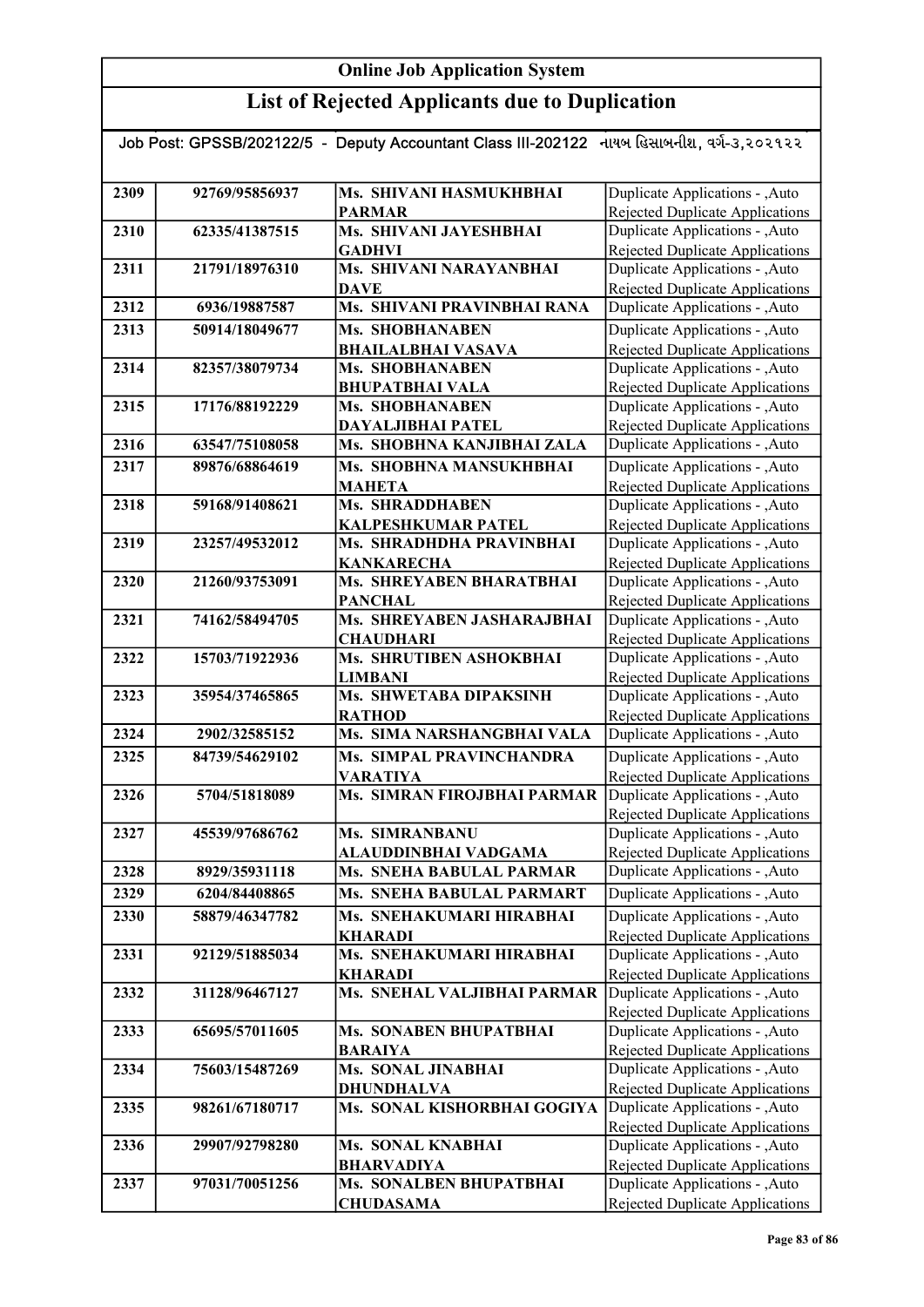# Online Job Application System

## List of Rejected Applicants due to Duplication

Job Post: GPSSB/202122/5 - Deputy Accountant Class III-202122 નાયબ હિસાબનીશ, વર્ગ-૩,૨૦૨૧૨૨

| | | | |
|---|---|---|---|
| 2309 | 92769/95856937 | Ms. SHIVANI HASMUKHBHAI PARMAR | Duplicate Applications - ,Auto Rejected Duplicate Applications |
| 2310 | 62335/41387515 | Ms. SHIVANI JAYESHBHAI GADHVI | Duplicate Applications - ,Auto Rejected Duplicate Applications |
| 2311 | 21791/18976310 | Ms. SHIVANI NARAYANBHAI DAVE | Duplicate Applications - ,Auto Rejected Duplicate Applications |
| 2312 | 6936/19887587 | Ms. SHIVANI PRAVINBHAI RANA | Duplicate Applications - ,Auto |
| 2313 | 50914/18049677 | Ms. SHOBHANABEN BHAILALBHAI VASAVA | Duplicate Applications - ,Auto Rejected Duplicate Applications |
| 2314 | 82357/38079734 | Ms. SHOBHANABEN BHUPATBHAI VALA | Duplicate Applications - ,Auto Rejected Duplicate Applications |
| 2315 | 17176/88192229 | Ms. SHOBHANABEN DAYALJIBHAI PATEL | Duplicate Applications - ,Auto Rejected Duplicate Applications |
| 2316 | 63547/75108058 | Ms. SHOBHNA KANJIBHAI ZALA | Duplicate Applications - ,Auto |
| 2317 | 89876/68864619 | Ms. SHOBHNA MANSUKHBHAI MAHETA | Duplicate Applications - ,Auto Rejected Duplicate Applications |
| 2318 | 59168/91408621 | Ms. SHRADDHABEN KALPESHKUMAR PATEL | Duplicate Applications - ,Auto Rejected Duplicate Applications |
| 2319 | 23257/49532012 | Ms. SHRADHDHA PRAVINBHAI KANKARECHA | Duplicate Applications - ,Auto Rejected Duplicate Applications |
| 2320 | 21260/93753091 | Ms. SHREYABEN BHARATBHAI PANCHAL | Duplicate Applications - ,Auto Rejected Duplicate Applications |
| 2321 | 74162/58494705 | Ms. SHREYABEN JASHARAJBHAI CHAUDHARI | Duplicate Applications - ,Auto Rejected Duplicate Applications |
| 2322 | 15703/71922936 | Ms. SHRUTIBEN ASHOKBHAI LIMBANI | Duplicate Applications - ,Auto Rejected Duplicate Applications |
| 2323 | 35954/37465865 | Ms. SHWETABA DIPAKSINH RATHOD | Duplicate Applications - ,Auto Rejected Duplicate Applications |
| 2324 | 2902/32585152 | Ms. SIMA NARSHANGBHAI VALA | Duplicate Applications - ,Auto |
| 2325 | 84739/54629102 | Ms. SIMPAL PRAVINCHANDRA VARATIYA | Duplicate Applications - ,Auto Rejected Duplicate Applications |
| 2326 | 5704/51818089 | Ms. SIMRAN FIROJBHAI PARMAR | Duplicate Applications - ,Auto Rejected Duplicate Applications |
| 2327 | 45539/97686762 | Ms. SIMRANBANU ALAUDDINBHAI VADGAMA | Duplicate Applications - ,Auto Rejected Duplicate Applications |
| 2328 | 8929/35931118 | Ms. SNEHA BABULAL PARMAR | Duplicate Applications - ,Auto |
| 2329 | 6204/84408865 | Ms. SNEHA BABULAL PARMART | Duplicate Applications - ,Auto |
| 2330 | 58879/46347782 | Ms. SNEHAKUMARI HIRABHAI KHARADI | Duplicate Applications - ,Auto Rejected Duplicate Applications |
| 2331 | 92129/51885034 | Ms. SNEHAKUMARI HIRABHAI KHARADI | Duplicate Applications - ,Auto Rejected Duplicate Applications |
| 2332 | 31128/96467127 | Ms. SNEHAL VALJIBHAI PARMAR | Duplicate Applications - ,Auto Rejected Duplicate Applications |
| 2333 | 65695/57011605 | Ms. SONABEN BHUPATBHAI BARAIYA | Duplicate Applications - ,Auto Rejected Duplicate Applications |
| 2334 | 75603/15487269 | Ms. SONAL JINABHAI DHUNDHALVA | Duplicate Applications - ,Auto Rejected Duplicate Applications |
| 2335 | 98261/67180717 | Ms. SONAL KISHORBHAI GOGIYA | Duplicate Applications - ,Auto Rejected Duplicate Applications |
| 2336 | 29907/92798280 | Ms. SONAL KNABHAI BHARVADIYA | Duplicate Applications - ,Auto Rejected Duplicate Applications |
| 2337 | 97031/70051256 | Ms. SONALBEN BHUPATBHAI CHUDASAMA | Duplicate Applications - ,Auto Rejected Duplicate Applications |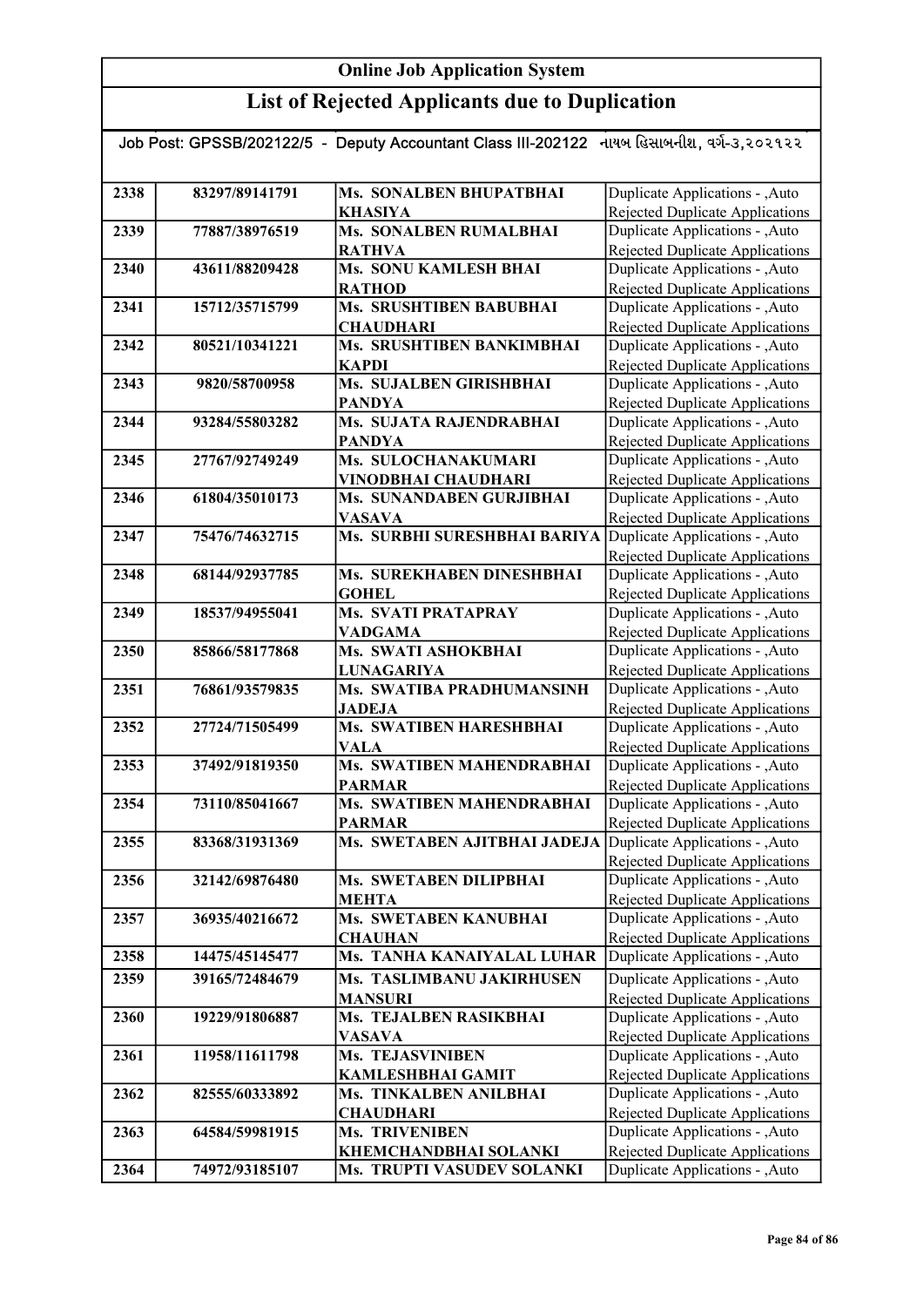## Online Job Application System

## List of Rejected Applicants due to Duplication

Job Post: GPSSB/202122/5 - Deputy Accountant Class III-202122 નાયબ હિસાબનીશ, વર્ગ-૩,૨૦૨૧૨૨

| | | | |
|---|---|---|---|
| 2338 | 83297/89141791 | Ms. SONALBEN BHUPATBHAI KHASIYA | Duplicate Applications - ,Auto Rejected Duplicate Applications |
| 2339 | 77887/38976519 | Ms. SONALBEN RUMALBHAI RATHVA | Duplicate Applications - ,Auto Rejected Duplicate Applications |
| 2340 | 43611/88209428 | Ms. SONU KAMLESH BHAI RATHOD | Duplicate Applications - ,Auto Rejected Duplicate Applications |
| 2341 | 15712/35715799 | Ms. SRUSHTIBEN BABUBHAI CHAUDHARI | Duplicate Applications - ,Auto Rejected Duplicate Applications |
| 2342 | 80521/10341221 | Ms. SRUSHTIBEN BANKIMBHAI KAPDI | Duplicate Applications - ,Auto Rejected Duplicate Applications |
| 2343 | 9820/58700958 | Ms. SUJALBEN GIRISHBHAI PANDYA | Duplicate Applications - ,Auto Rejected Duplicate Applications |
| 2344 | 93284/55803282 | Ms. SUJATA RAJENDRABHAI PANDYA | Duplicate Applications - ,Auto Rejected Duplicate Applications |
| 2345 | 27767/92749249 | Ms. SULOCHANAKUMARI VINODBHAI CHAUDHARI | Duplicate Applications - ,Auto Rejected Duplicate Applications |
| 2346 | 61804/35010173 | Ms. SUNANDABEN GURJIBHAI VASAVA | Duplicate Applications - ,Auto Rejected Duplicate Applications |
| 2347 | 75476/74632715 | Ms. SURBHI SURESHBHAI BARIYA | Duplicate Applications - ,Auto Rejected Duplicate Applications |
| 2348 | 68144/92937785 | Ms. SUREKHABEN DINESHBHAI GOHEL | Duplicate Applications - ,Auto Rejected Duplicate Applications |
| 2349 | 18537/94955041 | Ms. SVATI PRATAPRAY VADGAMA | Duplicate Applications - ,Auto Rejected Duplicate Applications |
| 2350 | 85866/58177868 | Ms. SWATI ASHOKBHAI LUNAGARIYA | Duplicate Applications - ,Auto Rejected Duplicate Applications |
| 2351 | 76861/93579835 | Ms. SWATIBA PRADHUMANSINH JADEJA | Duplicate Applications - ,Auto Rejected Duplicate Applications |
| 2352 | 27724/71505499 | Ms. SWATIBEN HARESHBHAI VALA | Duplicate Applications - ,Auto Rejected Duplicate Applications |
| 2353 | 37492/91819350 | Ms. SWATIBEN MAHENDRABHAI PARMAR | Duplicate Applications - ,Auto Rejected Duplicate Applications |
| 2354 | 73110/85041667 | Ms. SWATIBEN MAHENDRABHAI PARMAR | Duplicate Applications - ,Auto Rejected Duplicate Applications |
| 2355 | 83368/31931369 | Ms. SWETABEN AJITBHAI JADEJA | Duplicate Applications - ,Auto Rejected Duplicate Applications |
| 2356 | 32142/69876480 | Ms. SWETABEN DILIPBHAI MEHTA | Duplicate Applications - ,Auto Rejected Duplicate Applications |
| 2357 | 36935/40216672 | Ms. SWETABEN KANUBHAI CHAUHAN | Duplicate Applications - ,Auto Rejected Duplicate Applications |
| 2358 | 14475/45145477 | Ms. TANHA KANAIYALAL LUHAR | Duplicate Applications - ,Auto |
| 2359 | 39165/72484679 | Ms. TASLIMBANU JAKIRHUSEN MANSURI | Duplicate Applications - ,Auto Rejected Duplicate Applications |
| 2360 | 19229/91806887 | Ms. TEJALBEN RASIKBHAI VASAVA | Duplicate Applications - ,Auto Rejected Duplicate Applications |
| 2361 | 11958/11611798 | Ms. TEJASVINIBEN KAMLESHBHAI GAMIT | Duplicate Applications - ,Auto Rejected Duplicate Applications |
| 2362 | 82555/60333892 | Ms. TINKALBEN ANILBHAI CHAUDHARI | Duplicate Applications - ,Auto Rejected Duplicate Applications |
| 2363 | 64584/59981915 | Ms. TRIVENIBEN KHEMCHANDBHAI SOLANKI | Duplicate Applications - ,Auto Rejected Duplicate Applications |
| 2364 | 74972/93185107 | Ms. TRUPTI VASUDEV SOLANKI | Duplicate Applications - ,Auto |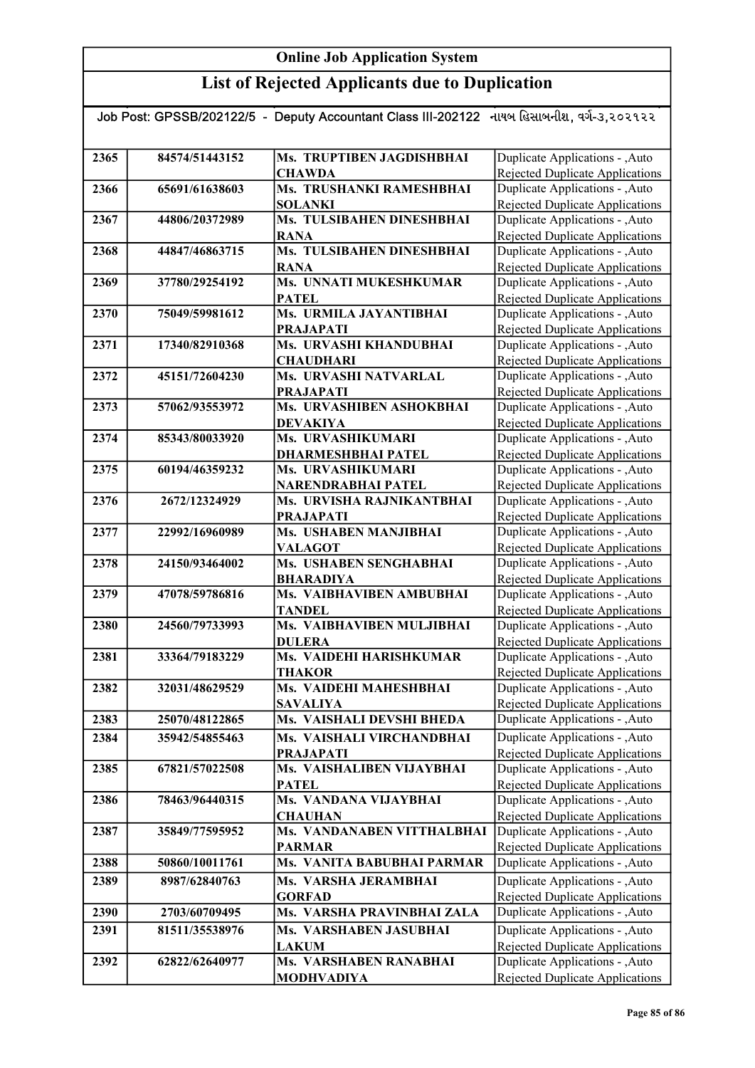# Online Job Application System

## List of Rejected Applicants due to Duplication

Job Post: GPSSB/202122/5 - Deputy Accountant Class III-202122 નાયબ હિસાબનીશ, વર્ગ-૩,૨૦૨૧૨૨

| | | | |
|---|---|---|---|
| 2365 | 84574/51443152 | Ms. TRUPTIBEN JAGDISHBHAI CHAWDA | Duplicate Applications - ,Auto Rejected Duplicate Applications |
| 2366 | 65691/61638603 | Ms. TRUSHANKI RAMESHBHAI SOLANKI | Duplicate Applications - ,Auto Rejected Duplicate Applications |
| 2367 | 44806/20372989 | Ms. TULSIBAHEN DINESHBHAI RANA | Duplicate Applications - ,Auto Rejected Duplicate Applications |
| 2368 | 44847/46863715 | Ms. TULSIBAHEN DINESHBHAI RANA | Duplicate Applications - ,Auto Rejected Duplicate Applications |
| 2369 | 37780/29254192 | Ms. UNNATI MUKESHKUMAR PATEL | Duplicate Applications - ,Auto Rejected Duplicate Applications |
| 2370 | 75049/59981612 | Ms. URMILA JAYANTIBHAI PRAJAPATI | Duplicate Applications - ,Auto Rejected Duplicate Applications |
| 2371 | 17340/82910368 | Ms. URVASHI KHANDUBHAI CHAUDHARI | Duplicate Applications - ,Auto Rejected Duplicate Applications |
| 2372 | 45151/72604230 | Ms. URVASHI NATVARLAL PRAJAPATI | Duplicate Applications - ,Auto Rejected Duplicate Applications |
| 2373 | 57062/93553972 | Ms. URVASHIBEN ASHOKBHAI DEVAKIYA | Duplicate Applications - ,Auto Rejected Duplicate Applications |
| 2374 | 85343/80033920 | Ms. URVASHIKUMARI DHARMESHBHAI PATEL | Duplicate Applications - ,Auto Rejected Duplicate Applications |
| 2375 | 60194/46359232 | Ms. URVASHIKUMARI NARENDRABHAI PATEL | Duplicate Applications - ,Auto Rejected Duplicate Applications |
| 2376 | 2672/12324929 | Ms. URVISHA RAJNIKANTBHAI PRAJAPATI | Duplicate Applications - ,Auto Rejected Duplicate Applications |
| 2377 | 22992/16960989 | Ms. USHABEN MANJIBHAI VALAGOT | Duplicate Applications - ,Auto Rejected Duplicate Applications |
| 2378 | 24150/93464002 | Ms. USHABEN SENGHABHAI BHARADIYA | Duplicate Applications - ,Auto Rejected Duplicate Applications |
| 2379 | 47078/59786816 | Ms. VAIBHAVIBEN AMBUBHAI TANDEL | Duplicate Applications - ,Auto Rejected Duplicate Applications |
| 2380 | 24560/79733993 | Ms. VAIBHAVIBEN MULJIBHAI DULERA | Duplicate Applications - ,Auto Rejected Duplicate Applications |
| 2381 | 33364/79183229 | Ms. VAIDEHI HARISHKUMAR THAKOR | Duplicate Applications - ,Auto Rejected Duplicate Applications |
| 2382 | 32031/48629529 | Ms. VAIDEHI MAHESHBHAI SAVALIYA | Duplicate Applications - ,Auto Rejected Duplicate Applications |
| 2383 | 25070/48122865 | Ms. VAISHALI DEVSHI BHEDA | Duplicate Applications - ,Auto |
| 2384 | 35942/54855463 | Ms. VAISHALI VIRCHANDBHAI PRAJAPATI | Duplicate Applications - ,Auto Rejected Duplicate Applications |
| 2385 | 67821/57022508 | Ms. VAISHALIBEN VIJAYBHAI PATEL | Duplicate Applications - ,Auto Rejected Duplicate Applications |
| 2386 | 78463/96440315 | Ms. VANDANA VIJAYBHAI CHAUHAN | Duplicate Applications - ,Auto Rejected Duplicate Applications |
| 2387 | 35849/77595952 | Ms. VANDANABEN VITTHALBHAI PARMAR | Duplicate Applications - ,Auto Rejected Duplicate Applications |
| 2388 | 50860/10011761 | Ms. VANITA BABUBHAI PARMAR | Duplicate Applications - ,Auto |
| 2389 | 8987/62840763 | Ms. VARSHA JERAMBHAI GORFAD | Duplicate Applications - ,Auto Rejected Duplicate Applications |
| 2390 | 2703/60709495 | Ms. VARSHA PRAVINBHAI ZALA | Duplicate Applications - ,Auto |
| 2391 | 81511/35538976 | Ms. VARSHABEN JASUBHAI LAKUM | Duplicate Applications - ,Auto Rejected Duplicate Applications |
| 2392 | 62822/62640977 | Ms. VARSHABEN RANABHAI MODHVADIYA | Duplicate Applications - ,Auto Rejected Duplicate Applications |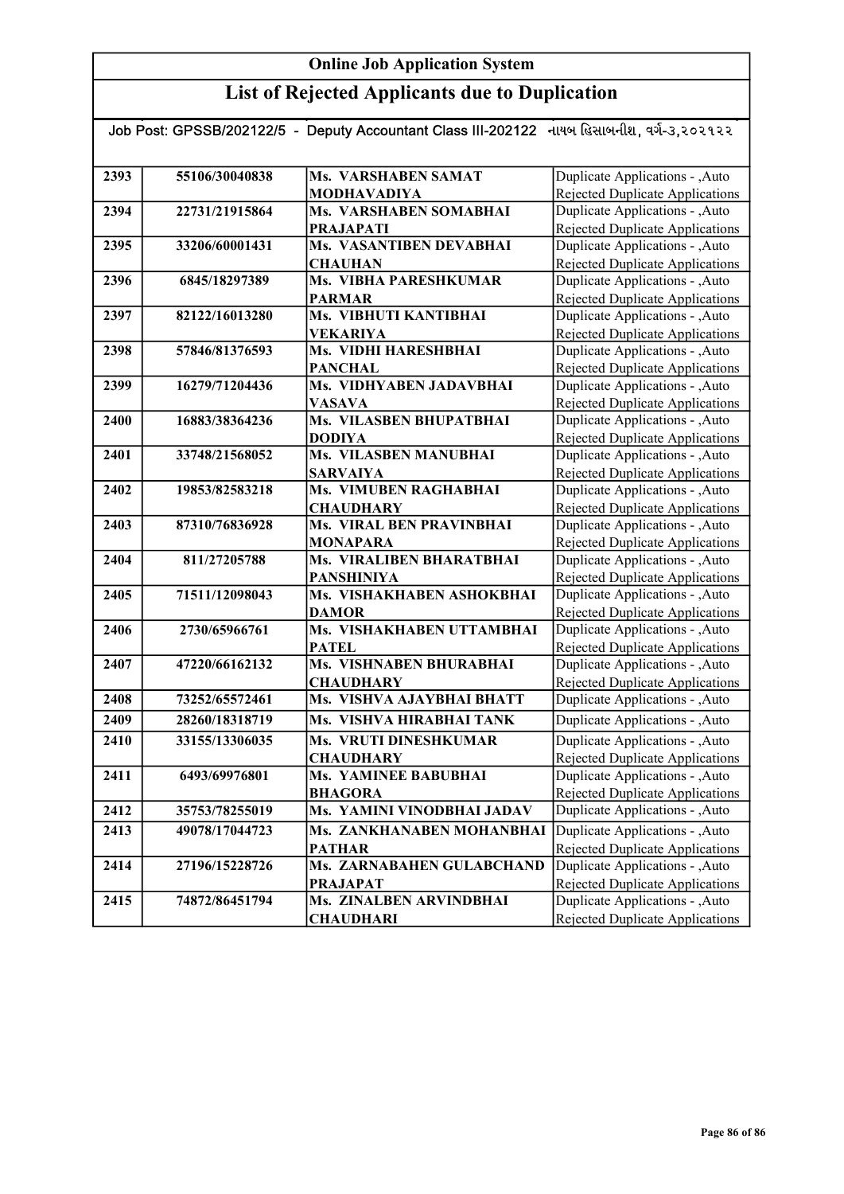# Online Job Application System

## List of Rejected Applicants due to Duplication

Job Post: GPSSB/202122/5 - Deputy Accountant Class III-202122 નાયબ હિસાબનીશ, વર્ગ-૩,૨૦૨૧૨૨

| | | | |
|---|---|---|---|
| 2393 | 55106/30040838 | Ms. VARSHABEN SAMAT MODHAVADIYA | Duplicate Applications - ,Auto Rejected Duplicate Applications |
| 2394 | 22731/21915864 | Ms. VARSHABEN SOMABHAI PRAJAPATI | Duplicate Applications - ,Auto Rejected Duplicate Applications |
| 2395 | 33206/60001431 | Ms. VASANTIBEN DEVABHAI CHAUHAN | Duplicate Applications - ,Auto Rejected Duplicate Applications |
| 2396 | 6845/18297389 | Ms. VIBHA PARESHKUMAR PARMAR | Duplicate Applications - ,Auto Rejected Duplicate Applications |
| 2397 | 82122/16013280 | Ms. VIBHUTI KANTIBHAI VEKARIYA | Duplicate Applications - ,Auto Rejected Duplicate Applications |
| 2398 | 57846/81376593 | Ms. VIDHI HARESHBHAI PANCHAL | Duplicate Applications - ,Auto Rejected Duplicate Applications |
| 2399 | 16279/71204436 | Ms. VIDHYABEN JADAVBHAI VASAVA | Duplicate Applications - ,Auto Rejected Duplicate Applications |
| 2400 | 16883/38364236 | Ms. VILASBEN BHUPATBHAI DODIYA | Duplicate Applications - ,Auto Rejected Duplicate Applications |
| 2401 | 33748/21568052 | Ms. VILASBEN MANUBHAI SARVAIYA | Duplicate Applications - ,Auto Rejected Duplicate Applications |
| 2402 | 19853/82583218 | Ms. VIMUBEN RAGHABHAI CHAUDHARY | Duplicate Applications - ,Auto Rejected Duplicate Applications |
| 2403 | 87310/76836928 | Ms. VIRAL BEN PRAVINBHAI MONAPARA | Duplicate Applications - ,Auto Rejected Duplicate Applications |
| 2404 | 811/27205788 | Ms. VIRALIBEN BHARATBHAI PANSHINIYA | Duplicate Applications - ,Auto Rejected Duplicate Applications |
| 2405 | 71511/12098043 | Ms. VISHAKHABEN ASHOKBHAI DAMOR | Duplicate Applications - ,Auto Rejected Duplicate Applications |
| 2406 | 2730/65966761 | Ms. VISHAKHABEN UTTAMBHAI PATEL | Duplicate Applications - ,Auto Rejected Duplicate Applications |
| 2407 | 47220/66162132 | Ms. VISHNABEN BHURABHAI CHAUDHARY | Duplicate Applications - ,Auto Rejected Duplicate Applications |
| 2408 | 73252/65572461 | Ms. VISHVA AJAYBHAI BHATT | Duplicate Applications - ,Auto |
| 2409 | 28260/18318719 | Ms. VISHVA HIRABHAI TANK | Duplicate Applications - ,Auto |
| 2410 | 33155/13306035 | Ms. VRUTI DINESHKUMAR CHAUDHARY | Duplicate Applications - ,Auto Rejected Duplicate Applications |
| 2411 | 6493/69976801 | Ms. YAMINEE BABUBHAI BHAGORA | Duplicate Applications - ,Auto Rejected Duplicate Applications |
| 2412 | 35753/78255019 | Ms. YAMINI VINODBHAI JADAV | Duplicate Applications - ,Auto |
| 2413 | 49078/17044723 | Ms. ZANKHANABEN MOHANBHAI PATHAR | Duplicate Applications - ,Auto Rejected Duplicate Applications |
| 2414 | 27196/15228726 | Ms. ZARNABAHEN GULABCHAND PRAJAPAT | Duplicate Applications - ,Auto Rejected Duplicate Applications |
| 2415 | 74872/86451794 | Ms. ZINALBEN ARVINDBHAI CHAUDHARI | Duplicate Applications - ,Auto Rejected Duplicate Applications |